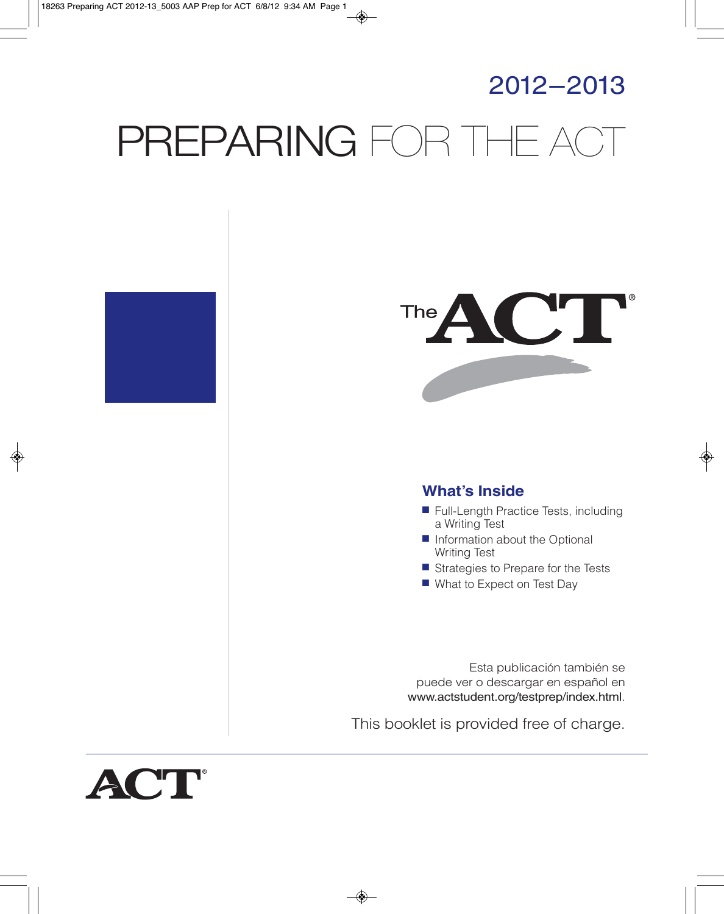2012–2013

# PREPARING FOR THE ACT

The ACT®

## What's Inside

- Full-Length Practice Tests, including a Writing Test
- Information about the Optional Writing Test
- Strategies to Prepare for the Tests
- What to Expect on Test Day

Esta publicación también se puede ver o descargar en español en www.actstudent.org/testprep/index.html.

This booklet is provided free of charge.

ACT®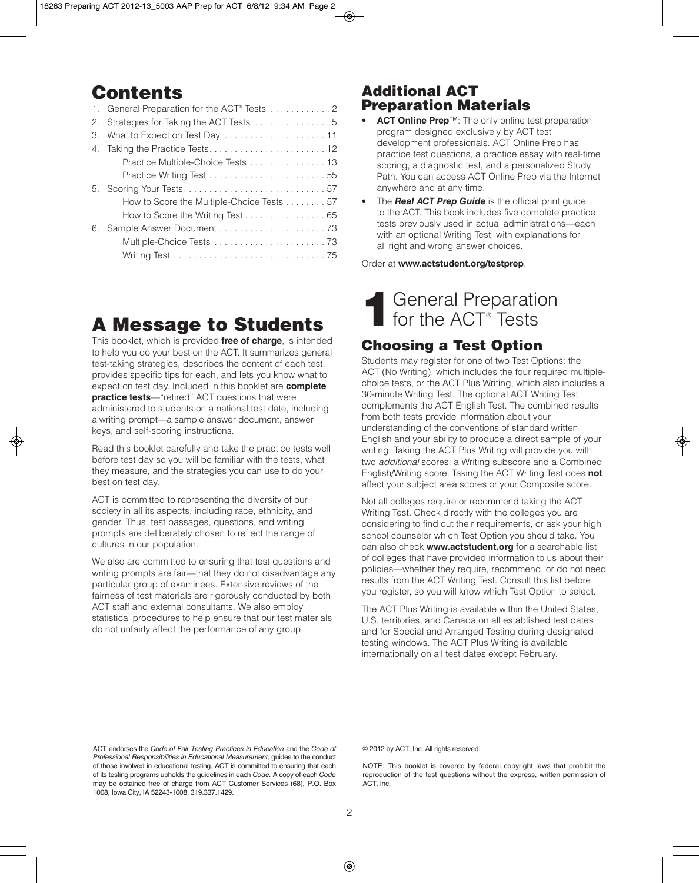# Contents

1. General Preparation for the ACT® Tests . . . . . . . . . . . . 2
2. Strategies for Taking the ACT Tests . . . . . . . . . . . . . . . 5
3. What to Expect on Test Day . . . . . . . . . . . . . . . . . . . . 11
4. Taking the Practice Tests. . . . . . . . . . . . . . . . . . . . . . . 12
   - Practice Multiple-Choice Tests . . . . . . . . . . . . . . . 13
   - Practice Writing Test . . . . . . . . . . . . . . . . . . . . . . . 55
5. Scoring Your Tests. . . . . . . . . . . . . . . . . . . . . . . . . . . . 57
   - How to Score the Multiple-Choice Tests . . . . . . . . 57
   - How to Score the Writing Test . . . . . . . . . . . . . . . . 65
6. Sample Answer Document . . . . . . . . . . . . . . . . . . . . . 73
   - Multiple-Choice Tests . . . . . . . . . . . . . . . . . . . . . . 73
   - Writing Test . . . . . . . . . . . . . . . . . . . . . . . . . . . . . 75

# A Message to Students

This booklet, which is provided **free of charge**, is intended to help you do your best on the ACT. It summarizes general test-taking strategies, describes the content of each test, provides specific tips for each, and lets you know what to expect on test day. Included in this booklet are **complete practice tests**—"retired" ACT questions that were administered to students on a national test date, including a writing prompt—a sample answer document, answer keys, and self-scoring instructions.

Read this booklet carefully and take the practice tests well before test day so you will be familiar with the tests, what they measure, and the strategies you can use to do your best on test day.

ACT is committed to representing the diversity of our society in all its aspects, including race, ethnicity, and gender. Thus, test passages, questions, and writing prompts are deliberately chosen to reflect the range of cultures in our population.

We also are committed to ensuring that test questions and writing prompts are fair—that they do not disadvantage any particular group of examinees. Extensive reviews of the fairness of test materials are rigorously conducted by both ACT staff and external consultants. We also employ statistical procedures to help ensure that our test materials do not unfairly affect the performance of any group.

## Additional ACT Preparation Materials

- **ACT Online Prep**™: The only online test preparation program designed exclusively by ACT test development professionals. ACT Online Prep has practice test questions, a practice essay with real-time scoring, a diagnostic test, and a personalized Study Path. You can access ACT Online Prep via the Internet anywhere and at any time.
- The ***Real ACT Prep Guide*** is the official print guide to the ACT. This book includes five complete practice tests previously used in actual administrations—each with an optional Writing Test, with explanations for all right and wrong answer choices.

Order at **www.actstudent.org/testprep**.

# 1 General Preparation for the ACT® Tests

## Choosing a Test Option

Students may register for one of two Test Options: the ACT (No Writing), which includes the four required multiple-choice tests, or the ACT Plus Writing, which also includes a 30-minute Writing Test. The optional ACT Writing Test complements the ACT English Test. The combined results from both tests provide information about your understanding of the conventions of standard written English and your ability to produce a direct sample of your writing. Taking the ACT Plus Writing will provide you with two *additional* scores: a Writing subscore and a Combined English/Writing score. Taking the ACT Writing Test does **not** affect your subject area scores or your Composite score.

Not all colleges require or recommend taking the ACT Writing Test. Check directly with the colleges you are considering to find out their requirements, or ask your high school counselor which Test Option you should take. You can also check **www.actstudent.org** for a searchable list of colleges that have provided information to us about their policies—whether they require, recommend, or do not need results from the ACT Writing Test. Consult this list before you register, so you will know which Test Option to select.

The ACT Plus Writing is available within the United States, U.S. territories, and Canada on all established test dates and for Special and Arranged Testing during designated testing windows. The ACT Plus Writing is available internationally on all test dates except February.

ACT endorses the *Code of Fair Testing Practices in Education* and the *Code of Professional Responsibilities in Educational Measurement,* guides to the conduct of those involved in educational testing. ACT is committed to ensuring that each of its testing programs upholds the guidelines in each *Code.* A copy of each *Code* may be obtained free of charge from ACT Customer Services (68), P.O. Box 1008, Iowa City, IA 52243-1008, 319.337.1429.

© 2012 by ACT, Inc. All rights reserved.

NOTE: This booklet is covered by federal copyright laws that prohibit the reproduction of the test questions without the express, written permission of ACT, Inc.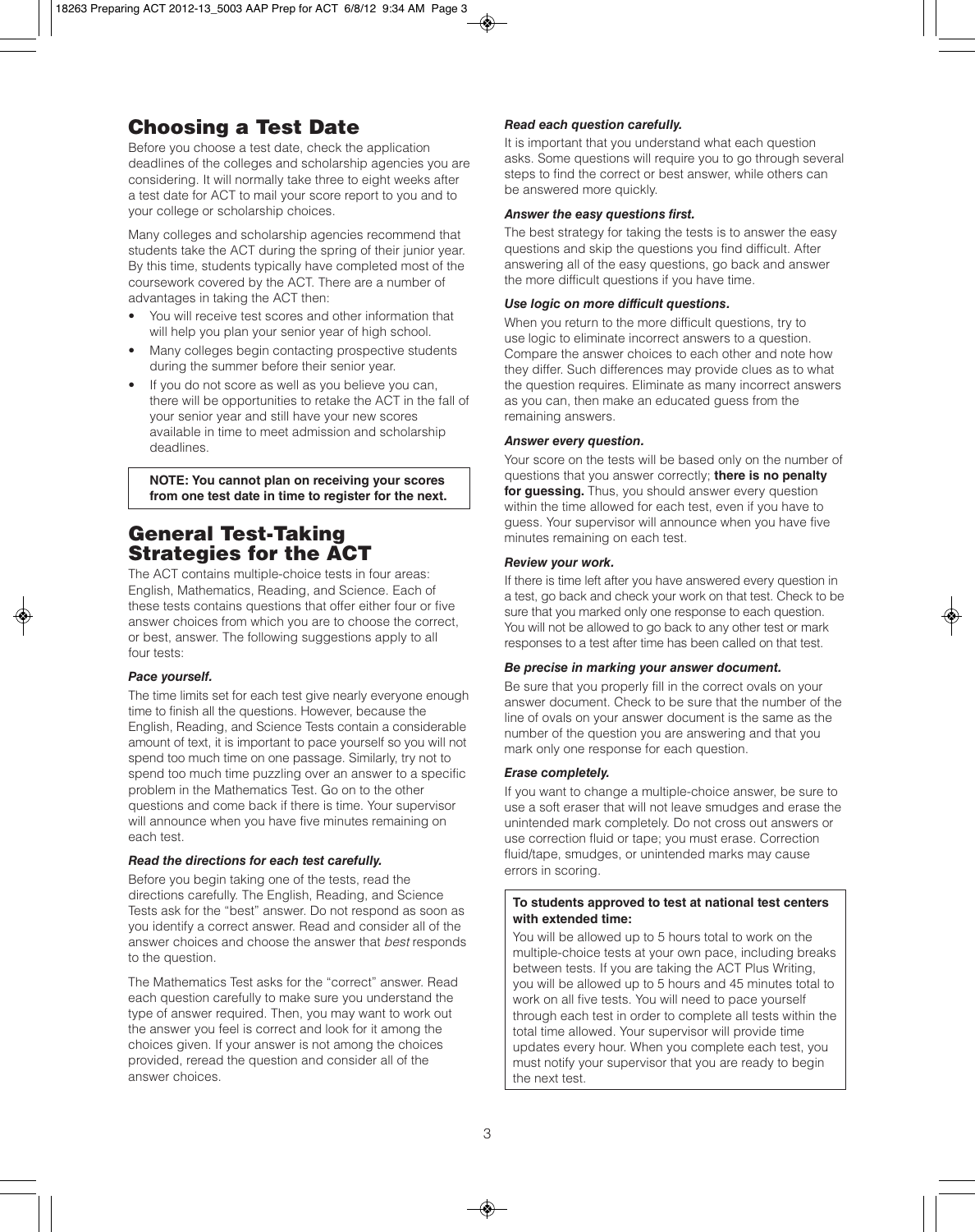## Choosing a Test Date

Before you choose a test date, check the application deadlines of the colleges and scholarship agencies you are considering. It will normally take three to eight weeks after a test date for ACT to mail your score report to you and to your college or scholarship choices.

Many colleges and scholarship agencies recommend that students take the ACT during the spring of their junior year. By this time, students typically have completed most of the coursework covered by the ACT. There are a number of advantages in taking the ACT then:

- You will receive test scores and other information that will help you plan your senior year of high school.
- Many colleges begin contacting prospective students during the summer before their senior year.
- If you do not score as well as you believe you can, there will be opportunities to retake the ACT in the fall of your senior year and still have your new scores available in time to meet admission and scholarship deadlines.

**NOTE: You cannot plan on receiving your scores from one test date in time to register for the next.**

## General Test-Taking Strategies for the ACT

The ACT contains multiple-choice tests in four areas: English, Mathematics, Reading, and Science. Each of these tests contains questions that offer either four or five answer choices from which you are to choose the correct, or best, answer. The following suggestions apply to all four tests:

***Pace yourself.***

The time limits set for each test give nearly everyone enough time to finish all the questions. However, because the English, Reading, and Science Tests contain a considerable amount of text, it is important to pace yourself so you will not spend too much time on one passage. Similarly, try not to spend too much time puzzling over an answer to a specific problem in the Mathematics Test. Go on to the other questions and come back if there is time. Your supervisor will announce when you have five minutes remaining on each test.

***Read the directions for each test carefully.***

Before you begin taking one of the tests, read the directions carefully. The English, Reading, and Science Tests ask for the "best" answer. Do not respond as soon as you identify a correct answer. Read and consider all of the answer choices and choose the answer that *best* responds to the question.

The Mathematics Test asks for the "correct" answer. Read each question carefully to make sure you understand the type of answer required. Then, you may want to work out the answer you feel is correct and look for it among the choices given. If your answer is not among the choices provided, reread the question and consider all of the answer choices.

***Read each question carefully.***

It is important that you understand what each question asks. Some questions will require you to go through several steps to find the correct or best answer, while others can be answered more quickly.

***Answer the easy questions first.***

The best strategy for taking the tests is to answer the easy questions and skip the questions you find difficult. After answering all of the easy questions, go back and answer the more difficult questions if you have time.

***Use logic on more difficult questions.***

When you return to the more difficult questions, try to use logic to eliminate incorrect answers to a question. Compare the answer choices to each other and note how they differ. Such differences may provide clues as to what the question requires. Eliminate as many incorrect answers as you can, then make an educated guess from the remaining answers.

***Answer every question.***

Your score on the tests will be based only on the number of questions that you answer correctly; **there is no penalty for guessing.** Thus, you should answer every question within the time allowed for each test, even if you have to guess. Your supervisor will announce when you have five minutes remaining on each test.

***Review your work.***

If there is time left after you have answered every question in a test, go back and check your work on that test. Check to be sure that you marked only one response to each question. You will not be allowed to go back to any other test or mark responses to a test after time has been called on that test.

***Be precise in marking your answer document.***

Be sure that you properly fill in the correct ovals on your answer document. Check to be sure that the number of the line of ovals on your answer document is the same as the number of the question you are answering and that you mark only one response for each question.

***Erase completely.***

If you want to change a multiple-choice answer, be sure to use a soft eraser that will not leave smudges and erase the unintended mark completely. Do not cross out answers or use correction fluid or tape; you must erase. Correction fluid/tape, smudges, or unintended marks may cause errors in scoring.

**To students approved to test at national test centers with extended time:**

You will be allowed up to 5 hours total to work on the multiple-choice tests at your own pace, including breaks between tests. If you are taking the ACT Plus Writing, you will be allowed up to 5 hours and 45 minutes total to work on all five tests. You will need to pace yourself through each test in order to complete all tests within the total time allowed. Your supervisor will provide time updates every hour. When you complete each test, you must notify your supervisor that you are ready to begin the next test.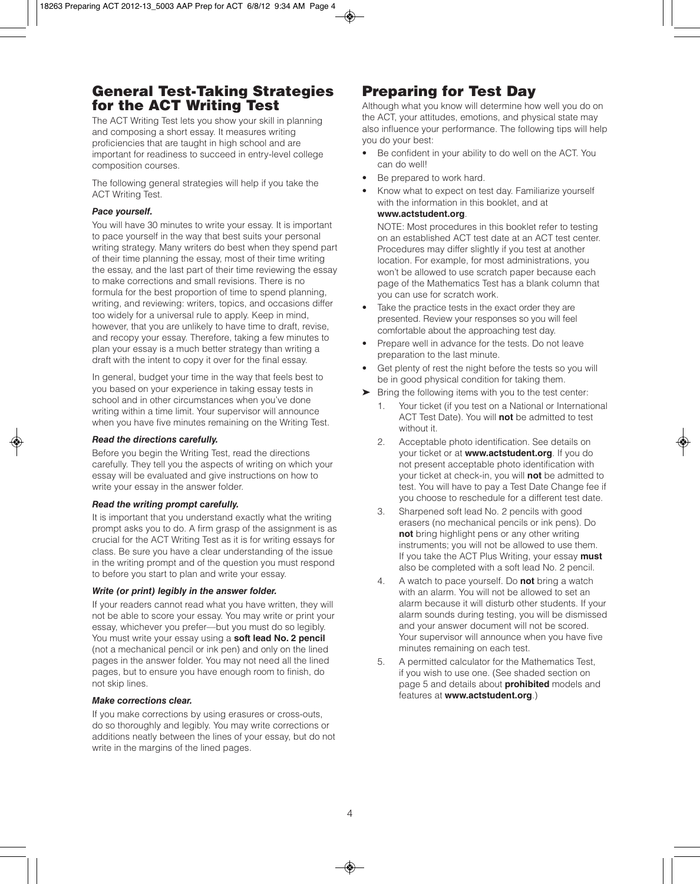## General Test-Taking Strategies for the ACT Writing Test

The ACT Writing Test lets you show your skill in planning and composing a short essay. It measures writing proficiencies that are taught in high school and are important for readiness to succeed in entry-level college composition courses.

The following general strategies will help if you take the ACT Writing Test.

***Pace yourself.***

You will have 30 minutes to write your essay. It is important to pace yourself in the way that best suits your personal writing strategy. Many writers do best when they spend part of their time planning the essay, most of their time writing the essay, and the last part of their time reviewing the essay to make corrections and small revisions. There is no formula for the best proportion of time to spend planning, writing, and reviewing: writers, topics, and occasions differ too widely for a universal rule to apply. Keep in mind, however, that you are unlikely to have time to draft, revise, and recopy your essay. Therefore, taking a few minutes to plan your essay is a much better strategy than writing a draft with the intent to copy it over for the final essay.

In general, budget your time in the way that feels best to you based on your experience in taking essay tests in school and in other circumstances when you've done writing within a time limit. Your supervisor will announce when you have five minutes remaining on the Writing Test.

***Read the directions carefully.***

Before you begin the Writing Test, read the directions carefully. They tell you the aspects of writing on which your essay will be evaluated and give instructions on how to write your essay in the answer folder.

***Read the writing prompt carefully.***

It is important that you understand exactly what the writing prompt asks you to do. A firm grasp of the assignment is as crucial for the ACT Writing Test as it is for writing essays for class. Be sure you have a clear understanding of the issue in the writing prompt and of the question you must respond to before you start to plan and write your essay.

***Write (or print) legibly in the answer folder.***

If your readers cannot read what you have written, they will not be able to score your essay. You may write or print your essay, whichever you prefer—but you must do so legibly. You must write your essay using a **soft lead No. 2 pencil** (not a mechanical pencil or ink pen) and only on the lined pages in the answer folder. You may not need all the lined pages, but to ensure you have enough room to finish, do not skip lines.

***Make corrections clear.***

If you make corrections by using erasures or cross-outs, do so thoroughly and legibly. You may write corrections or additions neatly between the lines of your essay, but do not write in the margins of the lined pages.

## Preparing for Test Day

Although what you know will determine how well you do on the ACT, your attitudes, emotions, and physical state may also influence your performance. The following tips will help you do your best:

- Be confident in your ability to do well on the ACT. You can do well!
- Be prepared to work hard.
- Know what to expect on test day. Familiarize yourself with the information in this booklet, and at **www.actstudent.org**.

  NOTE: Most procedures in this booklet refer to testing on an established ACT test date at an ACT test center. Procedures may differ slightly if you test at another location. For example, for most administrations, you won't be allowed to use scratch paper because each page of the Mathematics Test has a blank column that you can use for scratch work.
- Take the practice tests in the exact order they are presented. Review your responses so you will feel comfortable about the approaching test day.
- Prepare well in advance for the tests. Do not leave preparation to the last minute.
- Get plenty of rest the night before the tests so you will be in good physical condition for taking them.

➤ Bring the following items with you to the test center:

1. Your ticket (if you test on a National or International ACT Test Date). You will **not** be admitted to test without it.
2. Acceptable photo identification. See details on your ticket or at **www.actstudent.org**. If you do not present acceptable photo identification with your ticket at check-in, you will **not** be admitted to test. You will have to pay a Test Date Change fee if you choose to reschedule for a different test date.
3. Sharpened soft lead No. 2 pencils with good erasers (no mechanical pencils or ink pens). Do **not** bring highlight pens or any other writing instruments; you will not be allowed to use them. If you take the ACT Plus Writing, your essay **must** also be completed with a soft lead No. 2 pencil.
4. A watch to pace yourself. Do **not** bring a watch with an alarm. You will not be allowed to set an alarm because it will disturb other students. If your alarm sounds during testing, you will be dismissed and your answer document will not be scored. Your supervisor will announce when you have five minutes remaining on each test.
5. A permitted calculator for the Mathematics Test, if you wish to use one. (See shaded section on page 5 and details about **prohibited** models and features at **www.actstudent.org**.)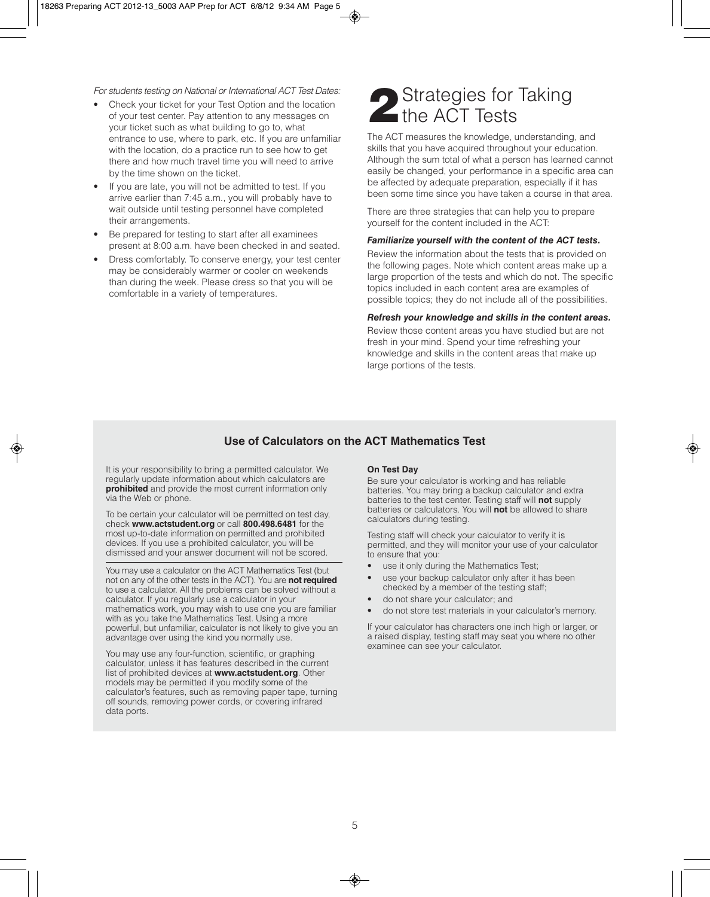*For students testing on National or International ACT Test Dates:*

- Check your ticket for your Test Option and the location of your test center. Pay attention to any messages on your ticket such as what building to go to, what entrance to use, where to park, etc. If you are unfamiliar with the location, do a practice run to see how to get there and how much travel time you will need to arrive by the time shown on the ticket.
- If you are late, you will not be admitted to test. If you arrive earlier than 7:45 a.m., you will probably have to wait outside until testing personnel have completed their arrangements.
- Be prepared for testing to start after all examinees present at 8:00 a.m. have been checked in and seated.
- Dress comfortably. To conserve energy, your test center may be considerably warmer or cooler on weekends than during the week. Please dress so that you will be comfortable in a variety of temperatures.

# 2 Strategies for Taking the ACT Tests

The ACT measures the knowledge, understanding, and skills that you have acquired throughout your education. Although the sum total of what a person has learned cannot easily be changed, your performance in a specific area can be affected by adequate preparation, especially if it has been some time since you have taken a course in that area.

There are three strategies that can help you to prepare yourself for the content included in the ACT:

***Familiarize yourself with the content of the ACT tests.***

Review the information about the tests that is provided on the following pages. Note which content areas make up a large proportion of the tests and which do not. The specific topics included in each content area are examples of possible topics; they do not include all of the possibilities.

***Refresh your knowledge and skills in the content areas.***

Review those content areas you have studied but are not fresh in your mind. Spend your time refreshing your knowledge and skills in the content areas that make up large portions of the tests.

## Use of Calculators on the ACT Mathematics Test

It is your responsibility to bring a permitted calculator. We regularly update information about which calculators are **prohibited** and provide the most current information only via the Web or phone.

To be certain your calculator will be permitted on test day, check **www.actstudent.org** or call **800.498.6481** for the most up-to-date information on permitted and prohibited devices. If you use a prohibited calculator, you will be dismissed and your answer document will not be scored.

You may use a calculator on the ACT Mathematics Test (but not on any of the other tests in the ACT). You are **not required** to use a calculator. All the problems can be solved without a calculator. If you regularly use a calculator in your mathematics work, you may wish to use one you are familiar with as you take the Mathematics Test. Using a more powerful, but unfamiliar, calculator is not likely to give you an advantage over using the kind you normally use.

You may use any four-function, scientific, or graphing calculator, unless it has features described in the current list of prohibited devices at **www.actstudent.org**. Other models may be permitted if you modify some of the calculator's features, such as removing paper tape, turning off sounds, removing power cords, or covering infrared data ports.

**On Test Day**

Be sure your calculator is working and has reliable batteries. You may bring a backup calculator and extra batteries to the test center. Testing staff will **not** supply batteries or calculators. You will **not** be allowed to share calculators during testing.

Testing staff will check your calculator to verify it is permitted, and they will monitor your use of your calculator to ensure that you:

- use it only during the Mathematics Test;
- use your backup calculator only after it has been checked by a member of the testing staff;
- do not share your calculator; and
- do not store test materials in your calculator's memory.

If your calculator has characters one inch high or larger, or a raised display, testing staff may seat you where no other examinee can see your calculator.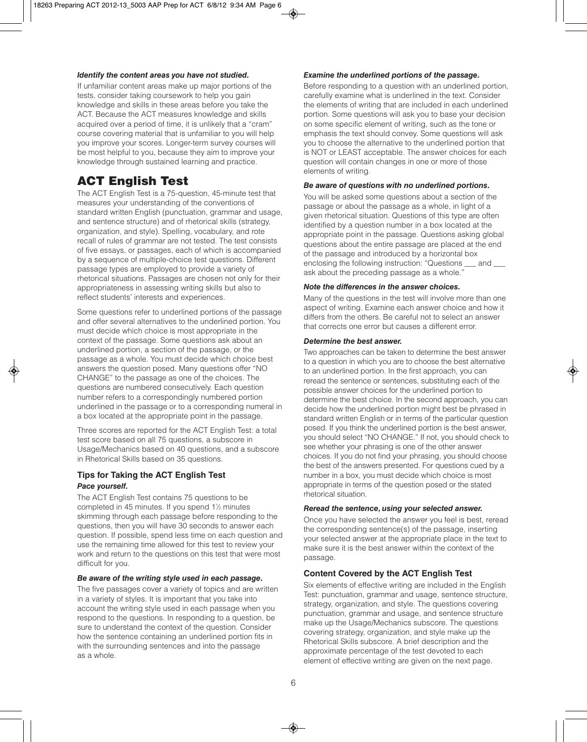***Identify the content areas you have not studied.***

If unfamiliar content areas make up major portions of the tests, consider taking coursework to help you gain knowledge and skills in these areas before you take the ACT. Because the ACT measures knowledge and skills acquired over a period of time, it is unlikely that a "cram" course covering material that is unfamiliar to you will help you improve your scores. Longer-term survey courses will be most helpful to you, because they aim to improve your knowledge through sustained learning and practice.

# ACT English Test

The ACT English Test is a 75-question, 45-minute test that measures your understanding of the conventions of standard written English (punctuation, grammar and usage, and sentence structure) and of rhetorical skills (strategy, organization, and style). Spelling, vocabulary, and rote recall of rules of grammar are not tested. The test consists of five essays, or passages, each of which is accompanied by a sequence of multiple-choice test questions. Different passage types are employed to provide a variety of rhetorical situations. Passages are chosen not only for their appropriateness in assessing writing skills but also to reflect students' interests and experiences.

Some questions refer to underlined portions of the passage and offer several alternatives to the underlined portion. You must decide which choice is most appropriate in the context of the passage. Some questions ask about an underlined portion, a section of the passage, or the passage as a whole. You must decide which choice best answers the question posed. Many questions offer "NO CHANGE" to the passage as one of the choices. The questions are numbered consecutively. Each question number refers to a correspondingly numbered portion underlined in the passage or to a corresponding numeral in a box located at the appropriate point in the passage.

Three scores are reported for the ACT English Test: a total test score based on all 75 questions, a subscore in Usage/Mechanics based on 40 questions, and a subscore in Rhetorical Skills based on 35 questions.

### Tips for Taking the ACT English Test

***Pace yourself.***

The ACT English Test contains 75 questions to be completed in 45 minutes. If you spend 1½ minutes skimming through each passage before responding to the questions, then you will have 30 seconds to answer each question. If possible, spend less time on each question and use the remaining time allowed for this test to review your work and return to the questions on this test that were most difficult for you.

***Be aware of the writing style used in each passage.***

The five passages cover a variety of topics and are written in a variety of styles. It is important that you take into account the writing style used in each passage when you respond to the questions. In responding to a question, be sure to understand the context of the question. Consider how the sentence containing an underlined portion fits in with the surrounding sentences and into the passage as a whole.

***Examine the underlined portions of the passage.***

Before responding to a question with an underlined portion, carefully examine what is underlined in the text. Consider the elements of writing that are included in each underlined portion. Some questions will ask you to base your decision on some specific element of writing, such as the tone or emphasis the text should convey. Some questions will ask you to choose the alternative to the underlined portion that is NOT or LEAST acceptable. The answer choices for each question will contain changes in one or more of those elements of writing.

***Be aware of questions with no underlined portions.***

You will be asked some questions about a section of the passage or about the passage as a whole, in light of a given rhetorical situation. Questions of this type are often identified by a question number in a box located at the appropriate point in the passage. Questions asking global questions about the entire passage are placed at the end of the passage and introduced by a horizontal box enclosing the following instruction: "Questions ___ and ___ ask about the preceding passage as a whole."

***Note the differences in the answer choices.***

Many of the questions in the test will involve more than one aspect of writing. Examine each answer choice and how it differs from the others. Be careful not to select an answer that corrects one error but causes a different error.

***Determine the best answer.***

Two approaches can be taken to determine the best answer to a question in which you are to choose the best alternative to an underlined portion. In the first approach, you can reread the sentence or sentences, substituting each of the possible answer choices for the underlined portion to determine the best choice. In the second approach, you can decide how the underlined portion might best be phrased in standard written English or in terms of the particular question posed. If you think the underlined portion is the best answer, you should select "NO CHANGE." If not, you should check to see whether your phrasing is one of the other answer choices. If you do not find your phrasing, you should choose the best of the answers presented. For questions cued by a number in a box, you must decide which choice is most appropriate in terms of the question posed or the stated rhetorical situation.

***Reread the sentence, using your selected answer.***

Once you have selected the answer you feel is best, reread the corresponding sentence(s) of the passage, inserting your selected answer at the appropriate place in the text to make sure it is the best answer within the context of the passage.

### Content Covered by the ACT English Test

Six elements of effective writing are included in the English Test: punctuation, grammar and usage, sentence structure, strategy, organization, and style. The questions covering punctuation, grammar and usage, and sentence structure make up the Usage/Mechanics subscore. The questions covering strategy, organization, and style make up the Rhetorical Skills subscore. A brief description and the approximate percentage of the test devoted to each element of effective writing are given on the next page.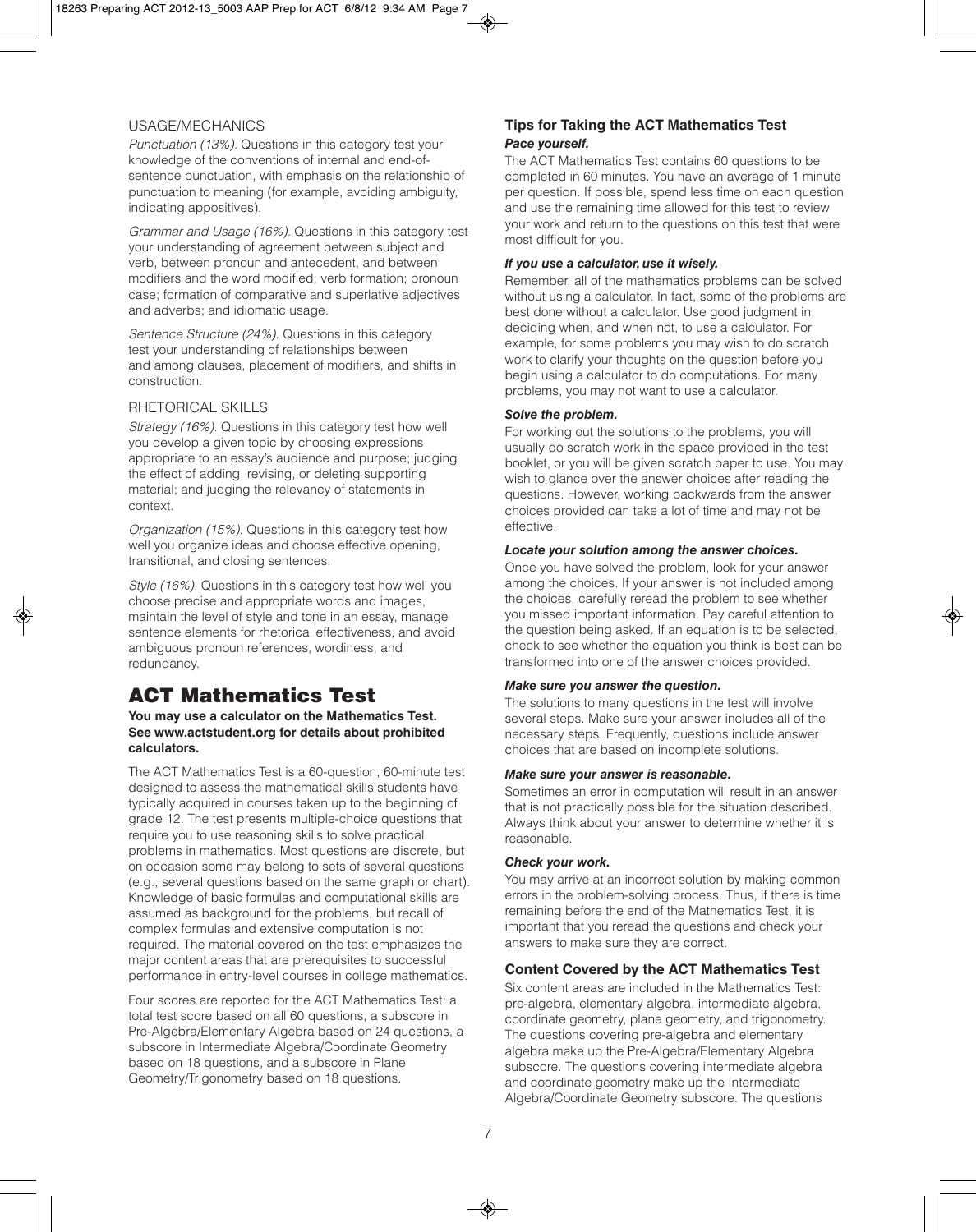USAGE/MECHANICS

*Punctuation (13%).* Questions in this category test your knowledge of the conventions of internal and end-of-sentence punctuation, with emphasis on the relationship of punctuation to meaning (for example, avoiding ambiguity, indicating appositives).

*Grammar and Usage (16%).* Questions in this category test your understanding of agreement between subject and verb, between pronoun and antecedent, and between modifiers and the word modified; verb formation; pronoun case; formation of comparative and superlative adjectives and adverbs; and idiomatic usage.

*Sentence Structure (24%).* Questions in this category test your understanding of relationships between and among clauses, placement of modifiers, and shifts in construction.

RHETORICAL SKILLS

*Strategy (16%).* Questions in this category test how well you develop a given topic by choosing expressions appropriate to an essay's audience and purpose; judging the effect of adding, revising, or deleting supporting material; and judging the relevancy of statements in context.

*Organization (15%).* Questions in this category test how well you organize ideas and choose effective opening, transitional, and closing sentences.

*Style (16%).* Questions in this category test how well you choose precise and appropriate words and images, maintain the level of style and tone in an essay, manage sentence elements for rhetorical effectiveness, and avoid ambiguous pronoun references, wordiness, and redundancy.

## ACT Mathematics Test

**You may use a calculator on the Mathematics Test. See www.actstudent.org for details about prohibited calculators.**

The ACT Mathematics Test is a 60-question, 60-minute test designed to assess the mathematical skills students have typically acquired in courses taken up to the beginning of grade 12. The test presents multiple-choice questions that require you to use reasoning skills to solve practical problems in mathematics. Most questions are discrete, but on occasion some may belong to sets of several questions (e.g., several questions based on the same graph or chart). Knowledge of basic formulas and computational skills are assumed as background for the problems, but recall of complex formulas and extensive computation is not required. The material covered on the test emphasizes the major content areas that are prerequisites to successful performance in entry-level courses in college mathematics.

Four scores are reported for the ACT Mathematics Test: a total test score based on all 60 questions, a subscore in Pre-Algebra/Elementary Algebra based on 24 questions, a subscore in Intermediate Algebra/Coordinate Geometry based on 18 questions, and a subscore in Plane Geometry/Trigonometry based on 18 questions.

### Tips for Taking the ACT Mathematics Test

***Pace yourself.***

The ACT Mathematics Test contains 60 questions to be completed in 60 minutes. You have an average of 1 minute per question. If possible, spend less time on each question and use the remaining time allowed for this test to review your work and return to the questions on this test that were most difficult for you.

***If you use a calculator, use it wisely.***

Remember, all of the mathematics problems can be solved without using a calculator. In fact, some of the problems are best done without a calculator. Use good judgment in deciding when, and when not, to use a calculator. For example, for some problems you may wish to do scratch work to clarify your thoughts on the question before you begin using a calculator to do computations. For many problems, you may not want to use a calculator.

***Solve the problem.***

For working out the solutions to the problems, you will usually do scratch work in the space provided in the test booklet, or you will be given scratch paper to use. You may wish to glance over the answer choices after reading the questions. However, working backwards from the answer choices provided can take a lot of time and may not be effective.

***Locate your solution among the answer choices.***

Once you have solved the problem, look for your answer among the choices. If your answer is not included among the choices, carefully reread the problem to see whether you missed important information. Pay careful attention to the question being asked. If an equation is to be selected, check to see whether the equation you think is best can be transformed into one of the answer choices provided.

***Make sure you answer the question.***

The solutions to many questions in the test will involve several steps. Make sure your answer includes all of the necessary steps. Frequently, questions include answer choices that are based on incomplete solutions.

***Make sure your answer is reasonable.***

Sometimes an error in computation will result in an answer that is not practically possible for the situation described. Always think about your answer to determine whether it is reasonable.

***Check your work.***

You may arrive at an incorrect solution by making common errors in the problem-solving process. Thus, if there is time remaining before the end of the Mathematics Test, it is important that you reread the questions and check your answers to make sure they are correct.

### Content Covered by the ACT Mathematics Test

Six content areas are included in the Mathematics Test: pre-algebra, elementary algebra, intermediate algebra, coordinate geometry, plane geometry, and trigonometry. The questions covering pre-algebra and elementary algebra make up the Pre-Algebra/Elementary Algebra subscore. The questions covering intermediate algebra and coordinate geometry make up the Intermediate Algebra/Coordinate Geometry subscore. The questions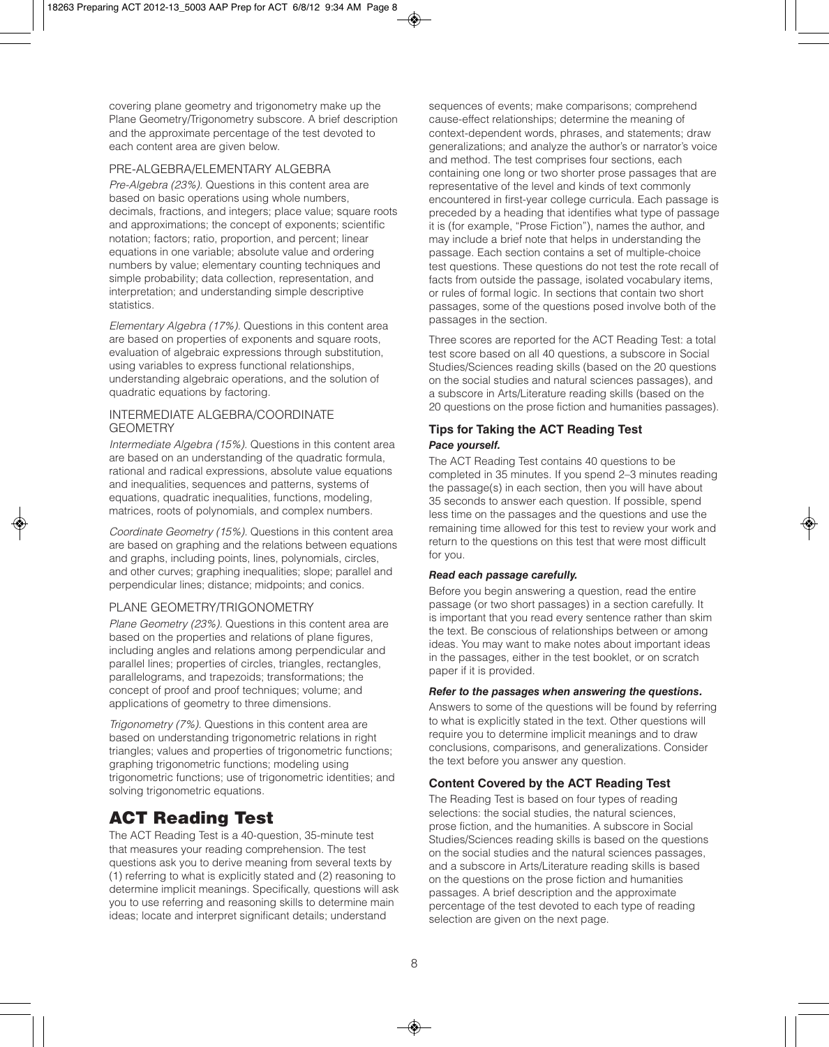covering plane geometry and trigonometry make up the Plane Geometry/Trigonometry subscore. A brief description and the approximate percentage of the test devoted to each content area are given below.

### PRE-ALGEBRA/ELEMENTARY ALGEBRA

*Pre-Algebra (23%).* Questions in this content area are based on basic operations using whole numbers, decimals, fractions, and integers; place value; square roots and approximations; the concept of exponents; scientific notation; factors; ratio, proportion, and percent; linear equations in one variable; absolute value and ordering numbers by value; elementary counting techniques and simple probability; data collection, representation, and interpretation; and understanding simple descriptive statistics.

*Elementary Algebra (17%).* Questions in this content area are based on properties of exponents and square roots, evaluation of algebraic expressions through substitution, using variables to express functional relationships, understanding algebraic operations, and the solution of quadratic equations by factoring.

### INTERMEDIATE ALGEBRA/COORDINATE GEOMETRY

*Intermediate Algebra (15%).* Questions in this content area are based on an understanding of the quadratic formula, rational and radical expressions, absolute value equations and inequalities, sequences and patterns, systems of equations, quadratic inequalities, functions, modeling, matrices, roots of polynomials, and complex numbers.

*Coordinate Geometry (15%).* Questions in this content area are based on graphing and the relations between equations and graphs, including points, lines, polynomials, circles, and other curves; graphing inequalities; slope; parallel and perpendicular lines; distance; midpoints; and conics.

### PLANE GEOMETRY/TRIGONOMETRY

*Plane Geometry (23%).* Questions in this content area are based on the properties and relations of plane figures, including angles and relations among perpendicular and parallel lines; properties of circles, triangles, rectangles, parallelograms, and trapezoids; transformations; the concept of proof and proof techniques; volume; and applications of geometry to three dimensions.

*Trigonometry (7%).* Questions in this content area are based on understanding trigonometric relations in right triangles; values and properties of trigonometric functions; graphing trigonometric functions; modeling using trigonometric functions; use of trigonometric identities; and solving trigonometric equations.

## ACT Reading Test

The ACT Reading Test is a 40-question, 35-minute test that measures your reading comprehension. The test questions ask you to derive meaning from several texts by (1) referring to what is explicitly stated and (2) reasoning to determine implicit meanings. Specifically, questions will ask you to use referring and reasoning skills to determine main ideas; locate and interpret significant details; understand sequences of events; make comparisons; comprehend cause-effect relationships; determine the meaning of context-dependent words, phrases, and statements; draw generalizations; and analyze the author's or narrator's voice and method. The test comprises four sections, each containing one long or two shorter prose passages that are representative of the level and kinds of text commonly encountered in first-year college curricula. Each passage is preceded by a heading that identifies what type of passage it is (for example, "Prose Fiction"), names the author, and may include a brief note that helps in understanding the passage. Each section contains a set of multiple-choice test questions. These questions do not test the rote recall of facts from outside the passage, isolated vocabulary items, or rules of formal logic. In sections that contain two short passages, some of the questions posed involve both of the passages in the section.

Three scores are reported for the ACT Reading Test: a total test score based on all 40 questions, a subscore in Social Studies/Sciences reading skills (based on the 20 questions on the social studies and natural sciences passages), and a subscore in Arts/Literature reading skills (based on the 20 questions on the prose fiction and humanities passages).

### Tips for Taking the ACT Reading Test

***Pace yourself.***

The ACT Reading Test contains 40 questions to be completed in 35 minutes. If you spend 2–3 minutes reading the passage(s) in each section, then you will have about 35 seconds to answer each question. If possible, spend less time on the passages and the questions and use the remaining time allowed for this test to review your work and return to the questions on this test that were most difficult for you.

***Read each passage carefully.***

Before you begin answering a question, read the entire passage (or two short passages) in a section carefully. It is important that you read every sentence rather than skim the text. Be conscious of relationships between or among ideas. You may want to make notes about important ideas in the passages, either in the test booklet, or on scratch paper if it is provided.

***Refer to the passages when answering the questions.***

Answers to some of the questions will be found by referring to what is explicitly stated in the text. Other questions will require you to determine implicit meanings and to draw conclusions, comparisons, and generalizations. Consider the text before you answer any question.

### Content Covered by the ACT Reading Test

The Reading Test is based on four types of reading selections: the social studies, the natural sciences, prose fiction, and the humanities. A subscore in Social Studies/Sciences reading skills is based on the questions on the social studies and the natural sciences passages, and a subscore in Arts/Literature reading skills is based on the questions on the prose fiction and humanities passages. A brief description and the approximate percentage of the test devoted to each type of reading selection are given on the next page.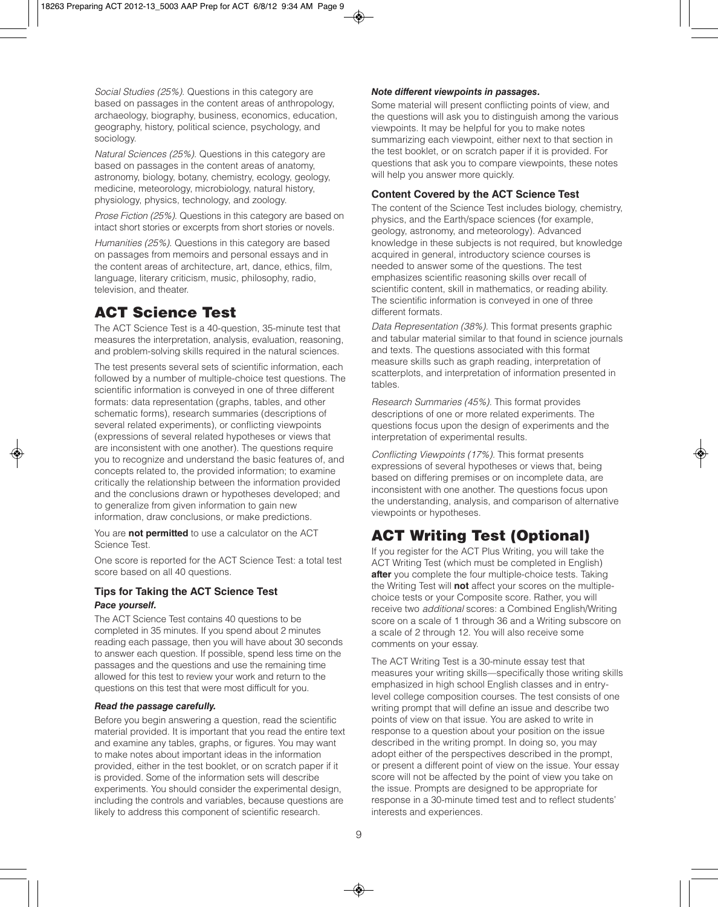*Social Studies (25%).* Questions in this category are based on passages in the content areas of anthropology, archaeology, biography, business, economics, education, geography, history, political science, psychology, and sociology.

*Natural Sciences (25%).* Questions in this category are based on passages in the content areas of anatomy, astronomy, biology, botany, chemistry, ecology, geology, medicine, meteorology, microbiology, natural history, physiology, physics, technology, and zoology.

*Prose Fiction (25%).* Questions in this category are based on intact short stories or excerpts from short stories or novels.

*Humanities (25%).* Questions in this category are based on passages from memoirs and personal essays and in the content areas of architecture, art, dance, ethics, film, language, literary criticism, music, philosophy, radio, television, and theater.

## ACT Science Test

The ACT Science Test is a 40-question, 35-minute test that measures the interpretation, analysis, evaluation, reasoning, and problem-solving skills required in the natural sciences.

The test presents several sets of scientific information, each followed by a number of multiple-choice test questions. The scientific information is conveyed in one of three different formats: data representation (graphs, tables, and other schematic forms), research summaries (descriptions of several related experiments), or conflicting viewpoints (expressions of several related hypotheses or views that are inconsistent with one another). The questions require you to recognize and understand the basic features of, and concepts related to, the provided information; to examine critically the relationship between the information provided and the conclusions drawn or hypotheses developed; and to generalize from given information to gain new information, draw conclusions, or make predictions.

You are **not permitted** to use a calculator on the ACT Science Test.

One score is reported for the ACT Science Test: a total test score based on all 40 questions.

### Tips for Taking the ACT Science Test

***Pace yourself.***

The ACT Science Test contains 40 questions to be completed in 35 minutes. If you spend about 2 minutes reading each passage, then you will have about 30 seconds to answer each question. If possible, spend less time on the passages and the questions and use the remaining time allowed for this test to review your work and return to the questions on this test that were most difficult for you.

***Read the passage carefully.***

Before you begin answering a question, read the scientific material provided. It is important that you read the entire text and examine any tables, graphs, or figures. You may want to make notes about important ideas in the information provided, either in the test booklet, or on scratch paper if it is provided. Some of the information sets will describe experiments. You should consider the experimental design, including the controls and variables, because questions are likely to address this component of scientific research.

***Note different viewpoints in passages.***

Some material will present conflicting points of view, and the questions will ask you to distinguish among the various viewpoints. It may be helpful for you to make notes summarizing each viewpoint, either next to that section in the test booklet, or on scratch paper if it is provided. For questions that ask you to compare viewpoints, these notes will help you answer more quickly.

### Content Covered by the ACT Science Test

The content of the Science Test includes biology, chemistry, physics, and the Earth/space sciences (for example, geology, astronomy, and meteorology). Advanced knowledge in these subjects is not required, but knowledge acquired in general, introductory science courses is needed to answer some of the questions. The test emphasizes scientific reasoning skills over recall of scientific content, skill in mathematics, or reading ability. The scientific information is conveyed in one of three different formats.

*Data Representation (38%).* This format presents graphic and tabular material similar to that found in science journals and texts. The questions associated with this format measure skills such as graph reading, interpretation of scatterplots, and interpretation of information presented in tables.

*Research Summaries (45%).* This format provides descriptions of one or more related experiments. The questions focus upon the design of experiments and the interpretation of experimental results.

*Conflicting Viewpoints (17%).* This format presents expressions of several hypotheses or views that, being based on differing premises or on incomplete data, are inconsistent with one another. The questions focus upon the understanding, analysis, and comparison of alternative viewpoints or hypotheses.

## ACT Writing Test (Optional)

If you register for the ACT Plus Writing, you will take the ACT Writing Test (which must be completed in English) **after** you complete the four multiple-choice tests. Taking the Writing Test will **not** affect your scores on the multiple-choice tests or your Composite score. Rather, you will receive two *additional* scores: a Combined English/Writing score on a scale of 1 through 36 and a Writing subscore on a scale of 2 through 12. You will also receive some comments on your essay.

The ACT Writing Test is a 30-minute essay test that measures your writing skills—specifically those writing skills emphasized in high school English classes and in entry-level college composition courses. The test consists of one writing prompt that will define an issue and describe two points of view on that issue. You are asked to write in response to a question about your position on the issue described in the writing prompt. In doing so, you may adopt either of the perspectives described in the prompt, or present a different point of view on the issue. Your essay score will not be affected by the point of view you take on the issue. Prompts are designed to be appropriate for response in a 30-minute timed test and to reflect students' interests and experiences.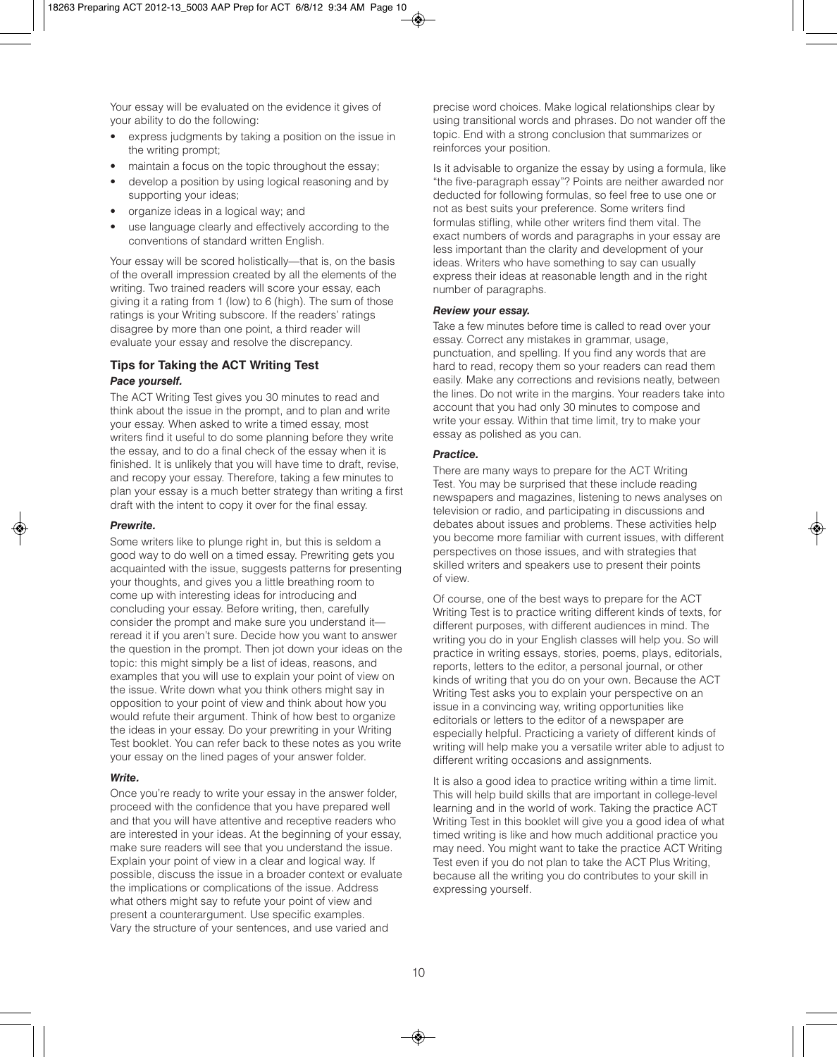Your essay will be evaluated on the evidence it gives of your ability to do the following:

- express judgments by taking a position on the issue in the writing prompt;
- maintain a focus on the topic throughout the essay;
- develop a position by using logical reasoning and by supporting your ideas;
- organize ideas in a logical way; and
- use language clearly and effectively according to the conventions of standard written English.

Your essay will be scored holistically—that is, on the basis of the overall impression created by all the elements of the writing. Two trained readers will score your essay, each giving it a rating from 1 (low) to 6 (high). The sum of those ratings is your Writing subscore. If the readers' ratings disagree by more than one point, a third reader will evaluate your essay and resolve the discrepancy.

### Tips for Taking the ACT Writing Test

***Pace yourself.***

The ACT Writing Test gives you 30 minutes to read and think about the issue in the prompt, and to plan and write your essay. When asked to write a timed essay, most writers find it useful to do some planning before they write the essay, and to do a final check of the essay when it is finished. It is unlikely that you will have time to draft, revise, and recopy your essay. Therefore, taking a few minutes to plan your essay is a much better strategy than writing a first draft with the intent to copy it over for the final essay.

***Prewrite.***

Some writers like to plunge right in, but this is seldom a good way to do well on a timed essay. Prewriting gets you acquainted with the issue, suggests patterns for presenting your thoughts, and gives you a little breathing room to come up with interesting ideas for introducing and concluding your essay. Before writing, then, carefully consider the prompt and make sure you understand it—reread it if you aren't sure. Decide how you want to answer the question in the prompt. Then jot down your ideas on the topic: this might simply be a list of ideas, reasons, and examples that you will use to explain your point of view on the issue. Write down what you think others might say in opposition to your point of view and think about how you would refute their argument. Think of how best to organize the ideas in your essay. Do your prewriting in your Writing Test booklet. You can refer back to these notes as you write your essay on the lined pages of your answer folder.

***Write.***

Once you're ready to write your essay in the answer folder, proceed with the confidence that you have prepared well and that you will have attentive and receptive readers who are interested in your ideas. At the beginning of your essay, make sure readers will see that you understand the issue. Explain your point of view in a clear and logical way. If possible, discuss the issue in a broader context or evaluate the implications or complications of the issue. Address what others might say to refute your point of view and present a counterargument. Use specific examples. Vary the structure of your sentences, and use varied and precise word choices. Make logical relationships clear by using transitional words and phrases. Do not wander off the topic. End with a strong conclusion that summarizes or reinforces your position.

Is it advisable to organize the essay by using a formula, like "the five-paragraph essay"? Points are neither awarded nor deducted for following formulas, so feel free to use one or not as best suits your preference. Some writers find formulas stifling, while other writers find them vital. The exact numbers of words and paragraphs in your essay are less important than the clarity and development of your ideas. Writers who have something to say can usually express their ideas at reasonable length and in the right number of paragraphs.

***Review your essay.***

Take a few minutes before time is called to read over your essay. Correct any mistakes in grammar, usage, punctuation, and spelling. If you find any words that are hard to read, recopy them so your readers can read them easily. Make any corrections and revisions neatly, between the lines. Do not write in the margins. Your readers take into account that you had only 30 minutes to compose and write your essay. Within that time limit, try to make your essay as polished as you can.

***Practice.***

There are many ways to prepare for the ACT Writing Test. You may be surprised that these include reading newspapers and magazines, listening to news analyses on television or radio, and participating in discussions and debates about issues and problems. These activities help you become more familiar with current issues, with different perspectives on those issues, and with strategies that skilled writers and speakers use to present their points of view.

Of course, one of the best ways to prepare for the ACT Writing Test is to practice writing different kinds of texts, for different purposes, with different audiences in mind. The writing you do in your English classes will help you. So will practice in writing essays, stories, poems, plays, editorials, reports, letters to the editor, a personal journal, or other kinds of writing that you do on your own. Because the ACT Writing Test asks you to explain your perspective on an issue in a convincing way, writing opportunities like editorials or letters to the editor of a newspaper are especially helpful. Practicing a variety of different kinds of writing will help make you a versatile writer able to adjust to different writing occasions and assignments.

It is also a good idea to practice writing within a time limit. This will help build skills that are important in college-level learning and in the world of work. Taking the practice ACT Writing Test in this booklet will give you a good idea of what timed writing is like and how much additional practice you may need. You might want to take the practice ACT Writing Test even if you do not plan to take the ACT Plus Writing, because all the writing you do contributes to your skill in expressing yourself.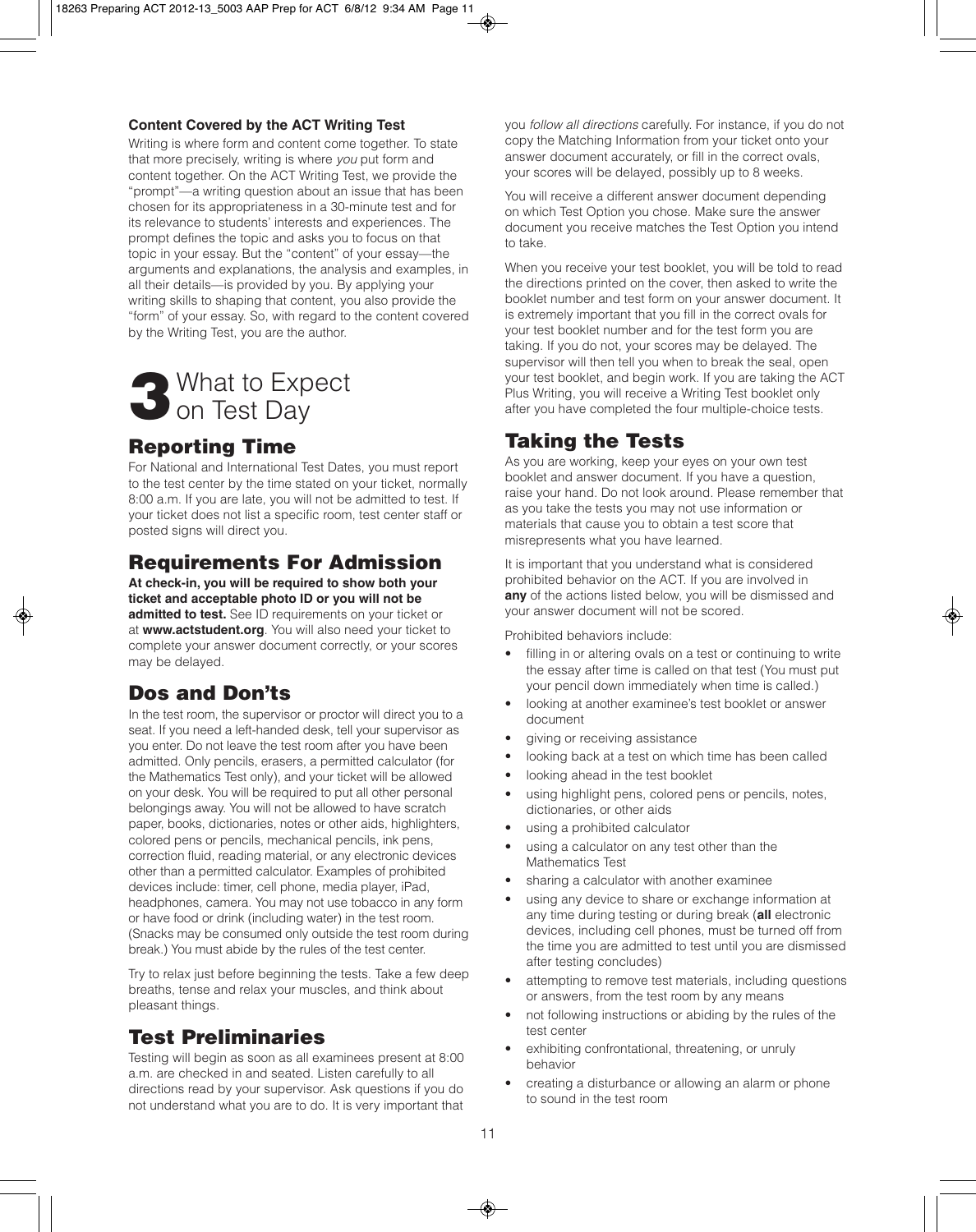**Content Covered by the ACT Writing Test**

Writing is where form and content come together. To state that more precisely, writing is where *you* put form and content together. On the ACT Writing Test, we provide the "prompt"—a writing question about an issue that has been chosen for its appropriateness in a 30-minute test and for its relevance to students' interests and experiences. The prompt defines the topic and asks you to focus on that topic in your essay. But the "content" of your essay—the arguments and explanations, the analysis and examples, in all their details—is provided by you. By applying your writing skills to shaping that content, you also provide the "form" of your essay. So, with regard to the content covered by the Writing Test, you are the author.

# 3 What to Expect on Test Day

## Reporting Time

For National and International Test Dates, you must report to the test center by the time stated on your ticket, normally 8:00 a.m. If you are late, you will not be admitted to test. If your ticket does not list a specific room, test center staff or posted signs will direct you.

## Requirements For Admission

**At check-in, you will be required to show both your ticket and acceptable photo ID or you will not be admitted to test.** See ID requirements on your ticket or at **www.actstudent.org**. You will also need your ticket to complete your answer document correctly, or your scores may be delayed.

## Dos and Don'ts

In the test room, the supervisor or proctor will direct you to a seat. If you need a left-handed desk, tell your supervisor as you enter. Do not leave the test room after you have been admitted. Only pencils, erasers, a permitted calculator (for the Mathematics Test only), and your ticket will be allowed on your desk. You will be required to put all other personal belongings away. You will not be allowed to have scratch paper, books, dictionaries, notes or other aids, highlighters, colored pens or pencils, mechanical pencils, ink pens, correction fluid, reading material, or any electronic devices other than a permitted calculator. Examples of prohibited devices include: timer, cell phone, media player, iPad, headphones, camera. You may not use tobacco in any form or have food or drink (including water) in the test room. (Snacks may be consumed only outside the test room during break.) You must abide by the rules of the test center.

Try to relax just before beginning the tests. Take a few deep breaths, tense and relax your muscles, and think about pleasant things.

## Test Preliminaries

Testing will begin as soon as all examinees present at 8:00 a.m. are checked in and seated. Listen carefully to all directions read by your supervisor. Ask questions if you do not understand what you are to do. It is very important that you *follow all directions* carefully. For instance, if you do not copy the Matching Information from your ticket onto your answer document accurately, or fill in the correct ovals, your scores will be delayed, possibly up to 8 weeks.

You will receive a different answer document depending on which Test Option you chose. Make sure the answer document you receive matches the Test Option you intend to take.

When you receive your test booklet, you will be told to read the directions printed on the cover, then asked to write the booklet number and test form on your answer document. It is extremely important that you fill in the correct ovals for your test booklet number and for the test form you are taking. If you do not, your scores may be delayed. The supervisor will then tell you when to break the seal, open your test booklet, and begin work. If you are taking the ACT Plus Writing, you will receive a Writing Test booklet only after you have completed the four multiple-choice tests.

## Taking the Tests

As you are working, keep your eyes on your own test booklet and answer document. If you have a question, raise your hand. Do not look around. Please remember that as you take the tests you may not use information or materials that cause you to obtain a test score that misrepresents what you have learned.

It is important that you understand what is considered prohibited behavior on the ACT. If you are involved in **any** of the actions listed below, you will be dismissed and your answer document will not be scored.

Prohibited behaviors include:

- filling in or altering ovals on a test or continuing to write the essay after time is called on that test (You must put your pencil down immediately when time is called.)
- looking at another examinee's test booklet or answer document
- giving or receiving assistance
- looking back at a test on which time has been called
- looking ahead in the test booklet
- using highlight pens, colored pens or pencils, notes, dictionaries, or other aids
- using a prohibited calculator
- using a calculator on any test other than the Mathematics Test
- sharing a calculator with another examinee
- using any device to share or exchange information at any time during testing or during break (**all** electronic devices, including cell phones, must be turned off from the time you are admitted to test until you are dismissed after testing concludes)
- attempting to remove test materials, including questions or answers, from the test room by any means
- not following instructions or abiding by the rules of the test center
- exhibiting confrontational, threatening, or unruly behavior
- creating a disturbance or allowing an alarm or phone to sound in the test room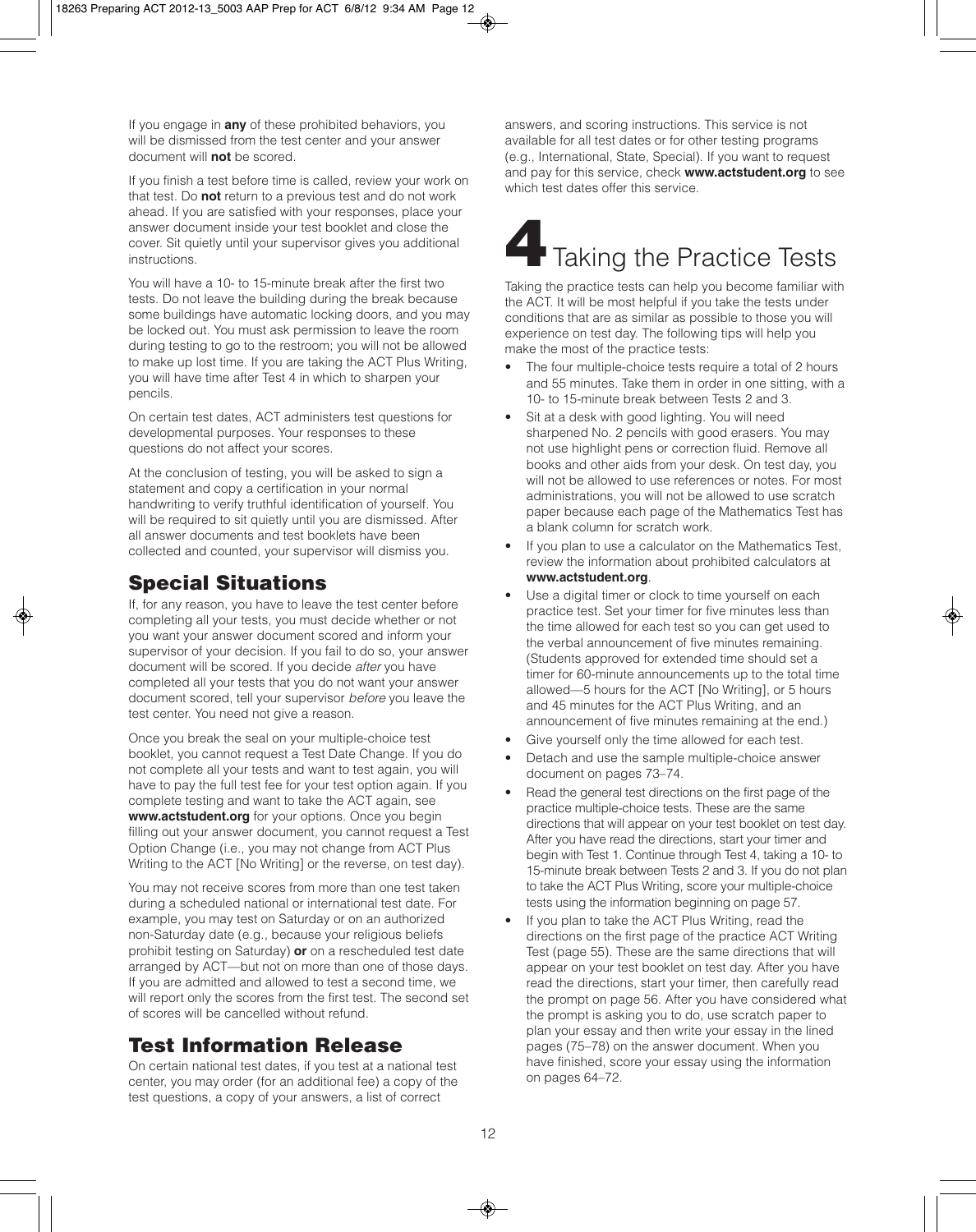If you engage in **any** of these prohibited behaviors, you will be dismissed from the test center and your answer document will **not** be scored.

If you finish a test before time is called, review your work on that test. Do **not** return to a previous test and do not work ahead. If you are satisfied with your responses, place your answer document inside your test booklet and close the cover. Sit quietly until your supervisor gives you additional instructions.

You will have a 10- to 15-minute break after the first two tests. Do not leave the building during the break because some buildings have automatic locking doors, and you may be locked out. You must ask permission to leave the room during testing to go to the restroom; you will not be allowed to make up lost time. If you are taking the ACT Plus Writing, you will have time after Test 4 in which to sharpen your pencils.

On certain test dates, ACT administers test questions for developmental purposes. Your responses to these questions do not affect your scores.

At the conclusion of testing, you will be asked to sign a statement and copy a certification in your normal handwriting to verify truthful identification of yourself. You will be required to sit quietly until you are dismissed. After all answer documents and test booklets have been collected and counted, your supervisor will dismiss you.

## Special Situations

If, for any reason, you have to leave the test center before completing all your tests, you must decide whether or not you want your answer document scored and inform your supervisor of your decision. If you fail to do so, your answer document will be scored. If you decide *after* you have completed all your tests that you do not want your answer document scored, tell your supervisor *before* you leave the test center. You need not give a reason.

Once you break the seal on your multiple-choice test booklet, you cannot request a Test Date Change. If you do not complete all your tests and want to test again, you will have to pay the full test fee for your test option again. If you complete testing and want to take the ACT again, see **www.actstudent.org** for your options. Once you begin filling out your answer document, you cannot request a Test Option Change (i.e., you may not change from ACT Plus Writing to the ACT [No Writing] or the reverse, on test day).

You may not receive scores from more than one test taken during a scheduled national or international test date. For example, you may test on Saturday or on an authorized non-Saturday date (e.g., because your religious beliefs prohibit testing on Saturday) **or** on a rescheduled test date arranged by ACT—but not on more than one of those days. If you are admitted and allowed to test a second time, we will report only the scores from the first test. The second set of scores will be cancelled without refund.

## Test Information Release

On certain national test dates, if you test at a national test center, you may order (for an additional fee) a copy of the test questions, a copy of your answers, a list of correct answers, and scoring instructions. This service is not available for all test dates or for other testing programs (e.g., International, State, Special). If you want to request and pay for this service, check **www.actstudent.org** to see which test dates offer this service.

# 4 Taking the Practice Tests

Taking the practice tests can help you become familiar with the ACT. It will be most helpful if you take the tests under conditions that are as similar as possible to those you will experience on test day. The following tips will help you make the most of the practice tests:

- The four multiple-choice tests require a total of 2 hours and 55 minutes. Take them in order in one sitting, with a 10- to 15-minute break between Tests 2 and 3.
- Sit at a desk with good lighting. You will need sharpened No. 2 pencils with good erasers. You may not use highlight pens or correction fluid. Remove all books and other aids from your desk. On test day, you will not be allowed to use references or notes. For most administrations, you will not be allowed to use scratch paper because each page of the Mathematics Test has a blank column for scratch work.
- If you plan to use a calculator on the Mathematics Test, review the information about prohibited calculators at **www.actstudent.org**.
- Use a digital timer or clock to time yourself on each practice test. Set your timer for five minutes less than the time allowed for each test so you can get used to the verbal announcement of five minutes remaining. (Students approved for extended time should set a timer for 60-minute announcements up to the total time allowed—5 hours for the ACT [No Writing], or 5 hours and 45 minutes for the ACT Plus Writing, and an announcement of five minutes remaining at the end.)
- Give yourself only the time allowed for each test.
- Detach and use the sample multiple-choice answer document on pages 73–74.
- Read the general test directions on the first page of the practice multiple-choice tests. These are the same directions that will appear on your test booklet on test day. After you have read the directions, start your timer and begin with Test 1. Continue through Test 4, taking a 10- to 15-minute break between Tests 2 and 3. If you do not plan to take the ACT Plus Writing, score your multiple-choice tests using the information beginning on page 57.
- If you plan to take the ACT Plus Writing, read the directions on the first page of the practice ACT Writing Test (page 55). These are the same directions that will appear on your test booklet on test day. After you have read the directions, start your timer, then carefully read the prompt on page 56. After you have considered what the prompt is asking you to do, use scratch paper to plan your essay and then write your essay in the lined pages (75–78) on the answer document. When you have finished, score your essay using the information on pages 64–72.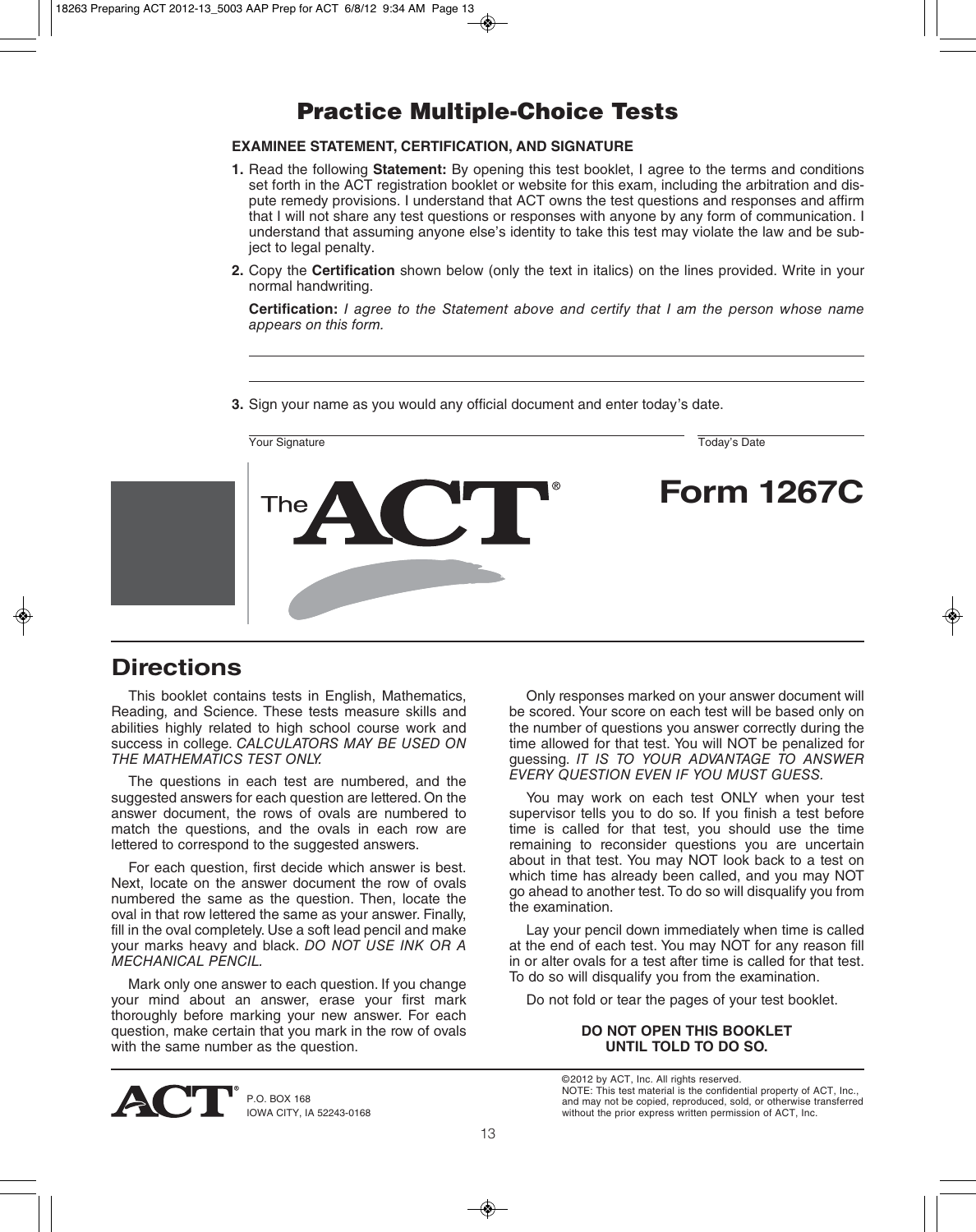# Practice Multiple-Choice Tests

**EXAMINEE STATEMENT, CERTIFICATION, AND SIGNATURE**

1. Read the following **Statement:** By opening this test booklet, I agree to the terms and conditions set forth in the ACT registration booklet or website for this exam, including the arbitration and dispute remedy provisions. I understand that ACT owns the test questions and responses and affirm that I will not share any test questions or responses with anyone by any form of communication. I understand that assuming anyone else's identity to take this test may violate the law and be subject to legal penalty.

2. Copy the **Certification** shown below (only the text in italics) on the lines provided. Write in your normal handwriting.

   **Certification:** *I agree to the Statement above and certify that I am the person whose name appears on this form.*

   \_\_\_\_\_\_\_\_\_\_\_\_\_\_\_\_\_\_\_\_\_\_\_\_\_\_\_\_\_\_\_\_\_\_\_\_\_\_\_\_\_\_\_\_\_\_\_\_\_\_\_\_\_\_\_\_\_\_\_\_

   \_\_\_\_\_\_\_\_\_\_\_\_\_\_\_\_\_\_\_\_\_\_\_\_\_\_\_\_\_\_\_\_\_\_\_\_\_\_\_\_\_\_\_\_\_\_\_\_\_\_\_\_\_\_\_\_\_\_\_\_

3. Sign your name as you would any official document and enter today's date.

   Your Signature \_\_\_\_\_\_\_\_\_\_\_\_\_\_\_\_\_\_\_\_\_\_\_\_\_\_\_\_\_\_ Today's Date \_\_\_\_\_\_\_\_\_\_\_\_

The ACT®

# Form 1267C

## Directions

This booklet contains tests in English, Mathematics, Reading, and Science. These tests measure skills and abilities highly related to high school course work and success in college. *CALCULATORS MAY BE USED ON THE MATHEMATICS TEST ONLY.*

The questions in each test are numbered, and the suggested answers for each question are lettered. On the answer document, the rows of ovals are numbered to match the questions, and the ovals in each row are lettered to correspond to the suggested answers.

For each question, first decide which answer is best. Next, locate on the answer document the row of ovals numbered the same as the question. Then, locate the oval in that row lettered the same as your answer. Finally, fill in the oval completely. Use a soft lead pencil and make your marks heavy and black. *DO NOT USE INK OR A MECHANICAL PENCIL.*

Mark only one answer to each question. If you change your mind about an answer, erase your first mark thoroughly before marking your new answer. For each question, make certain that you mark in the row of ovals with the same number as the question.

Only responses marked on your answer document will be scored. Your score on each test will be based only on the number of questions you answer correctly during the time allowed for that test. You will NOT be penalized for guessing. *IT IS TO YOUR ADVANTAGE TO ANSWER EVERY QUESTION EVEN IF YOU MUST GUESS.*

You may work on each test ONLY when your test supervisor tells you to do so. If you finish a test before time is called for that test, you should use the time remaining to reconsider questions you are uncertain about in that test. You may NOT look back to a test on which time has already been called, and you may NOT go ahead to another test. To do so will disqualify you from the examination.

Lay your pencil down immediately when time is called at the end of each test. You may NOT for any reason fill in or alter ovals for a test after time is called for that test. To do so will disqualify you from the examination.

Do not fold or tear the pages of your test booklet.

**DO NOT OPEN THIS BOOKLET UNTIL TOLD TO DO SO.**

ACT® P.O. BOX 168 IOWA CITY, IA 52243-0168

©2012 by ACT, Inc. All rights reserved.
NOTE: This test material is the confidential property of ACT, Inc., and may not be copied, reproduced, sold, or otherwise transferred without the prior express written permission of ACT, Inc.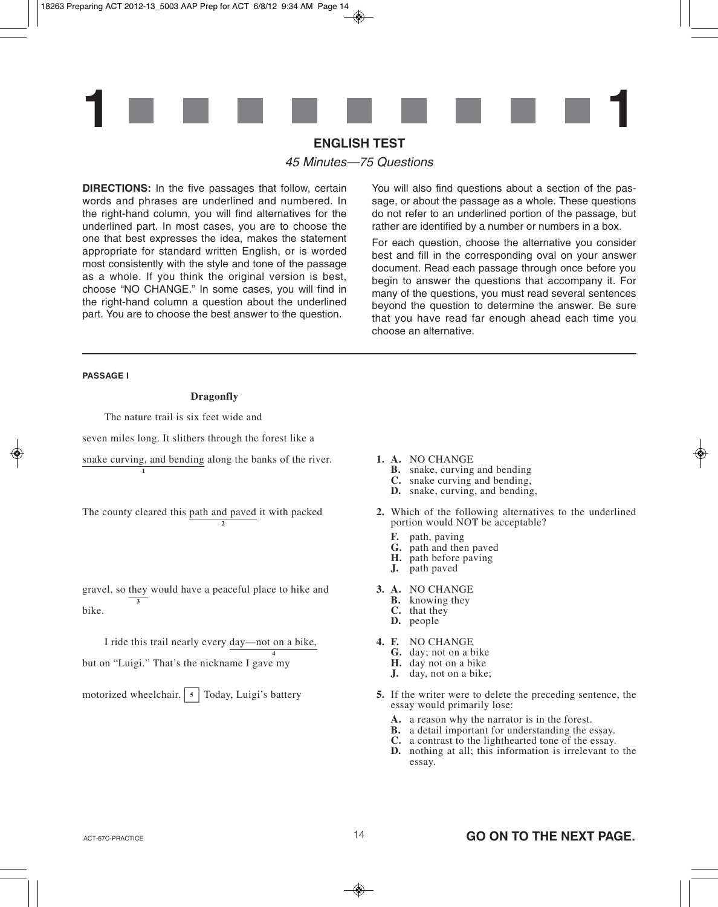# ENGLISH TEST

*45 Minutes—75 Questions*

**DIRECTIONS:** In the five passages that follow, certain words and phrases are underlined and numbered. In the right-hand column, you will find alternatives for the underlined part. In most cases, you are to choose the one that best expresses the idea, makes the statement appropriate for standard written English, or is worded most consistently with the style and tone of the passage as a whole. If you think the original version is best, choose "NO CHANGE." In some cases, you will find in the right-hand column a question about the underlined part. You are to choose the best answer to the question.

You will also find questions about a section of the passage, or about the passage as a whole. These questions do not refer to an underlined portion of the passage, but rather are identified by a number or numbers in a box.

For each question, choose the alternative you consider best and fill in the corresponding oval on your answer document. Read each passage through once before you begin to answer the questions that accompany it. For many of the questions, you must read several sentences beyond the question to determine the answer. Be sure that you have read far enough ahead each time you choose an alternative.

**PASSAGE I**

**Dragonfly**

The nature trail is six feet wide and seven miles long. It slithers through the forest like a <u>snake curving, and bending</u>[1] along the banks of the river. The county cleared this <u>path and paved</u>[2] it with packed gravel, so <u>they</u>[3] would have a peaceful place to hike and bike.

I ride this trail nearly every <u>day—not on a bike,</u>[4] but on "Luigi." That's the nickname I gave my motorized wheelchair. [5] Today, Luigi's battery

1. A. NO CHANGE
   B. snake, curving and bending
   C. snake curving and bending,
   D. snake, curving, and bending,

2. Which of the following alternatives to the underlined portion would NOT be acceptable?
   F. path, paving
   G. path and then paved
   H. path before paving
   J. path paved

3. A. NO CHANGE
   B. knowing they
   C. that they
   D. people

4. F. NO CHANGE
   G. day; not on a bike
   H. day not on a bike
   J. day, not on a bike;

5. If the writer were to delete the preceding sentence, the essay would primarily lose:
   A. a reason why the narrator is in the forest.
   B. a detail important for understanding the essay.
   C. a contrast to the lighthearted tone of the essay.
   D. nothing at all; this information is irrelevant to the essay.

GO ON TO THE NEXT PAGE.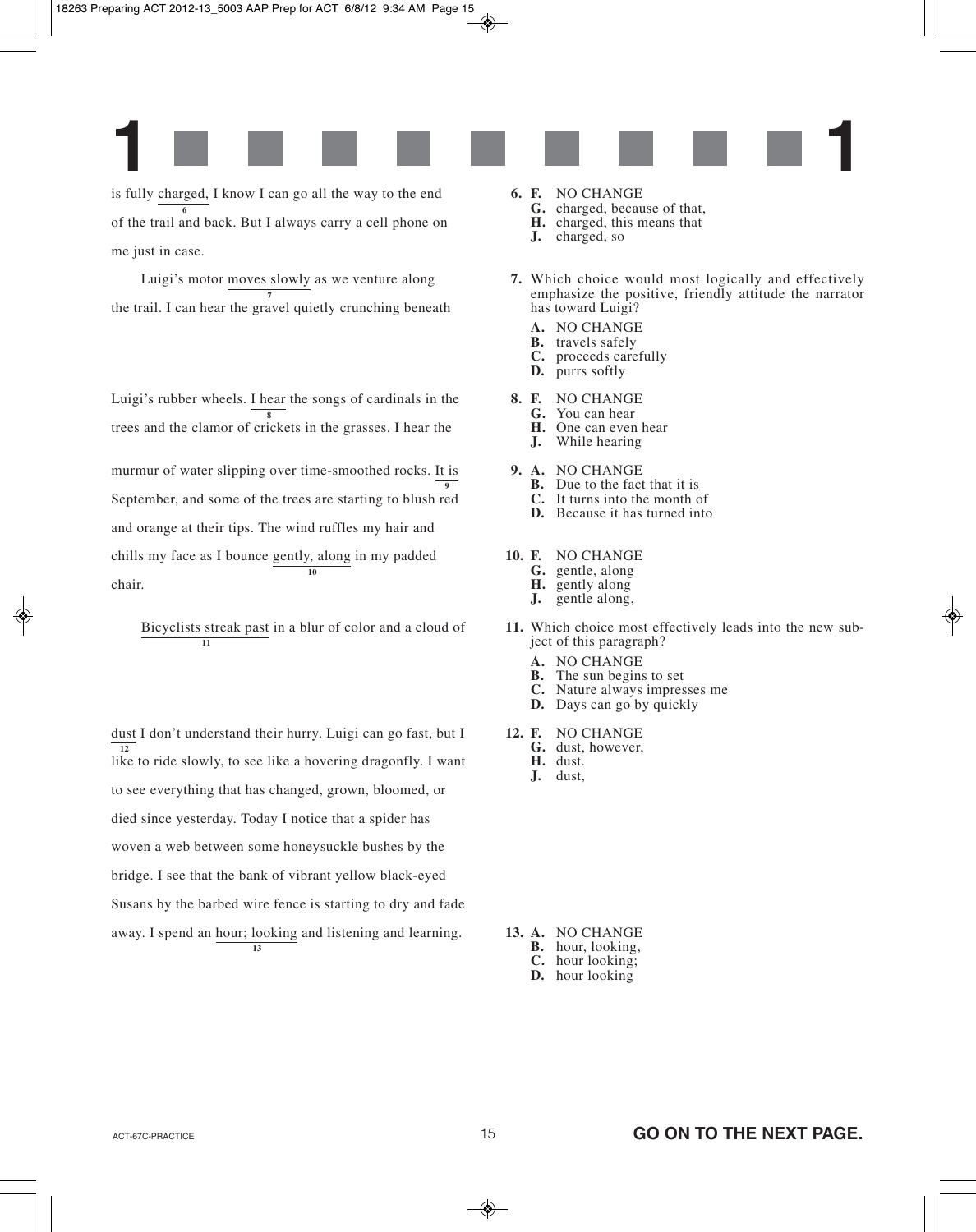is fully charged, [6] I know I can go all the way to the end of the trail and back. But I always carry a cell phone on me just in case.

Luigi's motor moves slowly [7] as we venture along the trail. I can hear the gravel quietly crunching beneath Luigi's rubber wheels. I hear [8] the songs of cardinals in the trees and the clamor of crickets in the grasses. I hear the murmur of water slipping over time-smoothed rocks. It is [9] September, and some of the trees are starting to blush red and orange at their tips. The wind ruffles my hair and chills my face as I bounce gently, along [10] in my padded chair.

Bicyclists streak past [11] in a blur of color and a cloud of dust [12] I don't understand their hurry. Luigi can go fast, but I like to ride slowly, to see like a hovering dragonfly. I want to see everything that has changed, grown, bloomed, or died since yesterday. Today I notice that a spider has woven a web between some honeysuckle bushes by the bridge. I see that the bank of vibrant yellow black-eyed Susans by the barbed wire fence is starting to dry and fade away. I spend an hour; looking [13] and listening and learning.

**6.** **F.** NO CHANGE
**G.** charged, because of that,
**H.** charged, this means that
**J.** charged, so

**7.** Which choice would most logically and effectively emphasize the positive, friendly attitude the narrator has toward Luigi?

**A.** NO CHANGE
**B.** travels safely
**C.** proceeds carefully
**D.** purrs softly

**8.** **F.** NO CHANGE
**G.** You can hear
**H.** One can even hear
**J.** While hearing

**9.** **A.** NO CHANGE
**B.** Due to the fact that it is
**C.** It turns into the month of
**D.** Because it has turned into

**10.** **F.** NO CHANGE
**G.** gentle, along
**H.** gently along
**J.** gentle along,

**11.** Which choice most effectively leads into the new subject of this paragraph?

**A.** NO CHANGE
**B.** The sun begins to set
**C.** Nature always impresses me
**D.** Days can go by quickly

**12.** **F.** NO CHANGE
**G.** dust, however,
**H.** dust.
**J.** dust,

**13.** **A.** NO CHANGE
**B.** hour, looking,
**C.** hour looking;
**D.** hour looking

**GO ON TO THE NEXT PAGE.**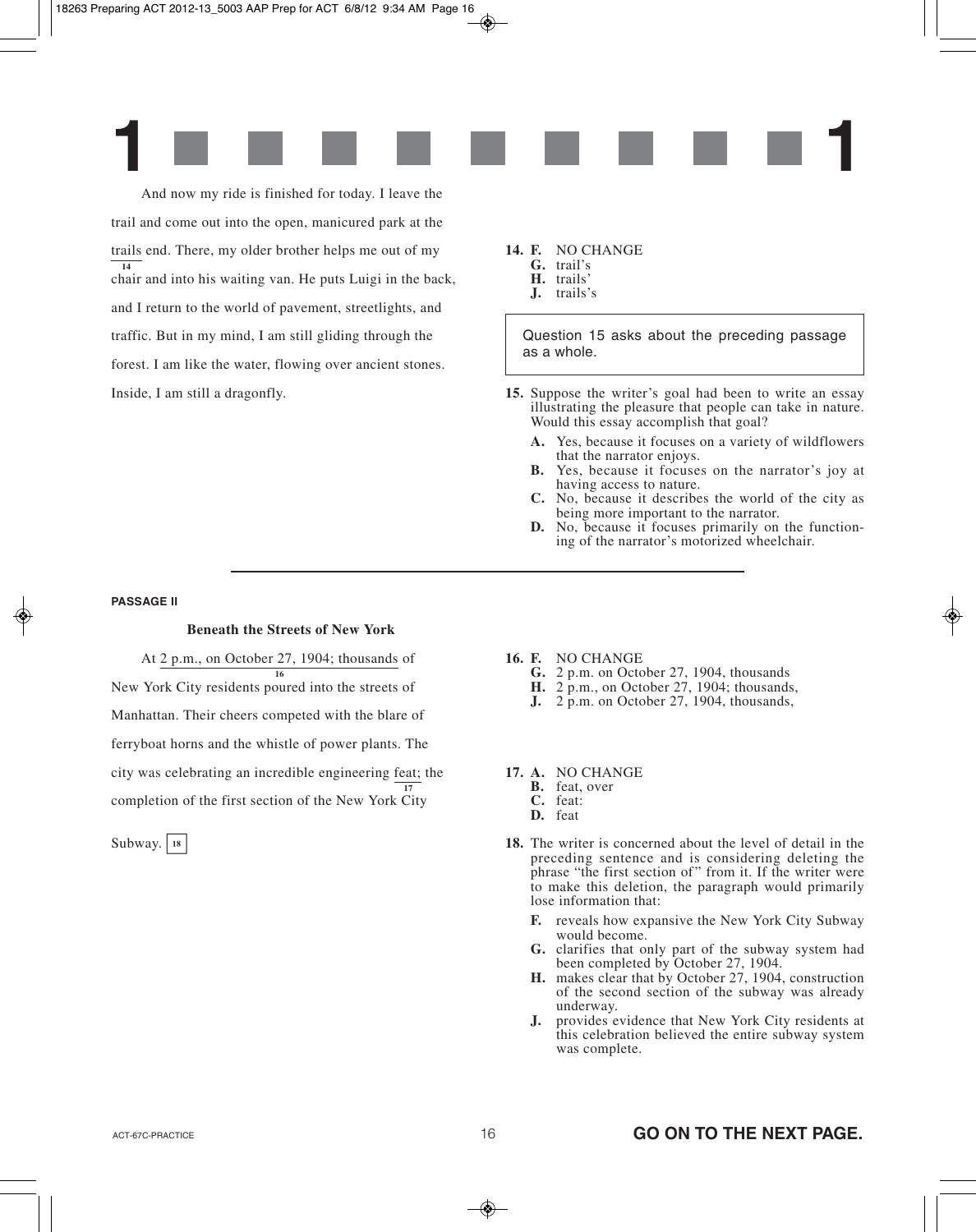And now my ride is finished for today. I leave the trail and come out into the open, manicured park at the trails [14] end. There, my older brother helps me out of my chair and into his waiting van. He puts Luigi in the back, and I return to the world of pavement, streetlights, and traffic. But in my mind, I am still gliding through the forest. I am like the water, flowing over ancient stones. Inside, I am still a dragonfly.

14. F. NO CHANGE
    G. trail's
    H. trails'
    J. trails's

Question 15 asks about the preceding passage as a whole.

15. Suppose the writer's goal had been to write an essay illustrating the pleasure that people can take in nature. Would this essay accomplish that goal?
    A. Yes, because it focuses on a variety of wildflowers that the narrator enjoys.
    B. Yes, because it focuses on the narrator's joy at having access to nature.
    C. No, because it describes the world of the city as being more important to the narrator.
    D. No, because it focuses primarily on the functioning of the narrator's motorized wheelchair.

**PASSAGE II**

**Beneath the Streets of New York**

At 2 p.m., on October 27, 1904; thousands [16] of New York City residents poured into the streets of Manhattan. Their cheers competed with the blare of ferryboat horns and the whistle of power plants. The city was celebrating an incredible engineering feat; [17] the completion of the first section of the New York City Subway. [18]

16. F. NO CHANGE
    G. 2 p.m. on October 27, 1904, thousands
    H. 2 p.m., on October 27, 1904; thousands,
    J. 2 p.m. on October 27, 1904, thousands,

17. A. NO CHANGE
    B. feat, over
    C. feat:
    D. feat

18. The writer is concerned about the level of detail in the preceding sentence and is considering deleting the phrase "the first section of" from it. If the writer were to make this deletion, the paragraph would primarily lose information that:
    F. reveals how expansive the New York City Subway would become.
    G. clarifies that only part of the subway system had been completed by October 27, 1904.
    H. makes clear that by October 27, 1904, construction of the second section of the subway was already underway.
    J. provides evidence that New York City residents at this celebration believed the entire subway system was complete.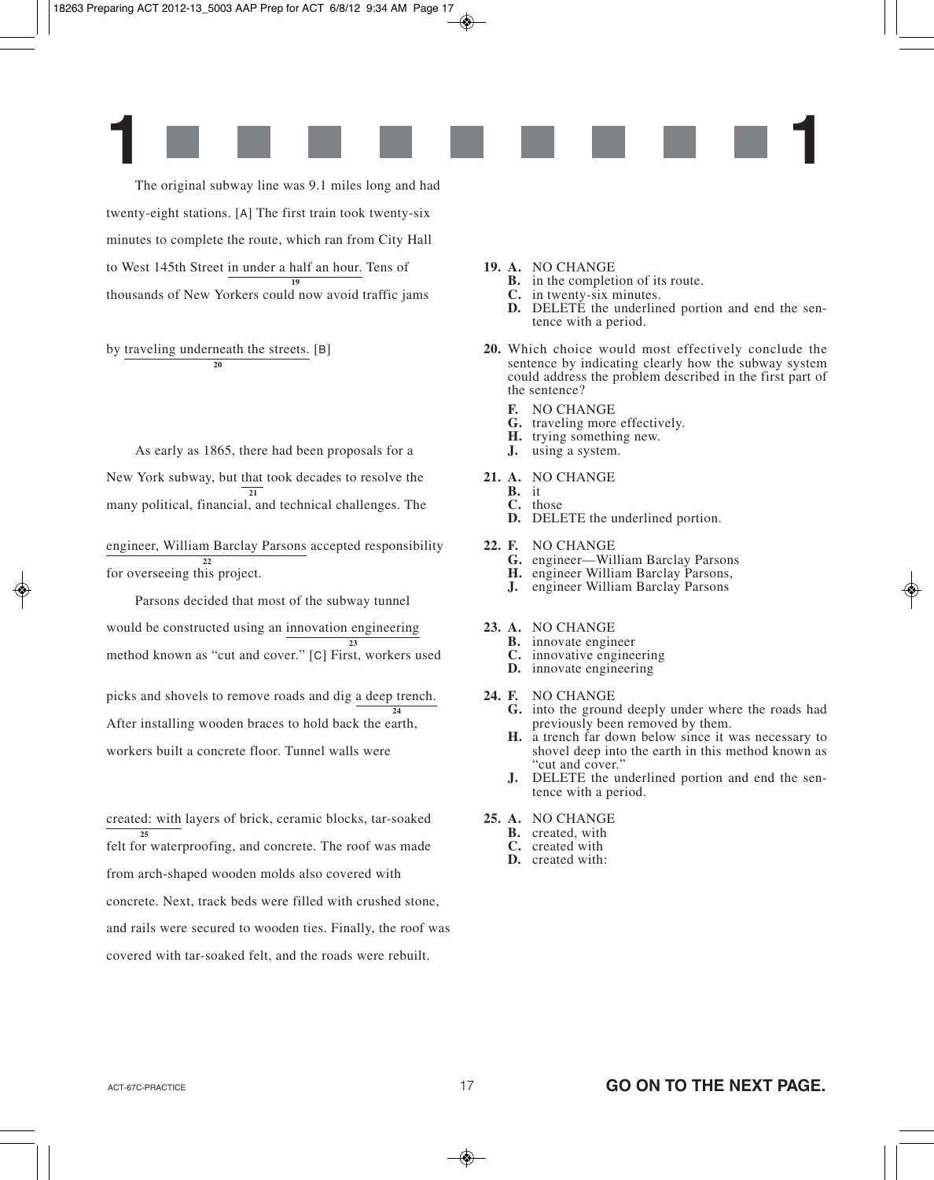The original subway line was 9.1 miles long and had twenty-eight stations. [A] The first train took twenty-six minutes to complete the route, which ran from City Hall to West 145th Street in under a half an hour. (19) Tens of thousands of New Yorkers could now avoid traffic jams by traveling underneath the streets. (20) [B]

As early as 1865, there had been proposals for a New York subway, but that (21) took decades to resolve the many political, financial, and technical challenges. The engineer, William Barclay Parsons (22) accepted responsibility for overseeing this project.

Parsons decided that most of the subway tunnel would be constructed using an innovation engineering (23) method known as "cut and cover." [C] First, workers used picks and shovels to remove roads and dig a deep trench. (24) After installing wooden braces to hold back the earth, workers built a concrete floor. Tunnel walls were created: with (25) layers of brick, ceramic blocks, tar-soaked felt for waterproofing, and concrete. The roof was made from arch-shaped wooden molds also covered with concrete. Next, track beds were filled with crushed stone, and rails were secured to wooden ties. Finally, the roof was covered with tar-soaked felt, and the roads were rebuilt.

**19.** **A.** NO CHANGE
**B.** in the completion of its route.
**C.** in twenty-six minutes.
**D.** DELETE the underlined portion and end the sentence with a period.

**20.** Which choice would most effectively conclude the sentence by indicating clearly how the subway system could address the problem described in the first part of the sentence?

**F.** NO CHANGE
**G.** traveling more effectively.
**H.** trying something new.
**J.** using a system.

**21.** **A.** NO CHANGE
**B.** it
**C.** those
**D.** DELETE the underlined portion.

**22.** **F.** NO CHANGE
**G.** engineer—William Barclay Parsons
**H.** engineer William Barclay Parsons,
**J.** engineer William Barclay Parsons

**23.** **A.** NO CHANGE
**B.** innovate engineer
**C.** innovative engineering
**D.** innovate engineering

**24.** **F.** NO CHANGE
**G.** into the ground deeply under where the roads had previously been removed by them.
**H.** a trench far down below since it was necessary to shovel deep into the earth in this method known as "cut and cover."
**J.** DELETE the underlined portion and end the sentence with a period.

**25.** **A.** NO CHANGE
**B.** created, with
**C.** created with
**D.** created with:

**GO ON TO THE NEXT PAGE.**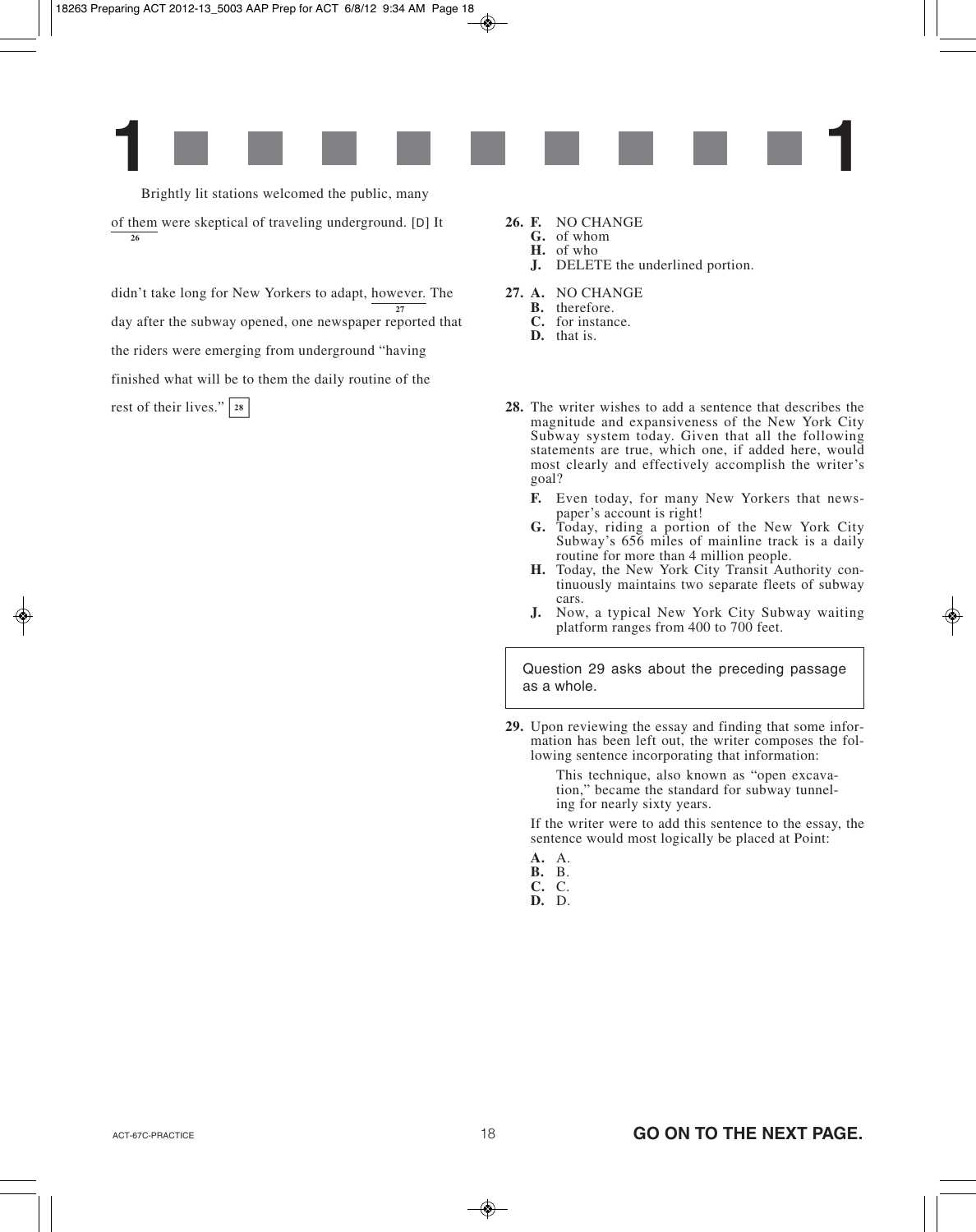Brightly lit stations welcomed the public, many <u>of them</u> [26] were skeptical of traveling underground. [D] It didn't take long for New Yorkers to adapt, <u>however.</u> [27] The day after the subway opened, one newspaper reported that the riders were emerging from underground "having finished what will be to them the daily routine of the rest of their lives." [28]

26. F. NO CHANGE
    G. of whom
    H. of who
    J. DELETE the underlined portion.

27. A. NO CHANGE
    B. therefore.
    C. for instance.
    D. that is.

28. The writer wishes to add a sentence that describes the magnitude and expansiveness of the New York City Subway system today. Given that all the following statements are true, which one, if added here, would most clearly and effectively accomplish the writer's goal?
    F. Even today, for many New Yorkers that newspaper's account is right!
    G. Today, riding a portion of the New York City Subway's 656 miles of mainline track is a daily routine for more than 4 million people.
    H. Today, the New York City Transit Authority continuously maintains two separate fleets of subway cars.
    J. Now, a typical New York City Subway waiting platform ranges from 400 to 700 feet.

Question 29 asks about the preceding passage as a whole.

29. Upon reviewing the essay and finding that some information has been left out, the writer composes the following sentence incorporating that information:

    This technique, also known as "open excavation," became the standard for subway tunneling for nearly sixty years.

    If the writer were to add this sentence to the essay, the sentence would most logically be placed at Point:
    A. A.
    B. B.
    C. C.
    D. D.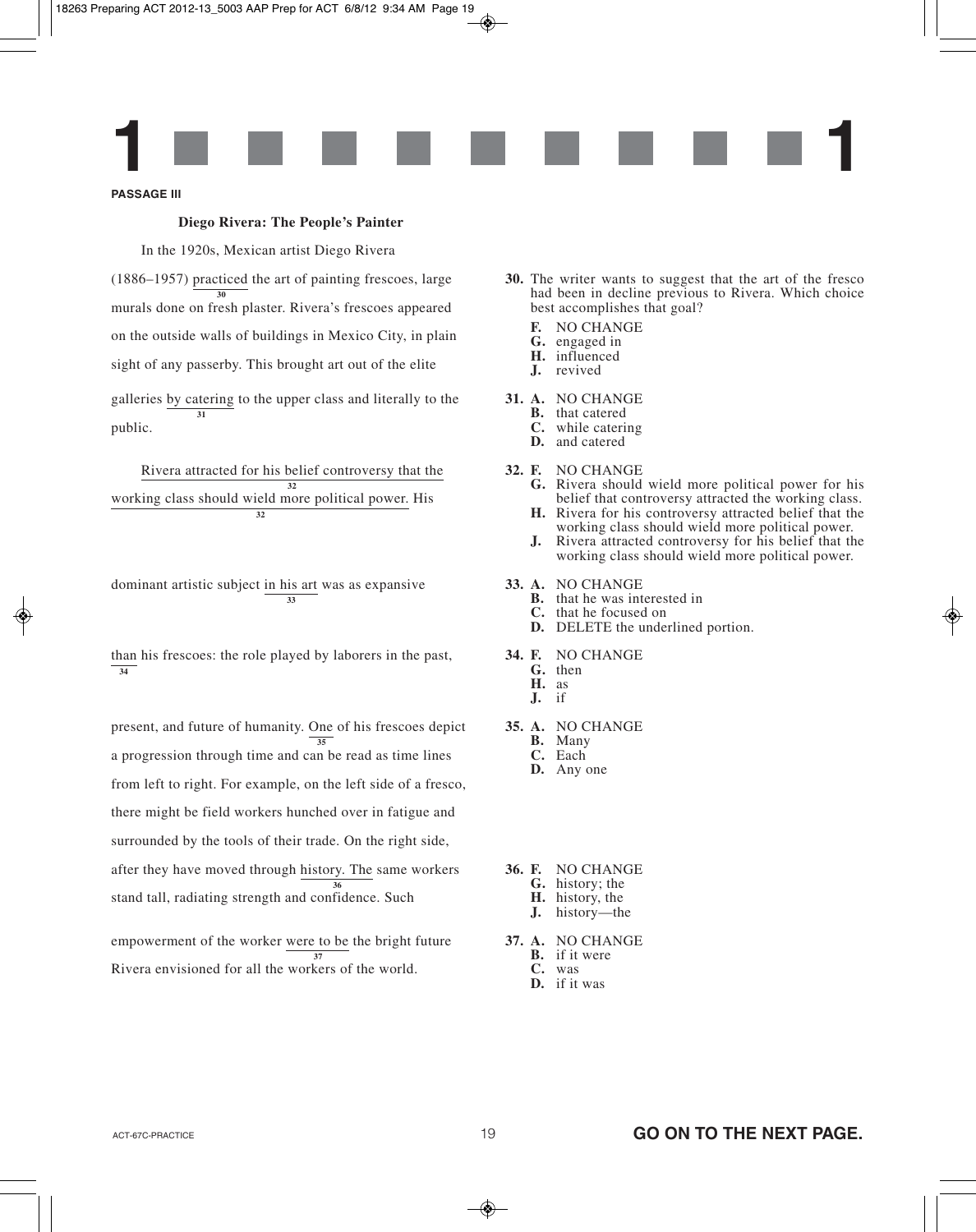**PASSAGE III**

**Diego Rivera: The People's Painter**

In the 1920s, Mexican artist Diego Rivera (1886–1957) practiced [30] the art of painting frescoes, large murals done on fresh plaster. Rivera's frescoes appeared on the outside walls of buildings in Mexico City, in plain sight of any passerby. This brought art out of the elite galleries by catering [31] to the upper class and literally to the public.

Rivera attracted for his belief controversy that the working class should wield more political power. [32] His dominant artistic subject in his art [33] was as expansive than [34] his frescoes: the role played by laborers in the past, present, and future of humanity. One [35] of his frescoes depict a progression through time and can be read as time lines from left to right. For example, on the left side of a fresco, there might be field workers hunched over in fatigue and surrounded by the tools of their trade. On the right side, after they have moved through history. The [36] same workers stand tall, radiating strength and confidence. Such empowerment of the worker were to be [37] the bright future Rivera envisioned for all the workers of the world.

30. The writer wants to suggest that the art of the fresco had been in decline previous to Rivera. Which choice best accomplishes that goal?
 - F. NO CHANGE
 - G. engaged in
 - H. influenced
 - J. revived

31.
 - A. NO CHANGE
 - B. that catered
 - C. while catering
 - D. and catered

32.
 - F. NO CHANGE
 - G. Rivera should wield more political power for his belief that controversy attracted the working class.
 - H. Rivera for his controversy attracted belief that the working class should wield more political power.
 - J. Rivera attracted controversy for his belief that the working class should wield more political power.

33.
 - A. NO CHANGE
 - B. that he was interested in
 - C. that he focused on
 - D. DELETE the underlined portion.

34.
 - F. NO CHANGE
 - G. then
 - H. as
 - J. if

35.
 - A. NO CHANGE
 - B. Many
 - C. Each
 - D. Any one

36.
 - F. NO CHANGE
 - G. history; the
 - H. history, the
 - J. history—the

37.
 - A. NO CHANGE
 - B. if it were
 - C. was
 - D. if it was

**GO ON TO THE NEXT PAGE.**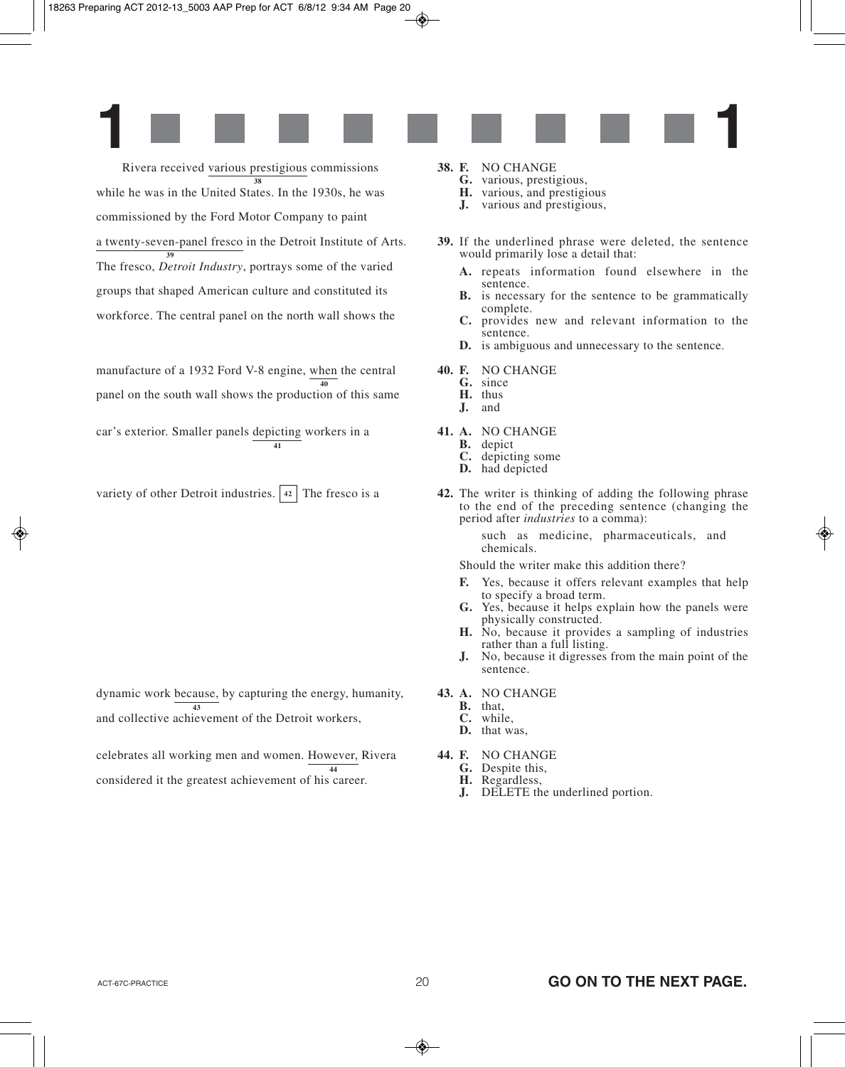Rivera received various prestigious commissions [38] while he was in the United States. In the 1930s, he was commissioned by the Ford Motor Company to paint a twenty-seven-panel fresco [39] in the Detroit Institute of Arts. The fresco, *Detroit Industry*, portrays some of the varied groups that shaped American culture and constituted its workforce. The central panel on the north wall shows the manufacture of a 1932 Ford V-8 engine, when [40] the central panel on the south wall shows the production of this same car's exterior. Smaller panels depicting [41] workers in a variety of other Detroit industries. [42] The fresco is a dynamic work because, [43] by capturing the energy, humanity, and collective achievement of the Detroit workers, celebrates all working men and women. However, [44] Rivera considered it the greatest achievement of his career.

**38.**
- **F.** NO CHANGE
- **G.** various, prestigious,
- **H.** various, and prestigious
- **J.** various and prestigious,

**39.** If the underlined phrase were deleted, the sentence would primarily lose a detail that:
- **A.** repeats information found elsewhere in the sentence.
- **B.** is necessary for the sentence to be grammatically complete.
- **C.** provides new and relevant information to the sentence.
- **D.** is ambiguous and unnecessary to the sentence.

**40.**
- **F.** NO CHANGE
- **G.** since
- **H.** thus
- **J.** and

**41.**
- **A.** NO CHANGE
- **B.** depict
- **C.** depicting some
- **D.** had depicted

**42.** The writer is thinking of adding the following phrase to the end of the preceding sentence (changing the period after *industries* to a comma):

> such as medicine, pharmaceuticals, and chemicals.

Should the writer make this addition there?
- **F.** Yes, because it offers relevant examples that help to specify a broad term.
- **G.** Yes, because it helps explain how the panels were physically constructed.
- **H.** No, because it provides a sampling of industries rather than a full listing.
- **J.** No, because it digresses from the main point of the sentence.

**43.**
- **A.** NO CHANGE
- **B.** that,
- **C.** while,
- **D.** that was,

**44.**
- **F.** NO CHANGE
- **G.** Despite this,
- **H.** Regardless,
- **J.** DELETE the underlined portion.

**GO ON TO THE NEXT PAGE.**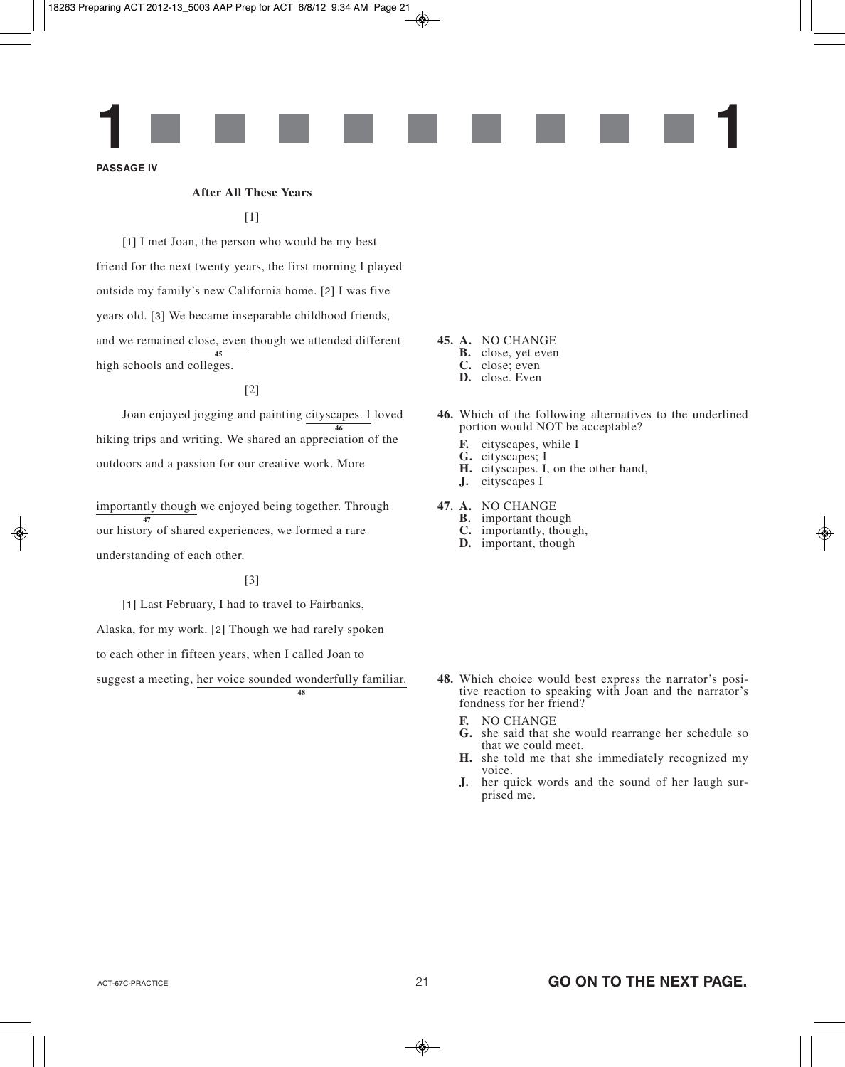**PASSAGE IV**

### After All These Years

[1]

[1] I met Joan, the person who would be my best friend for the next twenty years, the first morning I played outside my family's new California home. [2] I was five years old. [3] We became inseparable childhood friends, and we remained close, even though we attended different high schools and colleges.

[2]

Joan enjoyed jogging and painting cityscapes. I loved hiking trips and writing. We shared an appreciation of the outdoors and a passion for our creative work. More importantly though we enjoyed being together. Through our history of shared experiences, we formed a rare understanding of each other.

[3]

[1] Last February, I had to travel to Fairbanks, Alaska, for my work. [2] Though we had rarely spoken to each other in fifteen years, when I called Joan to suggest a meeting, her voice sounded wonderfully familiar.

**45.** **A.** NO CHANGE
**B.** close, yet even
**C.** close; even
**D.** close. Even

**46.** Which of the following alternatives to the underlined portion would NOT be acceptable?

**F.** cityscapes, while I
**G.** cityscapes; I
**H.** cityscapes. I, on the other hand,
**J.** cityscapes I

**47.** **A.** NO CHANGE
**B.** important though
**C.** importantly, though,
**D.** important, though

**48.** Which choice would best express the narrator's positive reaction to speaking with Joan and the narrator's fondness for her friend?

**F.** NO CHANGE
**G.** she said that she would rearrange her schedule so that we could meet.
**H.** she told me that she immediately recognized my voice.
**J.** her quick words and the sound of her laugh surprised me.

**GO ON TO THE NEXT PAGE.**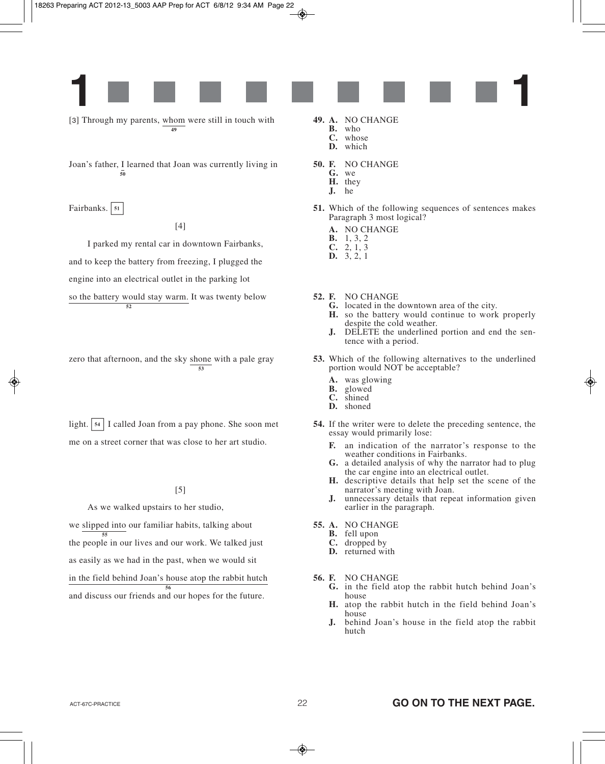[3] Through my parents, whom[49] were still in touch with Joan's father, I[50] learned that Joan was currently living in Fairbanks. [51]

[4]

I parked my rental car in downtown Fairbanks, and to keep the battery from freezing, I plugged the engine into an electrical outlet in the parking lot so the battery would stay warm.[52] It was twenty below zero that afternoon, and the sky shone[53] with a pale gray light. [54] I called Joan from a pay phone. She soon met me on a street corner that was close to her art studio.

[5]

As we walked upstairs to her studio, we slipped into[55] our familiar habits, talking about the people in our lives and our work. We talked just as easily as we had in the past, when we would sit in the field behind Joan's house atop the rabbit hutch[56] and discuss our friends and our hopes for the future.

**49.**
- **A.** NO CHANGE
- **B.** who
- **C.** whose
- **D.** which

**50.**
- **F.** NO CHANGE
- **G.** we
- **H.** they
- **J.** he

**51.** Which of the following sequences of sentences makes Paragraph 3 most logical?
- **A.** NO CHANGE
- **B.** 1, 3, 2
- **C.** 2, 1, 3
- **D.** 3, 2, 1

**52.**
- **F.** NO CHANGE
- **G.** located in the downtown area of the city.
- **H.** so the battery would continue to work properly despite the cold weather.
- **J.** DELETE the underlined portion and end the sentence with a period.

**53.** Which of the following alternatives to the underlined portion would NOT be acceptable?
- **A.** was glowing
- **B.** glowed
- **C.** shined
- **D.** shoned

**54.** If the writer were to delete the preceding sentence, the essay would primarily lose:
- **F.** an indication of the narrator's response to the weather conditions in Fairbanks.
- **G.** a detailed analysis of why the narrator had to plug the car engine into an electrical outlet.
- **H.** descriptive details that help set the scene of the narrator's meeting with Joan.
- **J.** unnecessary details that repeat information given earlier in the paragraph.

**55.**
- **A.** NO CHANGE
- **B.** fell upon
- **C.** dropped by
- **D.** returned with

**56.**
- **F.** NO CHANGE
- **G.** in the field atop the rabbit hutch behind Joan's house
- **H.** atop the rabbit hutch in the field behind Joan's house
- **J.** behind Joan's house in the field atop the rabbit hutch

**GO ON TO THE NEXT PAGE.**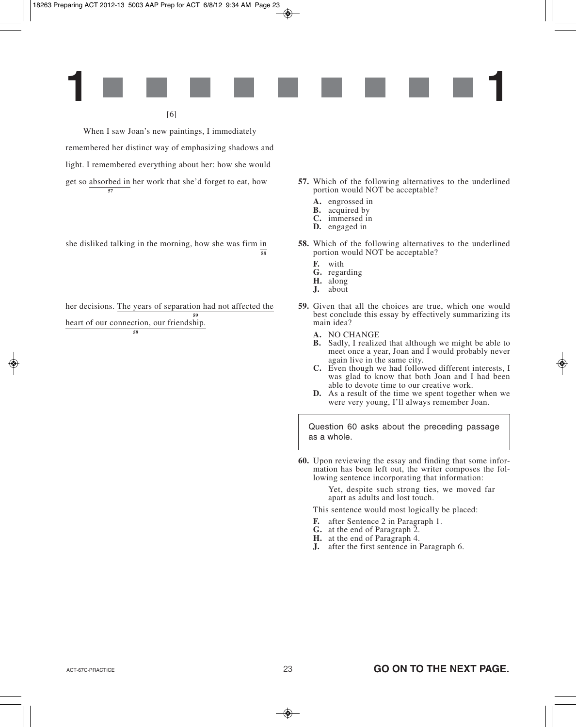[6]

When I saw Joan's new paintings, I immediately remembered her distinct way of emphasizing shadows and light. I remembered everything about her: how she would get so absorbed in[57] her work that she'd forget to eat, how she disliked talking in the morning, how she was firm in[58] her decisions. The years of separation had not affected the heart of our connection, our friendship.[59]

**57.** Which of the following alternatives to the underlined portion would NOT be acceptable?

- **A.** engrossed in
- **B.** acquired by
- **C.** immersed in
- **D.** engaged in

**58.** Which of the following alternatives to the underlined portion would NOT be acceptable?

- **F.** with
- **G.** regarding
- **H.** along
- **J.** about

**59.** Given that all the choices are true, which one would best conclude this essay by effectively summarizing its main idea?

- **A.** NO CHANGE
- **B.** Sadly, I realized that although we might be able to meet once a year, Joan and I would probably never again live in the same city.
- **C.** Even though we had followed different interests, I was glad to know that both Joan and I had been able to devote time to our creative work.
- **D.** As a result of the time we spent together when we were very young, I'll always remember Joan.

Question 60 asks about the preceding passage as a whole.

**60.** Upon reviewing the essay and finding that some information has been left out, the writer composes the following sentence incorporating that information:

> Yet, despite such strong ties, we moved far apart as adults and lost touch.

This sentence would most logically be placed:

- **F.** after Sentence 2 in Paragraph 1.
- **G.** at the end of Paragraph 2.
- **H.** at the end of Paragraph 4.
- **J.** after the first sentence in Paragraph 6.

**GO ON TO THE NEXT PAGE.**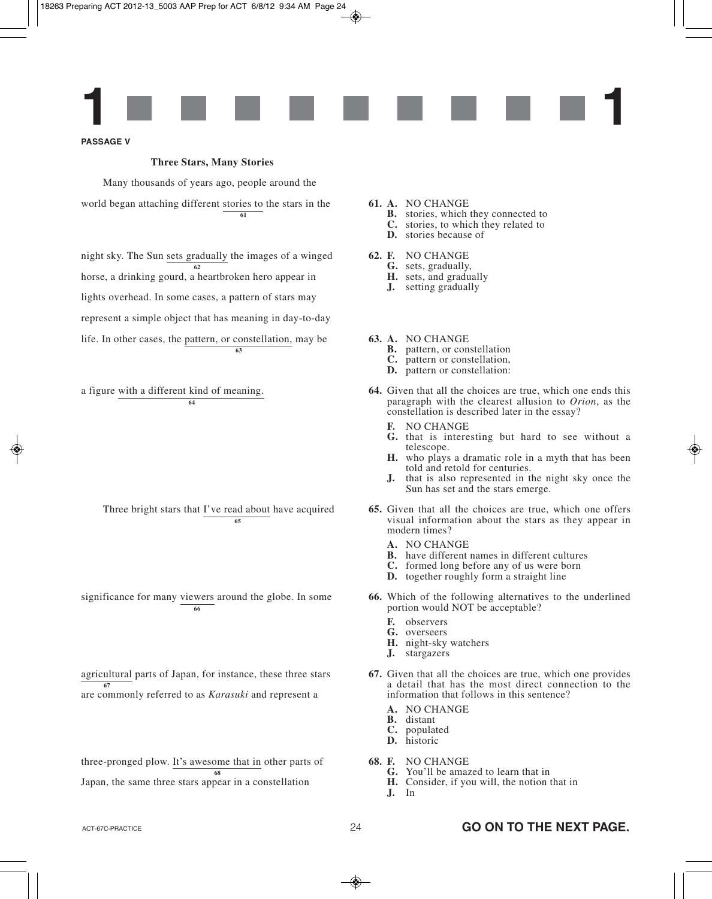**PASSAGE V**

**Three Stars, Many Stories**

Many thousands of years ago, people around the world began attaching different stories to[61] the stars in the night sky. The Sun sets gradually[62] the images of a winged horse, a drinking gourd, a heartbroken hero appear in lights overhead. In some cases, a pattern of stars may represent a simple object that has meaning in day-to-day life. In other cases, the pattern, or constellation,[63] may be a figure with a different kind of meaning.[64]

Three bright stars that I've read about[65] have acquired significance for many viewers[66] around the globe. In some agricultural[67] parts of Japan, for instance, these three stars are commonly referred to as *Karasuki* and represent a three-pronged plow. It's awesome that in[68] other parts of Japan, the same three stars appear in a constellation

61. A. NO CHANGE
    B. stories, which they connected to
    C. stories, to which they related to
    D. stories because of

62. F. NO CHANGE
    G. sets, gradually,
    H. sets, and gradually
    J. setting gradually

63. A. NO CHANGE
    B. pattern, or constellation
    C. pattern or constellation,
    D. pattern or constellation:

64. Given that all the choices are true, which one ends this paragraph with the clearest allusion to *Orion*, as the constellation is described later in the essay?
    F. NO CHANGE
    G. that is interesting but hard to see without a telescope.
    H. who plays a dramatic role in a myth that has been told and retold for centuries.
    J. that is also represented in the night sky once the Sun has set and the stars emerge.

65. Given that all the choices are true, which one offers visual information about the stars as they appear in modern times?
    A. NO CHANGE
    B. have different names in different cultures
    C. formed long before any of us were born
    D. together roughly form a straight line

66. Which of the following alternatives to the underlined portion would NOT be acceptable?
    F. observers
    G. overseers
    H. night-sky watchers
    J. stargazers

67. Given that all the choices are true, which one provides a detail that has the most direct connection to the information that follows in this sentence?
    A. NO CHANGE
    B. distant
    C. populated
    D. historic

68. F. NO CHANGE
    G. You'll be amazed to learn that in
    H. Consider, if you will, the notion that in
    J. In

**GO ON TO THE NEXT PAGE.**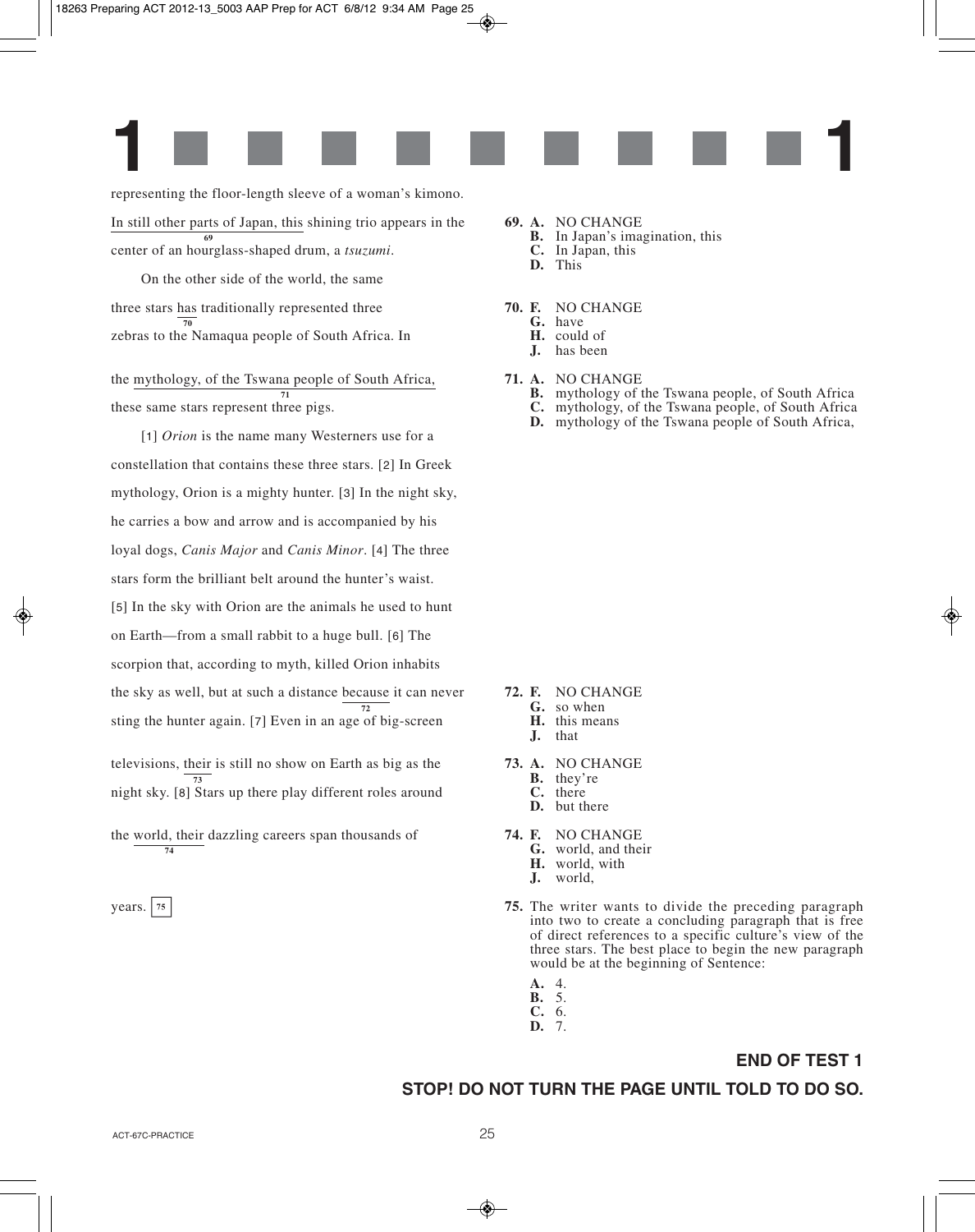representing the floor-length sleeve of a woman's kimono. In still other parts of Japan, this [69] shining trio appears in the center of an hourglass-shaped drum, a *tsuzumi*.

On the other side of the world, the same three stars has [70] traditionally represented three zebras to the Namaqua people of South Africa. In the mythology, of the Tswana people of South Africa, [71] these same stars represent three pigs.

[1] *Orion* is the name many Westerners use for a constellation that contains these three stars. [2] In Greek mythology, Orion is a mighty hunter. [3] In the night sky, he carries a bow and arrow and is accompanied by his loyal dogs, *Canis Major* and *Canis Minor*. [4] The three stars form the brilliant belt around the hunter's waist. [5] In the sky with Orion are the animals he used to hunt on Earth—from a small rabbit to a huge bull. [6] The scorpion that, according to myth, killed Orion inhabits the sky as well, but at such a distance because [72] it can never sting the hunter again. [7] Even in an age of big-screen televisions, their [73] is still no show on Earth as big as the night sky. [8] Stars up there play different roles around the world, their [74] dazzling careers span thousands of years. [75]

**69.**
- **A.** NO CHANGE
- **B.** In Japan's imagination, this
- **C.** In Japan, this
- **D.** This

**70.**
- **F.** NO CHANGE
- **G.** have
- **H.** could of
- **J.** has been

**71.**
- **A.** NO CHANGE
- **B.** mythology of the Tswana people, of South Africa
- **C.** mythology, of the Tswana people, of South Africa
- **D.** mythology of the Tswana people of South Africa,

**72.**
- **F.** NO CHANGE
- **G.** so when
- **H.** this means
- **J.** that

**73.**
- **A.** NO CHANGE
- **B.** they're
- **C.** there
- **D.** but there

**74.**
- **F.** NO CHANGE
- **G.** world, and their
- **H.** world, with
- **J.** world,

**75.** The writer wants to divide the preceding paragraph into two to create a concluding paragraph that is free of direct references to a specific culture's view of the three stars. The best place to begin the new paragraph would be at the beginning of Sentence:

- **A.** 4.
- **B.** 5.
- **C.** 6.
- **D.** 7.

**END OF TEST 1**

**STOP! DO NOT TURN THE PAGE UNTIL TOLD TO DO SO.**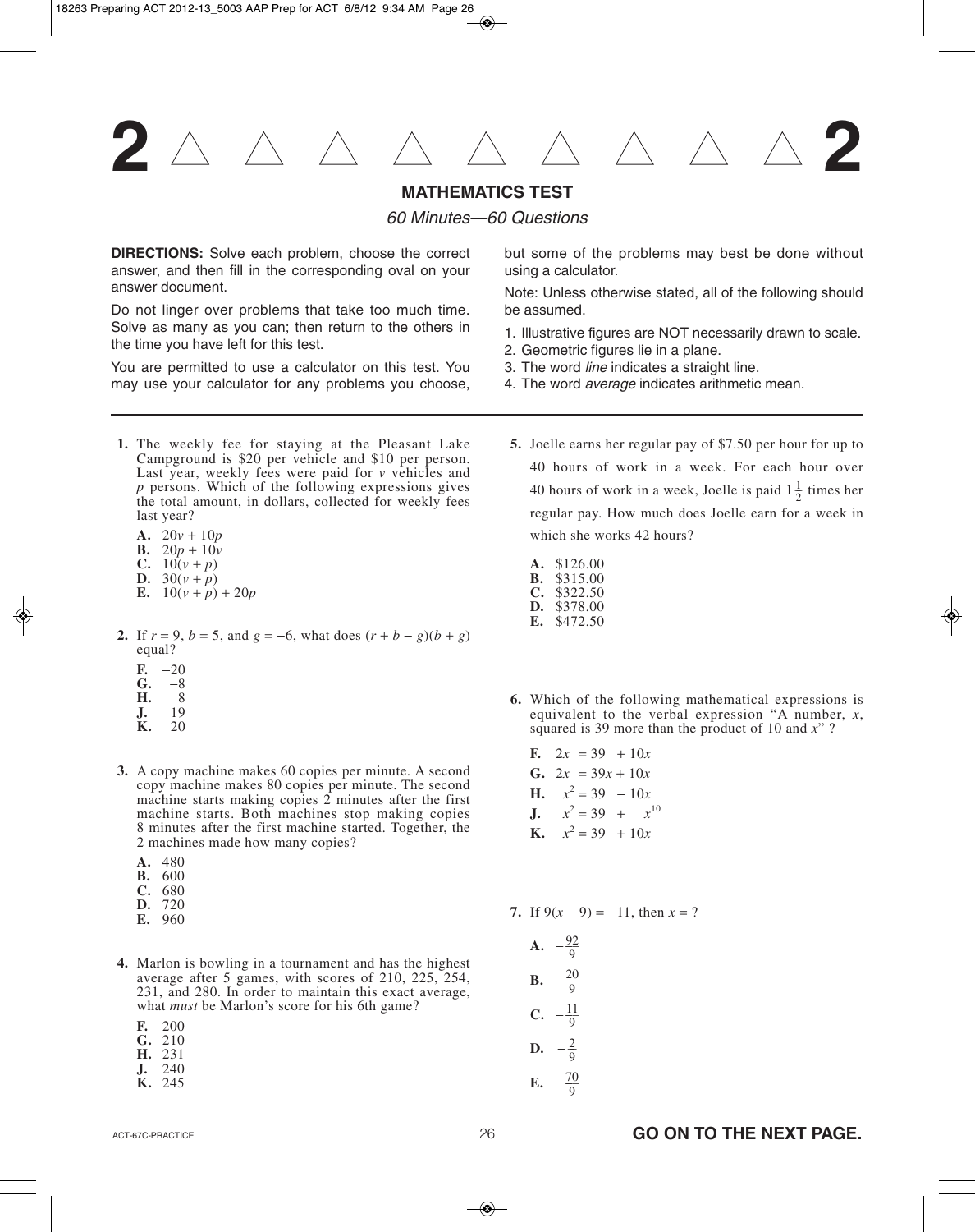# 2 △ △ △ △ △ △ △ △ △ 2

## MATHEMATICS TEST

*60 Minutes—60 Questions*

**DIRECTIONS:** Solve each problem, choose the correct answer, and then fill in the corresponding oval on your answer document.

Do not linger over problems that take too much time. Solve as many as you can; then return to the others in the time you have left for this test.

You are permitted to use a calculator on this test. You may use your calculator for any problems you choose, but some of the problems may best be done without using a calculator.

Note: Unless otherwise stated, all of the following should be assumed.

1. Illustrative figures are NOT necessarily drawn to scale.
2. Geometric figures lie in a plane.
3. The word *line* indicates a straight line.
4. The word *average* indicates arithmetic mean.

---

**1.** The weekly fee for staying at the Pleasant Lake Campground is \$20 per vehicle and \$10 per person. Last year, weekly fees were paid for $v$ vehicles and $p$ persons. Which of the following expressions gives the total amount, in dollars, collected for weekly fees last year?

**A.** $20v + 10p$
**B.** $20p + 10v$
**C.** $10(v + p)$
**D.** $30(v + p)$
**E.** $10(v + p) + 20p$

**2.** If $r = 9$, $b = 5$, and $g = -6$, what does $(r + b - g)(b + g)$ equal?

**F.** $-20$
**G.** $-8$
**H.** 8
**J.** 19
**K.** 20

**3.** A copy machine makes 60 copies per minute. A second copy machine makes 80 copies per minute. The second machine starts making copies 2 minutes after the first machine starts. Both machines stop making copies 8 minutes after the first machine started. Together, the 2 machines made how many copies?

**A.** 480
**B.** 600
**C.** 680
**D.** 720
**E.** 960

**4.** Marlon is bowling in a tournament and has the highest average after 5 games, with scores of 210, 225, 254, 231, and 280. In order to maintain this exact average, what *must* be Marlon's score for his 6th game?

**F.** 200
**G.** 210
**H.** 231
**J.** 240
**K.** 245

**5.** Joelle earns her regular pay of \$7.50 per hour for up to 40 hours of work in a week. For each hour over 40 hours of work in a week, Joelle is paid $1\frac{1}{2}$ times her regular pay. How much does Joelle earn for a week in which she works 42 hours?

**A.** \$126.00
**B.** \$315.00
**C.** \$322.50
**D.** \$378.00
**E.** \$472.50

**6.** Which of the following mathematical expressions is equivalent to the verbal expression "A number, $x$, squared is 39 more than the product of 10 and $x$" ?

**F.** $2x = 39 + 10x$
**G.** $2x = 39x + 10x$
**H.** $x^2 = 39 - 10x$
**J.** $x^2 = 39 + x^{10}$
**K.** $x^2 = 39 + 10x$

**7.** If $9(x - 9) = -11$, then $x = ?$

**A.** $-\frac{92}{9}$
**B.** $-\frac{20}{9}$
**C.** $-\frac{11}{9}$
**D.** $-\frac{2}{9}$
**E.** $\frac{70}{9}$

**GO ON TO THE NEXT PAGE.**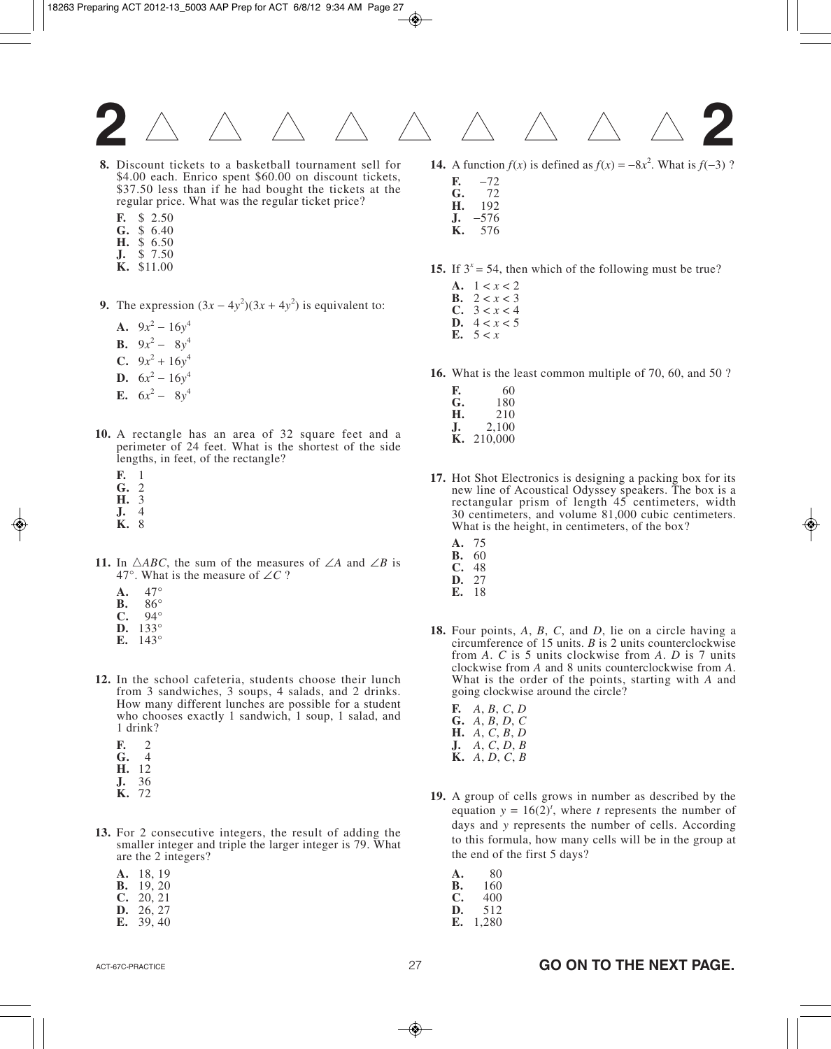**8.** Discount tickets to a basketball tournament sell for \$4.00 each. Enrico spent \$60.00 on discount tickets, \$37.50 less than if he had bought the tickets at the regular price. What was the regular ticket price?

- **F.** \$ 2.50
- **G.** \$ 6.40
- **H.** \$ 6.50
- **J.** \$ 7.50
- **K.** \$11.00

**9.** The expression $(3x - 4y^2)(3x + 4y^2)$ is equivalent to:

- **A.** $9x^2 - 16y^4$
- **B.** $9x^2 - 8y^4$
- **C.** $9x^2 + 16y^4$
- **D.** $6x^2 - 16y^4$
- **E.** $6x^2 - 8y^4$

**10.** A rectangle has an area of 32 square feet and a perimeter of 24 feet. What is the shortest of the side lengths, in feet, of the rectangle?

- **F.** 1
- **G.** 2
- **H.** 3
- **J.** 4
- **K.** 8

**11.** In $\triangle ABC$, the sum of the measures of $\angle A$ and $\angle B$ is 47°. What is the measure of $\angle C$ ?

- **A.** 47°
- **B.** 86°
- **C.** 94°
- **D.** 133°
- **E.** 143°

**12.** In the school cafeteria, students choose their lunch from 3 sandwiches, 3 soups, 4 salads, and 2 drinks. How many different lunches are possible for a student who chooses exactly 1 sandwich, 1 soup, 1 salad, and 1 drink?

- **F.** 2
- **G.** 4
- **H.** 12
- **J.** 36
- **K.** 72

**13.** For 2 consecutive integers, the result of adding the smaller integer and triple the larger integer is 79. What are the 2 integers?

- **A.** 18, 19
- **B.** 19, 20
- **C.** 20, 21
- **D.** 26, 27
- **E.** 39, 40

**14.** A function $f(x)$ is defined as $f(x) = -8x^2$. What is $f(-3)$ ?

- **F.** $-72$
- **G.** 72
- **H.** 192
- **J.** $-576$
- **K.** 576

**15.** If $3^x = 54$, then which of the following must be true?

- **A.** $1 < x < 2$
- **B.** $2 < x < 3$
- **C.** $3 < x < 4$
- **D.** $4 < x < 5$
- **E.** $5 < x$

**16.** What is the least common multiple of 70, 60, and 50 ?

- **F.** 60
- **G.** 180
- **H.** 210
- **J.** 2,100
- **K.** 210,000

**17.** Hot Shot Electronics is designing a packing box for its new line of Acoustical Odyssey speakers. The box is a rectangular prism of length 45 centimeters, width 30 centimeters, and volume 81,000 cubic centimeters. What is the height, in centimeters, of the box?

- **A.** 75
- **B.** 60
- **C.** 48
- **D.** 27
- **E.** 18

**18.** Four points, $A$, $B$, $C$, and $D$, lie on a circle having a circumference of 15 units. $B$ is 2 units counterclockwise from $A$. $C$ is 5 units clockwise from $A$. $D$ is 7 units clockwise from $A$ and 8 units counterclockwise from $A$. What is the order of the points, starting with $A$ and going clockwise around the circle?

- **F.** $A$, $B$, $C$, $D$
- **G.** $A$, $B$, $D$, $C$
- **H.** $A$, $C$, $B$, $D$
- **J.** $A$, $C$, $D$, $B$
- **K.** $A$, $D$, $C$, $B$

**19.** A group of cells grows in number as described by the equation $y = 16(2)^t$, where $t$ represents the number of days and $y$ represents the number of cells. According to this formula, how many cells will be in the group at the end of the first 5 days?

- **A.** 80
- **B.** 160
- **C.** 400
- **D.** 512
- **E.** 1,280

**GO ON TO THE NEXT PAGE.**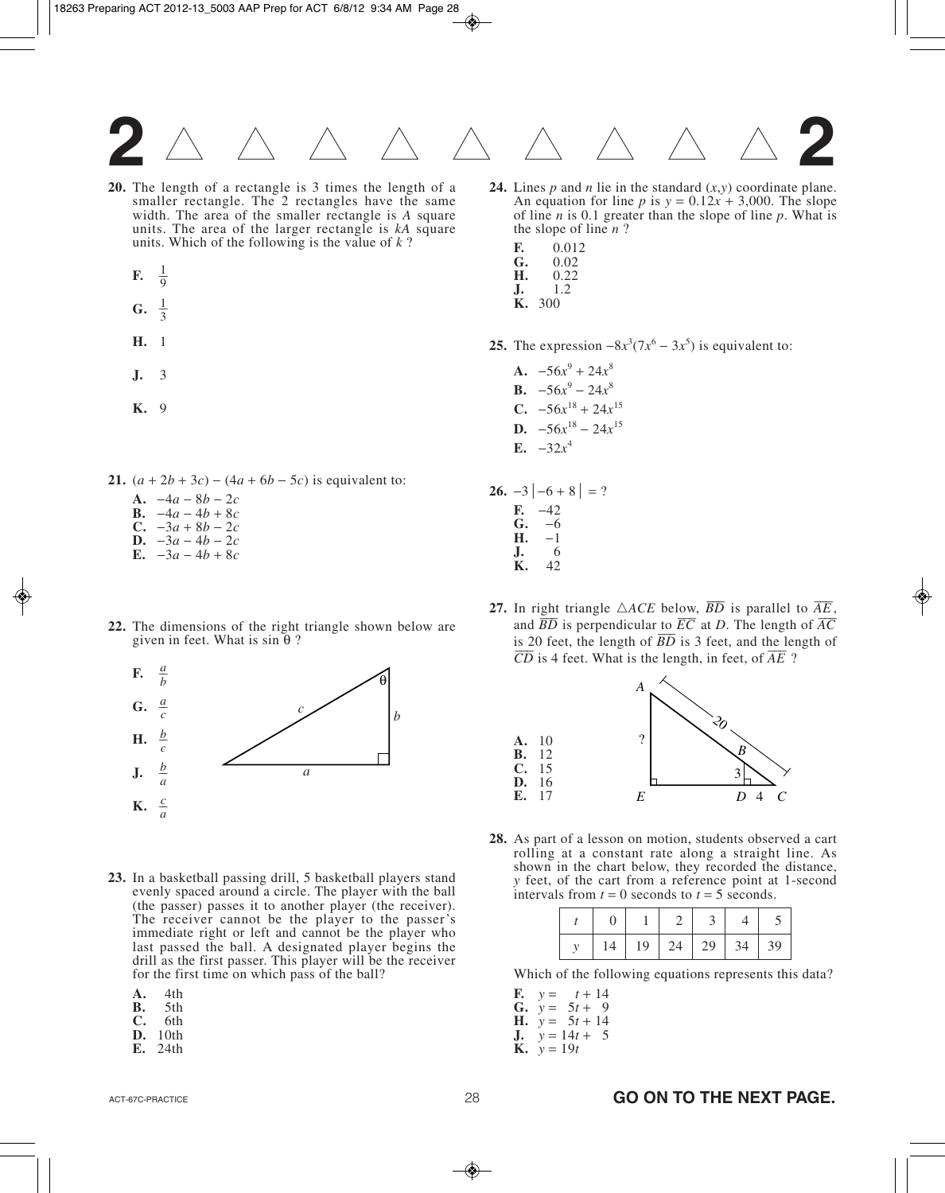**20.** The length of a rectangle is 3 times the length of a smaller rectangle. The 2 rectangles have the same width. The area of the smaller rectangle is $A$ square units. The area of the larger rectangle is $kA$ square units. Which of the following is the value of $k$ ?

**F.** $\frac{1}{9}$
**G.** $\frac{1}{3}$
**H.** 1
**J.** 3
**K.** 9

**21.** $(a + 2b + 3c) - (4a + 6b - 5c)$ is equivalent to:

**A.** $-4a - 8b - 2c$
**B.** $-4a - 4b + 8c$
**C.** $-3a + 8b - 2c$
**D.** $-3a - 4b - 2c$
**E.** $-3a - 4b + 8c$

**22.** The dimensions of the right triangle shown below are given in feet. What is $\sin \theta$ ?

**F.** $\frac{a}{b}$
**G.** $\frac{a}{c}$
**H.** $\frac{b}{c}$
**J.** $\frac{b}{a}$
**K.** $\frac{c}{a}$

**23.** In a basketball passing drill, 5 basketball players stand evenly spaced around a circle. The player with the ball (the passer) passes it to another player (the receiver). The receiver cannot be the player to the passer's immediate right or left and cannot be the player who last passed the ball. A designated player begins the drill as the first passer. This player will be the receiver for the first time on which pass of the ball?

**A.** 4th
**B.** 5th
**C.** 6th
**D.** 10th
**E.** 24th

**24.** Lines $p$ and $n$ lie in the standard $(x,y)$ coordinate plane. An equation for line $p$ is $y = 0.12x + 3{,}000$. The slope of line $n$ is 0.1 greater than the slope of line $p$. What is the slope of line $n$ ?

**F.** 0.012
**G.** 0.02
**H.** 0.22
**J.** 1.2
**K.** 300

**25.** The expression $-8x^3(7x^6 - 3x^5)$ is equivalent to:

**A.** $-56x^9 + 24x^8$
**B.** $-56x^9 - 24x^8$
**C.** $-56x^{18} + 24x^{15}$
**D.** $-56x^{18} - 24x^{15}$
**E.** $-32x^4$

**26.** $-3\left|-6 + 8\right| = ?$

**F.** $-42$
**G.** $-6$
**H.** $-1$
**J.** 6
**K.** 42

**27.** In right triangle $\triangle ACE$ below, $\overline{BD}$ is parallel to $\overline{AE}$, and $\overline{BD}$ is perpendicular to $\overline{EC}$ at $D$. The length of $\overline{AC}$ is 20 feet, the length of $\overline{BD}$ is 3 feet, and the length of $\overline{CD}$ is 4 feet. What is the length, in feet, of $\overline{AE}$ ?

**A.** 10
**B.** 12
**C.** 15
**D.** 16
**E.** 17

**28.** As part of a lesson on motion, students observed a cart rolling at a constant rate along a straight line. As shown in the chart below, they recorded the distance, $y$ feet, of the cart from a reference point at 1-second intervals from $t = 0$ seconds to $t = 5$ seconds.

| $t$ | 0 | 1 | 2 | 3 | 4 | 5 |
|---|---|---|---|---|---|---|
| $y$ | 14 | 19 | 24 | 29 | 34 | 39 |

Which of the following equations represents this data?

**F.** $y = t + 14$
**G.** $y = 5t + 9$
**H.** $y = 5t + 14$
**J.** $y = 14t + 5$
**K.** $y = 19t$

**GO ON TO THE NEXT PAGE.**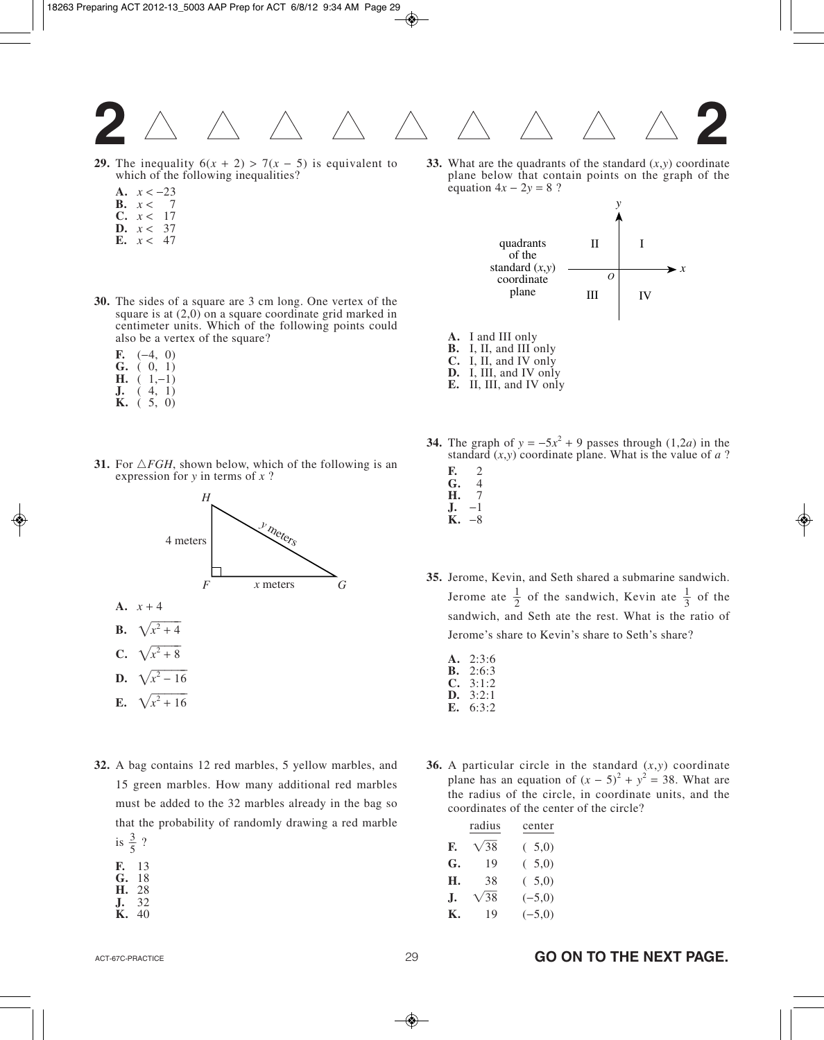**29.** The inequality $6(x + 2) > 7(x - 5)$ is equivalent to which of the following inequalities?

**A.** $x < -23$
**B.** $x < 7$
**C.** $x < 17$
**D.** $x < 37$
**E.** $x < 47$

**30.** The sides of a square are 3 cm long. One vertex of the square is at (2,0) on a square coordinate grid marked in centimeter units. Which of the following points could also be a vertex of the square?

**F.** $(-4, 0)$
**G.** $(0, 1)$
**H.** $(1, -1)$
**J.** $(4, 1)$
**K.** $(5, 0)$

**31.** For $\triangle FGH$, shown below, which of the following is an expression for $y$ in terms of $x$ ?

H
4 meters
y meters
F
x meters
G

**A.** $x + 4$
**B.** $\sqrt{x^2 + 4}$
**C.** $\sqrt{x^2 + 8}$
**D.** $\sqrt{x^2 - 16}$
**E.** $\sqrt{x^2 + 16}$

**32.** A bag contains 12 red marbles, 5 yellow marbles, and 15 green marbles. How many additional red marbles must be added to the 32 marbles already in the bag so that the probability of randomly drawing a red marble is $\frac{3}{5}$ ?

**F.** 13
**G.** 18
**H.** 28
**J.** 32
**K.** 40

**33.** What are the quadrants of the standard $(x,y)$ coordinate plane below that contain points on the graph of the equation $4x - 2y = 8$ ?

quadrants of the standard $(x,y)$ coordinate plane
y
II
I
x
O
III
IV

**A.** I and III only
**B.** I, II, and III only
**C.** I, II, and IV only
**D.** I, III, and IV only
**E.** II, III, and IV only

**34.** The graph of $y = -5x^2 + 9$ passes through $(1,2a)$ in the standard $(x,y)$ coordinate plane. What is the value of $a$ ?

**F.** 2
**G.** 4
**H.** 7
**J.** $-1$
**K.** $-8$

**35.** Jerome, Kevin, and Seth shared a submarine sandwich. Jerome ate $\frac{1}{2}$ of the sandwich, Kevin ate $\frac{1}{3}$ of the sandwich, and Seth ate the rest. What is the ratio of Jerome's share to Kevin's share to Seth's share?

**A.** 2:3:6
**B.** 2:6:3
**C.** 3:1:2
**D.** 3:2:1
**E.** 6:3:2

**36.** A particular circle in the standard $(x,y)$ coordinate plane has an equation of $(x - 5)^2 + y^2 = 38$. What are the radius of the circle, in coordinate units, and the coordinates of the center of the circle?

| | radius | center |
|---|---|---|
| **F.** | $\sqrt{38}$ | $(5,0)$ |
| **G.** | 19 | $(5,0)$ |
| **H.** | 38 | $(5,0)$ |
| **J.** | $\sqrt{38}$ | $(-5,0)$ |
| **K.** | 19 | $(-5,0)$ |

**GO ON TO THE NEXT PAGE.**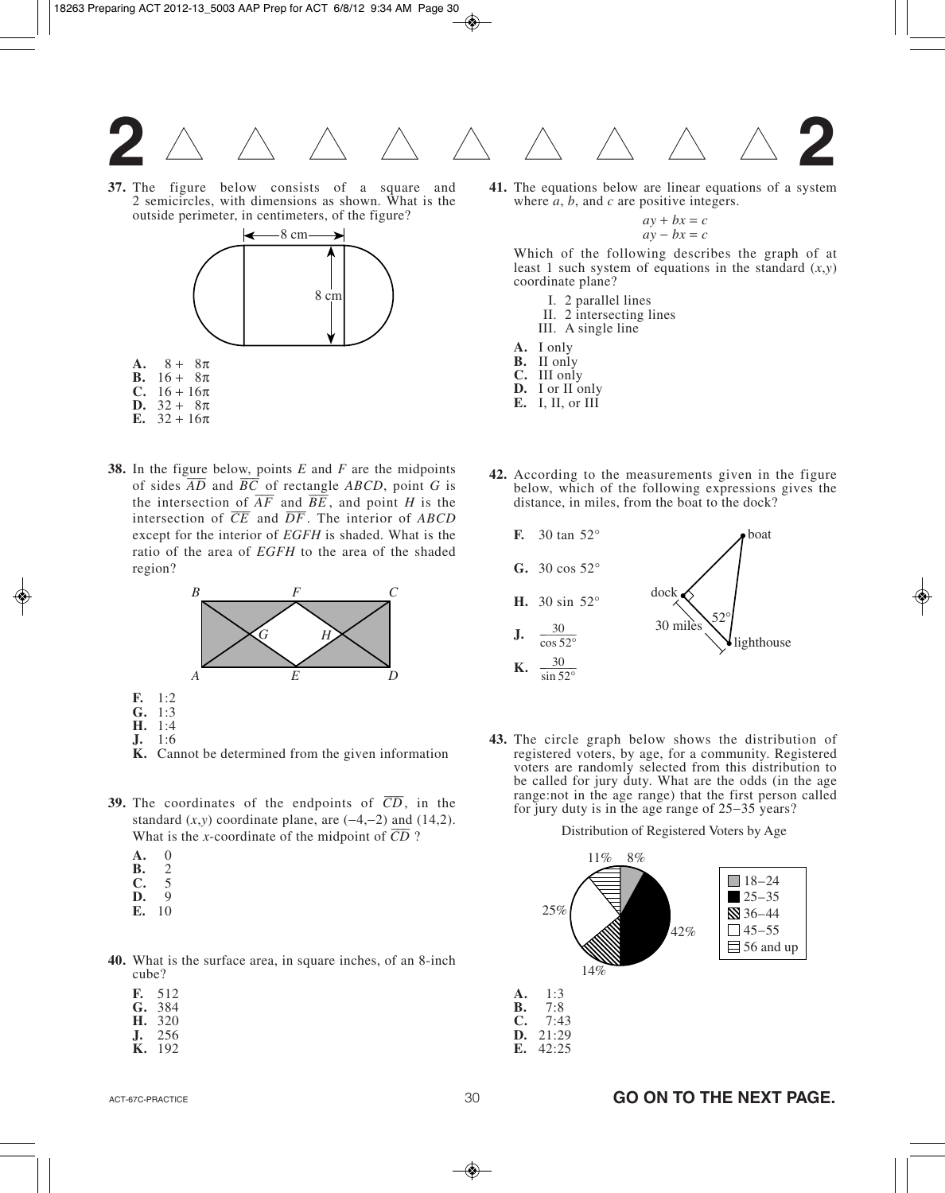**37.** The figure below consists of a square and 2 semicircles, with dimensions as shown. What is the outside perimeter, in centimeters, of the figure?

8 cm

8 cm

**A.** $8 + 8\pi$
**B.** $16 + 8\pi$
**C.** $16 + 16\pi$
**D.** $32 + 8\pi$
**E.** $32 + 16\pi$

**38.** In the figure below, points $E$ and $F$ are the midpoints of sides $\overline{AD}$ and $\overline{BC}$ of rectangle $ABCD$, point $G$ is the intersection of $\overline{AF}$ and $\overline{BE}$, and point $H$ is the intersection of $\overline{CE}$ and $\overline{DF}$. The interior of $ABCD$ except for the interior of $EGFH$ is shaded. What is the ratio of the area of $EGFH$ to the area of the shaded region?

B F C
G H
A E D

**F.** 1:2
**G.** 1:3
**H.** 1:4
**J.** 1:6
**K.** Cannot be determined from the given information

**39.** The coordinates of the endpoints of $\overline{CD}$, in the standard $(x,y)$ coordinate plane, are $(-4,-2)$ and $(14,2)$. What is the $x$-coordinate of the midpoint of $\overline{CD}$ ?

**A.** 0
**B.** 2
**C.** 5
**D.** 9
**E.** 10

**40.** What is the surface area, in square inches, of an 8-inch cube?

**F.** 512
**G.** 384
**H.** 320
**J.** 256
**K.** 192

**41.** The equations below are linear equations of a system where $a$, $b$, and $c$ are positive integers.

$$ay + bx = c$$
$$ay - bx = c$$

Which of the following describes the graph of at least 1 such system of equations in the standard $(x,y)$ coordinate plane?

I. 2 parallel lines
II. 2 intersecting lines
III. A single line

**A.** I only
**B.** II only
**C.** III only
**D.** I or II only
**E.** I, II, or III

**42.** According to the measurements given in the figure below, which of the following expressions gives the distance, in miles, from the boat to the dock?

**F.** $30 \tan 52°$

**G.** $30 \cos 52°$

**H.** $30 \sin 52°$

**J.** $\dfrac{30}{\cos 52°}$

**K.** $\dfrac{30}{\sin 52°}$

boat
dock
52°
30 miles
lighthouse

**43.** The circle graph below shows the distribution of registered voters, by age, for a community. Registered voters are randomly selected from this distribution to be called for jury duty. What are the odds (in the age range:not in the age range) that the first person called for jury duty is in the age range of 25−35 years?

Distribution of Registered Voters by Age

11% 8%
25%
42%
14%

18−24
25−35
36−44
45−55
56 and up

**A.** 1:3
**B.** 7:8
**C.** 7:43
**D.** 21:29
**E.** 42:25

**GO ON TO THE NEXT PAGE.**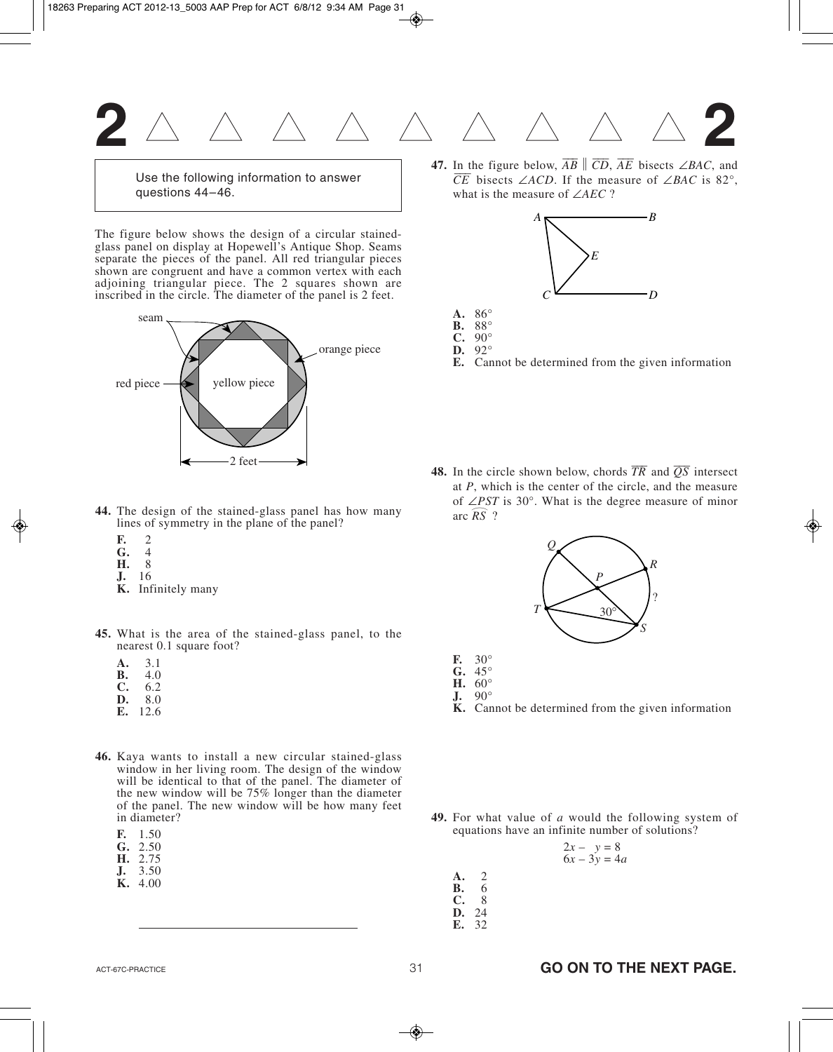Use the following information to answer questions 44–46.

The figure below shows the design of a circular stained-glass panel on display at Hopewell's Antique Shop. Seams separate the pieces of the panel. All red triangular pieces shown are congruent and have a common vertex with each adjoining triangular piece. The 2 squares shown are inscribed in the circle. The diameter of the panel is 2 feet.

seam

orange piece

red piece

yellow piece

2 feet

**44.** The design of the stained-glass panel has how many lines of symmetry in the plane of the panel?

**F.** 2
**G.** 4
**H.** 8
**J.** 16
**K.** Infinitely many

**45.** What is the area of the stained-glass panel, to the nearest 0.1 square foot?

**A.** 3.1
**B.** 4.0
**C.** 6.2
**D.** 8.0
**E.** 12.6

**46.** Kaya wants to install a new circular stained-glass window in her living room. The design of the window will be identical to that of the panel. The diameter of the new window will be 75% longer than the diameter of the panel. The new window will be how many feet in diameter?

**F.** 1.50
**G.** 2.50
**H.** 2.75
**J.** 3.50
**K.** 4.00

**47.** In the figure below, $\overline{AB} \parallel \overline{CD}$, $\overline{AE}$ bisects $\angle BAC$, and $\overline{CE}$ bisects $\angle ACD$. If the measure of $\angle BAC$ is 82°, what is the measure of $\angle AEC$ ?

A B E C D

**A.** 86°
**B.** 88°
**C.** 90°
**D.** 92°
**E.** Cannot be determined from the given information

**48.** In the circle shown below, chords $\overline{TR}$ and $\overline{QS}$ intersect at $P$, which is the center of the circle, and the measure of $\angle PST$ is 30°. What is the degree measure of minor arc $\overset{\frown}{RS}$ ?

Q R P T 30° ? S

**F.** 30°
**G.** 45°
**H.** 60°
**J.** 90°
**K.** Cannot be determined from the given information

**49.** For what value of $a$ would the following system of equations have an infinite number of solutions?

$$2x - y = 8$$
$$6x - 3y = 4a$$

**A.** 2
**B.** 6
**C.** 8
**D.** 24
**E.** 32

**GO ON TO THE NEXT PAGE.**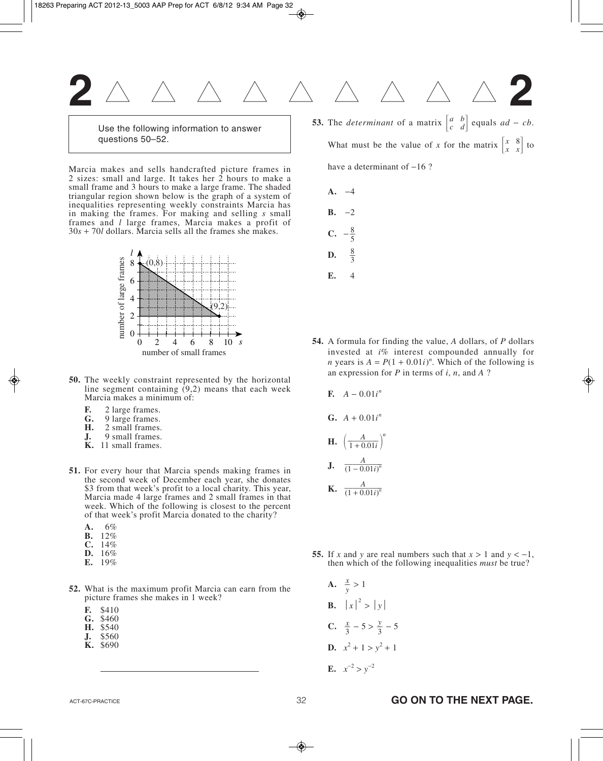Use the following information to answer questions 50–52.

Marcia makes and sells handcrafted picture frames in 2 sizes: small and large. It takes her 2 hours to make a small frame and 3 hours to make a large frame. The shaded triangular region shown below is the graph of a system of inequalities representing weekly constraints Marcia has in making the frames. For making and selling $s$ small frames and $l$ large frames, Marcia makes a profit of $30s + 70l$ dollars. Marcia sells all the frames she makes.

$l$
(0,8)
(9,2)
number of large frames
0 2 4 6 8 10 $s$
number of small frames

**50.** The weekly constraint represented by the horizontal line segment containing (9,2) means that each week Marcia makes a minimum of:

**F.** 2 large frames.
**G.** 9 large frames.
**H.** 2 small frames.
**J.** 9 small frames.
**K.** 11 small frames.

**51.** For every hour that Marcia spends making frames in the second week of December each year, she donates \$3 from that week's profit to a local charity. This year, Marcia made 4 large frames and 2 small frames in that week. Which of the following is closest to the percent of that week's profit Marcia donated to the charity?

**A.** 6%
**B.** 12%
**C.** 14%
**D.** 16%
**E.** 19%

**52.** What is the maximum profit Marcia can earn from the picture frames she makes in 1 week?

**F.** \$410
**G.** \$460
**H.** \$540
**J.** \$560
**K.** \$690

**53.** The *determinant* of a matrix $\begin{bmatrix} a & b \\ c & d \end{bmatrix}$ equals $ad - cb$. What must be the value of $x$ for the matrix $\begin{bmatrix} x & 8 \\ x & x \end{bmatrix}$ to have a determinant of $-16$ ?

**A.** $-4$
**B.** $-2$
**C.** $-\frac{8}{5}$
**D.** $\frac{8}{3}$
**E.** 4

**54.** A formula for finding the value, $A$ dollars, of $P$ dollars invested at $i$% interest compounded annually for $n$ years is $A = P(1 + 0.01i)^n$. Which of the following is an expression for $P$ in terms of $i$, $n$, and $A$ ?

**F.** $A - 0.01i^n$
**G.** $A + 0.01i^n$
**H.** $\left(\frac{A}{1 + 0.01i}\right)^n$
**J.** $\frac{A}{(1 - 0.01i)^n}$
**K.** $\frac{A}{(1 + 0.01i)^n}$

**55.** If $x$ and $y$ are real numbers such that $x > 1$ and $y < -1$, then which of the following inequalities *must* be true?

**A.** $\frac{x}{y} > 1$
**B.** $\left|x\right|^2 > \left|y\right|$
**C.** $\frac{x}{3} - 5 > \frac{y}{3} - 5$
**D.** $x^2 + 1 > y^2 + 1$
**E.** $x^{-2} > y^{-2}$

**GO ON TO THE NEXT PAGE.**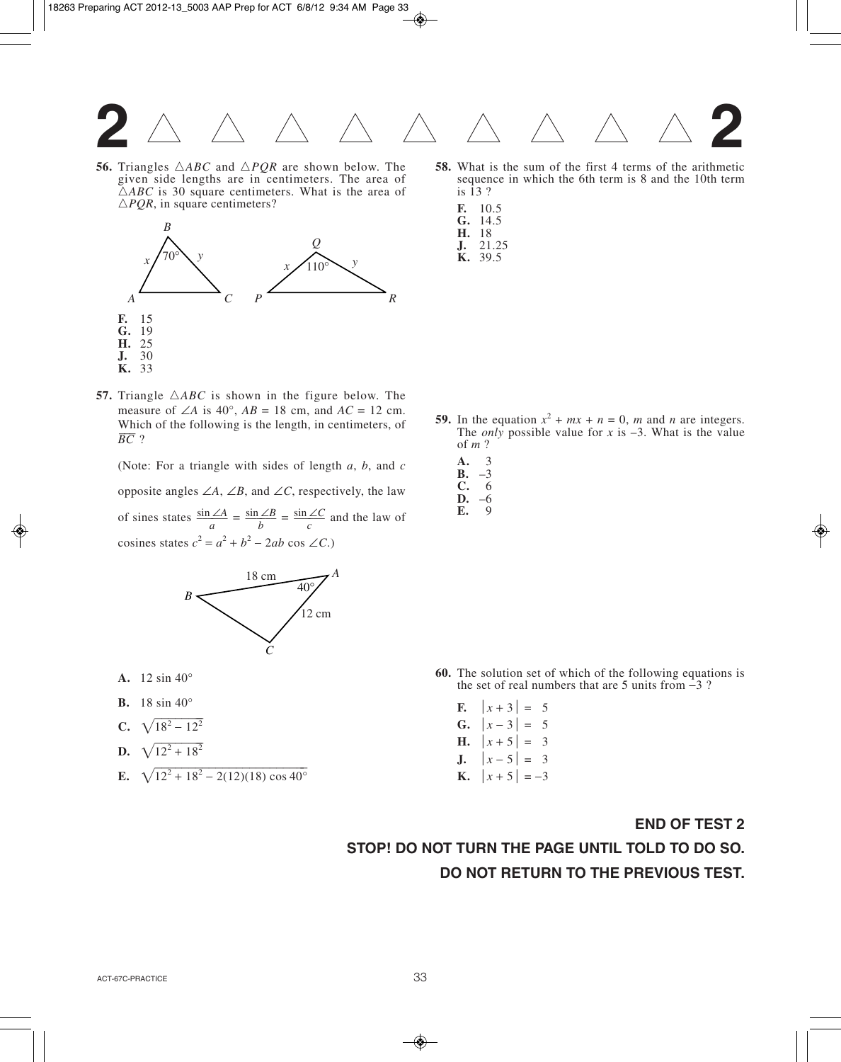**56.** Triangles $\triangle ABC$ and $\triangle PQR$ are shown below. The given side lengths are in centimeters. The area of $\triangle ABC$ is 30 square centimeters. What is the area of $\triangle PQR$, in square centimeters?

B
x 70° y
A C

Q
x 110° y
P R

**F.** 15
**G.** 19
**H.** 25
**J.** 30
**K.** 33

**57.** Triangle $\triangle ABC$ is shown in the figure below. The measure of $\angle A$ is 40°, $AB = 18$ cm, and $AC = 12$ cm. Which of the following is the length, in centimeters, of $\overline{BC}$ ?

(Note: For a triangle with sides of length $a$, $b$, and $c$ opposite angles $\angle A$, $\angle B$, and $\angle C$, respectively, the law of sines states $\frac{\sin \angle A}{a} = \frac{\sin \angle B}{b} = \frac{\sin \angle C}{c}$ and the law of cosines states $c^2 = a^2 + b^2 - 2ab \cos \angle C$.)

18 cm
A
40°
B
12 cm
C

**A.** $12 \sin 40°$

**B.** $18 \sin 40°$

**C.** $\sqrt{18^2 - 12^2}$

**D.** $\sqrt{12^2 + 18^2}$

**E.** $\sqrt{12^2 + 18^2 - 2(12)(18) \cos 40°}$

**58.** What is the sum of the first 4 terms of the arithmetic sequence in which the 6th term is 8 and the 10th term is 13 ?

**F.** 10.5
**G.** 14.5
**H.** 18
**J.** 21.25
**K.** 39.5

**59.** In the equation $x^2 + mx + n = 0$, $m$ and $n$ are integers. The *only* possible value for $x$ is $-3$. What is the value of $m$ ?

**A.** 3
**B.** $-3$
**C.** 6
**D.** $-6$
**E.** 9

**60.** The solution set of which of the following equations is the set of real numbers that are 5 units from $-3$ ?

**F.** $|x + 3| = 5$
**G.** $|x - 3| = 5$
**H.** $|x + 5| = 3$
**J.** $|x - 5| = 3$
**K.** $|x + 5| = -3$

**END OF TEST 2**

**STOP! DO NOT TURN THE PAGE UNTIL TOLD TO DO SO.**

**DO NOT RETURN TO THE PREVIOUS TEST.**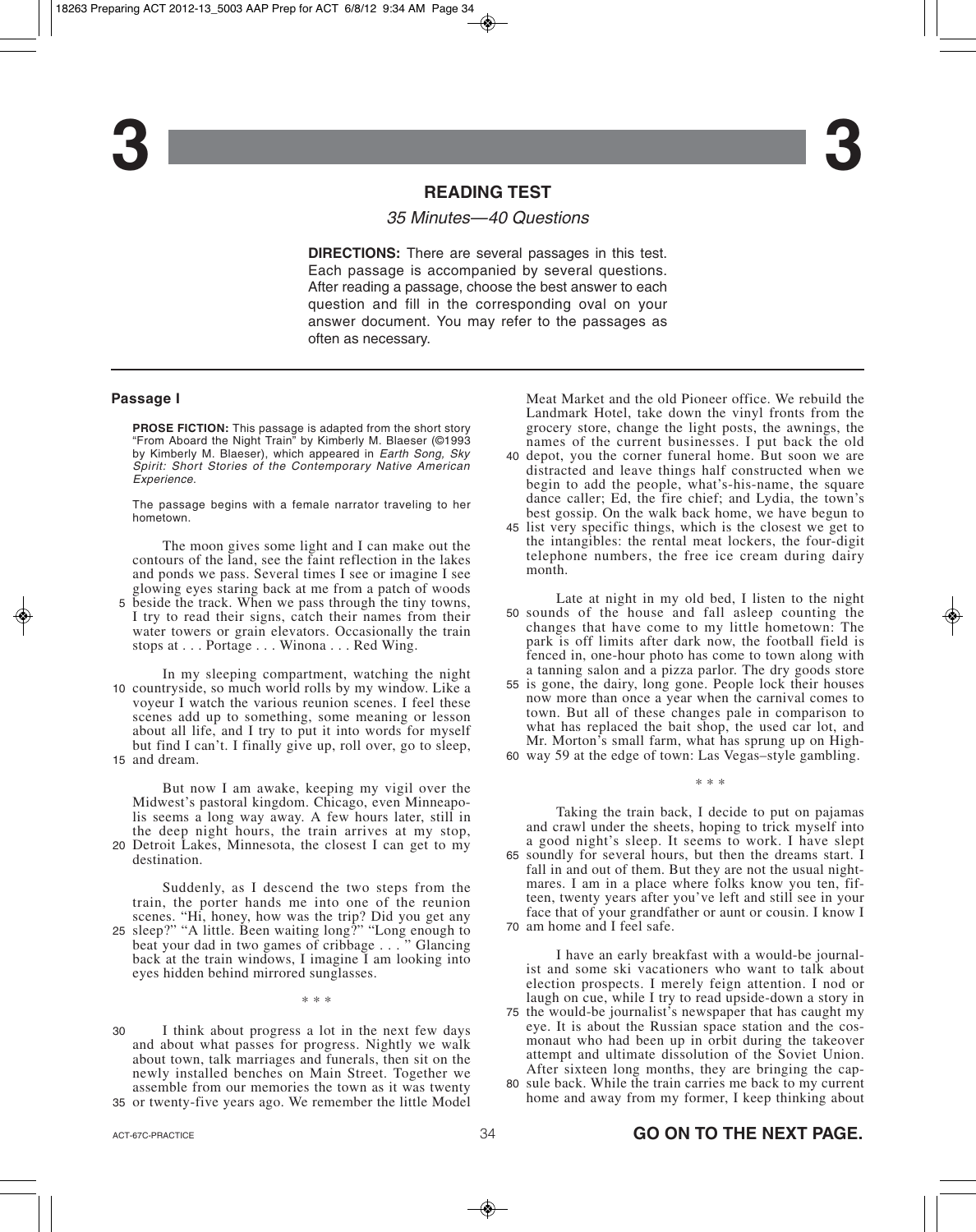# READING TEST

*35 Minutes—40 Questions*

**DIRECTIONS:** There are several passages in this test. Each passage is accompanied by several questions. After reading a passage, choose the best answer to each question and fill in the corresponding oval on your answer document. You may refer to the passages as often as necessary.

---

## Passage I

**PROSE FICTION:** This passage is adapted from the short story "From Aboard the Night Train" by Kimberly M. Blaeser (©1993 by Kimberly M. Blaeser), which appeared in *Earth Song, Sky Spirit: Short Stories of the Contemporary Native American Experience*.

The passage begins with a female narrator traveling to her hometown.

The moon gives some light and I can make out the contours of the land, see the faint reflection in the lakes and ponds we pass. Several times I see or imagine I see glowing eyes staring back at me from a patch of woods beside the track. When we pass through the tiny towns, I try to read their signs, catch their names from their water towers or grain elevators. Occasionally the train stops at . . . Portage . . . Winona . . . Red Wing.

In my sleeping compartment, watching the night countryside, so much world rolls by my window. Like a voyeur I watch the various reunion scenes. I feel these scenes add up to something, some meaning or lesson about all life, and I try to put it into words for myself but find I can't. I finally give up, roll over, go to sleep, and dream.

But now I am awake, keeping my vigil over the Midwest's pastoral kingdom. Chicago, even Minneapolis seems a long way away. A few hours later, still in the deep night hours, the train arrives at my stop, Detroit Lakes, Minnesota, the closest I can get to my destination.

Suddenly, as I descend the two steps from the train, the porter hands me into one of the reunion scenes. "Hi, honey, how was the trip? Did you get any sleep?" "A little. Been waiting long?" "Long enough to beat your dad in two games of cribbage . . . " Glancing back at the train windows, I imagine I am looking into eyes hidden behind mirrored sunglasses.

\* \* \*

I think about progress a lot in the next few days and about what passes for progress. Nightly we walk about town, talk marriages and funerals, then sit on the newly installed benches on Main Street. Together we assemble from our memories the town as it was twenty or twenty-five years ago. We remember the little Model Meat Market and the old Pioneer office. We rebuild the Landmark Hotel, take down the vinyl fronts from the grocery store, change the light posts, the awnings, the names of the current businesses. I put back the old depot, you the corner funeral home. But soon we are distracted and leave things half constructed when we begin to add the people, what's-his-name, the square dance caller; Ed, the fire chief; and Lydia, the town's best gossip. On the walk back home, we have begun to list very specific things, which is the closest we get to the intangibles: the rental meat lockers, the four-digit telephone numbers, the free ice cream during dairy month.

Late at night in my old bed, I listen to the night sounds of the house and fall asleep counting the changes that have come to my little hometown: The park is off limits after dark now, the football field is fenced in, one-hour photo has come to town along with a tanning salon and a pizza parlor. The dry goods store is gone, the dairy, long gone. People lock their houses now more than once a year when the carnival comes to town. But all of these changes pale in comparison to what has replaced the bait shop, the used car lot, and Mr. Morton's small farm, what has sprung up on Highway 59 at the edge of town: Las Vegas–style gambling.

\* \* \*

Taking the train back, I decide to put on pajamas and crawl under the sheets, hoping to trick myself into a good night's sleep. It seems to work. I have slept soundly for several hours, but then the dreams start. I fall in and out of them. But they are not the usual nightmares. I am in a place where folks know you ten, fifteen, twenty years after you've left and still see in your face that of your grandfather or aunt or cousin. I know I am home and I feel safe.

I have an early breakfast with a would-be journalist and some ski vacationers who want to talk about election prospects. I merely feign attention. I nod or laugh on cue, while I try to read upside-down a story in the would-be journalist's newspaper that has caught my eye. It is about the Russian space station and the cosmonaut who had been up in orbit during the takeover attempt and ultimate dissolution of the Soviet Union. After sixteen long months, they are bringing the capsule back. While the train carries me back to my current home and away from my former, I keep thinking about

**GO ON TO THE NEXT PAGE.**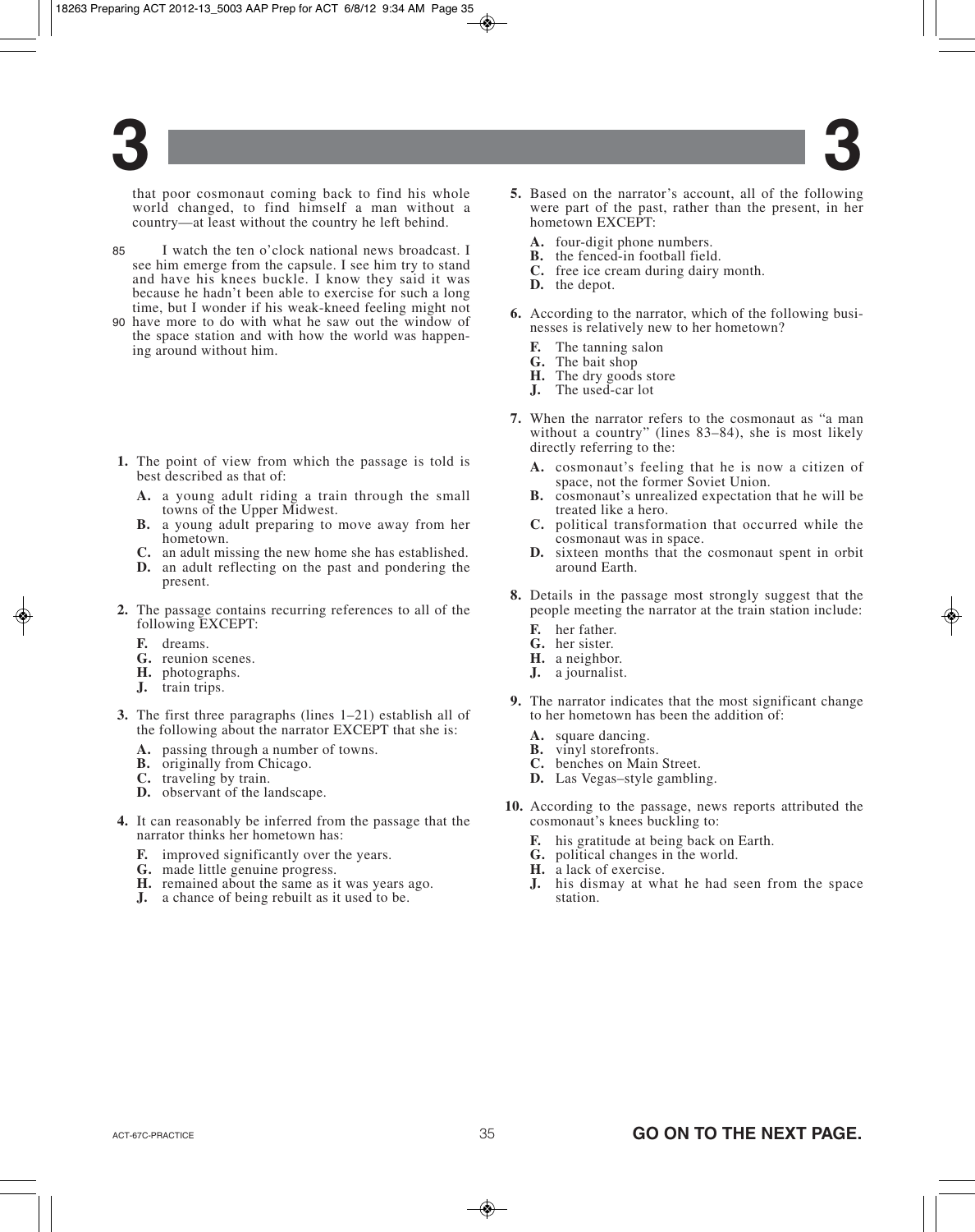that poor cosmonaut coming back to find his whole world changed, to find himself a man without a country—at least without the country he left behind.

85 I watch the ten o'clock national news broadcast. I see him emerge from the capsule. I see him try to stand and have his knees buckle. I know they said it was because he hadn't been able to exercise for such a long time, but I wonder if his weak-kneed feeling might not 90 have more to do with what he saw out the window of the space station and with how the world was happening around without him.

**1.** The point of view from which the passage is told is best described as that of:

- **A.** a young adult riding a train through the small towns of the Upper Midwest.
- **B.** a young adult preparing to move away from her hometown.
- **C.** an adult missing the new home she has established.
- **D.** an adult reflecting on the past and pondering the present.

**2.** The passage contains recurring references to all of the following EXCEPT:

- **F.** dreams.
- **G.** reunion scenes.
- **H.** photographs.
- **J.** train trips.

**3.** The first three paragraphs (lines 1–21) establish all of the following about the narrator EXCEPT that she is:

- **A.** passing through a number of towns.
- **B.** originally from Chicago.
- **C.** traveling by train.
- **D.** observant of the landscape.

**4.** It can reasonably be inferred from the passage that the narrator thinks her hometown has:

- **F.** improved significantly over the years.
- **G.** made little genuine progress.
- **H.** remained about the same as it was years ago.
- **J.** a chance of being rebuilt as it used to be.

**5.** Based on the narrator's account, all of the following were part of the past, rather than the present, in her hometown EXCEPT:

- **A.** four-digit phone numbers.
- **B.** the fenced-in football field.
- **C.** free ice cream during dairy month.
- **D.** the depot.

**6.** According to the narrator, which of the following businesses is relatively new to her hometown?

- **F.** The tanning salon
- **G.** The bait shop
- **H.** The dry goods store
- **J.** The used-car lot

**7.** When the narrator refers to the cosmonaut as "a man without a country" (lines 83–84), she is most likely directly referring to the:

- **A.** cosmonaut's feeling that he is now a citizen of space, not the former Soviet Union.
- **B.** cosmonaut's unrealized expectation that he will be treated like a hero.
- **C.** political transformation that occurred while the cosmonaut was in space.
- **D.** sixteen months that the cosmonaut spent in orbit around Earth.

**8.** Details in the passage most strongly suggest that the people meeting the narrator at the train station include:

- **F.** her father.
- **G.** her sister.
- **H.** a neighbor.
- **J.** a journalist.

**9.** The narrator indicates that the most significant change to her hometown has been the addition of:

- **A.** square dancing.
- **B.** vinyl storefronts.
- **C.** benches on Main Street.
- **D.** Las Vegas–style gambling.

**10.** According to the passage, news reports attributed the cosmonaut's knees buckling to:

- **F.** his gratitude at being back on Earth.
- **G.** political changes in the world.
- **H.** a lack of exercise.
- **J.** his dismay at what he had seen from the space station.

**GO ON TO THE NEXT PAGE.**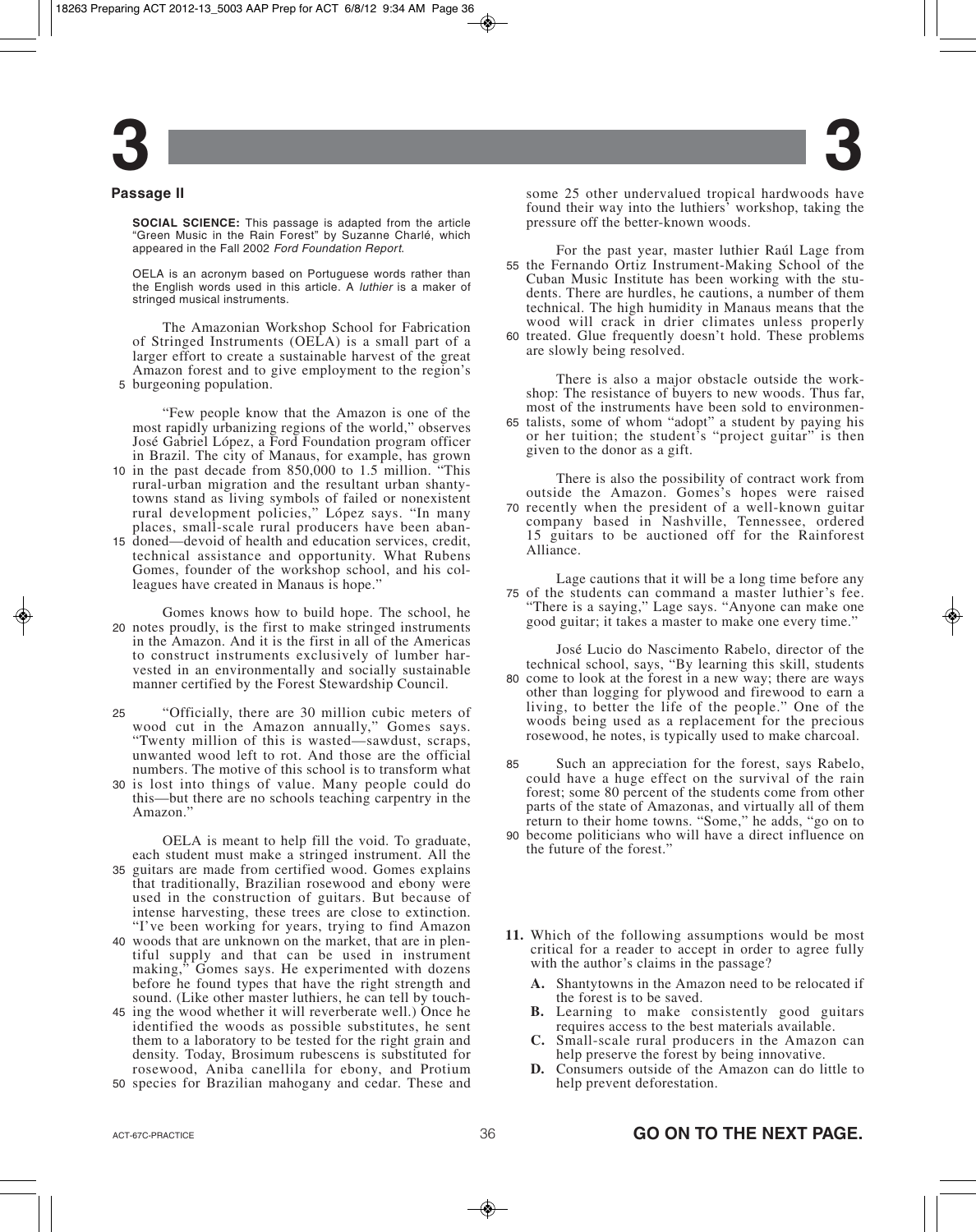## Passage II

**SOCIAL SCIENCE:** This passage is adapted from the article "Green Music in the Rain Forest" by Suzanne Charlé, which appeared in the Fall 2002 *Ford Foundation Report*.

OELA is an acronym based on Portuguese words rather than the English words used in this article. A *luthier* is a maker of stringed musical instruments.

The Amazonian Workshop School for Fabrication of Stringed Instruments (OELA) is a small part of a larger effort to create a sustainable harvest of the great Amazon forest and to give employment to the region's burgeoning population.

"Few people know that the Amazon is one of the most rapidly urbanizing regions of the world," observes José Gabriel López, a Ford Foundation program officer in Brazil. The city of Manaus, for example, has grown in the past decade from 850,000 to 1.5 million. "This rural-urban migration and the resultant urban shantytowns stand as living symbols of failed or nonexistent rural development policies," López says. "In many places, small-scale rural producers have been abandoned—devoid of health and education services, credit, technical assistance and opportunity. What Rubens Gomes, founder of the workshop school, and his colleagues have created in Manaus is hope."

Gomes knows how to build hope. The school, he notes proudly, is the first to make stringed instruments in the Amazon. And it is the first in all of the Americas to construct instruments exclusively of lumber harvested in an environmentally and socially sustainable manner certified by the Forest Stewardship Council.

"Officially, there are 30 million cubic meters of wood cut in the Amazon annually," Gomes says. "Twenty million of this is wasted—sawdust, scraps, unwanted wood left to rot. And those are the official numbers. The motive of this school is to transform what is lost into things of value. Many people could do this—but there are no schools teaching carpentry in the Amazon."

OELA is meant to help fill the void. To graduate, each student must make a stringed instrument. All the guitars are made from certified wood. Gomes explains that traditionally, Brazilian rosewood and ebony were used in the construction of guitars. But because of intense harvesting, these trees are close to extinction. "I've been working for years, trying to find Amazon woods that are unknown on the market, that are in plentiful supply and that can be used in instrument making," Gomes says. He experimented with dozens before he found types that have the right strength and sound. (Like other master luthiers, he can tell by touching the wood whether it will reverberate well.) Once he identified the woods as possible substitutes, he sent them to a laboratory to be tested for the right grain and density. Today, Brosimum rubescens is substituted for rosewood, Aniba canellila for ebony, and Protium species for Brazilian mahogany and cedar. These and some 25 other undervalued tropical hardwoods have found their way into the luthiers' workshop, taking the pressure off the better-known woods.

For the past year, master luthier Raúl Lage from the Fernando Ortiz Instrument-Making School of the Cuban Music Institute has been working with the students. There are hurdles, he cautions, a number of them technical. The high humidity in Manaus means that the wood will crack in drier climates unless properly treated. Glue frequently doesn't hold. These problems are slowly being resolved.

There is also a major obstacle outside the workshop: The resistance of buyers to new woods. Thus far, most of the instruments have been sold to environmentalists, some of whom "adopt" a student by paying his or her tuition; the student's "project guitar" is then given to the donor as a gift.

There is also the possibility of contract work from outside the Amazon. Gomes's hopes were raised recently when the president of a well-known guitar company based in Nashville, Tennessee, ordered 15 guitars to be auctioned off for the Rainforest Alliance.

Lage cautions that it will be a long time before any of the students can command a master luthier's fee. "There is a saying," Lage says. "Anyone can make one good guitar; it takes a master to make one every time."

José Lucio do Nascimento Rabelo, director of the technical school, says, "By learning this skill, students come to look at the forest in a new way; there are ways other than logging for plywood and firewood to earn a living, to better the life of the people." One of the woods being used as a replacement for the precious rosewood, he notes, is typically used to make charcoal.

Such an appreciation for the forest, says Rabelo, could have a huge effect on the survival of the rain forest; some 80 percent of the students come from other parts of the state of Amazonas, and virtually all of them return to their home towns. "Some," he adds, "go on to become politicians who will have a direct influence on the future of the forest."

**11.** Which of the following assumptions would be most critical for a reader to accept in order to agree fully with the author's claims in the passage?

- **A.** Shantytowns in the Amazon need to be relocated if the forest is to be saved.
- **B.** Learning to make consistently good guitars requires access to the best materials available.
- **C.** Small-scale rural producers in the Amazon can help preserve the forest by being innovative.
- **D.** Consumers outside of the Amazon can do little to help prevent deforestation.

**GO ON TO THE NEXT PAGE.**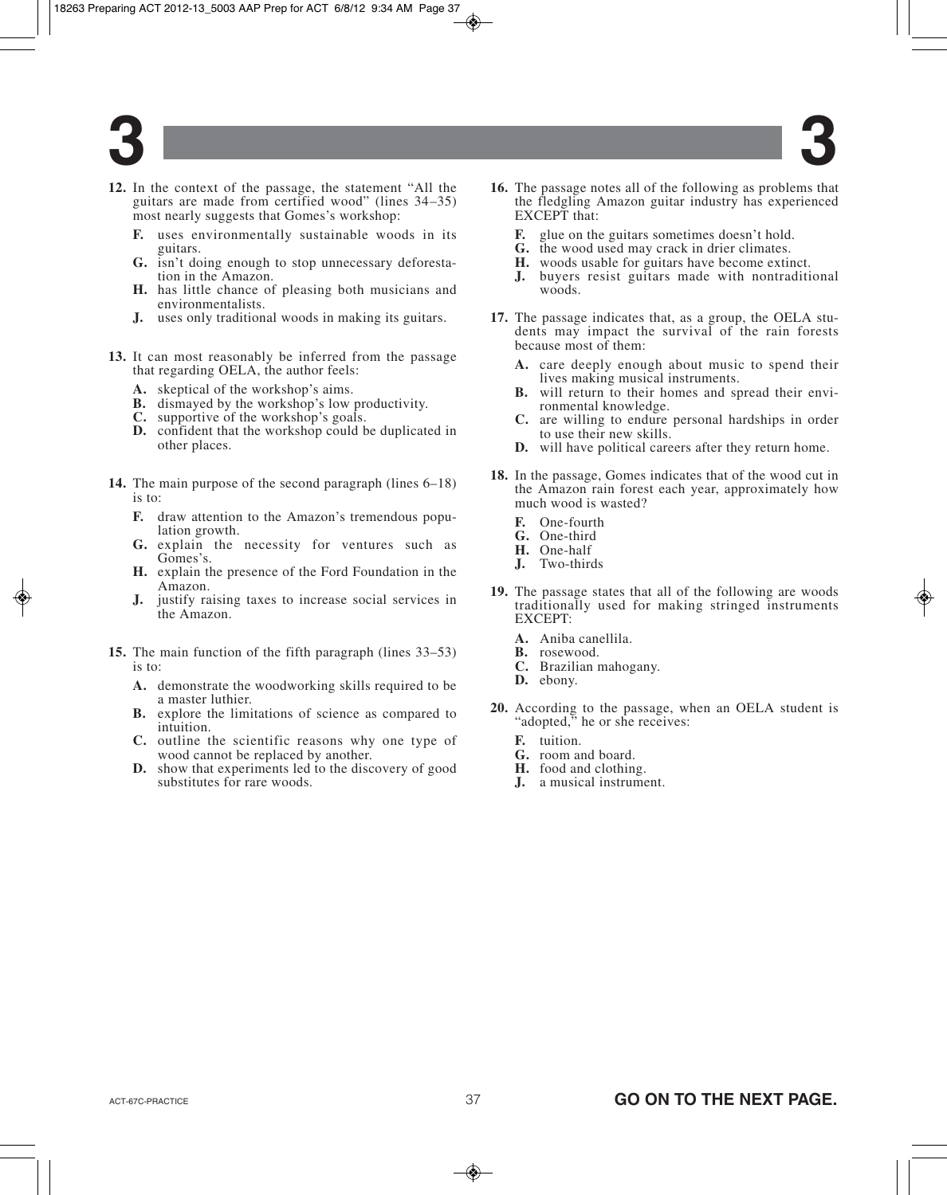12. In the context of the passage, the statement "All the guitars are made from certified wood" (lines 34–35) most nearly suggests that Gomes's workshop:

   **F.** uses environmentally sustainable woods in its guitars.
   **G.** isn't doing enough to stop unnecessary deforestation in the Amazon.
   **H.** has little chance of pleasing both musicians and environmentalists.
   **J.** uses only traditional woods in making its guitars.

13. It can most reasonably be inferred from the passage that regarding OELA, the author feels:

   **A.** skeptical of the workshop's aims.
   **B.** dismayed by the workshop's low productivity.
   **C.** supportive of the workshop's goals.
   **D.** confident that the workshop could be duplicated in other places.

14. The main purpose of the second paragraph (lines 6–18) is to:

   **F.** draw attention to the Amazon's tremendous population growth.
   **G.** explain the necessity for ventures such as Gomes's.
   **H.** explain the presence of the Ford Foundation in the Amazon.
   **J.** justify raising taxes to increase social services in the Amazon.

15. The main function of the fifth paragraph (lines 33–53) is to:

   **A.** demonstrate the woodworking skills required to be a master luthier.
   **B.** explore the limitations of science as compared to intuition.
   **C.** outline the scientific reasons why one type of wood cannot be replaced by another.
   **D.** show that experiments led to the discovery of good substitutes for rare woods.

16. The passage notes all of the following as problems that the fledgling Amazon guitar industry has experienced EXCEPT that:

   **F.** glue on the guitars sometimes doesn't hold.
   **G.** the wood used may crack in drier climates.
   **H.** woods usable for guitars have become extinct.
   **J.** buyers resist guitars made with nontraditional woods.

17. The passage indicates that, as a group, the OELA students may impact the survival of the rain forests because most of them:

   **A.** care deeply enough about music to spend their lives making musical instruments.
   **B.** will return to their homes and spread their environmental knowledge.
   **C.** are willing to endure personal hardships in order to use their new skills.
   **D.** will have political careers after they return home.

18. In the passage, Gomes indicates that of the wood cut in the Amazon rain forest each year, approximately how much wood is wasted?

   **F.** One-fourth
   **G.** One-third
   **H.** One-half
   **J.** Two-thirds

19. The passage states that all of the following are woods traditionally used for making stringed instruments EXCEPT:

   **A.** Aniba canellila.
   **B.** rosewood.
   **C.** Brazilian mahogany.
   **D.** ebony.

20. According to the passage, when an OELA student is "adopted," he or she receives:

   **F.** tuition.
   **G.** room and board.
   **H.** food and clothing.
   **J.** a musical instrument.

**GO ON TO THE NEXT PAGE.**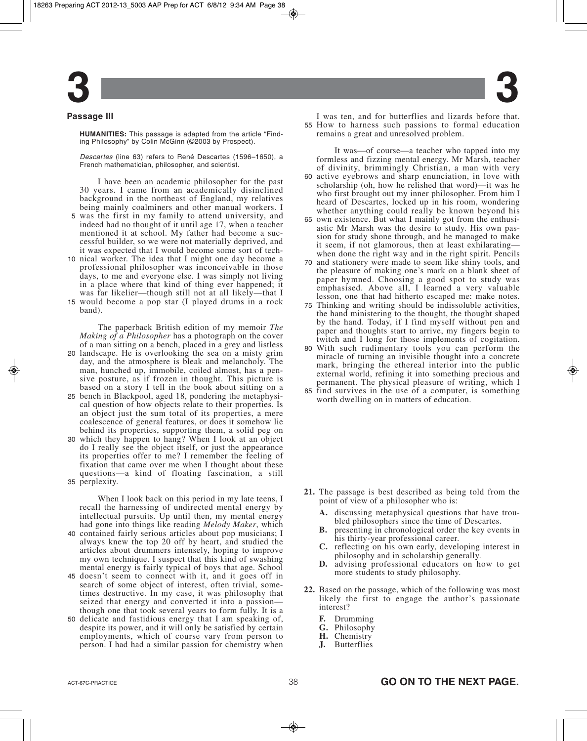## Passage III

**HUMANITIES:** This passage is adapted from the article "Finding Philosophy" by Colin McGinn (©2003 by Prospect).

*Descartes* (line 63) refers to René Descartes (1596–1650), a French mathematician, philosopher, and scientist.

I have been an academic philosopher for the past 30 years. I came from an academically disinclined background in the northeast of England, my relatives being mainly coalminers and other manual workers. I was the first in my family to attend university, and indeed had no thought of it until age 17, when a teacher mentioned it at school. My father had become a successful builder, so we were not materially deprived, and it was expected that I would become some sort of technical worker. The idea that I might one day become a professional philosopher was inconceivable in those days, to me and everyone else. I was simply not living in a place where that kind of thing ever happened; it was far likelier—though still not at all likely—that I would become a pop star (I played drums in a rock band).

The paperback British edition of my memoir *The Making of a Philosopher* has a photograph on the cover of a man sitting on a bench, placed in a grey and listless landscape. He is overlooking the sea on a misty grim day, and the atmosphere is bleak and melancholy. The man, hunched up, immobile, coiled almost, has a pensive posture, as if frozen in thought. This picture is based on a story I tell in the book about sitting on a bench in Blackpool, aged 18, pondering the metaphysical question of how objects relate to their properties. Is an object just the sum total of its properties, a mere coalescence of general features, or does it somehow lie behind its properties, supporting them, a solid peg on which they happen to hang? When I look at an object do I really see the object itself, or just the appearance its properties offer to me? I remember the feeling of fixation that came over me when I thought about these questions—a kind of floating fascination, a still perplexity.

When I look back on this period in my late teens, I recall the harnessing of undirected mental energy by intellectual pursuits. Up until then, my mental energy had gone into things like reading *Melody Maker*, which contained fairly serious articles about pop musicians; I always knew the top 20 off by heart, and studied the articles about drummers intensely, hoping to improve my own technique. I suspect that this kind of swashing mental energy is fairly typical of boys that age. School doesn't seem to connect with it, and it goes off in search of some object of interest, often trivial, sometimes destructive. In my case, it was philosophy that seized that energy and converted it into a passion—though one that took several years to form fully. It is a delicate and fastidious energy that I am speaking of, despite its power, and it will only be satisfied by certain employments, which of course vary from person to person. I had had a similar passion for chemistry when I was ten, and for butterflies and lizards before that. How to harness such passions to formal education remains a great and unresolved problem.

It was—of course—a teacher who tapped into my formless and fizzing mental energy. Mr Marsh, teacher of divinity, brimmingly Christian, a man with very active eyebrows and sharp enunciation, in love with scholarship (oh, how he relished that word)—it was he who first brought out my inner philosopher. From him I heard of Descartes, locked up in his room, wondering whether anything could really be known beyond his own existence. But what I mainly got from the enthusiastic Mr Marsh was the desire to study. His own passion for study shone through, and he managed to make it seem, if not glamorous, then at least exhilarating—when done the right way and in the right spirit. Pencils and stationery were made to seem like shiny tools, and the pleasure of making one's mark on a blank sheet of paper hymned. Choosing a good spot to study was emphasised. Above all, I learned a very valuable lesson, one that had hitherto escaped me: make notes. Thinking and writing should be indissoluble activities, the hand ministering to the thought, the thought shaped by the hand. Today, if I find myself without pen and paper and thoughts start to arrive, my fingers begin to twitch and I long for those implements of cogitation. With such rudimentary tools you can perform the miracle of turning an invisible thought into a concrete mark, bringing the ethereal interior into the public external world, refining it into something precious and permanent. The physical pleasure of writing, which I find survives in the use of a computer, is something worth dwelling on in matters of education.

**21.** The passage is best described as being told from the point of view of a philosopher who is:

- **A.** discussing metaphysical questions that have troubled philosophers since the time of Descartes.
- **B.** presenting in chronological order the key events in his thirty-year professional career.
- **C.** reflecting on his own early, developing interest in philosophy and in scholarship generally.
- **D.** advising professional educators on how to get more students to study philosophy.

**22.** Based on the passage, which of the following was most likely the first to engage the author's passionate interest?

- **F.** Drumming
- **G.** Philosophy
- **H.** Chemistry
- **J.** Butterflies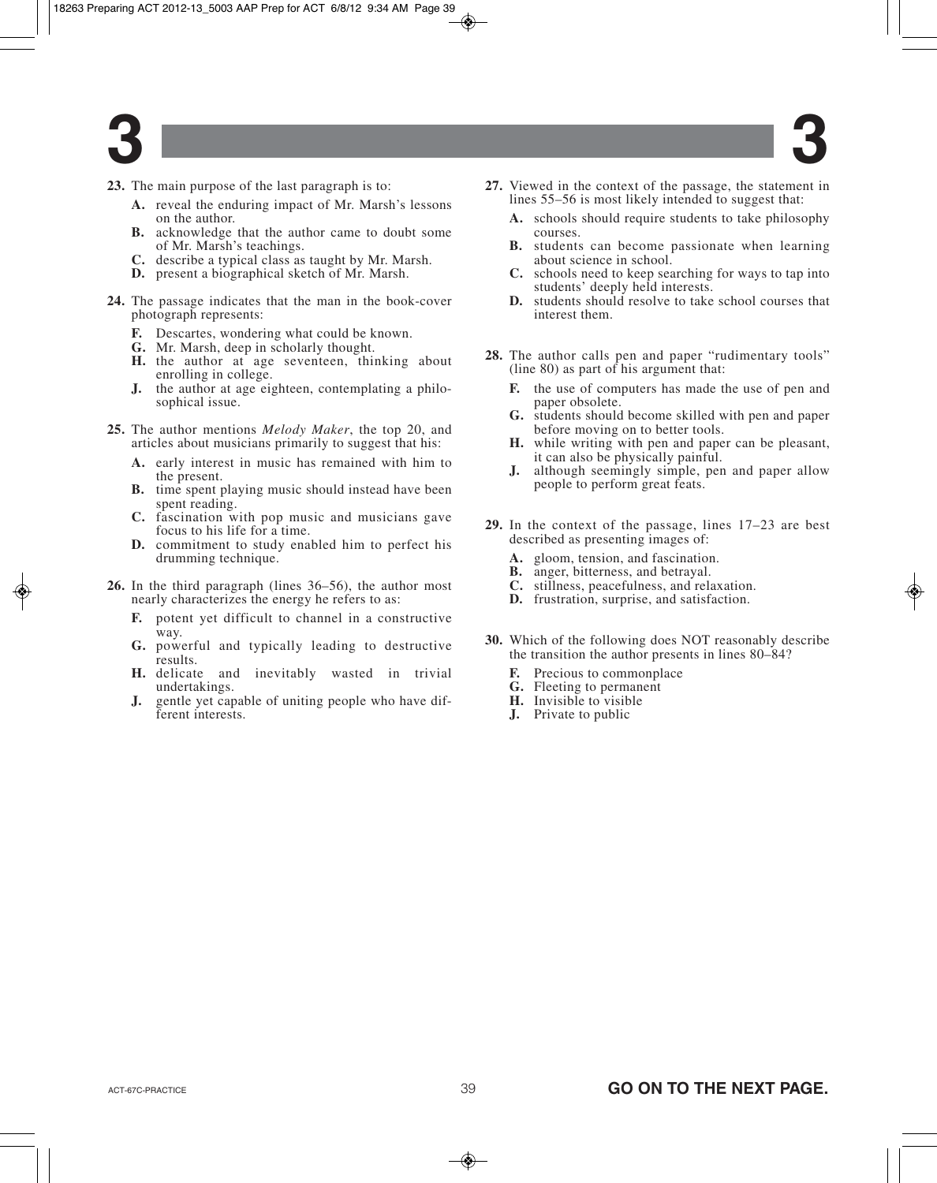**23.** The main purpose of the last paragraph is to:

- **A.** reveal the enduring impact of Mr. Marsh's lessons on the author.
- **B.** acknowledge that the author came to doubt some of Mr. Marsh's teachings.
- **C.** describe a typical class as taught by Mr. Marsh.
- **D.** present a biographical sketch of Mr. Marsh.

**24.** The passage indicates that the man in the book-cover photograph represents:

- **F.** Descartes, wondering what could be known.
- **G.** Mr. Marsh, deep in scholarly thought.
- **H.** the author at age seventeen, thinking about enrolling in college.
- **J.** the author at age eighteen, contemplating a philosophical issue.

**25.** The author mentions *Melody Maker*, the top 20, and articles about musicians primarily to suggest that his:

- **A.** early interest in music has remained with him to the present.
- **B.** time spent playing music should instead have been spent reading.
- **C.** fascination with pop music and musicians gave focus to his life for a time.
- **D.** commitment to study enabled him to perfect his drumming technique.

**26.** In the third paragraph (lines 36–56), the author most nearly characterizes the energy he refers to as:

- **F.** potent yet difficult to channel in a constructive way.
- **G.** powerful and typically leading to destructive results.
- **H.** delicate and inevitably wasted in trivial undertakings.
- **J.** gentle yet capable of uniting people who have different interests.

**27.** Viewed in the context of the passage, the statement in lines 55–56 is most likely intended to suggest that:

- **A.** schools should require students to take philosophy courses.
- **B.** students can become passionate when learning about science in school.
- **C.** schools need to keep searching for ways to tap into students' deeply held interests.
- **D.** students should resolve to take school courses that interest them.

**28.** The author calls pen and paper "rudimentary tools" (line 80) as part of his argument that:

- **F.** the use of computers has made the use of pen and paper obsolete.
- **G.** students should become skilled with pen and paper before moving on to better tools.
- **H.** while writing with pen and paper can be pleasant, it can also be physically painful.
- **J.** although seemingly simple, pen and paper allow people to perform great feats.

**29.** In the context of the passage, lines 17–23 are best described as presenting images of:

- **A.** gloom, tension, and fascination.
- **B.** anger, bitterness, and betrayal.
- **C.** stillness, peacefulness, and relaxation.
- **D.** frustration, surprise, and satisfaction.

**30.** Which of the following does NOT reasonably describe the transition the author presents in lines 80–84?

- **F.** Precious to commonplace
- **G.** Fleeting to permanent
- **H.** Invisible to visible
- **J.** Private to public

**GO ON TO THE NEXT PAGE.**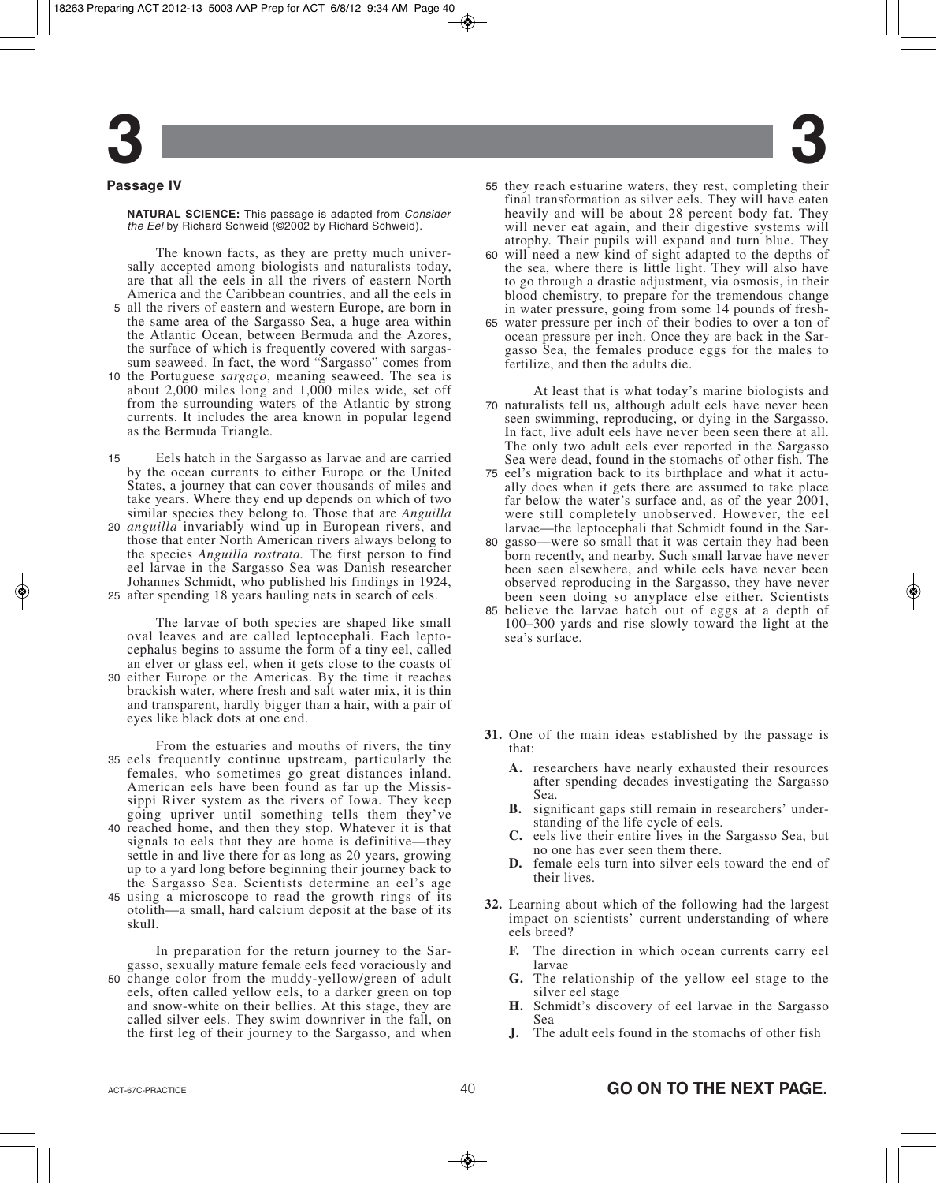# 3

## Passage IV

**NATURAL SCIENCE:** This passage is adapted from *Consider the Eel* by Richard Schweid (©2002 by Richard Schweid).

The known facts, as they are pretty much universally accepted among biologists and naturalists today, are that all the eels in all the rivers of eastern North America and the Caribbean countries, and all the eels in all the rivers of eastern and western Europe, are born in the same area of the Sargasso Sea, a huge area within the Atlantic Ocean, between Bermuda and the Azores, the surface of which is frequently covered with sargassum seaweed. In fact, the word "Sargasso" comes from the Portuguese *sargaço*, meaning seaweed. The sea is about 2,000 miles long and 1,000 miles wide, set off from the surrounding waters of the Atlantic by strong currents. It includes the area known in popular legend as the Bermuda Triangle.

Eels hatch in the Sargasso as larvae and are carried by the ocean currents to either Europe or the United States, a journey that can cover thousands of miles and take years. Where they end up depends on which of two similar species they belong to. Those that are *Anguilla anguilla* invariably wind up in European rivers, and those that enter North American rivers always belong to the species *Anguilla rostrata.* The first person to find eel larvae in the Sargasso Sea was Danish researcher Johannes Schmidt, who published his findings in 1924, after spending 18 years hauling nets in search of eels.

The larvae of both species are shaped like small oval leaves and are called leptocephali. Each leptocephalus begins to assume the form of a tiny eel, called an elver or glass eel, when it gets close to the coasts of either Europe or the Americas. By the time it reaches brackish water, where fresh and salt water mix, it is thin and transparent, hardly bigger than a hair, with a pair of eyes like black dots at one end.

From the estuaries and mouths of rivers, the tiny eels frequently continue upstream, particularly the females, who sometimes go great distances inland. American eels have been found as far up the Mississippi River system as the rivers of Iowa. They keep going upriver until something tells them they've reached home, and then they stop. Whatever it is that signals to eels that they are home is definitive—they settle in and live there for as long as 20 years, growing up to a yard long before beginning their journey back to the Sargasso Sea. Scientists determine an eel's age using a microscope to read the growth rings of its otolith—a small, hard calcium deposit at the base of its skull.

In preparation for the return journey to the Sargasso, sexually mature female eels feed voraciously and change color from the muddy-yellow/green of adult eels, often called yellow eels, to a darker green on top and snow-white on their bellies. At this stage, they are called silver eels. They swim downriver in the fall, on the first leg of their journey to the Sargasso, and when they reach estuarine waters, they rest, completing their final transformation as silver eels. They will have eaten heavily and will be about 28 percent body fat. They will never eat again, and their digestive systems will atrophy. Their pupils will expand and turn blue. They will need a new kind of sight adapted to the depths of the sea, where there is little light. They will also have to go through a drastic adjustment, via osmosis, in their blood chemistry, to prepare for the tremendous change in water pressure, going from some 14 pounds of freshwater pressure per inch of their bodies to over a ton of ocean pressure per inch. Once they are back in the Sargasso Sea, the females produce eggs for the males to fertilize, and then the adults die.

At least that is what today's marine biologists and naturalists tell us, although adult eels have never been seen swimming, reproducing, or dying in the Sargasso. In fact, live adult eels have never been seen there at all. The only two adult eels ever reported in the Sargasso Sea were dead, found in the stomachs of other fish. The eel's migration back to its birthplace and what it actually does when it gets there are assumed to take place far below the water's surface and, as of the year 2001, were still completely unobserved. However, the eel larvae—the leptocephali that Schmidt found in the Sargasso—were so small that it was certain they had been born recently, and nearby. Such small larvae have never been seen elsewhere, and while eels have never been observed reproducing in the Sargasso, they have never been seen doing so anyplace else either. Scientists believe the larvae hatch out of eggs at a depth of 100–300 yards and rise slowly toward the light at the sea's surface.

**31.** One of the main ideas established by the passage is that:

- **A.** researchers have nearly exhausted their resources after spending decades investigating the Sargasso Sea.
- **B.** significant gaps still remain in researchers' understanding of the life cycle of eels.
- **C.** eels live their entire lives in the Sargasso Sea, but no one has ever seen them there.
- **D.** female eels turn into silver eels toward the end of their lives.

**32.** Learning about which of the following had the largest impact on scientists' current understanding of where eels breed?

- **F.** The direction in which ocean currents carry eel larvae
- **G.** The relationship of the yellow eel stage to the silver eel stage
- **H.** Schmidt's discovery of eel larvae in the Sargasso Sea
- **J.** The adult eels found in the stomachs of other fish

**GO ON TO THE NEXT PAGE.**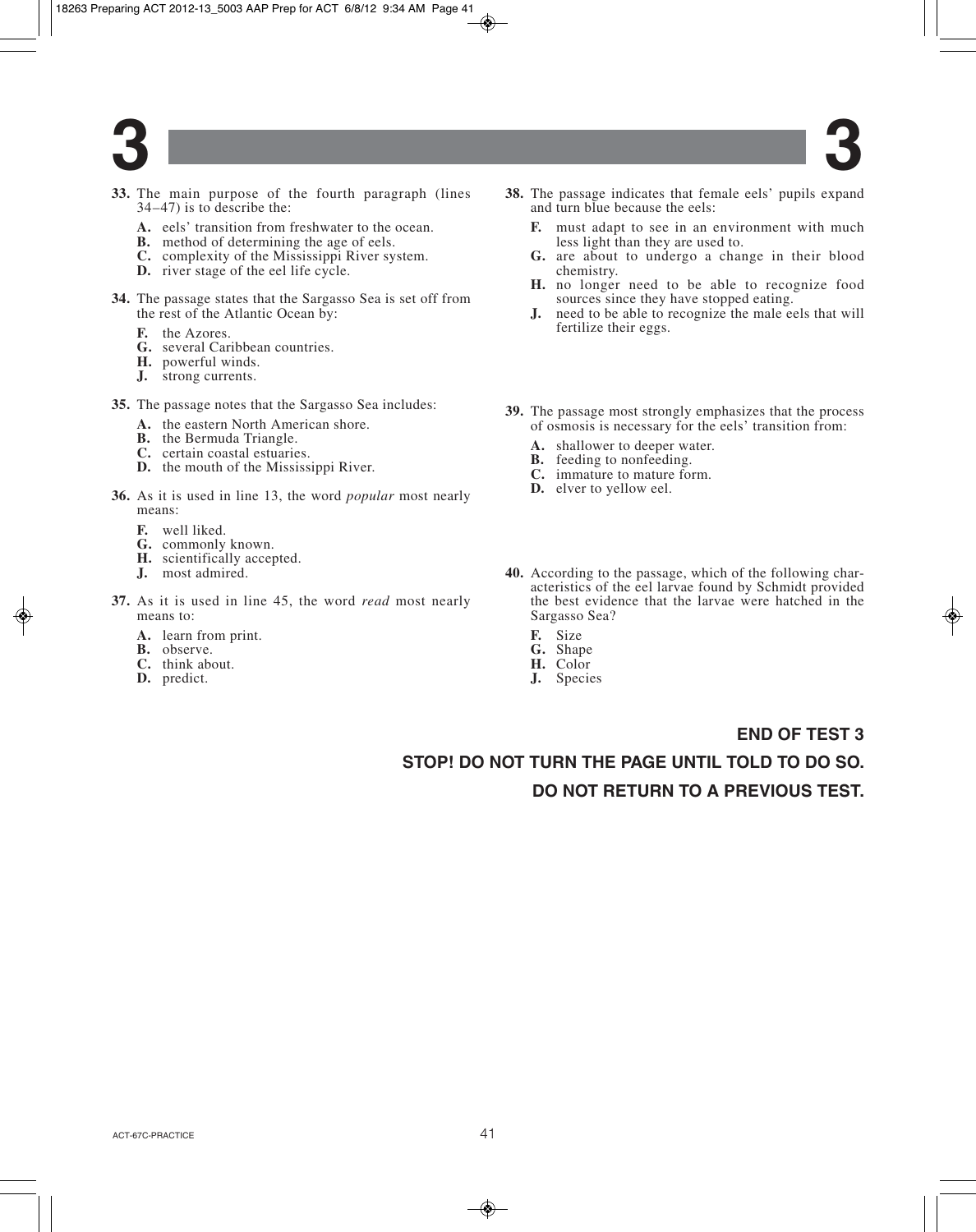**33.** The main purpose of the fourth paragraph (lines 34–47) is to describe the:

- **A.** eels' transition from freshwater to the ocean.
- **B.** method of determining the age of eels.
- **C.** complexity of the Mississippi River system.
- **D.** river stage of the eel life cycle.

**34.** The passage states that the Sargasso Sea is set off from the rest of the Atlantic Ocean by:

- **F.** the Azores.
- **G.** several Caribbean countries.
- **H.** powerful winds.
- **J.** strong currents.

**35.** The passage notes that the Sargasso Sea includes:

- **A.** the eastern North American shore.
- **B.** the Bermuda Triangle.
- **C.** certain coastal estuaries.
- **D.** the mouth of the Mississippi River.

**36.** As it is used in line 13, the word *popular* most nearly means:

- **F.** well liked.
- **G.** commonly known.
- **H.** scientifically accepted.
- **J.** most admired.

**37.** As it is used in line 45, the word *read* most nearly means to:

- **A.** learn from print.
- **B.** observe.
- **C.** think about.
- **D.** predict.

**38.** The passage indicates that female eels' pupils expand and turn blue because the eels:

- **F.** must adapt to see in an environment with much less light than they are used to.
- **G.** are about to undergo a change in their blood chemistry.
- **H.** no longer need to be able to recognize food sources since they have stopped eating.
- **J.** need to be able to recognize the male eels that will fertilize their eggs.

**39.** The passage most strongly emphasizes that the process of osmosis is necessary for the eels' transition from:

- **A.** shallower to deeper water.
- **B.** feeding to nonfeeding.
- **C.** immature to mature form.
- **D.** elver to yellow eel.

**40.** According to the passage, which of the following characteristics of the eel larvae found by Schmidt provided the best evidence that the larvae were hatched in the Sargasso Sea?

- **F.** Size
- **G.** Shape
- **H.** Color
- **J.** Species

**END OF TEST 3**

**STOP! DO NOT TURN THE PAGE UNTIL TOLD TO DO SO.**

**DO NOT RETURN TO A PREVIOUS TEST.**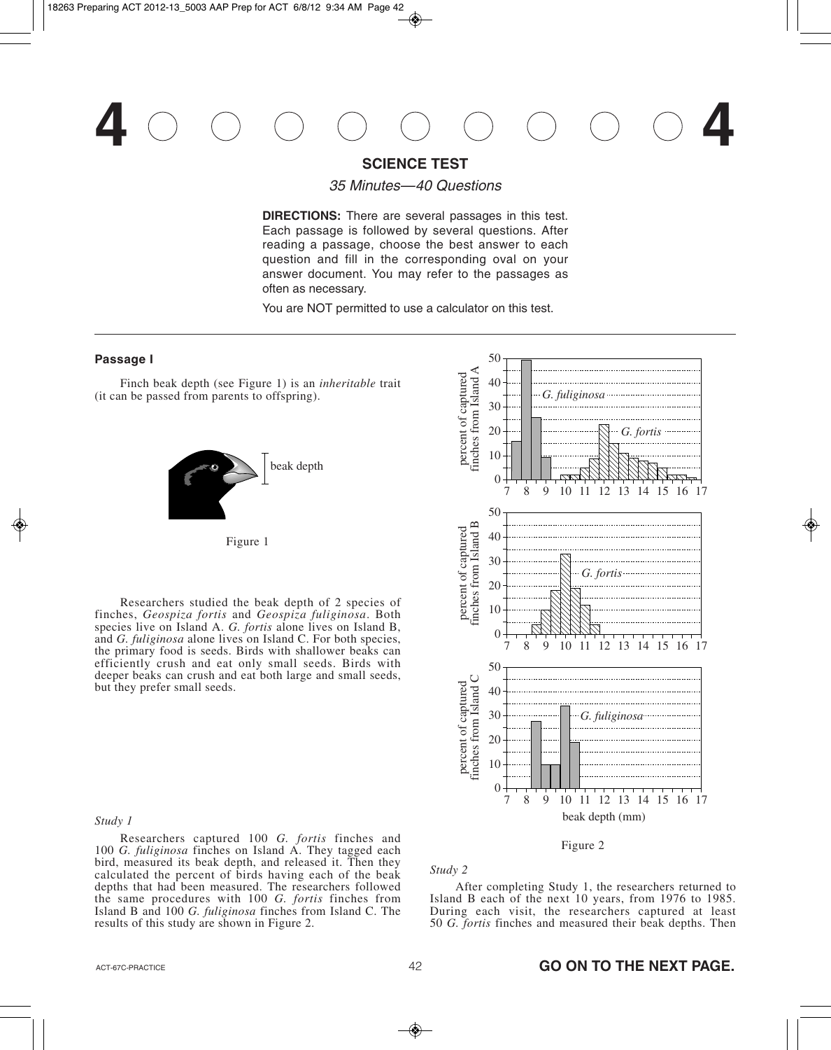# SCIENCE TEST

*35 Minutes—40 Questions*

**DIRECTIONS:** There are several passages in this test. Each passage is followed by several questions. After reading a passage, choose the best answer to each question and fill in the corresponding oval on your answer document. You may refer to the passages as often as necessary.

You are NOT permitted to use a calculator on this test.

---

### Passage I

Finch beak depth (see Figure 1) is an *inheritable* trait (it can be passed from parents to offspring).

beak depth

Figure 1

Researchers studied the beak depth of 2 species of finches, *Geospiza fortis* and *Geospiza fuliginosa*. Both species live on Island A. *G. fortis* alone lives on Island B, and *G. fuliginosa* alone lives on Island C. For both species, the primary food is seeds. Birds with shallower beaks can efficiently crush and eat only small seeds. Birds with deeper beaks can crush and eat both large and small seeds, but they prefer small seeds.

*Study 1*

Researchers captured 100 *G. fortis* finches and 100 *G. fuliginosa* finches on Island A. They tagged each bird, measured its beak depth, and released it. Then they calculated the percent of birds having each of the beak depths that had been measured. The researchers followed the same procedures with 100 *G. fortis* finches from Island B and 100 *G. fuliginosa* finches from Island C. The results of this study are shown in Figure 2.

percent of captured finches from Island A

0 10 20 30 40 50

*G. fuliginosa*

*G. fortis*

percent of captured finches from Island B

0 10 20 30 40 50

*G. fortis*

percent of captured finches from Island C

0 10 20 30 40 50

*G. fuliginosa*

7 8 9 10 11 12 13 14 15 16 17

beak depth (mm)

Figure 2

*Study 2*

After completing Study 1, the researchers returned to Island B each of the next 10 years, from 1976 to 1985. During each visit, the researchers captured at least 50 *G. fortis* finches and measured their beak depths. Then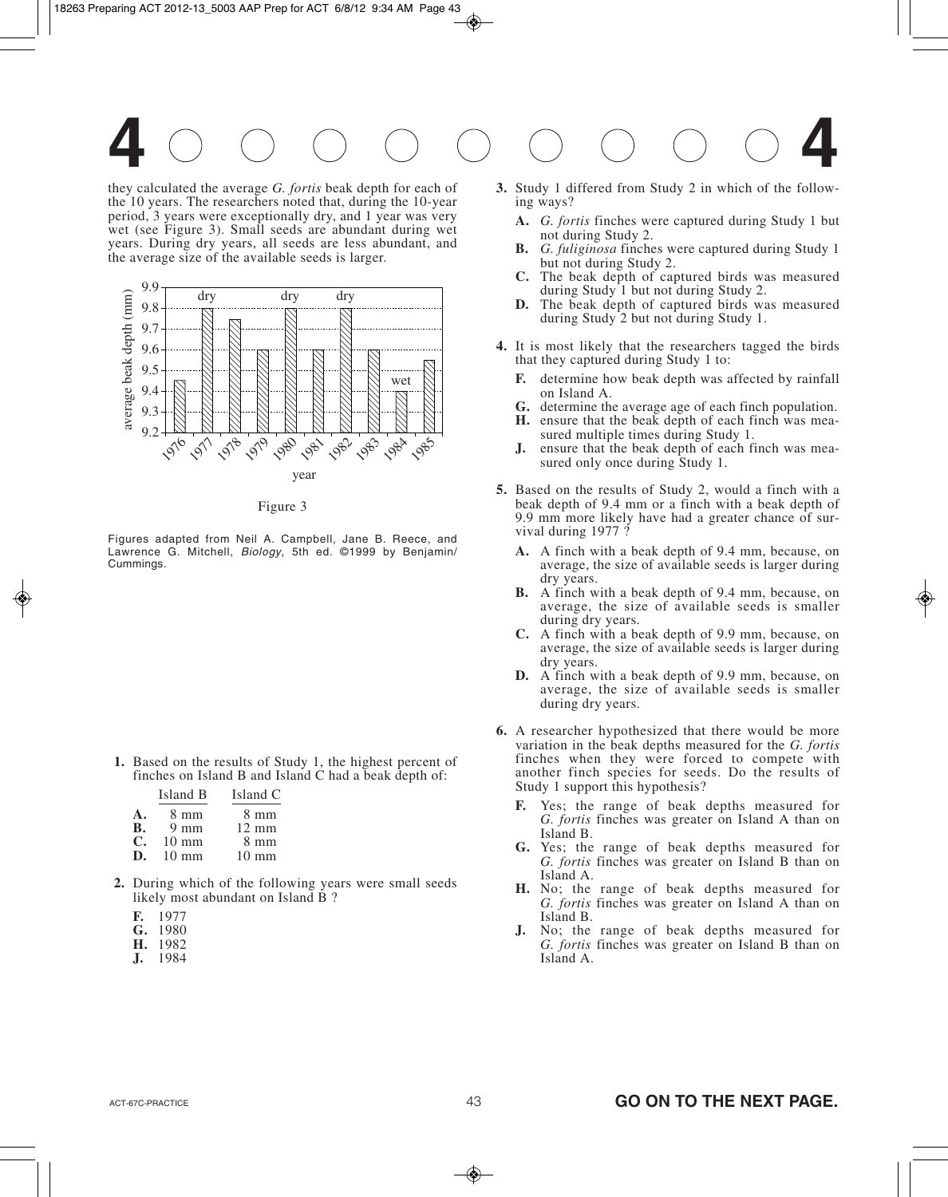they calculated the average *G. fortis* beak depth for each of the 10 years. The researchers noted that, during the 10-year period, 3 years were exceptionally dry, and 1 year was very wet (see Figure 3). Small seeds are abundant during wet years. During dry years, all seeds are less abundant, and the average size of the available seeds is larger.

average beak depth (mm)

9.9
9.8
9.7
9.6
9.5
9.4
9.3
9.2

dry
dry
dry
wet

1976 1977 1978 1979 1980 1981 1982 1983 1984 1985

year

Figure 3

Figures adapted from Neil A. Campbell, Jane B. Reece, and Lawrence G. Mitchell, *Biology*, 5th ed. ©1999 by Benjamin/Cummings.

**1.** Based on the results of Study 1, the highest percent of finches on Island B and Island C had a beak depth of:

| | Island B | Island C |
|---|---|---|
| **A.** | 8 mm | 8 mm |
| **B.** | 9 mm | 12 mm |
| **C.** | 10 mm | 8 mm |
| **D.** | 10 mm | 10 mm |

**2.** During which of the following years were small seeds likely most abundant on Island B ?

**F.** 1977
**G.** 1980
**H.** 1982
**J.** 1984

**3.** Study 1 differed from Study 2 in which of the following ways?

**A.** *G. fortis* finches were captured during Study 1 but not during Study 2.
**B.** *G. fuliginosa* finches were captured during Study 1 but not during Study 2.
**C.** The beak depth of captured birds was measured during Study 1 but not during Study 2.
**D.** The beak depth of captured birds was measured during Study 2 but not during Study 1.

**4.** It is most likely that the researchers tagged the birds that they captured during Study 1 to:

**F.** determine how beak depth was affected by rainfall on Island A.
**G.** determine the average age of each finch population.
**H.** ensure that the beak depth of each finch was measured multiple times during Study 1.
**J.** ensure that the beak depth of each finch was measured only once during Study 1.

**5.** Based on the results of Study 2, would a finch with a beak depth of 9.4 mm or a finch with a beak depth of 9.9 mm more likely have had a greater chance of survival during 1977 ?

**A.** A finch with a beak depth of 9.4 mm, because, on average, the size of available seeds is larger during dry years.
**B.** A finch with a beak depth of 9.4 mm, because, on average, the size of available seeds is smaller during dry years.
**C.** A finch with a beak depth of 9.9 mm, because, on average, the size of available seeds is larger during dry years.
**D.** A finch with a beak depth of 9.9 mm, because, on average, the size of available seeds is smaller during dry years.

**6.** A researcher hypothesized that there would be more variation in the beak depths measured for the *G. fortis* finches when they were forced to compete with another finch species for seeds. Do the results of Study 1 support this hypothesis?

**F.** Yes; the range of beak depths measured for *G. fortis* finches was greater on Island A than on Island B.
**G.** Yes; the range of beak depths measured for *G. fortis* finches was greater on Island B than on Island A.
**H.** No; the range of beak depths measured for *G. fortis* finches was greater on Island A than on Island B.
**J.** No; the range of beak depths measured for *G. fortis* finches was greater on Island B than on Island A.

**GO ON TO THE NEXT PAGE.**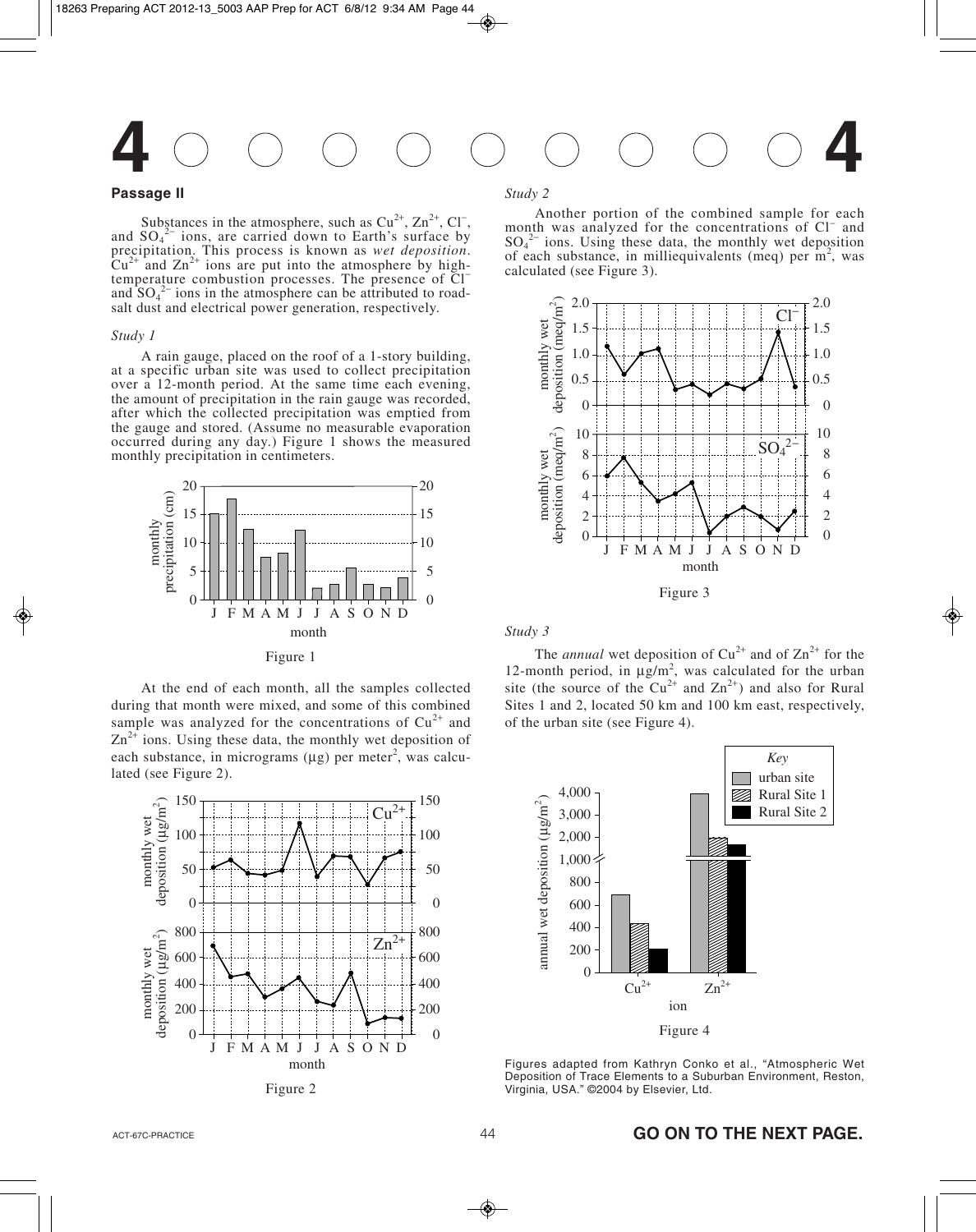# Passage II

Substances in the atmosphere, such as $Cu^{2+}$, $Zn^{2+}$, $Cl^{-}$, and $SO_4^{2-}$ ions, are carried down to Earth's surface by precipitation. This process is known as *wet deposition*. $Cu^{2+}$ and $Zn^{2+}$ ions are put into the atmosphere by high-temperature combustion processes. The presence of $Cl^{-}$ and $SO_4^{2-}$ ions in the atmosphere can be attributed to road-salt dust and electrical power generation, respectively.

*Study 1*

A rain gauge, placed on the roof of a 1-story building, at a specific urban site was used to collect precipitation over a 12-month period. At the same time each evening, the amount of precipitation in the rain gauge was recorded, after which the collected precipitation was emptied from the gauge and stored. (Assume no measurable evaporation occurred during any day.) Figure 1 shows the measured monthly precipitation in centimeters.

monthly precipitation (cm)
20
15
10
5
0
J F M A M J J A S O N D
month

Figure 1

At the end of each month, all the samples collected during that month were mixed, and some of this combined sample was analyzed for the concentrations of $Cu^{2+}$ and $Zn^{2+}$ ions. Using these data, the monthly wet deposition of each substance, in micrograms (µg) per meter$^2$, was calculated (see Figure 2).

monthly wet deposition (µg/m$^2$)
$Cu^{2+}$
150
100
50
0

monthly wet deposition (µg/m$^2$)
$Zn^{2+}$
800
600
400
200
0
J F M A M J J A S O N D
month

Figure 2

*Study 2*

Another portion of the combined sample for each month was analyzed for the concentrations of $Cl^{-}$ and $SO_4^{2-}$ ions. Using these data, the monthly wet deposition of each substance, in milliequivalents (meq) per m$^2$, was calculated (see Figure 3).

monthly wet deposition (meq/m$^2$)
$Cl^{-}$
2.0
1.5
1.0
0.5
0

monthly wet deposition (meq/m$^2$)
$SO_4^{2-}$
10
8
6
4
2
0
J F M A M J J A S O N D
month

Figure 3

*Study 3*

The *annual* wet deposition of $Cu^{2+}$ and of $Zn^{2+}$ for the 12-month period, in µg/m$^2$, was calculated for the urban site (the source of the $Cu^{2+}$ and $Zn^{2+}$) and also for Rural Sites 1 and 2, located 50 km and 100 km east, respectively, of the urban site (see Figure 4).

*Key*
urban site
Rural Site 1
Rural Site 2

annual wet deposition (µg/m$^2$)
4,000
3,000
2,000
1,000
800
600
400
200
0
$Cu^{2+}$ $Zn^{2+}$
ion

Figure 4

Figures adapted from Kathryn Conko et al., "Atmospheric Wet Deposition of Trace Elements to a Suburban Environment, Reston, Virginia, USA." ©2004 by Elsevier, Ltd.

**GO ON TO THE NEXT PAGE.**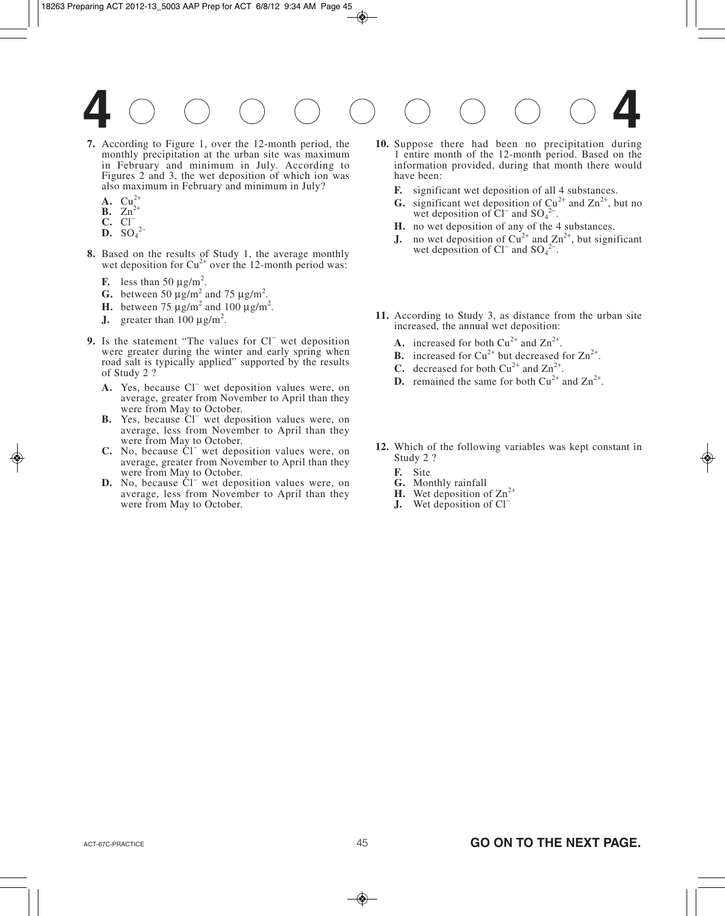**7.** According to Figure 1, over the 12-month period, the monthly precipitation at the urban site was maximum in February and minimum in July. According to Figures 2 and 3, the wet deposition of which ion was also maximum in February and minimum in July?

**A.** $Cu^{2+}$
**B.** $Zn^{2+}$
**C.** $Cl^{-}$
**D.** $SO_4^{2-}$

**8.** Based on the results of Study 1, the average monthly wet deposition for $Cu^{2+}$ over the 12-month period was:

**F.** less than 50 $\mu g/m^2$.
**G.** between 50 $\mu g/m^2$ and 75 $\mu g/m^2$.
**H.** between 75 $\mu g/m^2$ and 100 $\mu g/m^2$.
**J.** greater than 100 $\mu g/m^2$.

**9.** Is the statement "The values for $Cl^{-}$ wet deposition were greater during the winter and early spring when road salt is typically applied" supported by the results of Study 2 ?

**A.** Yes, because $Cl^{-}$ wet deposition values were, on average, greater from November to April than they were from May to October.
**B.** Yes, because $Cl^{-}$ wet deposition values were, on average, less from November to April than they were from May to October.
**C.** No, because $Cl^{-}$ wet deposition values were, on average, greater from November to April than they were from May to October.
**D.** No, because $Cl^{-}$ wet deposition values were, on average, less from November to April than they were from May to October.

**10.** Suppose there had been no precipitation during 1 entire month of the 12-month period. Based on the information provided, during that month there would have been:

**F.** significant wet deposition of all 4 substances.
**G.** significant wet deposition of $Cu^{2+}$ and $Zn^{2+}$, but no wet deposition of $Cl^{-}$ and $SO_4^{2-}$.
**H.** no wet deposition of any of the 4 substances.
**J.** no wet deposition of $Cu^{2+}$ and $Zn^{2+}$, but significant wet deposition of $Cl^{-}$ and $SO_4^{2-}$.

**11.** According to Study 3, as distance from the urban site increased, the annual wet deposition:

**A.** increased for both $Cu^{2+}$ and $Zn^{2+}$.
**B.** increased for $Cu^{2+}$ but decreased for $Zn^{2+}$.
**C.** decreased for both $Cu^{2+}$ and $Zn^{2+}$.
**D.** remained the same for both $Cu^{2+}$ and $Zn^{2+}$.

**12.** Which of the following variables was kept constant in Study 2 ?

**F.** Site
**G.** Monthly rainfall
**H.** Wet deposition of $Zn^{2+}$
**J.** Wet deposition of $Cl^{-}$

**GO ON TO THE NEXT PAGE.**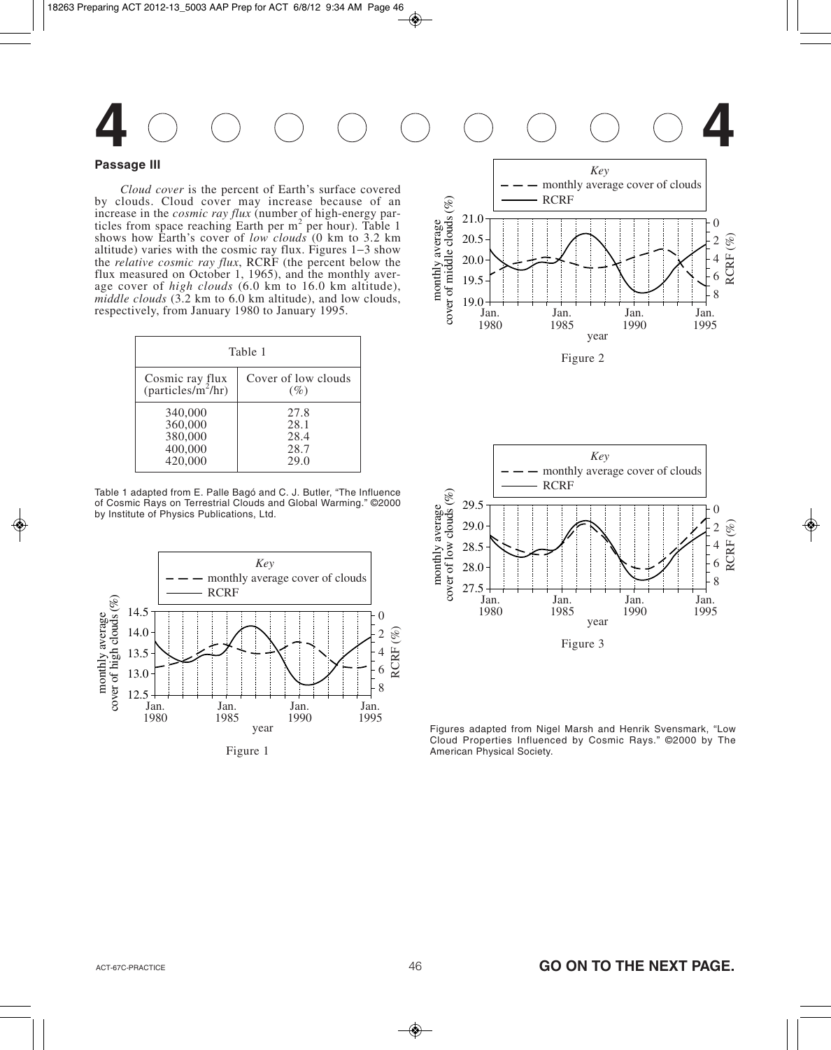# 4

## Passage III

*Cloud cover* is the percent of Earth's surface covered by clouds. Cloud cover may increase because of an increase in the *cosmic ray flux* (number of high-energy particles from space reaching Earth per $m^2$ per hour). Table 1 shows how Earth's cover of *low clouds* (0 km to 3.2 km altitude) varies with the cosmic ray flux. Figures 1–3 show the *relative cosmic ray flux*, RCRF (the percent below the flux measured on October 1, 1965), and the monthly average cover of *high clouds* (6.0 km to 16.0 km altitude), *middle clouds* (3.2 km to 6.0 km altitude), and low clouds, respectively, from January 1980 to January 1995.

Table 1

| Cosmic ray flux (particles/$m^2$/hr) | Cover of low clouds (%) |
|---|---|
| 340,000 | 27.8 |
| 360,000 | 28.1 |
| 380,000 | 28.4 |
| 400,000 | 28.7 |
| 420,000 | 29.0 |

Table 1 adapted from E. Palle Bagó and C. J. Butler, "The Influence of Cosmic Rays on Terrestrial Clouds and Global Warming." ©2000 by Institute of Physics Publications, Ltd.

Key
monthly average cover of clouds
RCRF

monthly average cover of high clouds (%)
14.5
14.0
13.5
13.0
12.5

RCRF (%)
0
2
4
6
8

Jan. 1980
Jan. 1985
Jan. 1990
Jan. 1995
year

Figure 1

Key
monthly average cover of clouds
RCRF

monthly average cover of middle clouds (%)
21.0
20.5
20.0
19.5
19.0

RCRF (%)
0
2
4
6
8

Jan. 1980
Jan. 1985
Jan. 1990
Jan. 1995
year

Figure 2

Key
monthly average cover of clouds
RCRF

monthly average cover of low clouds (%)
29.5
29.0
28.5
28.0
27.5

RCRF (%)
0
2
4
6
8

Jan. 1980
Jan. 1985
Jan. 1990
Jan. 1995
year

Figure 3

Figures adapted from Nigel Marsh and Henrik Svensmark, "Low Cloud Properties Influenced by Cosmic Rays." ©2000 by The American Physical Society.

**GO ON TO THE NEXT PAGE.**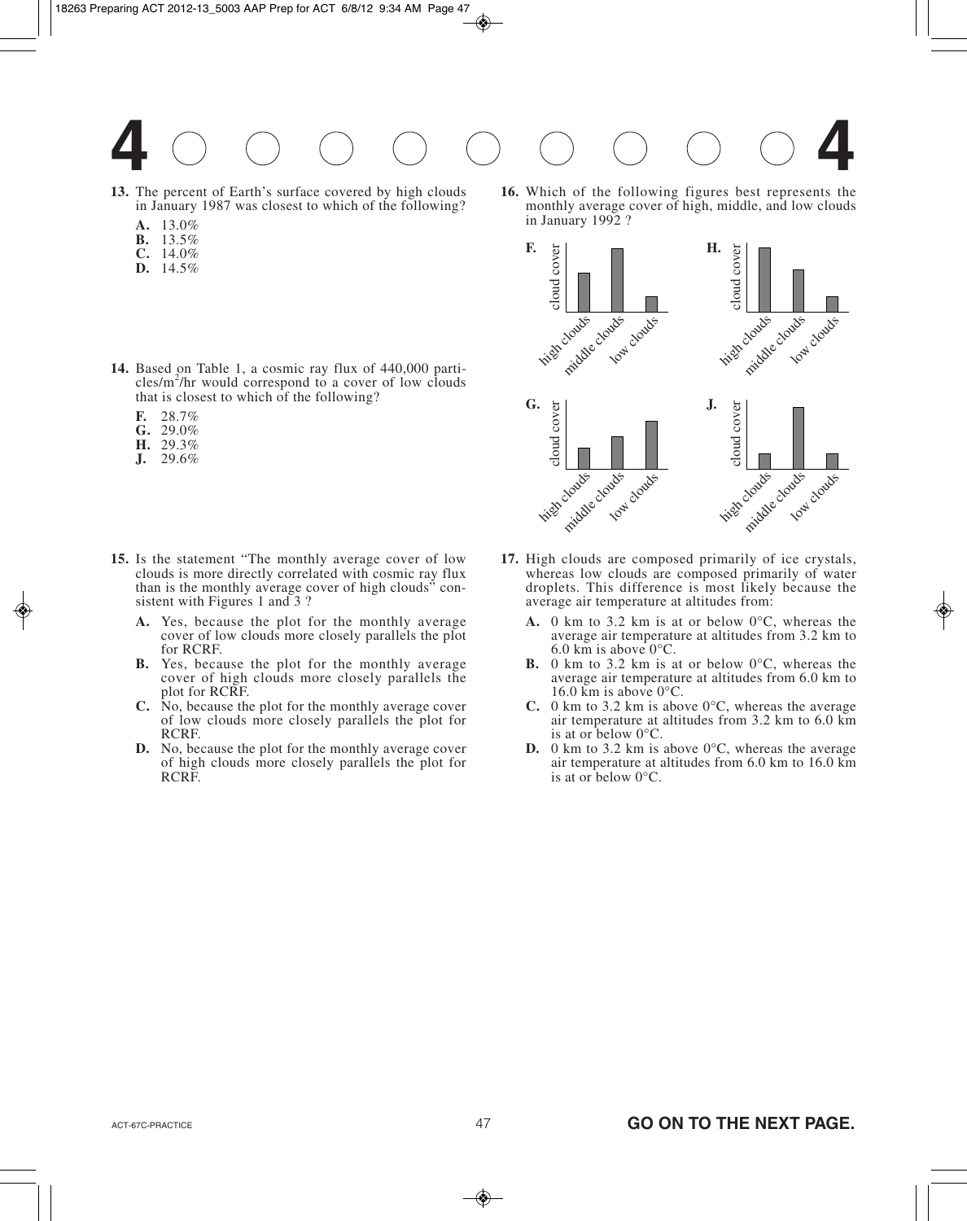**13.** The percent of Earth's surface covered by high clouds in January 1987 was closest to which of the following?

- **A.** 13.0%
- **B.** 13.5%
- **C.** 14.0%
- **D.** 14.5%

**14.** Based on Table 1, a cosmic ray flux of 440,000 particles/$m^2$/hr would correspond to a cover of low clouds that is closest to which of the following?

- **F.** 28.7%
- **G.** 29.0%
- **H.** 29.3%
- **J.** 29.6%

**15.** Is the statement "The monthly average cover of low clouds is more directly correlated with cosmic ray flux than is the monthly average cover of high clouds" consistent with Figures 1 and 3 ?

- **A.** Yes, because the plot for the monthly average cover of low clouds more closely parallels the plot for RCRF.
- **B.** Yes, because the plot for the monthly average cover of high clouds more closely parallels the plot for RCRF.
- **C.** No, because the plot for the monthly average cover of low clouds more closely parallels the plot for RCRF.
- **D.** No, because the plot for the monthly average cover of high clouds more closely parallels the plot for RCRF.

**16.** Which of the following figures best represents the monthly average cover of high, middle, and low clouds in January 1992 ?

**F.**

cloud cover

high clouds

middle clouds

low clouds

**H.**

cloud cover

high clouds

middle clouds

low clouds

**G.**

cloud cover

high clouds

middle clouds

low clouds

**J.**

cloud cover

high clouds

middle clouds

low clouds

**17.** High clouds are composed primarily of ice crystals, whereas low clouds are composed primarily of water droplets. This difference is most likely because the average air temperature at altitudes from:

- **A.** 0 km to 3.2 km is at or below 0°C, whereas the average air temperature at altitudes from 3.2 km to 6.0 km is above 0°C.
- **B.** 0 km to 3.2 km is at or below 0°C, whereas the average air temperature at altitudes from 6.0 km to 16.0 km is above 0°C.
- **C.** 0 km to 3.2 km is above 0°C, whereas the average air temperature at altitudes from 3.2 km to 6.0 km is at or below 0°C.
- **D.** 0 km to 3.2 km is above 0°C, whereas the average air temperature at altitudes from 6.0 km to 16.0 km is at or below 0°C.

**GO ON TO THE NEXT PAGE.**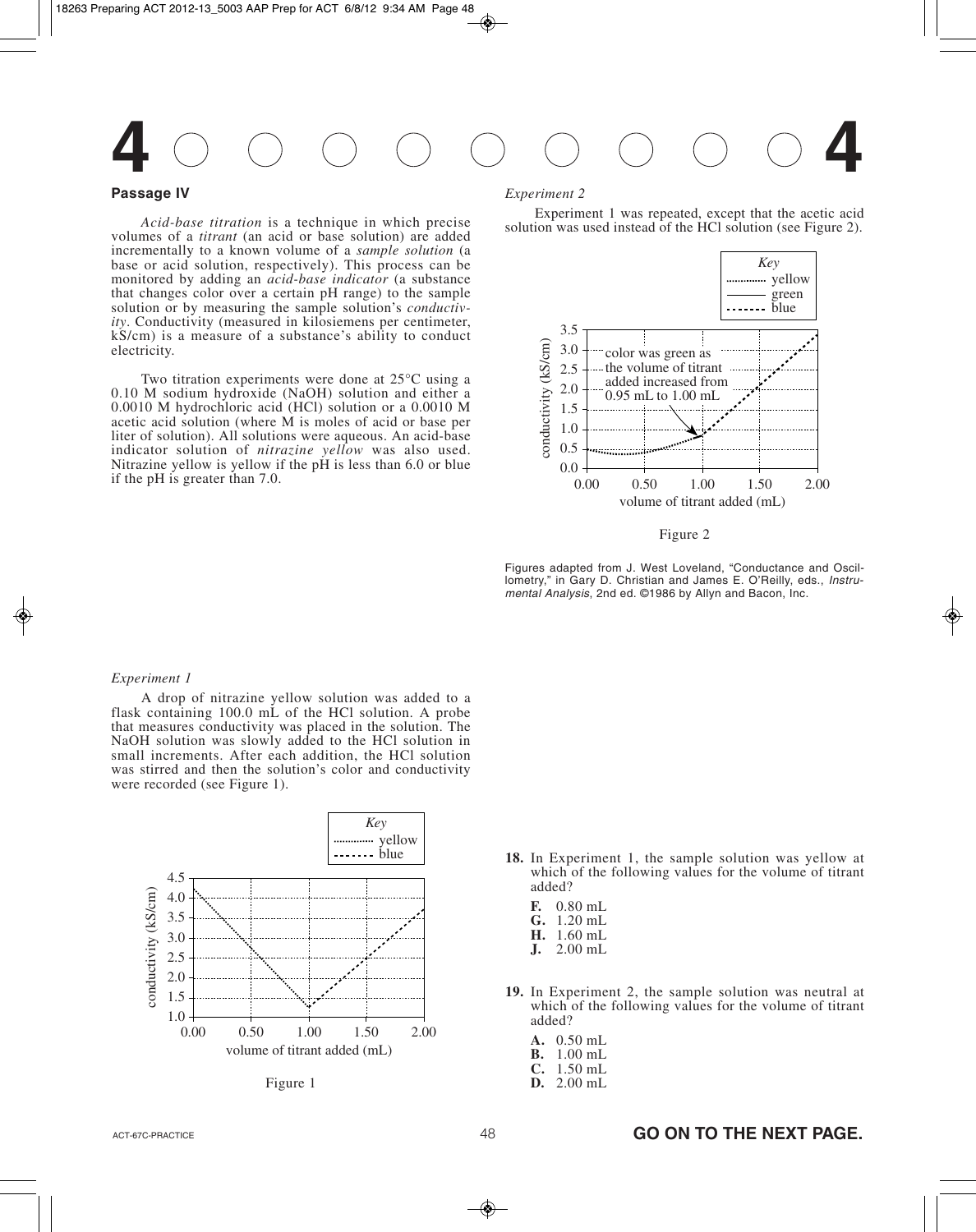## Passage IV

*Acid-base titration* is a technique in which precise volumes of a *titrant* (an acid or base solution) are added incrementally to a known volume of a *sample solution* (a base or acid solution, respectively). This process can be monitored by adding an *acid-base indicator* (a substance that changes color over a certain pH range) to the sample solution or by measuring the sample solution's *conductivity*. Conductivity (measured in kilosiemens per centimeter, kS/cm) is a measure of a substance's ability to conduct electricity.

Two titration experiments were done at 25°C using a 0.10 M sodium hydroxide (NaOH) solution and either a 0.0010 M hydrochloric acid (HCl) solution or a 0.0010 M acetic acid solution (where M is moles of acid or base per liter of solution). All solutions were aqueous. An acid-base indicator solution of *nitrazine yellow* was also used. Nitrazine yellow is yellow if the pH is less than 6.0 or blue if the pH is greater than 7.0.

*Experiment 1*

A drop of nitrazine yellow solution was added to a flask containing 100.0 mL of the HCl solution. A probe that measures conductivity was placed in the solution. The NaOH solution was slowly added to the HCl solution in small increments. After each addition, the HCl solution was stirred and then the solution's color and conductivity were recorded (see Figure 1).

Key: yellow, blue

conductivity (kS/cm): 1.0, 1.5, 2.0, 2.5, 3.0, 3.5, 4.0, 4.5

volume of titrant added (mL): 0.00, 0.50, 1.00, 1.50, 2.00

Figure 1

*Experiment 2*

Experiment 1 was repeated, except that the acetic acid solution was used instead of the HCl solution (see Figure 2).

Key: yellow, green, blue

color was green as the volume of titrant added increased from 0.95 mL to 1.00 mL

conductivity (kS/cm): 0.0, 0.5, 1.0, 1.5, 2.0, 2.5, 3.0, 3.5

volume of titrant added (mL): 0.00, 0.50, 1.00, 1.50, 2.00

Figure 2

Figures adapted from J. West Loveland, "Conductance and Oscillometry," in Gary D. Christian and James E. O'Reilly, eds., *Instrumental Analysis*, 2nd ed. ©1986 by Allyn and Bacon, Inc.

**18.** In Experiment 1, the sample solution was yellow at which of the following values for the volume of titrant added?

**F.** 0.80 mL
**G.** 1.20 mL
**H.** 1.60 mL
**J.** 2.00 mL

**19.** In Experiment 2, the sample solution was neutral at which of the following values for the volume of titrant added?

**A.** 0.50 mL
**B.** 1.00 mL
**C.** 1.50 mL
**D.** 2.00 mL

**GO ON TO THE NEXT PAGE.**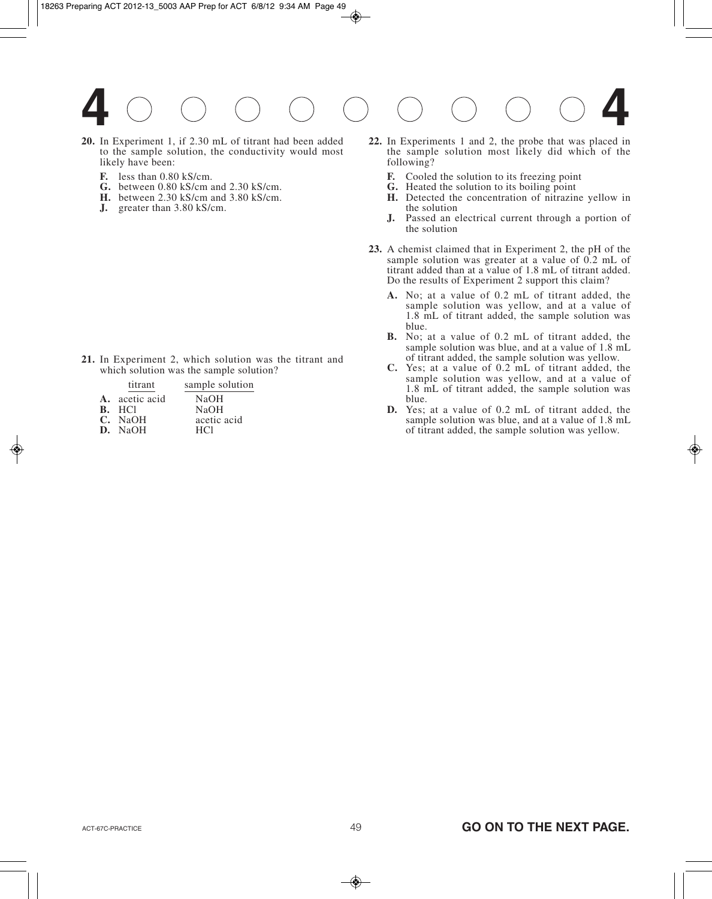20. In Experiment 1, if 2.30 mL of titrant had been added to the sample solution, the conductivity would most likely have been:

   **F.** less than 0.80 kS/cm.
   **G.** between 0.80 kS/cm and 2.30 kS/cm.
   **H.** between 2.30 kS/cm and 3.80 kS/cm.
   **J.** greater than 3.80 kS/cm.

21. In Experiment 2, which solution was the titrant and which solution was the sample solution?

| | titrant | sample solution |
|---|---|---|
| **A.** | acetic acid | NaOH |
| **B.** | HCl | NaOH |
| **C.** | NaOH | acetic acid |
| **D.** | NaOH | HCl |

22. In Experiments 1 and 2, the probe that was placed in the sample solution most likely did which of the following?

   **F.** Cooled the solution to its freezing point
   **G.** Heated the solution to its boiling point
   **H.** Detected the concentration of nitrazine yellow in the solution
   **J.** Passed an electrical current through a portion of the solution

23. A chemist claimed that in Experiment 2, the pH of the sample solution was greater at a value of 0.2 mL of titrant added than at a value of 1.8 mL of titrant added. Do the results of Experiment 2 support this claim?

   **A.** No; at a value of 0.2 mL of titrant added, the sample solution was yellow, and at a value of 1.8 mL of titrant added, the sample solution was blue.
   **B.** No; at a value of 0.2 mL of titrant added, the sample solution was blue, and at a value of 1.8 mL of titrant added, the sample solution was yellow.
   **C.** Yes; at a value of 0.2 mL of titrant added, the sample solution was yellow, and at a value of 1.8 mL of titrant added, the sample solution was blue.
   **D.** Yes; at a value of 0.2 mL of titrant added, the sample solution was blue, and at a value of 1.8 mL of titrant added, the sample solution was yellow.

**GO ON TO THE NEXT PAGE.**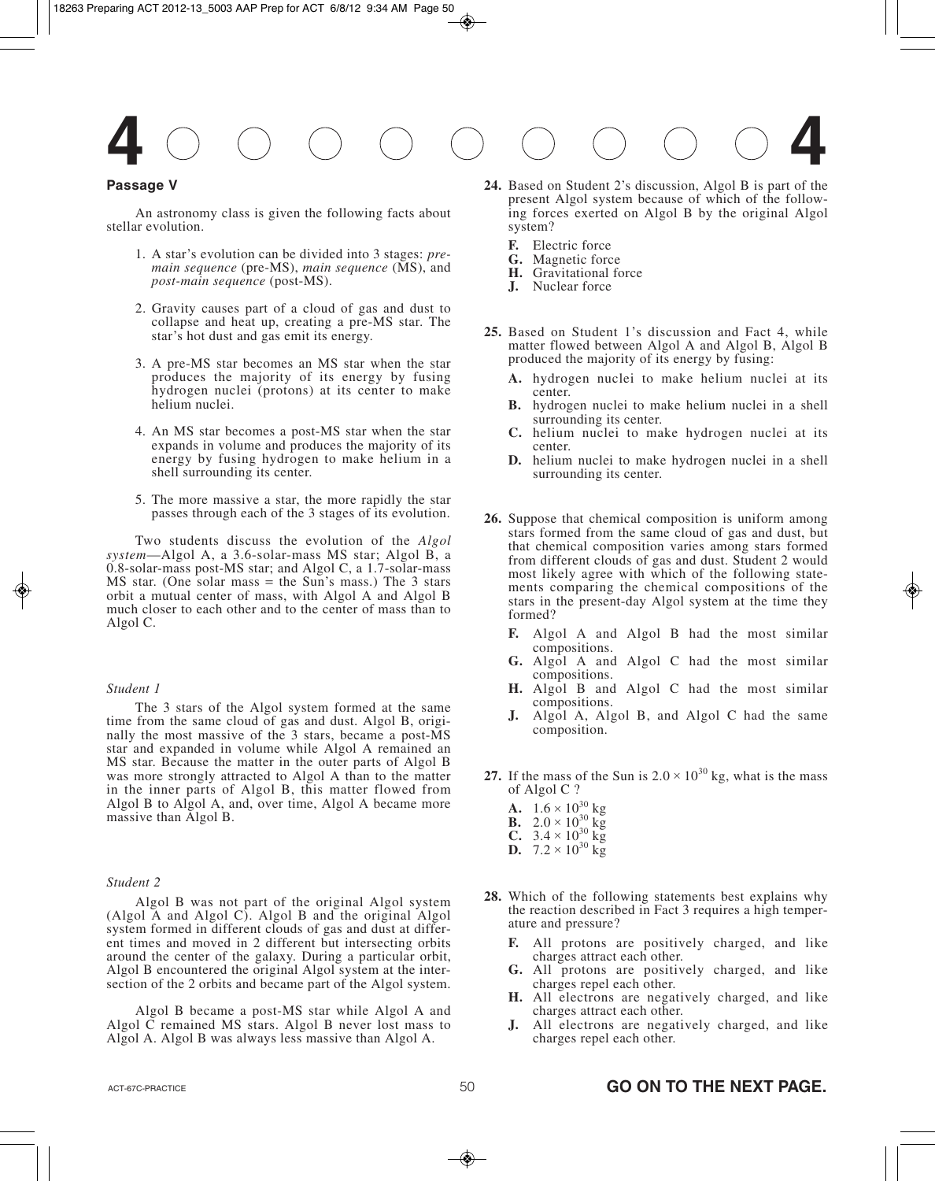# Passage V

An astronomy class is given the following facts about stellar evolution.

1. A star's evolution can be divided into 3 stages: *pre-main sequence* (pre-MS), *main sequence* (MS), and *post-main sequence* (post-MS).
2. Gravity causes part of a cloud of gas and dust to collapse and heat up, creating a pre-MS star. The star's hot dust and gas emit its energy.
3. A pre-MS star becomes an MS star when the star produces the majority of its energy by fusing hydrogen nuclei (protons) at its center to make helium nuclei.
4. An MS star becomes a post-MS star when the star expands in volume and produces the majority of its energy by fusing hydrogen to make helium in a shell surrounding its center.
5. The more massive a star, the more rapidly the star passes through each of the 3 stages of its evolution.

Two students discuss the evolution of the *Algol system*—Algol A, a 3.6-solar-mass MS star; Algol B, a 0.8-solar-mass post-MS star; and Algol C, a 1.7-solar-mass MS star. (One solar mass = the Sun's mass.) The 3 stars orbit a mutual center of mass, with Algol A and Algol B much closer to each other and to the center of mass than to Algol C.

*Student 1*

The 3 stars of the Algol system formed at the same time from the same cloud of gas and dust. Algol B, originally the most massive of the 3 stars, became a post-MS star and expanded in volume while Algol A remained an MS star. Because the matter in the outer parts of Algol B was more strongly attracted to Algol A than to the matter in the inner parts of Algol B, this matter flowed from Algol B to Algol A, and, over time, Algol A became more massive than Algol B.

*Student 2*

Algol B was not part of the original Algol system (Algol A and Algol C). Algol B and the original Algol system formed in different clouds of gas and dust at different times and moved in 2 different but intersecting orbits around the center of the galaxy. During a particular orbit, Algol B encountered the original Algol system at the intersection of the 2 orbits and became part of the Algol system.

Algol B became a post-MS star while Algol A and Algol C remained MS stars. Algol B never lost mass to Algol A. Algol B was always less massive than Algol A.

**24.** Based on Student 2's discussion, Algol B is part of the present Algol system because of which of the following forces exerted on Algol B by the original Algol system?

**F.** Electric force
**G.** Magnetic force
**H.** Gravitational force
**J.** Nuclear force

**25.** Based on Student 1's discussion and Fact 4, while matter flowed between Algol A and Algol B, Algol B produced the majority of its energy by fusing:

**A.** hydrogen nuclei to make helium nuclei at its center.
**B.** hydrogen nuclei to make helium nuclei in a shell surrounding its center.
**C.** helium nuclei to make hydrogen nuclei at its center.
**D.** helium nuclei to make hydrogen nuclei in a shell surrounding its center.

**26.** Suppose that chemical composition is uniform among stars formed from the same cloud of gas and dust, but that chemical composition varies among stars formed from different clouds of gas and dust. Student 2 would most likely agree with which of the following statements comparing the chemical compositions of the stars in the present-day Algol system at the time they formed?

**F.** Algol A and Algol B had the most similar compositions.
**G.** Algol A and Algol C had the most similar compositions.
**H.** Algol B and Algol C had the most similar compositions.
**J.** Algol A, Algol B, and Algol C had the same composition.

**27.** If the mass of the Sun is $2.0 \times 10^{30}$ kg, what is the mass of Algol C ?

**A.** $1.6 \times 10^{30}$ kg
**B.** $2.0 \times 10^{30}$ kg
**C.** $3.4 \times 10^{30}$ kg
**D.** $7.2 \times 10^{30}$ kg

**28.** Which of the following statements best explains why the reaction described in Fact 3 requires a high temperature and pressure?

**F.** All protons are positively charged, and like charges attract each other.
**G.** All protons are positively charged, and like charges repel each other.
**H.** All electrons are negatively charged, and like charges attract each other.
**J.** All electrons are negatively charged, and like charges repel each other.

**GO ON TO THE NEXT PAGE.**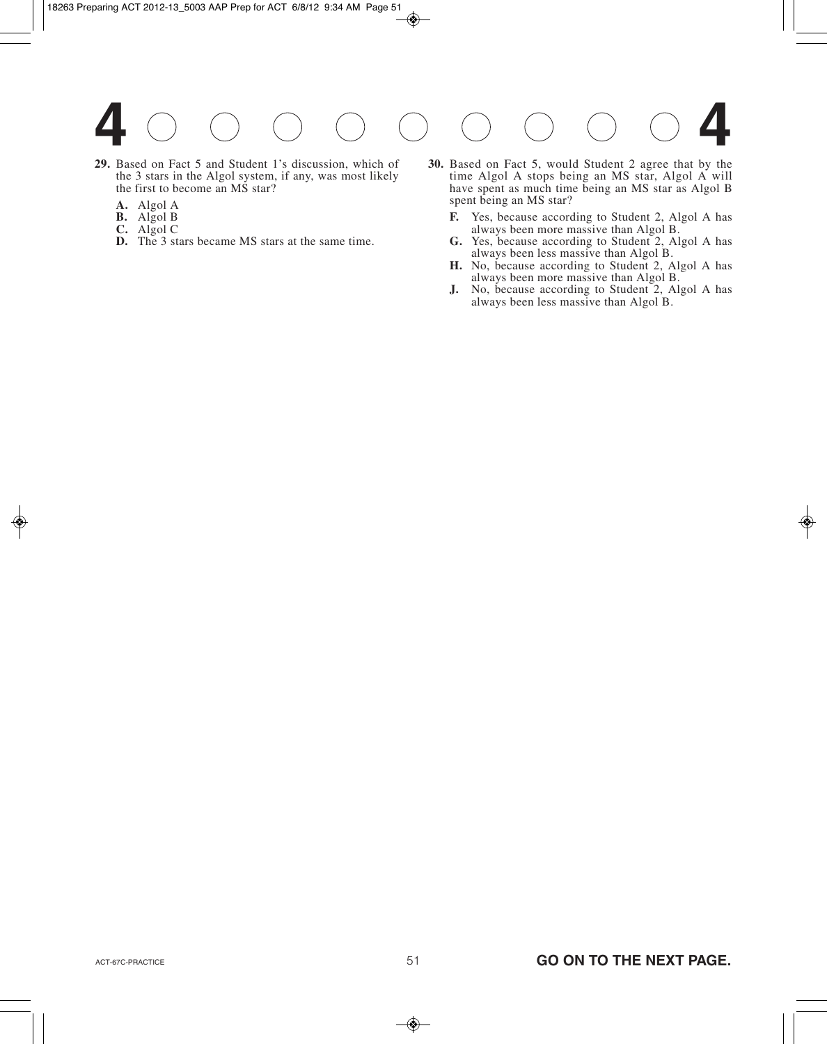**29.** Based on Fact 5 and Student 1's discussion, which of the 3 stars in the Algol system, if any, was most likely the first to become an MS star?

- **A.** Algol A
- **B.** Algol B
- **C.** Algol C
- **D.** The 3 stars became MS stars at the same time.

**30.** Based on Fact 5, would Student 2 agree that by the time Algol A stops being an MS star, Algol A will have spent as much time being an MS star as Algol B spent being an MS star?

- **F.** Yes, because according to Student 2, Algol A has always been more massive than Algol B.
- **G.** Yes, because according to Student 2, Algol A has always been less massive than Algol B.
- **H.** No, because according to Student 2, Algol A has always been more massive than Algol B.
- **J.** No, because according to Student 2, Algol A has always been less massive than Algol B.

**GO ON TO THE NEXT PAGE.**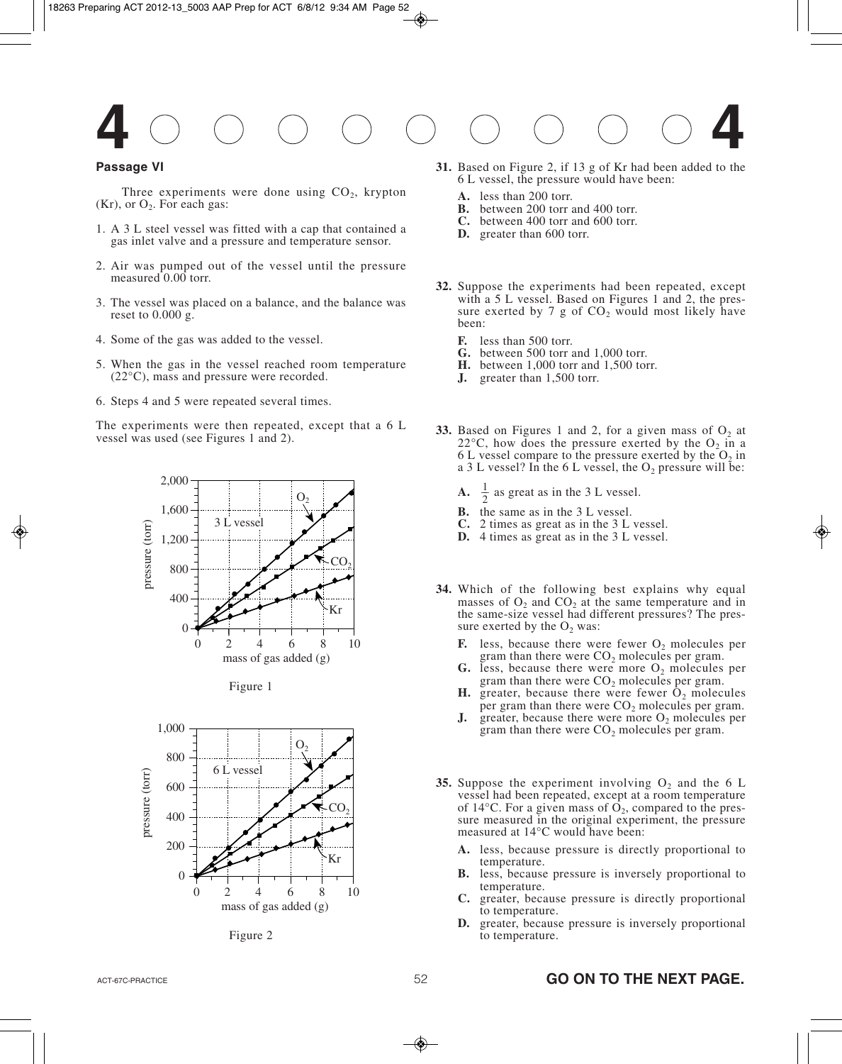# 4 ○ ○ ○ ○ ○ ○ ○ ○ ○ 4

**Passage VI**

Three experiments were done using $CO_2$, krypton (Kr), or $O_2$. For each gas:

1. A 3 L steel vessel was fitted with a cap that contained a gas inlet valve and a pressure and temperature sensor.
2. Air was pumped out of the vessel until the pressure measured 0.00 torr.
3. The vessel was placed on a balance, and the balance was reset to 0.000 g.
4. Some of the gas was added to the vessel.
5. When the gas in the vessel reached room temperature (22°C), mass and pressure were recorded.
6. Steps 4 and 5 were repeated several times.

The experiments were then repeated, except that a 6 L vessel was used (see Figures 1 and 2).

3 L vessel

$O_2$

$CO_2$

Kr

pressure (torr)

2,000
1,600
1,200
800
400
0

mass of gas added (g)

0 2 4 6 8 10

Figure 1

6 L vessel

$O_2$

$CO_2$

Kr

pressure (torr)

1,000
800
600
400
200
0

mass of gas added (g)

0 2 4 6 8 10

Figure 2

**31.** Based on Figure 2, if 13 g of Kr had been added to the 6 L vessel, the pressure would have been:

- **A.** less than 200 torr.
- **B.** between 200 torr and 400 torr.
- **C.** between 400 torr and 600 torr.
- **D.** greater than 600 torr.

**32.** Suppose the experiments had been repeated, except with a 5 L vessel. Based on Figures 1 and 2, the pressure exerted by 7 g of $CO_2$ would most likely have been:

- **F.** less than 500 torr.
- **G.** between 500 torr and 1,000 torr.
- **H.** between 1,000 torr and 1,500 torr.
- **J.** greater than 1,500 torr.

**33.** Based on Figures 1 and 2, for a given mass of $O_2$ at 22°C, how does the pressure exerted by the $O_2$ in a 6 L vessel compare to the pressure exerted by the $O_2$ in a 3 L vessel? In the 6 L vessel, the $O_2$ pressure will be:

- **A.** $\frac{1}{2}$ as great as in the 3 L vessel.
- **B.** the same as in the 3 L vessel.
- **C.** 2 times as great as in the 3 L vessel.
- **D.** 4 times as great as in the 3 L vessel.

**34.** Which of the following best explains why equal masses of $O_2$ and $CO_2$ at the same temperature and in the same-size vessel had different pressures? The pressure exerted by the $O_2$ was:

- **F.** less, because there were fewer $O_2$ molecules per gram than there were $CO_2$ molecules per gram.
- **G.** less, because there were more $O_2$ molecules per gram than there were $CO_2$ molecules per gram.
- **H.** greater, because there were fewer $O_2$ molecules per gram than there were $CO_2$ molecules per gram.
- **J.** greater, because there were more $O_2$ molecules per gram than there were $CO_2$ molecules per gram.

**35.** Suppose the experiment involving $O_2$ and the 6 L vessel had been repeated, except at a room temperature of 14°C. For a given mass of $O_2$, compared to the pressure measured in the original experiment, the pressure measured at 14°C would have been:

- **A.** less, because pressure is directly proportional to temperature.
- **B.** less, because pressure is inversely proportional to temperature.
- **C.** greater, because pressure is directly proportional to temperature.
- **D.** greater, because pressure is inversely proportional to temperature.

**GO ON TO THE NEXT PAGE.**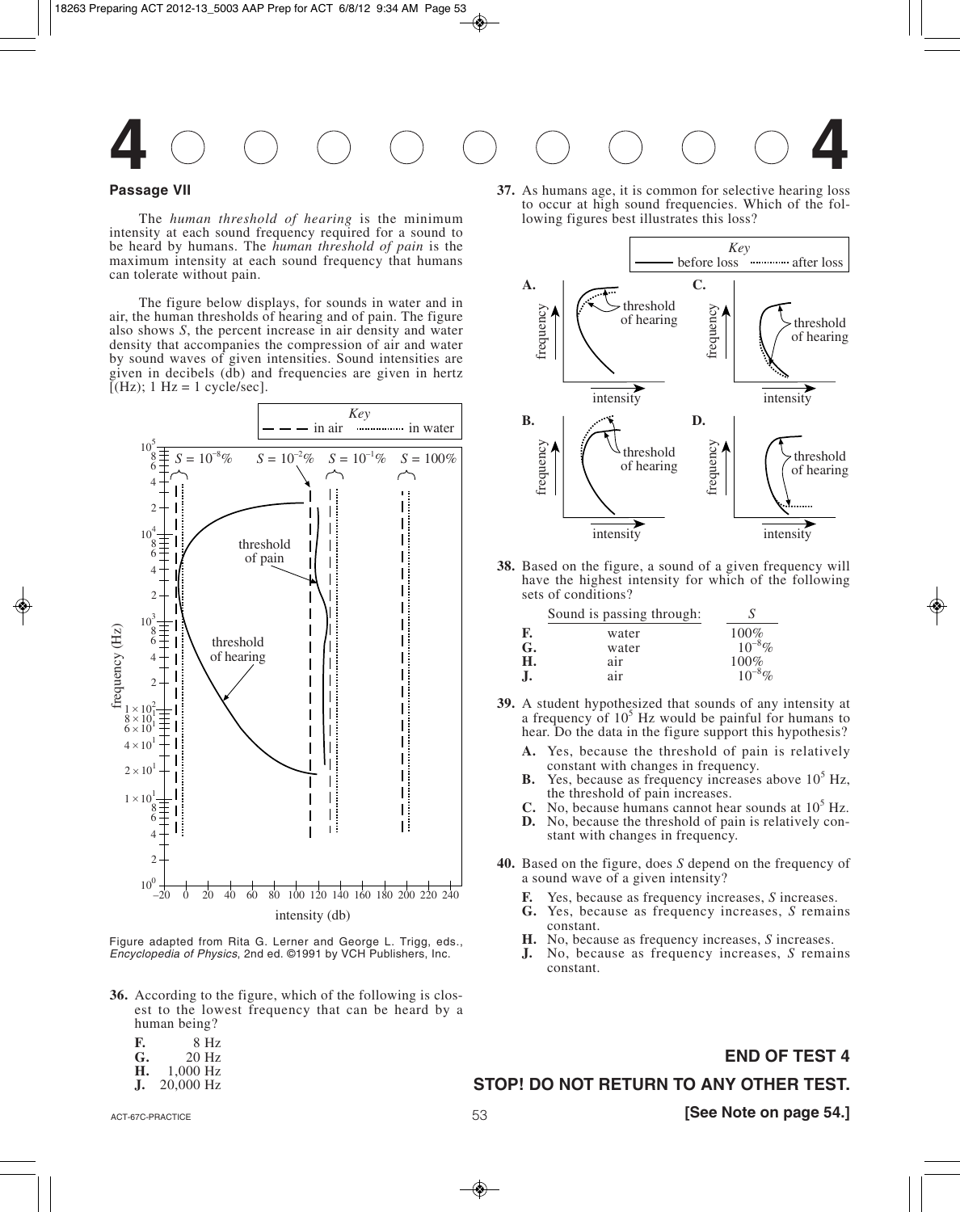# Passage VII

The *human threshold of hearing* is the minimum intensity at each sound frequency required for a sound to be heard by humans. The *human threshold of pain* is the maximum intensity at each sound frequency that humans can tolerate without pain.

The figure below displays, for sounds in water and in air, the human thresholds of hearing and of pain. The figure also shows *S*, the percent increase in air density and water density that accompanies the compression of air and water by sound waves of given intensities. Sound intensities are given in decibels (db) and frequencies are given in hertz [(Hz); 1 Hz = 1 cycle/sec].

Key
in air
in water

$S = 10^{-8}\%$
$S = 10^{-2}\%$
$S = 10^{-1}\%$
$S = 100\%$

threshold of pain
threshold of hearing

frequency (Hz)
$10^0$ 2 4 6 8 $1 \times 10^1$ $2 \times 10^1$ $4 \times 10^1$ $6 \times 10^1$ $8 \times 10^1$ $1 \times 10^2$ 2 4 6 8 $10^3$ 2 4 6 8 $10^4$ 2 4 6 8 $10^5$

intensity (db)
–20 0 20 40 60 80 100 120 140 160 180 200 220 240

Figure adapted from Rita G. Lerner and George L. Trigg, eds., *Encyclopedia of Physics*, 2nd ed. ©1991 by VCH Publishers, Inc.

**36.** According to the figure, which of the following is closest to the lowest frequency that can be heard by a human being?

**F.** 8 Hz
**G.** 20 Hz
**H.** 1,000 Hz
**J.** 20,000 Hz

**37.** As humans age, it is common for selective hearing loss to occur at high sound frequencies. Which of the following figures best illustrates this loss?

Key
before loss
after loss

**A.** threshold of hearing; frequency; intensity
**B.** threshold of hearing; frequency; intensity
**C.** threshold of hearing; frequency; intensity
**D.** threshold of hearing; frequency; intensity

**38.** Based on the figure, a sound of a given frequency will have the highest intensity for which of the following sets of conditions?

| | Sound is passing through: | $S$ |
|---|---|---|
| **F.** | water | 100% |
| **G.** | water | $10^{-8}\%$ |
| **H.** | air | 100% |
| **J.** | air | $10^{-8}\%$ |

**39.** A student hypothesized that sounds of any intensity at a frequency of $10^5$ Hz would be painful for humans to hear. Do the data in the figure support this hypothesis?

**A.** Yes, because the threshold of pain is relatively constant with changes in frequency.
**B.** Yes, because as frequency increases above $10^5$ Hz, the threshold of pain increases.
**C.** No, because humans cannot hear sounds at $10^5$ Hz.
**D.** No, because the threshold of pain is relatively constant with changes in frequency.

**40.** Based on the figure, does *S* depend on the frequency of a sound wave of a given intensity?

**F.** Yes, because as frequency increases, *S* increases.
**G.** Yes, because as frequency increases, *S* remains constant.
**H.** No, because as frequency increases, *S* increases.
**J.** No, because as frequency increases, *S* remains constant.

**END OF TEST 4**

**STOP! DO NOT RETURN TO ANY OTHER TEST.**

**[See Note on page 54.]**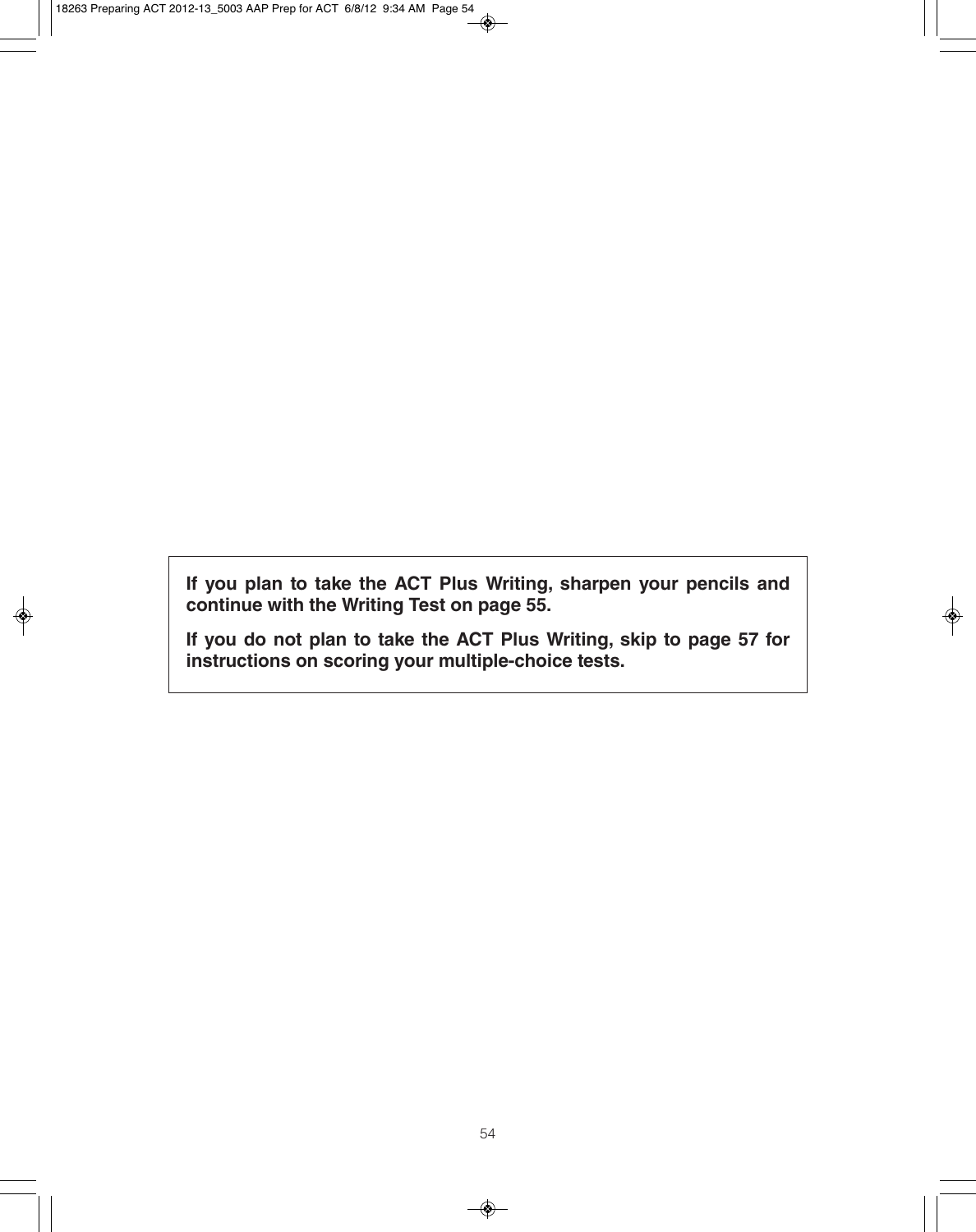**If you plan to take the ACT Plus Writing, sharpen your pencils and continue with the Writing Test on page 55.**

**If you do not plan to take the ACT Plus Writing, skip to page 57 for instructions on scoring your multiple-choice tests.**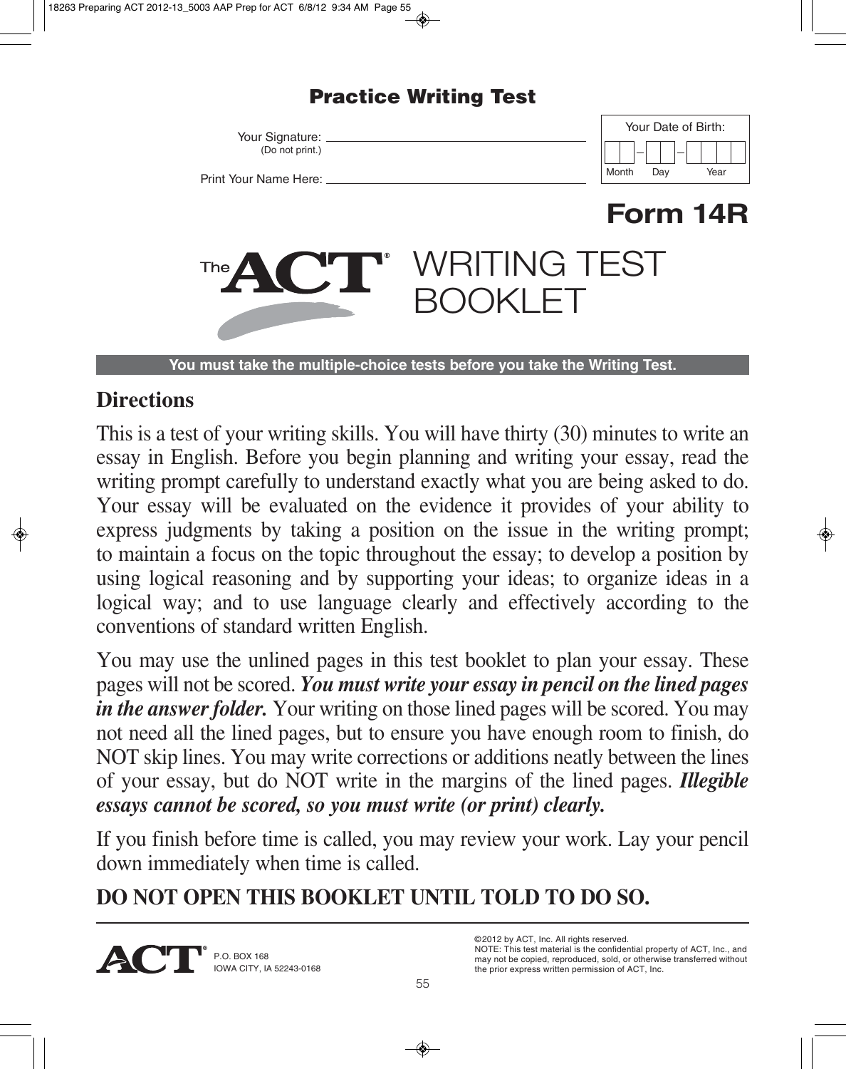# Practice Writing Test

Your Signature: ______________________
(Do not print.)

Print Your Name Here: ______________________

Your Date of Birth:

Month – Day – Year

**Form 14R**

## The ACT® WRITING TEST BOOKLET

**You must take the multiple-choice tests before you take the Writing Test.**

## Directions

This is a test of your writing skills. You will have thirty (30) minutes to write an essay in English. Before you begin planning and writing your essay, read the writing prompt carefully to understand exactly what you are being asked to do. Your essay will be evaluated on the evidence it provides of your ability to express judgments by taking a position on the issue in the writing prompt; to maintain a focus on the topic throughout the essay; to develop a position by using logical reasoning and by supporting your ideas; to organize ideas in a logical way; and to use language clearly and effectively according to the conventions of standard written English.

You may use the unlined pages in this test booklet to plan your essay. These pages will not be scored. ***You must write your essay in pencil on the lined pages in the answer folder.*** Your writing on those lined pages will be scored. You may not need all the lined pages, but to ensure you have enough room to finish, do NOT skip lines. You may write corrections or additions neatly between the lines of your essay, but do NOT write in the margins of the lined pages. ***Illegible essays cannot be scored, so you must write (or print) clearly.***

If you finish before time is called, you may review your work. Lay your pencil down immediately when time is called.

**DO NOT OPEN THIS BOOKLET UNTIL TOLD TO DO SO.**

ACT®
P.O. BOX 168
IOWA CITY, IA 52243-0168

©2012 by ACT, Inc. All rights reserved.
NOTE: This test material is the confidential property of ACT, Inc., and may not be copied, reproduced, sold, or otherwise transferred without the prior express written permission of ACT, Inc.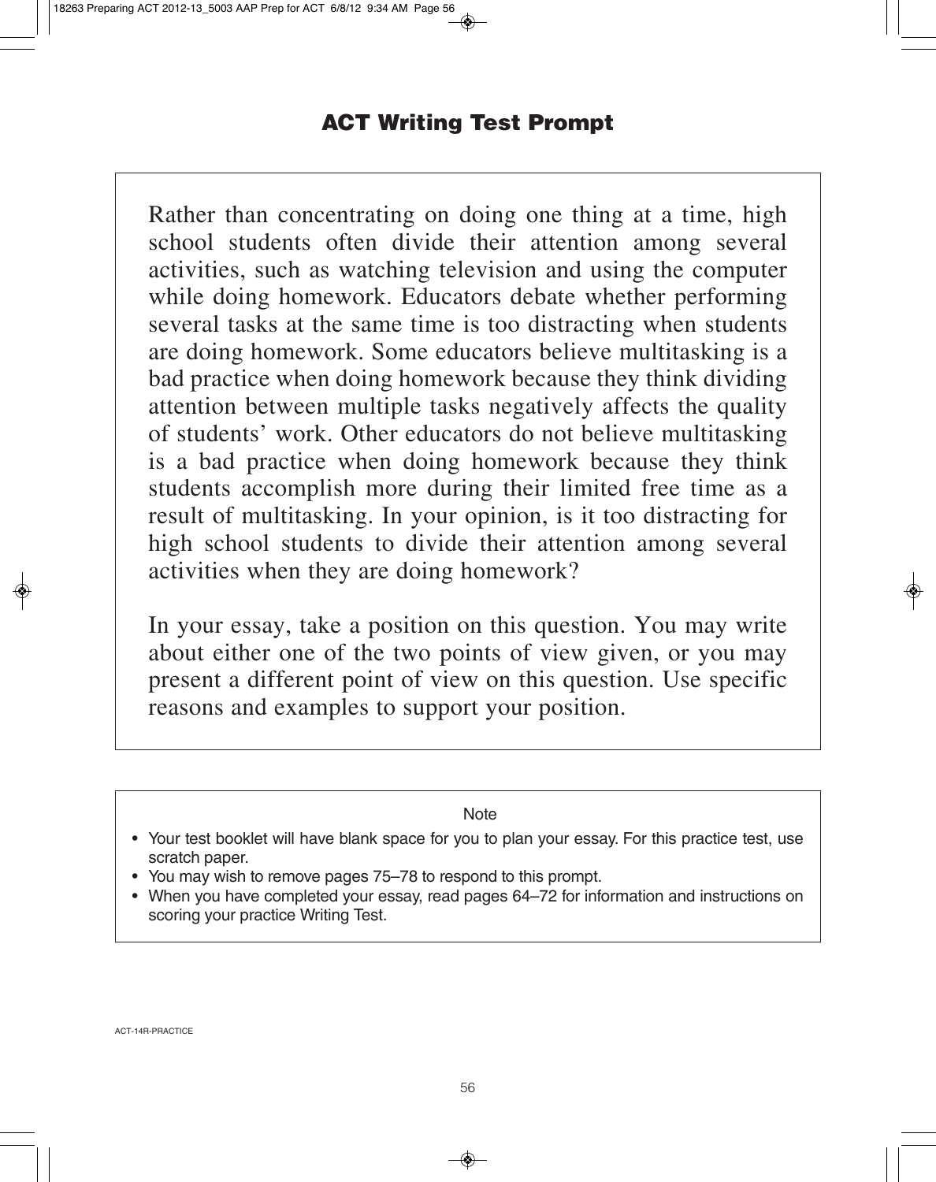# ACT Writing Test Prompt

Rather than concentrating on doing one thing at a time, high school students often divide their attention among several activities, such as watching television and using the computer while doing homework. Educators debate whether performing several tasks at the same time is too distracting when students are doing homework. Some educators believe multitasking is a bad practice when doing homework because they think dividing attention between multiple tasks negatively affects the quality of students' work. Other educators do not believe multitasking is a bad practice when doing homework because they think students accomplish more during their limited free time as a result of multitasking. In your opinion, is it too distracting for high school students to divide their attention among several activities when they are doing homework?

In your essay, take a position on this question. You may write about either one of the two points of view given, or you may present a different point of view on this question. Use specific reasons and examples to support your position.

Note

- Your test booklet will have blank space for you to plan your essay. For this practice test, use scratch paper.
- You may wish to remove pages 75–78 to respond to this prompt.
- When you have completed your essay, read pages 64–72 for information and instructions on scoring your practice Writing Test.

ACT-14R-PRACTICE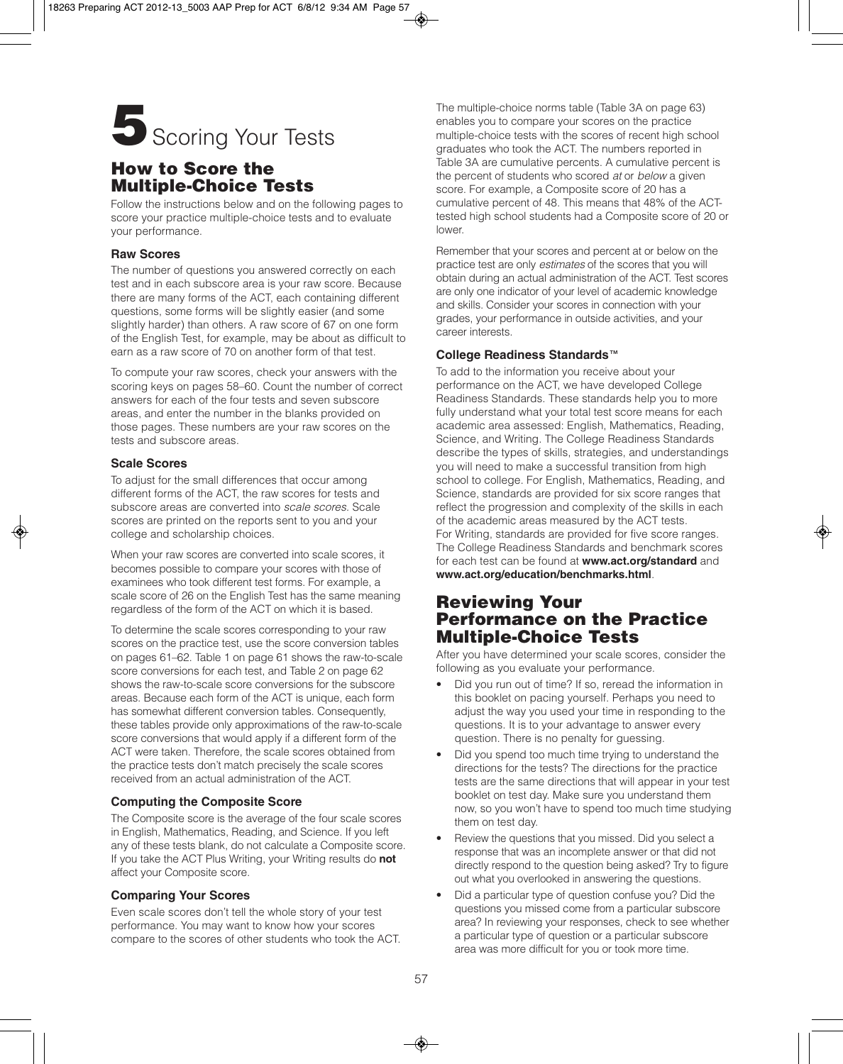# 5 Scoring Your Tests

## How to Score the Multiple-Choice Tests

Follow the instructions below and on the following pages to score your practice multiple-choice tests and to evaluate your performance.

### Raw Scores

The number of questions you answered correctly on each test and in each subscore area is your raw score. Because there are many forms of the ACT, each containing different questions, some forms will be slightly easier (and some slightly harder) than others. A raw score of 67 on one form of the English Test, for example, may be about as difficult to earn as a raw score of 70 on another form of that test.

To compute your raw scores, check your answers with the scoring keys on pages 58–60. Count the number of correct answers for each of the four tests and seven subscore areas, and enter the number in the blanks provided on those pages. These numbers are your raw scores on the tests and subscore areas.

### Scale Scores

To adjust for the small differences that occur among different forms of the ACT, the raw scores for tests and subscore areas are converted into *scale scores*. Scale scores are printed on the reports sent to you and your college and scholarship choices.

When your raw scores are converted into scale scores, it becomes possible to compare your scores with those of examinees who took different test forms. For example, a scale score of 26 on the English Test has the same meaning regardless of the form of the ACT on which it is based.

To determine the scale scores corresponding to your raw scores on the practice test, use the score conversion tables on pages 61–62. Table 1 on page 61 shows the raw-to-scale score conversions for each test, and Table 2 on page 62 shows the raw-to-scale score conversions for the subscore areas. Because each form of the ACT is unique, each form has somewhat different conversion tables. Consequently, these tables provide only approximations of the raw-to-scale score conversions that would apply if a different form of the ACT were taken. Therefore, the scale scores obtained from the practice tests don't match precisely the scale scores received from an actual administration of the ACT.

### Computing the Composite Score

The Composite score is the average of the four scale scores in English, Mathematics, Reading, and Science. If you left any of these tests blank, do not calculate a Composite score. If you take the ACT Plus Writing, your Writing results do **not** affect your Composite score.

### Comparing Your Scores

Even scale scores don't tell the whole story of your test performance. You may want to know how your scores compare to the scores of other students who took the ACT.

The multiple-choice norms table (Table 3A on page 63) enables you to compare your scores on the practice multiple-choice tests with the scores of recent high school graduates who took the ACT. The numbers reported in Table 3A are cumulative percents. A cumulative percent is the percent of students who scored *at* or *below* a given score. For example, a Composite score of 20 has a cumulative percent of 48. This means that 48% of the ACT-tested high school students had a Composite score of 20 or lower.

Remember that your scores and percent at or below on the practice test are only *estimates* of the scores that you will obtain during an actual administration of the ACT. Test scores are only one indicator of your level of academic knowledge and skills. Consider your scores in connection with your grades, your performance in outside activities, and your career interests.

### College Readiness Standards™

To add to the information you receive about your performance on the ACT, we have developed College Readiness Standards. These standards help you to more fully understand what your total test score means for each academic area assessed: English, Mathematics, Reading, Science, and Writing. The College Readiness Standards describe the types of skills, strategies, and understandings you will need to make a successful transition from high school to college. For English, Mathematics, Reading, and Science, standards are provided for six score ranges that reflect the progression and complexity of the skills in each of the academic areas measured by the ACT tests. For Writing, standards are provided for five score ranges. The College Readiness Standards and benchmark scores for each test can be found at **www.act.org/standard** and **www.act.org/education/benchmarks.html**.

## Reviewing Your Performance on the Practice Multiple-Choice Tests

After you have determined your scale scores, consider the following as you evaluate your performance.

- Did you run out of time? If so, reread the information in this booklet on pacing yourself. Perhaps you need to adjust the way you used your time in responding to the questions. It is to your advantage to answer every question. There is no penalty for guessing.
- Did you spend too much time trying to understand the directions for the tests? The directions for the practice tests are the same directions that will appear in your test booklet on test day. Make sure you understand them now, so you won't have to spend too much time studying them on test day.
- Review the questions that you missed. Did you select a response that was an incomplete answer or that did not directly respond to the question being asked? Try to figure out what you overlooked in answering the questions.
- Did a particular type of question confuse you? Did the questions you missed come from a particular subscore area? In reviewing your responses, check to see whether a particular type of question or a particular subscore area was more difficult for you or took more time.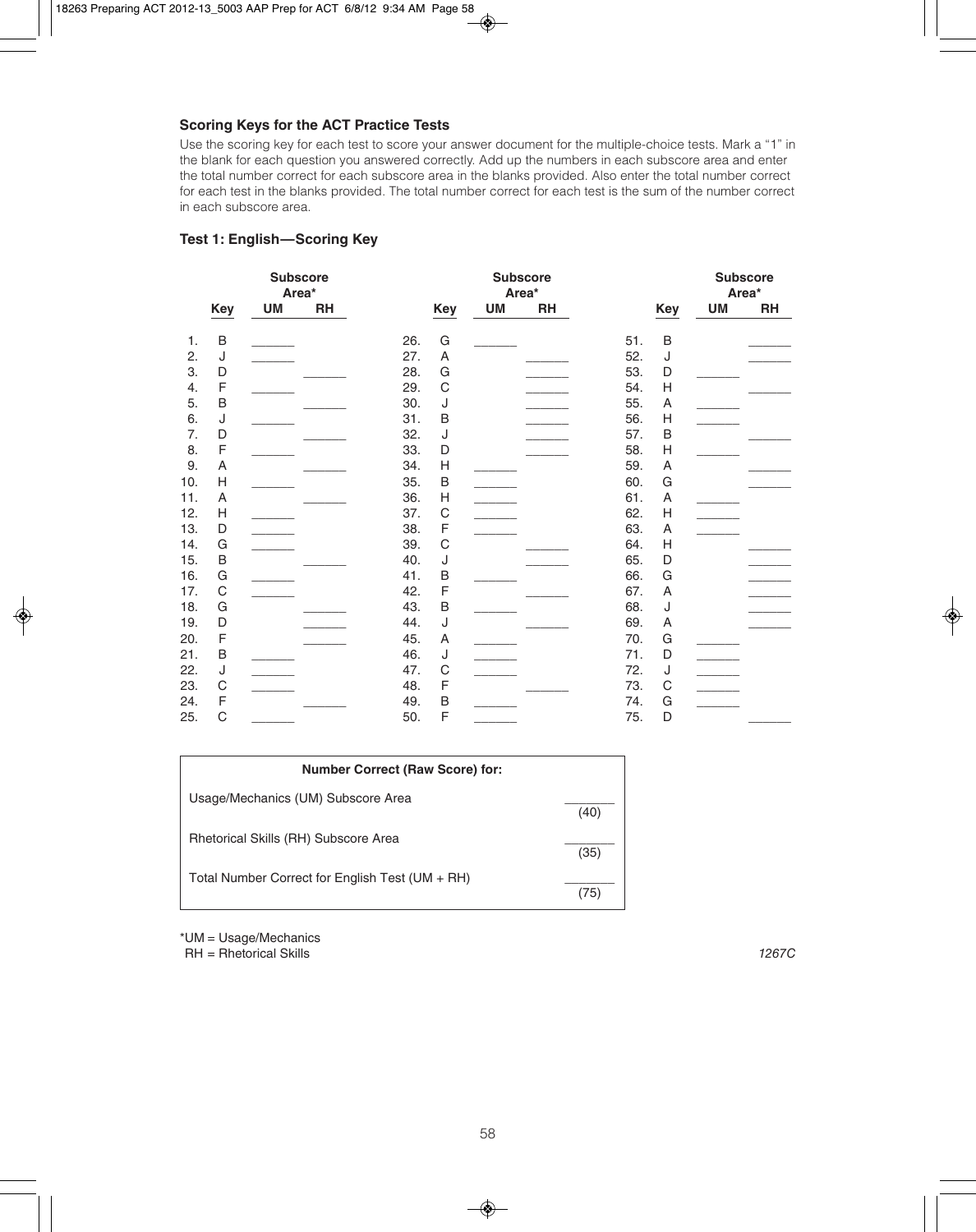## Scoring Keys for the ACT Practice Tests

Use the scoring key for each test to score your answer document for the multiple-choice tests. Mark a "1" in the blank for each question you answered correctly. Add up the numbers in each subscore area and enter the total number correct for each subscore area in the blanks provided. Also enter the total number correct for each test in the blanks provided. The total number correct for each test is the sum of the number correct in each subscore area.

### Test 1: English—Scoring Key

| | Key | Subscore Area* UM | RH | | Key | Subscore Area* UM | RH | | Key | Subscore Area* UM | RH |
|---|---|---|---|---|---|---|---|---|---|---|---|
| 1. | B | ______ | | 26. | G | ______ | | 51. | B | | ______ |
| 2. | J | ______ | | 27. | A | | ______ | 52. | J | | ______ |
| 3. | D | | ______ | 28. | G | | ______ | 53. | D | ______ | |
| 4. | F | ______ | | 29. | C | | ______ | 54. | H | | ______ |
| 5. | B | | ______ | 30. | J | | ______ | 55. | A | ______ | |
| 6. | J | ______ | | 31. | B | | ______ | 56. | H | ______ | |
| 7. | D | | ______ | 32. | J | | ______ | 57. | B | | ______ |
| 8. | F | ______ | | 33. | D | | ______ | 58. | H | ______ | |
| 9. | A | | ______ | 34. | H | ______ | | 59. | A | | ______ |
| 10. | H | ______ | | 35. | B | ______ | | 60. | G | | ______ |
| 11. | A | | ______ | 36. | H | ______ | | 61. | A | ______ | |
| 12. | H | ______ | | 37. | C | ______ | | 62. | H | ______ | |
| 13. | D | ______ | | 38. | F | ______ | | 63. | A | ______ | |
| 14. | G | ______ | | 39. | C | | ______ | 64. | H | | ______ |
| 15. | B | | ______ | 40. | J | | ______ | 65. | D | | ______ |
| 16. | G | ______ | | 41. | B | ______ | | 66. | G | | ______ |
| 17. | C | ______ | | 42. | F | | ______ | 67. | A | | ______ |
| 18. | G | | ______ | 43. | B | ______ | | 68. | J | | ______ |
| 19. | D | | ______ | 44. | J | | ______ | 69. | A | | ______ |
| 20. | F | | ______ | 45. | A | ______ | | 70. | G | ______ | |
| 21. | B | ______ | | 46. | J | ______ | | 71. | D | ______ | |
| 22. | J | ______ | | 47. | C | ______ | | 72. | J | ______ | |
| 23. | C | ______ | | 48. | F | | ______ | 73. | C | ______ | |
| 24. | F | | ______ | 49. | B | ______ | | 74. | G | ______ | |
| 25. | C | ______ | | 50. | F | ______ | | 75. | D | | ______ |

| Number Correct (Raw Score) for: | |
|---|---|
| Usage/Mechanics (UM) Subscore Area | ______ (40) |
| Rhetorical Skills (RH) Subscore Area | ______ (35) |
| Total Number Correct for English Test (UM + RH) | ______ (75) |

*UM = Usage/Mechanics
RH = Rhetorical Skills

*1267C*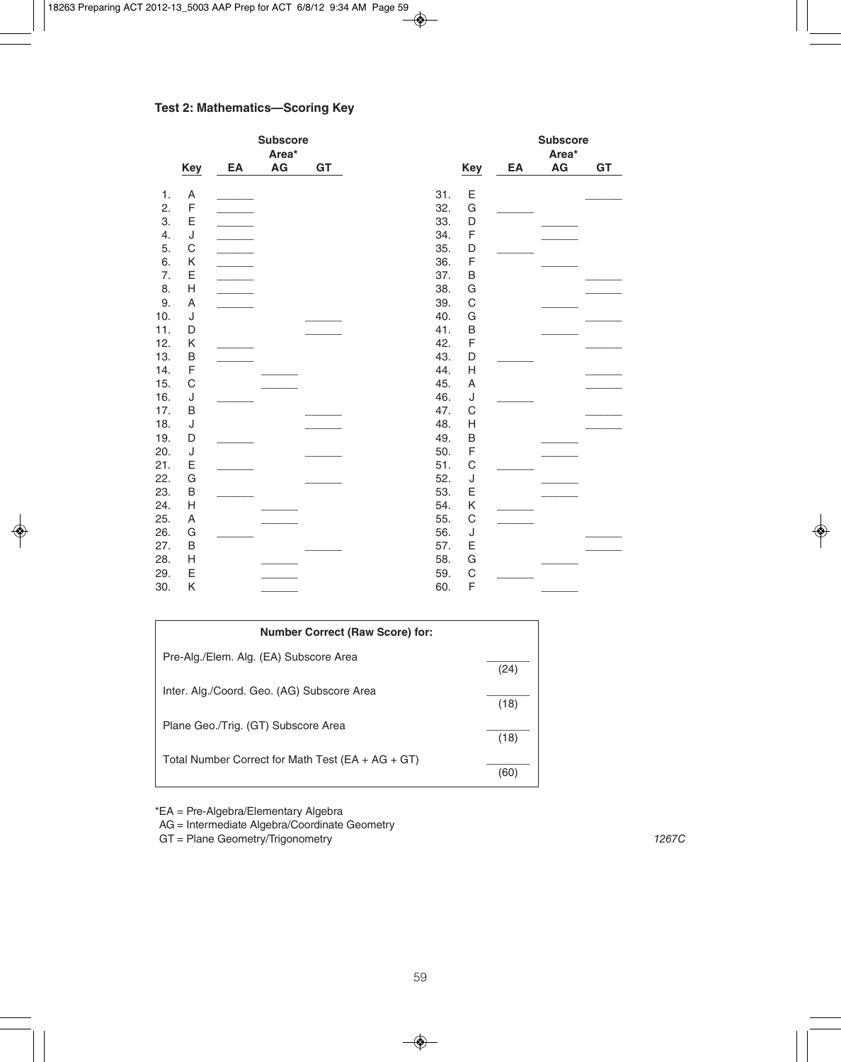### Test 2: Mathematics—Scoring Key

| | Key | EA | AG | GT |
|---|---|---|---|---|
| 1. | A | ______ | | |
| 2. | F | ______ | | |
| 3. | E | ______ | | |
| 4. | J | ______ | | |
| 5. | C | ______ | | |
| 6. | K | ______ | | |
| 7. | E | ______ | | |
| 8. | H | ______ | | |
| 9. | A | ______ | | |
| 10. | J | | | ______ |
| 11. | D | | | ______ |
| 12. | K | ______ | | |
| 13. | B | ______ | | |
| 14. | F | | ______ | |
| 15. | C | | ______ | |
| 16. | J | ______ | | |
| 17. | B | | | ______ |
| 18. | J | | | ______ |
| 19. | D | ______ | | |
| 20. | J | | | ______ |
| 21. | E | ______ | | |
| 22. | G | | | ______ |
| 23. | B | ______ | | |
| 24. | H | | ______ | |
| 25. | A | | ______ | |
| 26. | G | ______ | | |
| 27. | B | | | ______ |
| 28. | H | | ______ | |
| 29. | E | | ______ | |
| 30. | K | | ______ | |
| 31. | E | | | ______ |
| 32. | G | ______ | | |
| 33. | D | | ______ | |
| 34. | F | | ______ | |
| 35. | D | ______ | | |
| 36. | F | | ______ | |
| 37. | B | | | ______ |
| 38. | G | | | ______ |
| 39. | C | | ______ | |
| 40. | G | | | ______ |
| 41. | B | | ______ | |
| 42. | F | | | ______ |
| 43. | D | ______ | | |
| 44. | H | | | ______ |
| 45. | A | | | ______ |
| 46. | J | ______ | | |
| 47. | C | | | ______ |
| 48. | H | | | ______ |
| 49. | B | | ______ | |
| 50. | F | | ______ | |
| 51. | C | ______ | | |
| 52. | J | | ______ | |
| 53. | E | | ______ | |
| 54. | K | ______ | | |
| 55. | C | ______ | | |
| 56. | J | | | ______ |
| 57. | E | | | ______ |
| 58. | G | | ______ | |
| 59. | C | ______ | | |
| 60. | F | | ______ | |

| Number Correct (Raw Score) for: | |
|---|---|
| Pre-Alg./Elem. Alg. (EA) Subscore Area | ______ (24) |
| Inter. Alg./Coord. Geo. (AG) Subscore Area | ______ (18) |
| Plane Geo./Trig. (GT) Subscore Area | ______ (18) |
| Total Number Correct for Math Test (EA + AG + GT) | ______ (60) |

*EA = Pre-Algebra/Elementary Algebra
AG = Intermediate Algebra/Coordinate Geometry
GT = Plane Geometry/Trigonometry

1267C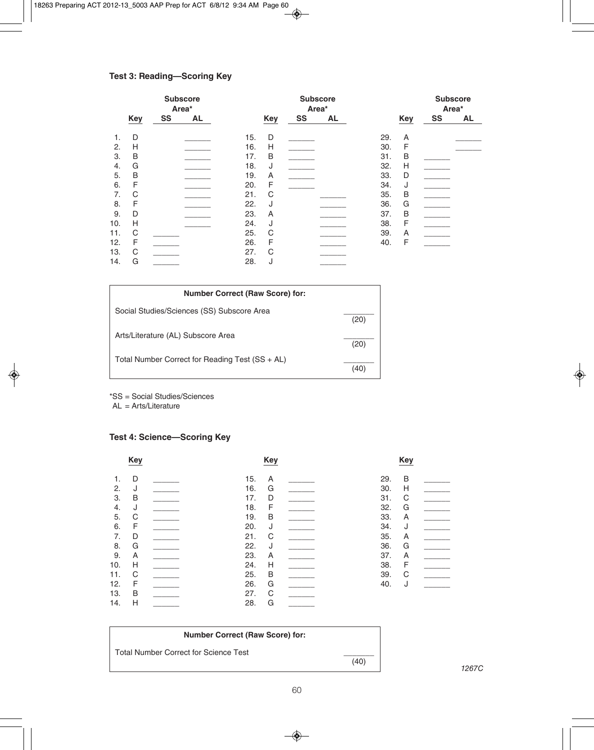## Test 3: Reading—Scoring Key

| | Key | Subscore Area* SS | AL | | Key | Subscore Area* SS | AL | | Key | Subscore Area* SS | AL |
|---|---|---|---|---|---|---|---|---|---|---|---|
| 1. | D | | ______ | 15. | D | ______ | | 29. | A | | ______ |
| 2. | H | | ______ | 16. | H | ______ | | 30. | F | | ______ |
| 3. | B | | ______ | 17. | B | ______ | | 31. | B | ______ | |
| 4. | G | | ______ | 18. | J | ______ | | 32. | H | ______ | |
| 5. | B | | ______ | 19. | A | ______ | | 33. | D | ______ | |
| 6. | F | | ______ | 20. | F | ______ | | 34. | J | ______ | |
| 7. | C | | ______ | 21. | C | | ______ | 35. | B | ______ | |
| 8. | F | | ______ | 22. | J | | ______ | 36. | G | ______ | |
| 9. | D | | ______ | 23. | A | | ______ | 37. | B | ______ | |
| 10. | H | | ______ | 24. | J | | ______ | 38. | F | ______ | |
| 11. | C | ______ | | 25. | C | | ______ | 39. | A | ______ | |
| 12. | F | ______ | | 26. | F | | ______ | 40. | F | ______ | |
| 13. | C | ______ | | 27. | C | | ______ | | | | |
| 14. | G | ______ | | 28. | J | | ______ | | | | |

| Number Correct (Raw Score) for: | |
|---|---|
| Social Studies/Sciences (SS) Subscore Area | ______ (20) |
| Arts/Literature (AL) Subscore Area | ______ (20) |
| Total Number Correct for Reading Test (SS + AL) | ______ (40) |

*SS = Social Studies/Sciences
AL = Arts/Literature

## Test 4: Science—Scoring Key

| | Key | | | Key | | | Key | |
|---|---|---|---|---|---|---|---|---|
| 1. | D | ______ | 15. | A | ______ | 29. | B | ______ |
| 2. | J | ______ | 16. | G | ______ | 30. | H | ______ |
| 3. | B | ______ | 17. | D | ______ | 31. | C | ______ |
| 4. | J | ______ | 18. | F | ______ | 32. | G | ______ |
| 5. | C | ______ | 19. | B | ______ | 33. | A | ______ |
| 6. | F | ______ | 20. | J | ______ | 34. | J | ______ |
| 7. | D | ______ | 21. | C | ______ | 35. | A | ______ |
| 8. | G | ______ | 22. | J | ______ | 36. | G | ______ |
| 9. | A | ______ | 23. | A | ______ | 37. | A | ______ |
| 10. | H | ______ | 24. | H | ______ | 38. | F | ______ |
| 11. | C | ______ | 25. | B | ______ | 39. | C | ______ |
| 12. | F | ______ | 26. | G | ______ | 40. | J | ______ |
| 13. | B | ______ | 27. | C | ______ | | | |
| 14. | H | ______ | 28. | G | ______ | | | |

| Number Correct (Raw Score) for: | |
|---|---|
| Total Number Correct for Science Test | ______ (40) |

*1267C*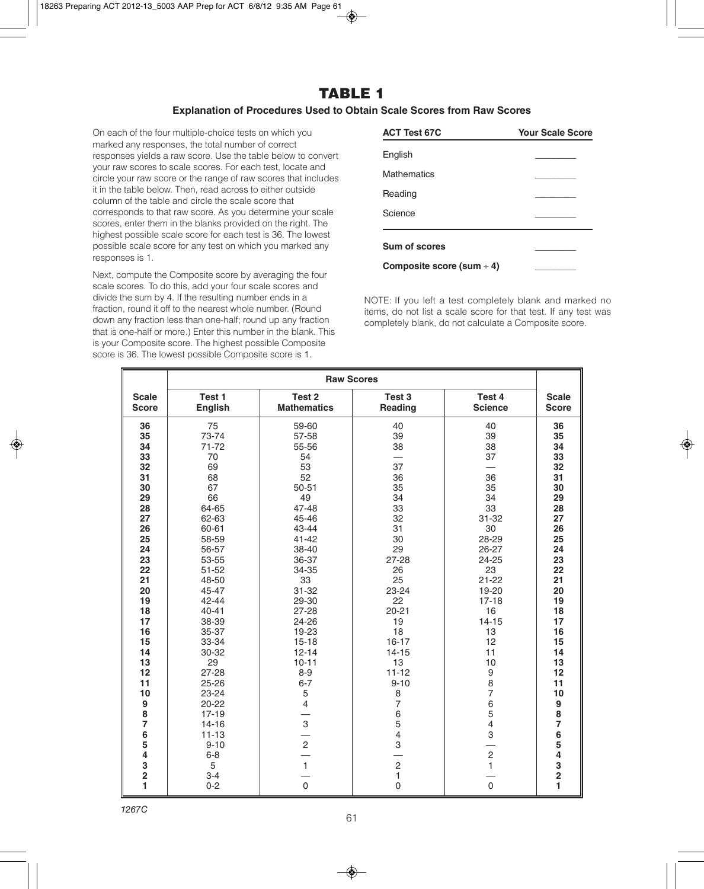# TABLE 1

## Explanation of Procedures Used to Obtain Scale Scores from Raw Scores

On each of the four multiple-choice tests on which you marked any responses, the total number of correct responses yields a raw score. Use the table below to convert your raw scores to scale scores. For each test, locate and circle your raw score or the range of raw scores that includes it in the table below. Then, read across to either outside column of the table and circle the scale score that corresponds to that raw score. As you determine your scale scores, enter them in the blanks provided on the right. The highest possible scale score for each test is 36. The lowest possible scale score for any test on which you marked any responses is 1.

Next, compute the Composite score by averaging the four scale scores. To do this, add your four scale scores and divide the sum by 4. If the resulting number ends in a fraction, round it off to the nearest whole number. (Round down any fraction less than one-half; round up any fraction that is one-half or more.) Enter this number in the blank. This is your Composite score. The highest possible Composite score is 36. The lowest possible Composite score is 1.

| ACT Test 67C | Your Scale Score |
|---|---|
| English | ________ |
| Mathematics | ________ |
| Reading | ________ |
| Science | ________ |
| **Sum of scores** | ________ |
| **Composite score (sum ÷ 4)** | ________ |

NOTE: If you left a test completely blank and marked no items, do not list a scale score for that test. If any test was completely blank, do not calculate a Composite score.

| | Raw Scores | | | | |
|---|---|---|---|---|---|
| **Scale Score** | **Test 1 English** | **Test 2 Mathematics** | **Test 3 Reading** | **Test 4 Science** | **Scale Score** |
| **36** | 75 | 59-60 | 40 | 40 | **36** |
| **35** | 73-74 | 57-58 | 39 | 39 | **35** |
| **34** | 71-72 | 55-56 | 38 | 38 | **34** |
| **33** | 70 | 54 | — | 37 | **33** |
| **32** | 69 | 53 | 37 | — | **32** |
| **31** | 68 | 52 | 36 | 36 | **31** |
| **30** | 67 | 50-51 | 35 | 35 | **30** |
| **29** | 66 | 49 | 34 | 34 | **29** |
| **28** | 64-65 | 47-48 | 33 | 33 | **28** |
| **27** | 62-63 | 45-46 | 32 | 31-32 | **27** |
| **26** | 60-61 | 43-44 | 31 | 30 | **26** |
| **25** | 58-59 | 41-42 | 30 | 28-29 | **25** |
| **24** | 56-57 | 38-40 | 29 | 26-27 | **24** |
| **23** | 53-55 | 36-37 | 27-28 | 24-25 | **23** |
| **22** | 51-52 | 34-35 | 26 | 23 | **22** |
| **21** | 48-50 | 33 | 25 | 21-22 | **21** |
| **20** | 45-47 | 31-32 | 23-24 | 19-20 | **20** |
| **19** | 42-44 | 29-30 | 22 | 17-18 | **19** |
| **18** | 40-41 | 27-28 | 20-21 | 16 | **18** |
| **17** | 38-39 | 24-26 | 19 | 14-15 | **17** |
| **16** | 35-37 | 19-23 | 18 | 13 | **16** |
| **15** | 33-34 | 15-18 | 16-17 | 12 | **15** |
| **14** | 30-32 | 12-14 | 14-15 | 11 | **14** |
| **13** | 29 | 10-11 | 13 | 10 | **13** |
| **12** | 27-28 | 8-9 | 11-12 | 9 | **12** |
| **11** | 25-26 | 6-7 | 9-10 | 8 | **11** |
| **10** | 23-24 | 5 | 8 | 7 | **10** |
| **9** | 20-22 | 4 | 7 | 6 | **9** |
| **8** | 17-19 | — | 6 | 5 | **8** |
| **7** | 14-16 | 3 | 5 | 4 | **7** |
| **6** | 11-13 | — | 4 | 3 | **6** |
| **5** | 9-10 | 2 | 3 | — | **5** |
| **4** | 6-8 | — | — | 2 | **4** |
| **3** | 5 | 1 | 2 | 1 | **3** |
| **2** | 3-4 | — | 1 | — | **2** |
| **1** | 0-2 | 0 | 0 | 0 | **1** |

*1267C*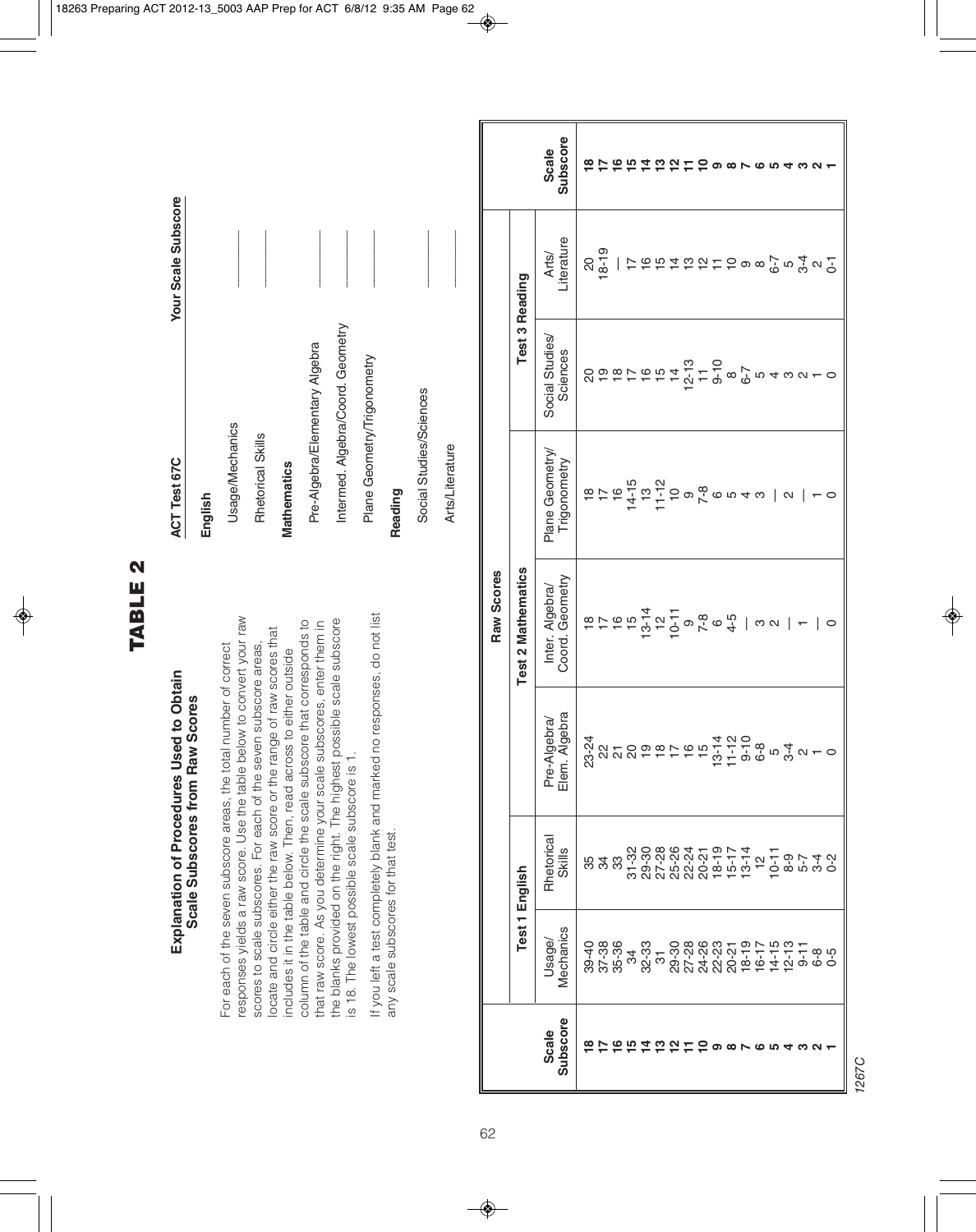# TABLE 2

## Explanation of Procedures Used to Obtain Scale Subscores from Raw Scores

For each of the seven subscore areas, the total number of correct responses yields a raw score. Use the table below to convert your raw scores to scale subscores. For each of the seven subscore areas, locate and circle either the raw score or the range of raw scores that includes it in the table below. Then, read across to either outside column of the table and circle the scale subscore that corresponds to that raw score. As you determine your scale subscores, enter them in the blanks provided on the right. The highest possible scale subscore is 18. The lowest possible scale subscore is 1.

If you left a test completely blank and marked no responses, do not list any scale subscores for that test.

| ACT Test 67C | Your Scale Subscore |
|---|---|
| **English** | |
| Usage/Mechanics | ________ |
| Rhetorical Skills | ________ |
| **Mathematics** | |
| Pre-Algebra/Elementary Algebra | ________ |
| Intermed. Algebra/Coord. Geometry | ________ |
| Plane Geometry/Trigonometry | ________ |
| **Reading** | |
| Social Studies/Sciences | ________ |
| Arts/Literature | ________ |

| | Raw Scores | | | | | | | |
|---|---|---|---|---|---|---|---|---|
| | Test 1 English | | Test 2 Mathematics | | | Test 3 Reading | | |
| **Scale Subscore** | Usage/ Mechanics | Rhetorical Skills | Pre-Algebra/ Elem. Algebra | Inter. Algebra/ Coord. Geometry | Plane Geometry/ Trigonometry | Social Studies/ Sciences | Arts/ Literature | **Scale Subscore** |
| **18** | 39-40 | 35 | 23-24 | 18 | 18 | 20 | 20 | **18** |
| **17** | 37-38 | 34 | 22 | 17 | 17 | 19 | 18-19 | **17** |
| **16** | 35-36 | 33 | 21 | 16 | 16 | 18 | — | **16** |
| **15** | 34 | 31-32 | 20 | 15 | 14-15 | 17 | 17 | **15** |
| **14** | 32-33 | 29-30 | 19 | 13-14 | 13 | 16 | 16 | **14** |
| **13** | 31 | 27-28 | 18 | 12 | 11-12 | 15 | 15 | **13** |
| **12** | 29-30 | 25-26 | 17 | 10-11 | 10 | 14 | 14 | **12** |
| **11** | 27-28 | 22-24 | 16 | 9 | 9 | 12-13 | 13 | **11** |
| **10** | 24-26 | 20-21 | 15 | 7-8 | 7-8 | 11 | 12 | **10** |
| **9** | 22-23 | 18-19 | 13-14 | 6 | 6 | 9-10 | 11 | **9** |
| **8** | 20-21 | 15-17 | 11-12 | 4-5 | 5 | 8 | 10 | **8** |
| **7** | 18-19 | 13-14 | 9-10 | — | 4 | 6-7 | 9 | **7** |
| **6** | 16-17 | 12 | 6-8 | 3 | 3 | 5 | 8 | **6** |
| **5** | 14-15 | 10-11 | 5 | 2 | — | 4 | 6-7 | **5** |
| **4** | 12-13 | 8-9 | 3-4 | — | 2 | 3 | 5 | **4** |
| **3** | 9-11 | 5-7 | 2 | 1 | — | 2 | 3-4 | **3** |
| **2** | 6-8 | 3-4 | 1 | — | 1 | 1 | 2 | **2** |
| **1** | 0-5 | 0-2 | 0 | 0 | 0 | 0 | 0-1 | **1** |

*1267C*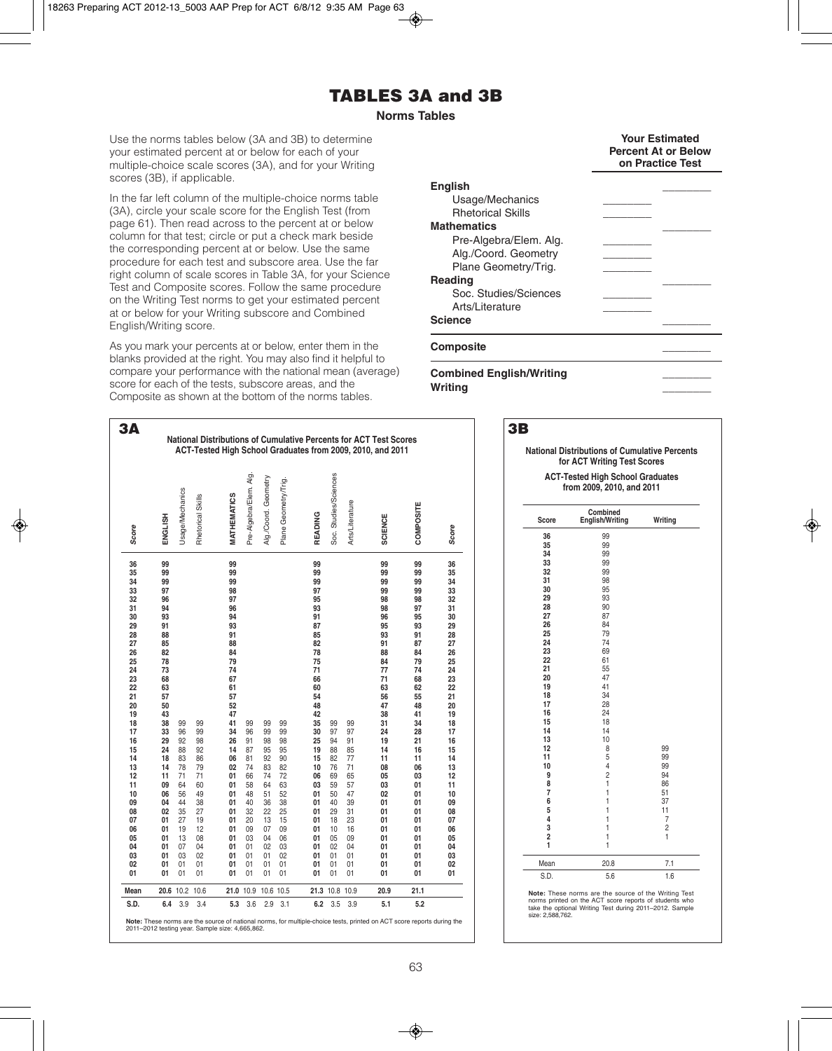# TABLES 3A and 3B

## Norms Tables

Use the norms tables below (3A and 3B) to determine your estimated percent at or below for each of your multiple-choice scale scores (3A), and for your Writing scores (3B), if applicable.

In the far left column of the multiple-choice norms table (3A), circle your scale score for the English Test (from page 61). Then read across to the percent at or below column for that test; circle or put a check mark beside the corresponding percent at or below. Use the same procedure for each test and subscore area. Use the far right column of scale scores in Table 3A, for your Science Test and Composite scores. Follow the same procedure on the Writing Test norms to get your estimated percent at or below for your Writing subscore and Combined English/Writing score.

As you mark your percents at or below, enter them in the blanks provided at the right. You may also find it helpful to compare your performance with the national mean (average) score for each of the tests, subscore areas, and the Composite as shown at the bottom of the norms tables.

| | | Your Estimated Percent At or Below on Practice Test |
|---|---|---|
| **English** | | ________ |
| Usage/Mechanics | ________ | |
| Rhetorical Skills | ________ | |
| **Mathematics** | | ________ |
| Pre-Algebra/Elem. Alg. | ________ | |
| Alg./Coord. Geometry | ________ | |
| Plane Geometry/Trig. | ________ | |
| **Reading** | | ________ |
| Soc. Studies/Sciences | ________ | |
| Arts/Literature | ________ | |
| **Science** | | ________ |
| **Composite** | | ________ |
| **Combined English/Writing** | | ________ |
| **Writing** | | ________ |

## 3A

**National Distributions of Cumulative Percents for ACT Test Scores ACT-Tested High School Graduates from 2009, 2010, and 2011**

| Score | ENGLISH | Usage/Mechanics | Rhetorical Skills | MATHEMATICS | Pre-Algebra/Elem. Alg. | Alg./Coord. Geometry | Plane Geometry/Trig. | READING | Soc. Studies/Sciences | Arts/Literature | SCIENCE | COMPOSITE | Score |
|---|---|---|---|---|---|---|---|---|---|---|---|---|---|
| 36 | 99 | | | 99 | | | | 99 | | | 99 | 99 | 36 |
| 35 | 99 | | | 99 | | | | 99 | | | 99 | 99 | 35 |
| 34 | 99 | | | 99 | | | | 99 | | | 99 | 99 | 34 |
| 33 | 97 | | | 98 | | | | 97 | | | 99 | 99 | 33 |
| 32 | 96 | | | 97 | | | | 95 | | | 98 | 98 | 32 |
| 31 | 94 | | | 96 | | | | 93 | | | 98 | 97 | 31 |
| 30 | 93 | | | 94 | | | | 91 | | | 96 | 95 | 30 |
| 29 | 91 | | | 93 | | | | 87 | | | 95 | 93 | 29 |
| 28 | 88 | | | 91 | | | | 85 | | | 93 | 91 | 28 |
| 27 | 85 | | | 88 | | | | 82 | | | 91 | 87 | 27 |
| 26 | 82 | | | 84 | | | | 78 | | | 88 | 84 | 26 |
| 25 | 78 | | | 79 | | | | 75 | | | 84 | 79 | 25 |
| 24 | 73 | | | 74 | | | | 71 | | | 77 | 74 | 24 |
| 23 | 68 | | | 67 | | | | 66 | | | 71 | 68 | 23 |
| 22 | 63 | | | 61 | | | | 60 | | | 63 | 62 | 22 |
| 21 | 57 | | | 57 | | | | 54 | | | 56 | 55 | 21 |
| 20 | 50 | | | 52 | | | | 48 | | | 47 | 48 | 20 |
| 19 | 43 | | | 47 | | | | 42 | | | 38 | 41 | 19 |
| 18 | 38 | 99 | 99 | 41 | 99 | 99 | 99 | 35 | 99 | 99 | 31 | 34 | 18 |
| 17 | 33 | 96 | 99 | 34 | 96 | 99 | 99 | 30 | 97 | 97 | 24 | 28 | 17 |
| 16 | 29 | 92 | 98 | 26 | 91 | 98 | 98 | 25 | 94 | 91 | 19 | 21 | 16 |
| 15 | 24 | 88 | 92 | 14 | 87 | 95 | 95 | 19 | 88 | 85 | 14 | 16 | 15 |
| 14 | 18 | 83 | 86 | 06 | 81 | 92 | 90 | 15 | 82 | 77 | 11 | 11 | 14 |
| 13 | 14 | 78 | 79 | 02 | 74 | 83 | 82 | 10 | 76 | 71 | 08 | 06 | 13 |
| 12 | 11 | 71 | 71 | 01 | 66 | 74 | 72 | 06 | 69 | 65 | 05 | 03 | 12 |
| 11 | 09 | 64 | 60 | 01 | 58 | 64 | 63 | 03 | 59 | 57 | 03 | 01 | 11 |
| 10 | 06 | 56 | 49 | 01 | 48 | 51 | 52 | 01 | 50 | 47 | 02 | 01 | 10 |
| 09 | 04 | 44 | 38 | 01 | 40 | 36 | 38 | 01 | 40 | 39 | 01 | 01 | 09 |
| 08 | 02 | 35 | 27 | 01 | 32 | 22 | 25 | 01 | 29 | 31 | 01 | 01 | 08 |
| 07 | 01 | 27 | 19 | 01 | 20 | 13 | 15 | 01 | 18 | 23 | 01 | 01 | 07 |
| 06 | 01 | 19 | 12 | 01 | 09 | 07 | 09 | 01 | 10 | 16 | 01 | 01 | 06 |
| 05 | 01 | 13 | 08 | 01 | 03 | 04 | 06 | 01 | 05 | 09 | 01 | 01 | 05 |
| 04 | 01 | 07 | 04 | 01 | 01 | 02 | 03 | 01 | 02 | 04 | 01 | 01 | 04 |
| 03 | 01 | 03 | 02 | 01 | 01 | 01 | 02 | 01 | 01 | 01 | 01 | 01 | 03 |
| 02 | 01 | 01 | 01 | 01 | 01 | 01 | 01 | 01 | 01 | 01 | 01 | 01 | 02 |
| 01 | 01 | 01 | 01 | 01 | 01 | 01 | 01 | 01 | 01 | 01 | 01 | 01 | 01 |
| **Mean** | **20.6** | 10.2 | 10.6 | **21.0** | 10.9 | 10.6 | 10.5 | **21.3** | 10.8 | 10.9 | **20.9** | **21.1** | |
| **S.D.** | **6.4** | 3.9 | 3.4 | **5.3** | 3.6 | 2.9 | 3.1 | **6.2** | 3.5 | 3.9 | **5.1** | **5.2** | |

**Note:** These norms are the source of national norms, for multiple-choice tests, printed on ACT score reports during the 2011–2012 testing year. Sample size: 4,665,862.

## 3B

**National Distributions of Cumulative Percents for ACT Writing Test Scores**

**ACT-Tested High School Graduates from 2009, 2010, and 2011**

| Score | Combined English/Writing | Writing |
|---|---|---|
| 36 | 99 | |
| 35 | 99 | |
| 34 | 99 | |
| 33 | 99 | |
| 32 | 99 | |
| 31 | 98 | |
| 30 | 95 | |
| 29 | 93 | |
| 28 | 90 | |
| 27 | 87 | |
| 26 | 84 | |
| 25 | 79 | |
| 24 | 74 | |
| 23 | 69 | |
| 22 | 61 | |
| 21 | 55 | |
| 20 | 47 | |
| 19 | 41 | |
| 18 | 34 | |
| 17 | 28 | |
| 16 | 24 | |
| 15 | 18 | |
| 14 | 14 | |
| 13 | 10 | |
| 12 | 8 | 99 |
| 11 | 5 | 99 |
| 10 | 4 | 99 |
| 9 | 2 | 94 |
| 8 | 1 | 86 |
| 7 | 1 | 51 |
| 6 | 1 | 37 |
| 5 | 1 | 11 |
| 4 | 1 | 7 |
| 3 | 1 | 2 |
| 2 | 1 | 1 |
| 1 | 1 | |
| Mean | 20.8 | 7.1 |
| S.D. | 5.6 | 1.6 |

**Note:** These norms are the source of the Writing Test norms printed on the ACT score reports of students who take the optional Writing Test during 2011–2012. Sample size: 2,588,762.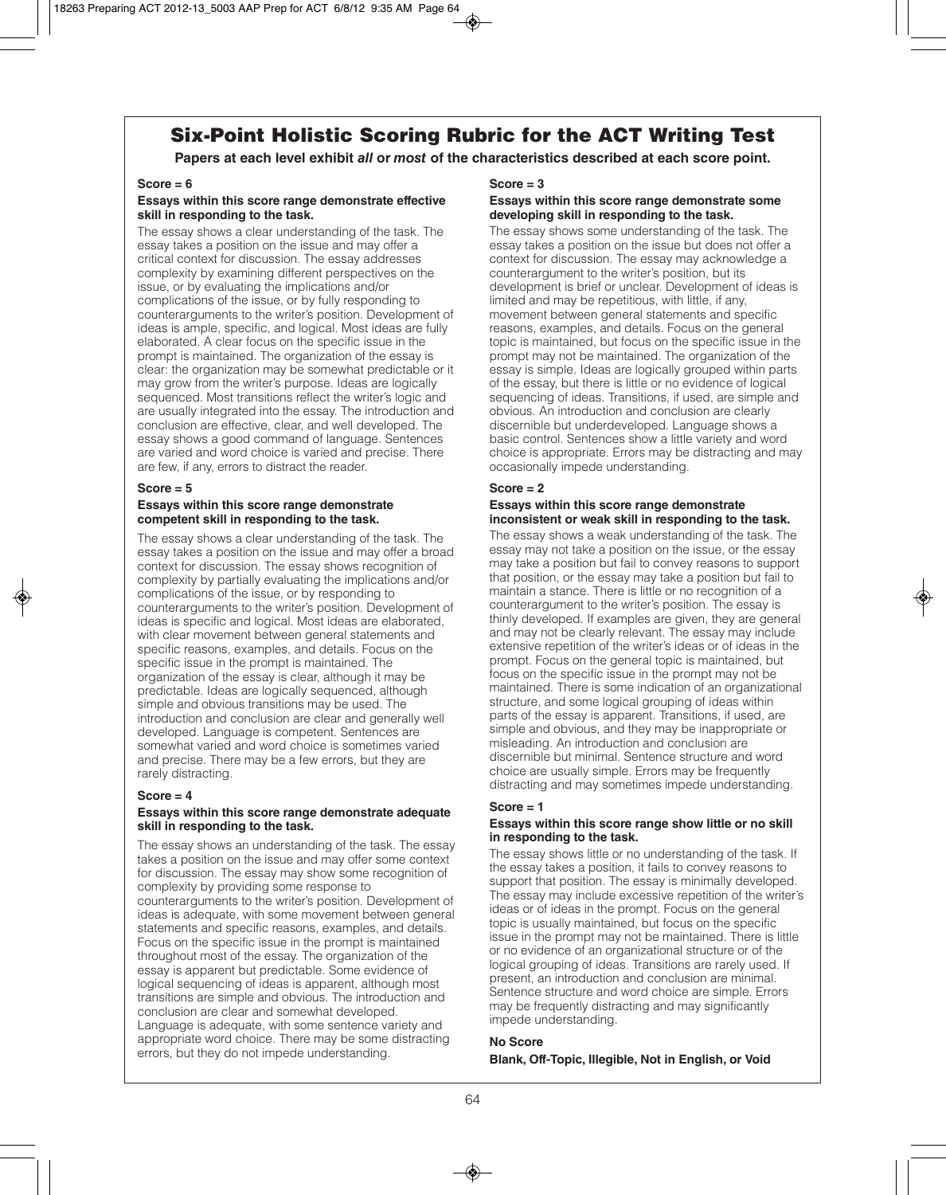# Six-Point Holistic Scoring Rubric for the ACT Writing Test

**Papers at each level exhibit *all* or *most* of the characteristics described at each score point.**

### Score = 6

**Essays within this score range demonstrate effective skill in responding to the task.**

The essay shows a clear understanding of the task. The essay takes a position on the issue and may offer a critical context for discussion. The essay addresses complexity by examining different perspectives on the issue, or by evaluating the implications and/or complications of the issue, or by fully responding to counterarguments to the writer's position. Development of ideas is ample, specific, and logical. Most ideas are fully elaborated. A clear focus on the specific issue in the prompt is maintained. The organization of the essay is clear: the organization may be somewhat predictable or it may grow from the writer's purpose. Ideas are logically sequenced. Most transitions reflect the writer's logic and are usually integrated into the essay. The introduction and conclusion are effective, clear, and well developed. The essay shows a good command of language. Sentences are varied and word choice is varied and precise. There are few, if any, errors to distract the reader.

### Score = 5

**Essays within this score range demonstrate competent skill in responding to the task.**

The essay shows a clear understanding of the task. The essay takes a position on the issue and may offer a broad context for discussion. The essay shows recognition of complexity by partially evaluating the implications and/or complications of the issue, or by responding to counterarguments to the writer's position. Development of ideas is specific and logical. Most ideas are elaborated, with clear movement between general statements and specific reasons, examples, and details. Focus on the specific issue in the prompt is maintained. The organization of the essay is clear, although it may be predictable. Ideas are logically sequenced, although simple and obvious transitions may be used. The introduction and conclusion are clear and generally well developed. Language is competent. Sentences are somewhat varied and word choice is sometimes varied and precise. There may be a few errors, but they are rarely distracting.

### Score = 4

**Essays within this score range demonstrate adequate skill in responding to the task.**

The essay shows an understanding of the task. The essay takes a position on the issue and may offer some context for discussion. The essay may show some recognition of complexity by providing some response to counterarguments to the writer's position. Development of ideas is adequate, with some movement between general statements and specific reasons, examples, and details. Focus on the specific issue in the prompt is maintained throughout most of the essay. The organization of the essay is apparent but predictable. Some evidence of logical sequencing of ideas is apparent, although most transitions are simple and obvious. The introduction and conclusion are clear and somewhat developed. Language is adequate, with some sentence variety and appropriate word choice. There may be some distracting errors, but they do not impede understanding.

### Score = 3

**Essays within this score range demonstrate some developing skill in responding to the task.**

The essay shows some understanding of the task. The essay takes a position on the issue but does not offer a context for discussion. The essay may acknowledge a counterargument to the writer's position, but its development is brief or unclear. Development of ideas is limited and may be repetitious, with little, if any, movement between general statements and specific reasons, examples, and details. Focus on the general topic is maintained, but focus on the specific issue in the prompt may not be maintained. The organization of the essay is simple. Ideas are logically grouped within parts of the essay, but there is little or no evidence of logical sequencing of ideas. Transitions, if used, are simple and obvious. An introduction and conclusion are clearly discernible but underdeveloped. Language shows a basic control. Sentences show a little variety and word choice is appropriate. Errors may be distracting and may occasionally impede understanding.

### Score = 2

**Essays within this score range demonstrate inconsistent or weak skill in responding to the task.**

The essay shows a weak understanding of the task. The essay may not take a position on the issue, or the essay may take a position but fail to convey reasons to support that position, or the essay may take a position but fail to maintain a stance. There is little or no recognition of a counterargument to the writer's position. The essay is thinly developed. If examples are given, they are general and may not be clearly relevant. The essay may include extensive repetition of the writer's ideas or of ideas in the prompt. Focus on the general topic is maintained, but focus on the specific issue in the prompt may not be maintained. There is some indication of an organizational structure, and some logical grouping of ideas within parts of the essay is apparent. Transitions, if used, are simple and obvious, and they may be inappropriate or misleading. An introduction and conclusion are discernible but minimal. Sentence structure and word choice are usually simple. Errors may be frequently distracting and may sometimes impede understanding.

### Score = 1

**Essays within this score range show little or no skill in responding to the task.**

The essay shows little or no understanding of the task. If the essay takes a position, it fails to convey reasons to support that position. The essay is minimally developed. The essay may include excessive repetition of the writer's ideas or of ideas in the prompt. Focus on the general topic is usually maintained, but focus on the specific issue in the prompt may not be maintained. There is little or no evidence of an organizational structure or of the logical grouping of ideas. Transitions are rarely used. If present, an introduction and conclusion are minimal. Sentence structure and word choice are simple. Errors may be frequently distracting and may significantly impede understanding.

### No Score

**Blank, Off-Topic, Illegible, Not in English, or Void**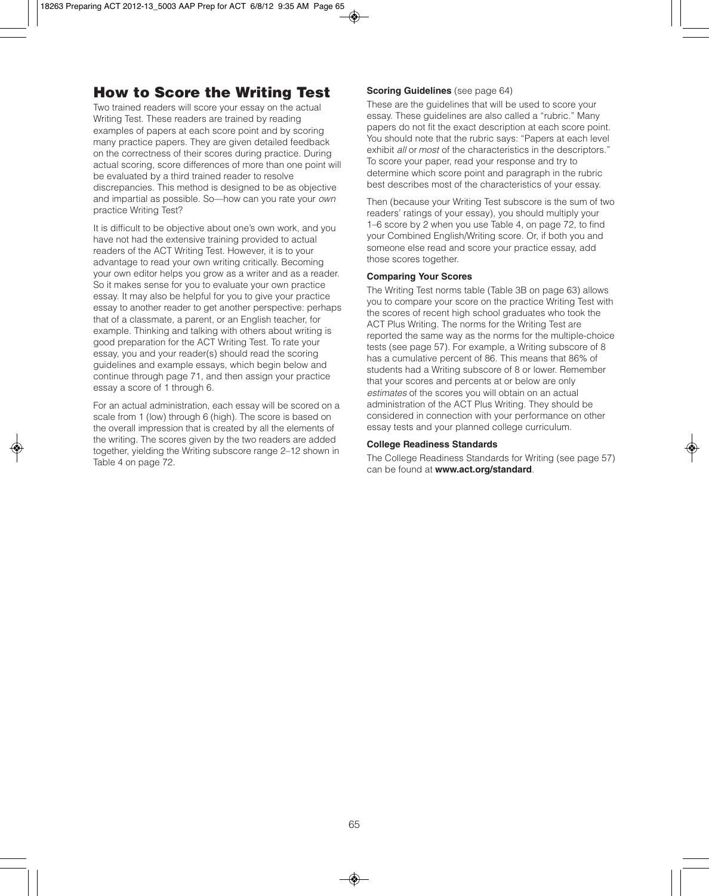## How to Score the Writing Test

Two trained readers will score your essay on the actual Writing Test. These readers are trained by reading examples of papers at each score point and by scoring many practice papers. They are given detailed feedback on the correctness of their scores during practice. During actual scoring, score differences of more than one point will be evaluated by a third trained reader to resolve discrepancies. This method is designed to be as objective and impartial as possible. So—how can you rate your *own* practice Writing Test?

It is difficult to be objective about one's own work, and you have not had the extensive training provided to actual readers of the ACT Writing Test. However, it is to your advantage to read your own writing critically. Becoming your own editor helps you grow as a writer and as a reader. So it makes sense for you to evaluate your own practice essay. It may also be helpful for you to give your practice essay to another reader to get another perspective: perhaps that of a classmate, a parent, or an English teacher, for example. Thinking and talking with others about writing is good preparation for the ACT Writing Test. To rate your essay, you and your reader(s) should read the scoring guidelines and example essays, which begin below and continue through page 71, and then assign your practice essay a score of 1 through 6.

For an actual administration, each essay will be scored on a scale from 1 (low) through 6 (high). The score is based on the overall impression that is created by all the elements of the writing. The scores given by the two readers are added together, yielding the Writing subscore range 2–12 shown in Table 4 on page 72.

**Scoring Guidelines** (see page 64)

These are the guidelines that will be used to score your essay. These guidelines are also called a "rubric." Many papers do not fit the exact description at each score point. You should note that the rubric says: "Papers at each level exhibit *all* or *most* of the characteristics in the descriptors." To score your paper, read your response and try to determine which score point and paragraph in the rubric best describes most of the characteristics of your essay.

Then (because your Writing Test subscore is the sum of two readers' ratings of your essay), you should multiply your 1–6 score by 2 when you use Table 4, on page 72, to find your Combined English/Writing score. Or, if both you and someone else read and score your practice essay, add those scores together.

**Comparing Your Scores**

The Writing Test norms table (Table 3B on page 63) allows you to compare your score on the practice Writing Test with the scores of recent high school graduates who took the ACT Plus Writing. The norms for the Writing Test are reported the same way as the norms for the multiple-choice tests (see page 57). For example, a Writing subscore of 8 has a cumulative percent of 86. This means that 86% of students had a Writing subscore of 8 or lower. Remember that your scores and percents at or below are only *estimates* of the scores you will obtain on an actual administration of the ACT Plus Writing. They should be considered in connection with your performance on other essay tests and your planned college curriculum.

**College Readiness Standards**

The College Readiness Standards for Writing (see page 57) can be found at **www.act.org/standard**.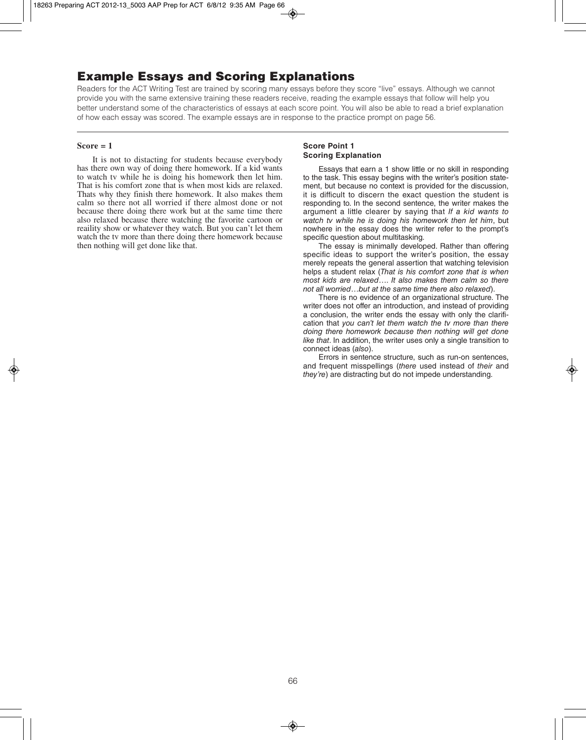## Example Essays and Scoring Explanations

Readers for the ACT Writing Test are trained by scoring many essays before they score "live" essays. Although we cannot provide you with the same extensive training these readers receive, reading the example essays that follow will help you better understand some of the characteristics of essays at each score point. You will also be able to read a brief explanation of how each essay was scored. The example essays are in response to the practice prompt on page 56.

**Score = 1**

It is not to distacting for students because everybody has there own way of doing there homework. If a kid wants to watch tv while he is doing his homework then let him. That is his comfort zone that is when most kids are relaxed. Thats why they finish there homework. It also makes them calm so there not all worried if there almost done or not because there doing there work but at the same time there also relaxed because there watching the favorite cartoon or reaility show or whatever they watch. But you can't let them watch the tv more than there doing there homework because then nothing will get done like that.

**Score Point 1**
**Scoring Explanation**

Essays that earn a 1 show little or no skill in responding to the task. This essay begins with the writer's position statement, but because no context is provided for the discussion, it is difficult to discern the exact question the student is responding to. In the second sentence, the writer makes the argument a little clearer by saying that *If a kid wants to watch tv while he is doing his homework then let him*, but nowhere in the essay does the writer refer to the prompt's specific question about multitasking.

The essay is minimally developed. Rather than offering specific ideas to support the writer's position, the essay merely repeats the general assertion that watching television helps a student relax (*That is his comfort zone that is when most kids are relaxed…. It also makes them calm so there not all worried…but at the same time there also relaxed*).

There is no evidence of an organizational structure. The writer does not offer an introduction, and instead of providing a conclusion, the writer ends the essay with only the clarification that *you can't let them watch the tv more than there doing there homework because then nothing will get done like that*. In addition, the writer uses only a single transition to connect ideas (*also*).

Errors in sentence structure, such as run-on sentences, and frequent misspellings (*there* used instead of *their* and *they're*) are distracting but do not impede understanding.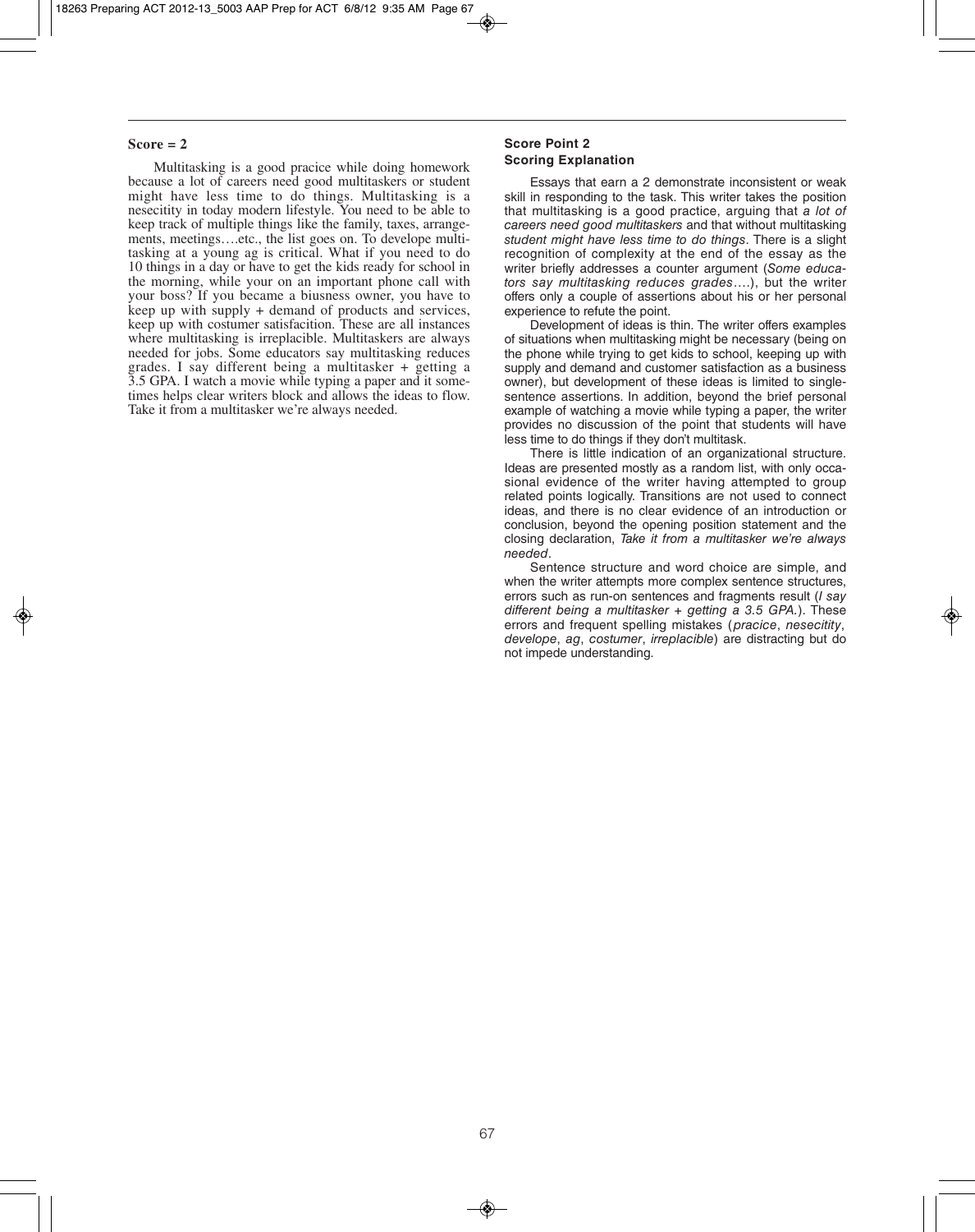**Score = 2**

Multitasking is a good pracice while doing homework because a lot of careers need good multitaskers or student might have less time to do things. Multitasking is a nesecitity in today modern lifestyle. You need to be able to keep track of multiple things like the family, taxes, arrangements, meetings….etc., the list goes on. To develope multitasking at a young ag is critical. What if you need to do 10 things in a day or have to get the kids ready for school in the morning, while your on an important phone call with your boss? If you became a biusness owner, you have to keep up with supply + demand of products and services, keep up with costumer satisfacition. These are all instances where multitasking is irreplacible. Multitaskers are always needed for jobs. Some educators say multitasking reduces grades. I say different being a multitasker + getting a 3.5 GPA. I watch a movie while typing a paper and it sometimes helps clear writers block and allows the ideas to flow. Take it from a multitasker we're always needed.

**Score Point 2**
**Scoring Explanation**

Essays that earn a 2 demonstrate inconsistent or weak skill in responding to the task. This writer takes the position that multitasking is a good practice, arguing that *a lot of careers need good multitaskers* and that without multitasking *student might have less time to do things*. There is a slight recognition of complexity at the end of the essay as the writer briefly addresses a counter argument (*Some educators say multitasking reduces grades*….), but the writer offers only a couple of assertions about his or her personal experience to refute the point.

Development of ideas is thin. The writer offers examples of situations when multitasking might be necessary (being on the phone while trying to get kids to school, keeping up with supply and demand and customer satisfaction as a business owner), but development of these ideas is limited to single-sentence assertions. In addition, beyond the brief personal example of watching a movie while typing a paper, the writer provides no discussion of the point that students will have less time to do things if they don't multitask.

There is little indication of an organizational structure. Ideas are presented mostly as a random list, with only occasional evidence of the writer having attempted to group related points logically. Transitions are not used to connect ideas, and there is no clear evidence of an introduction or conclusion, beyond the opening position statement and the closing declaration, *Take it from a multitasker we're always needed*.

Sentence structure and word choice are simple, and when the writer attempts more complex sentence structures, errors such as run-on sentences and fragments result (*I say different being a multitasker + getting a 3.5 GPA.*). These errors and frequent spelling mistakes (*pracice*, *nesecitity*, *develope*, *ag*, *costumer*, *irreplacible*) are distracting but do not impede understanding.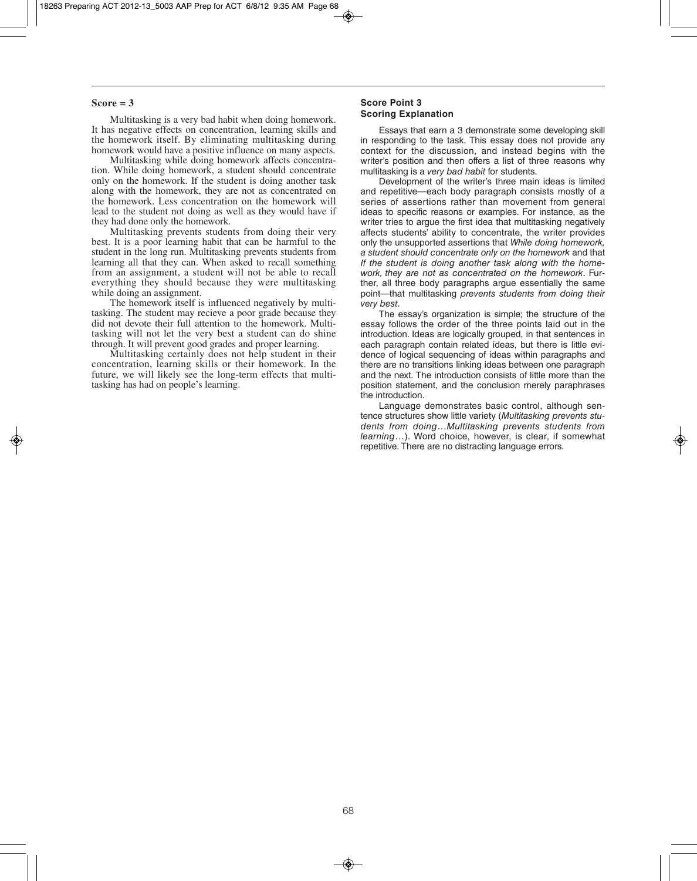**Score = 3**

Multitasking is a very bad habit when doing homework. It has negative effects on concentration, learning skills and the homework itself. By eliminating multitasking during homework would have a positive influence on many aspects.

Multitasking while doing homework affects concentration. While doing homework, a student should concentrate only on the homework. If the student is doing another task along with the homework, they are not as concentrated on the homework. Less concentration on the homework will lead to the student not doing as well as they would have if they had done only the homework.

Multitasking prevents students from doing their very best. It is a poor learning habit that can be harmful to the student in the long run. Multitasking prevents students from learning all that they can. When asked to recall something from an assignment, a student will not be able to recall everything they should because they were multitasking while doing an assignment.

The homework itself is influenced negatively by multitasking. The student may recieve a poor grade because they did not devote their full attention to the homework. Multitasking will not let the very best a student can do shine through. It will prevent good grades and proper learning.

Multitasking certainly does not help student in their concentration, learning skills or their homework. In the future, we will likely see the long-term effects that multitasking has had on people's learning.

**Score Point 3**
**Scoring Explanation**

Essays that earn a 3 demonstrate some developing skill in responding to the task. This essay does not provide any context for the discussion, and instead begins with the writer's position and then offers a list of three reasons why multitasking is a *very bad habit* for students.

Development of the writer's three main ideas is limited and repetitive—each body paragraph consists mostly of a series of assertions rather than movement from general ideas to specific reasons or examples. For instance, as the writer tries to argue the first idea that multitasking negatively affects students' ability to concentrate, the writer provides only the unsupported assertions that *While doing homework, a student should concentrate only on the homework* and that *If the student is doing another task along with the homework, they are not as concentrated on the homework*. Further, all three body paragraphs argue essentially the same point—that multitasking *prevents students from doing their very best*.

The essay's organization is simple; the structure of the essay follows the order of the three points laid out in the introduction. Ideas are logically grouped, in that sentences in each paragraph contain related ideas, but there is little evidence of logical sequencing of ideas within paragraphs and there are no transitions linking ideas between one paragraph and the next. The introduction consists of little more than the position statement, and the conclusion merely paraphrases the introduction.

Language demonstrates basic control, although sentence structures show little variety (*Multitasking prevents students from doing…Multitasking prevents students from learning…*). Word choice, however, is clear, if somewhat repetitive. There are no distracting language errors.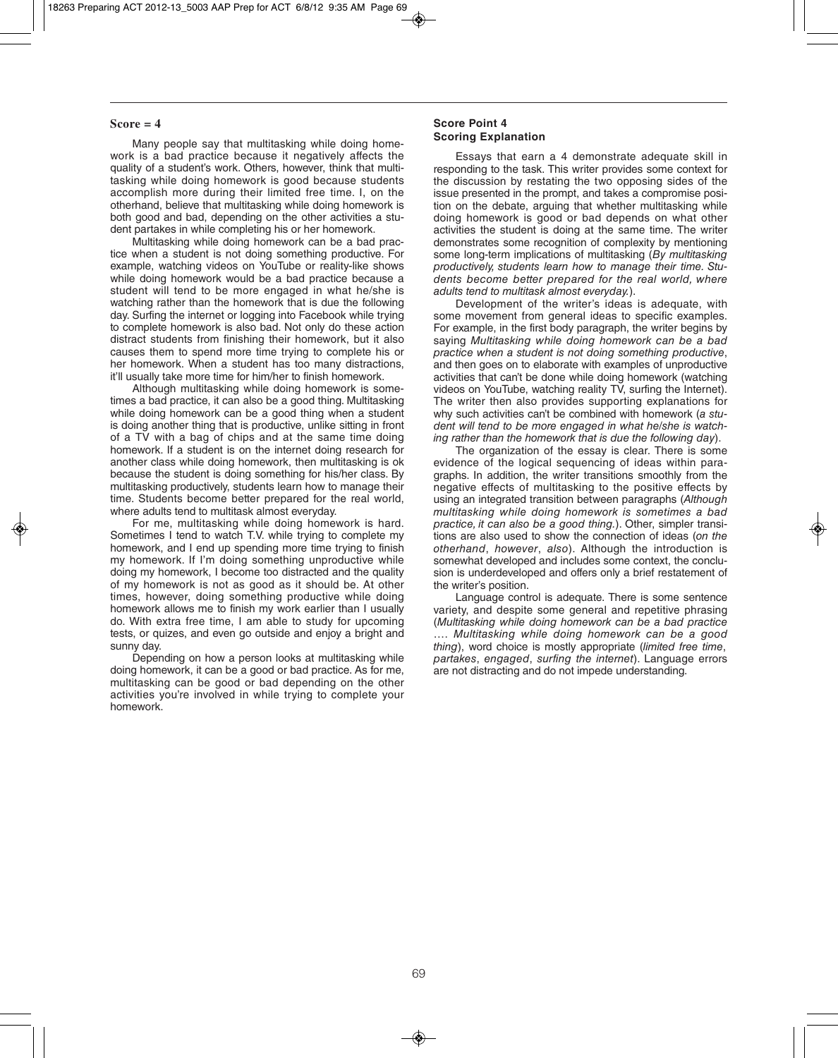## Score = 4

Many people say that multitasking while doing homework is a bad practice because it negatively affects the quality of a student's work. Others, however, think that multitasking while doing homework is good because students accomplish more during their limited free time. I, on the otherhand, believe that multitasking while doing homework is both good and bad, depending on the other activities a student partakes in while completing his or her homework.

Multitasking while doing homework can be a bad practice when a student is not doing something productive. For example, watching videos on YouTube or reality-like shows while doing homework would be a bad practice because a student will tend to be more engaged in what he/she is watching rather than the homework that is due the following day. Surfing the internet or logging into Facebook while trying to complete homework is also bad. Not only do these action distract students from finishing their homework, but it also causes them to spend more time trying to complete his or her homework. When a student has too many distractions, it'll usually take more time for him/her to finish homework.

Although multitasking while doing homework is sometimes a bad practice, it can also be a good thing. Multitasking while doing homework can be a good thing when a student is doing another thing that is productive, unlike sitting in front of a TV with a bag of chips and at the same time doing homework. If a student is on the internet doing research for another class while doing homework, then multitasking is ok because the student is doing something for his/her class. By multitasking productively, students learn how to manage their time. Students become better prepared for the real world, where adults tend to multitask almost everyday.

For me, multitasking while doing homework is hard. Sometimes I tend to watch T.V. while trying to complete my homework, and I end up spending more time trying to finish my homework. If I'm doing something unproductive while doing my homework, I become too distracted and the quality of my homework is not as good as it should be. At other times, however, doing something productive while doing homework allows me to finish my work earlier than I usually do. With extra free time, I am able to study for upcoming tests, or quizes, and even go outside and enjoy a bright and sunny day.

Depending on how a person looks at multitasking while doing homework, it can be a good or bad practice. As for me, multitasking can be good or bad depending on the other activities you're involved in while trying to complete your homework.

### Score Point 4
### Scoring Explanation

Essays that earn a 4 demonstrate adequate skill in responding to the task. This writer provides some context for the discussion by restating the two opposing sides of the issue presented in the prompt, and takes a compromise position on the debate, arguing that whether multitasking while doing homework is good or bad depends on what other activities the student is doing at the same time. The writer demonstrates some recognition of complexity by mentioning some long-term implications of multitasking (*By multitasking productively, students learn how to manage their time. Students become better prepared for the real world, where adults tend to multitask almost everyday.*).

Development of the writer's ideas is adequate, with some movement from general ideas to specific examples. For example, in the first body paragraph, the writer begins by saying *Multitasking while doing homework can be a bad practice when a student is not doing something productive*, and then goes on to elaborate with examples of unproductive activities that can't be done while doing homework (watching videos on YouTube, watching reality TV, surfing the Internet). The writer then also provides supporting explanations for why such activities can't be combined with homework (*a student will tend to be more engaged in what he/she is watching rather than the homework that is due the following day*).

The organization of the essay is clear. There is some evidence of the logical sequencing of ideas within paragraphs. In addition, the writer transitions smoothly from the negative effects of multitasking to the positive effects by using an integrated transition between paragraphs (*Although multitasking while doing homework is sometimes a bad practice, it can also be a good thing.*). Other, simpler transitions are also used to show the connection of ideas (*on the otherhand*, *however*, *also*). Although the introduction is somewhat developed and includes some context, the conclusion is underdeveloped and offers only a brief restatement of the writer's position.

Language control is adequate. There is some sentence variety, and despite some general and repetitive phrasing (*Multitasking while doing homework can be a bad practice .... Multitasking while doing homework can be a good thing*), word choice is mostly appropriate (*limited free time*, *partakes*, *engaged*, *surfing the internet*). Language errors are not distracting and do not impede understanding.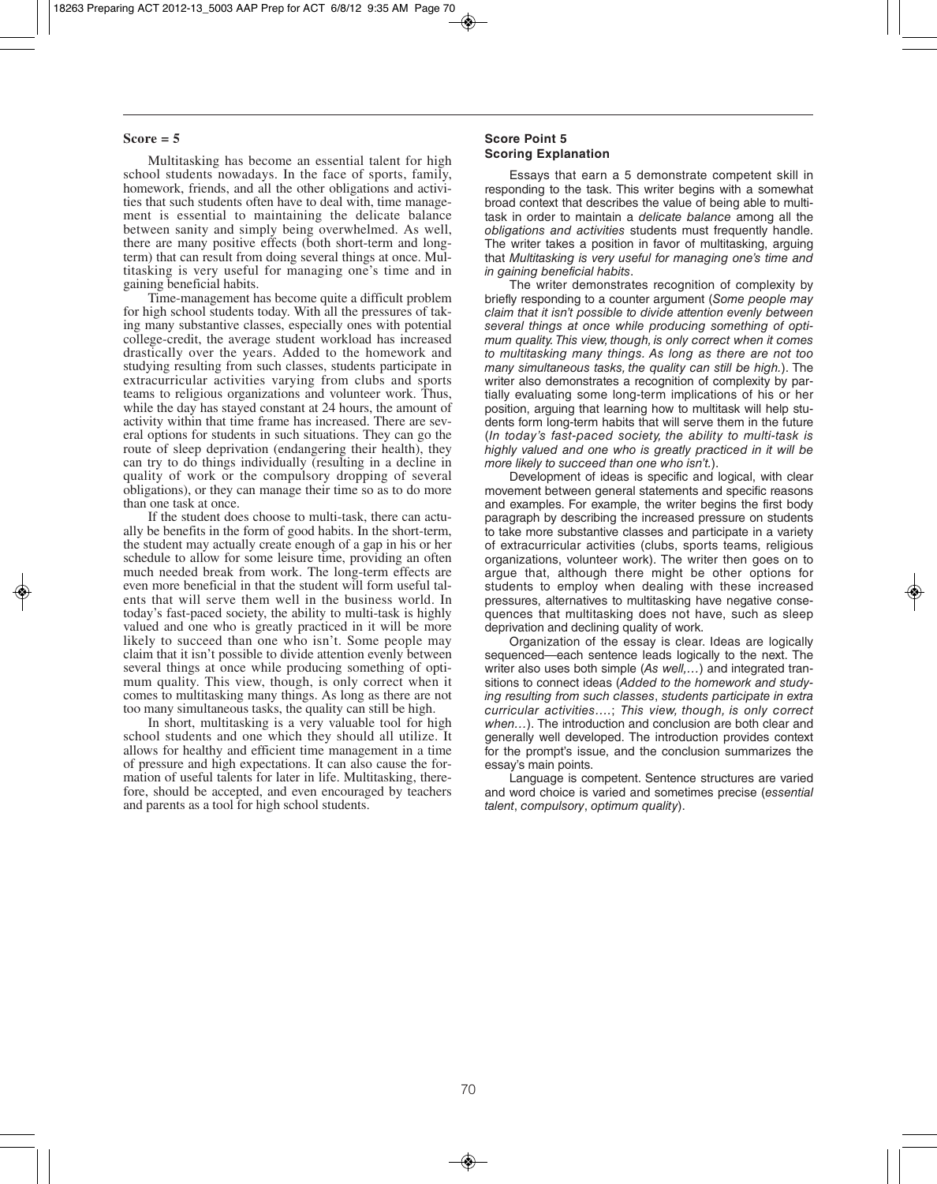**Score = 5**

Multitasking has become an essential talent for high school students nowadays. In the face of sports, family, homework, friends, and all the other obligations and activities that such students often have to deal with, time management is essential to maintaining the delicate balance between sanity and simply being overwhelmed. As well, there are many positive effects (both short-term and long-term) that can result from doing several things at once. Multitasking is very useful for managing one's time and in gaining beneficial habits.

Time-management has become quite a difficult problem for high school students today. With all the pressures of taking many substantive classes, especially ones with potential college-credit, the average student workload has increased drastically over the years. Added to the homework and studying resulting from such classes, students participate in extracurricular activities varying from clubs and sports teams to religious organizations and volunteer work. Thus, while the day has stayed constant at 24 hours, the amount of activity within that time frame has increased. There are several options for students in such situations. They can go the route of sleep deprivation (endangering their health), they can try to do things individually (resulting in a decline in quality of work or the compulsory dropping of several obligations), or they can manage their time so as to do more than one task at once.

If the student does choose to multi-task, there can actually be benefits in the form of good habits. In the short-term, the student may actually create enough of a gap in his or her schedule to allow for some leisure time, providing an often much needed break from work. The long-term effects are even more beneficial in that the student will form useful talents that will serve them well in the business world. In today's fast-paced society, the ability to multi-task is highly valued and one who is greatly practiced in it will be more likely to succeed than one who isn't. Some people may claim that it isn't possible to divide attention evenly between several things at once while producing something of optimum quality. This view, though, is only correct when it comes to multitasking many things. As long as there are not too many simultaneous tasks, the quality can still be high.

In short, multitasking is a very valuable tool for high school students and one which they should all utilize. It allows for healthy and efficient time management in a time of pressure and high expectations. It can also cause the formation of useful talents for later in life. Multitasking, therefore, should be accepted, and even encouraged by teachers and parents as a tool for high school students.

**Score Point 5**
**Scoring Explanation**

Essays that earn a 5 demonstrate competent skill in responding to the task. This writer begins with a somewhat broad context that describes the value of being able to multitask in order to maintain a *delicate balance* among all the *obligations and activities* students must frequently handle. The writer takes a position in favor of multitasking, arguing that *Multitasking is very useful for managing one's time and in gaining beneficial habits*.

The writer demonstrates recognition of complexity by briefly responding to a counter argument (*Some people may claim that it isn't possible to divide attention evenly between several things at once while producing something of optimum quality. This view, though, is only correct when it comes to multitasking many things. As long as there are not too many simultaneous tasks, the quality can still be high.*). The writer also demonstrates a recognition of complexity by partially evaluating some long-term implications of his or her position, arguing that learning how to multitask will help students form long-term habits that will serve them in the future (*In today's fast-paced society, the ability to multi-task is highly valued and one who is greatly practiced in it will be more likely to succeed than one who isn't.*).

Development of ideas is specific and logical, with clear movement between general statements and specific reasons and examples. For example, the writer begins the first body paragraph by describing the increased pressure on students to take more substantive classes and participate in a variety of extracurricular activities (clubs, sports teams, religious organizations, volunteer work). The writer then goes on to argue that, although there might be other options for students to employ when dealing with these increased pressures, alternatives to multitasking have negative consequences that multitasking does not have, such as sleep deprivation and declining quality of work.

Organization of the essay is clear. Ideas are logically sequenced—each sentence leads logically to the next. The writer also uses both simple (*As well,…*) and integrated transitions to connect ideas (*Added to the homework and studying resulting from such classes*, *students participate in extra curricular activities….*; *This view, though, is only correct when…*). The introduction and conclusion are both clear and generally well developed. The introduction provides context for the prompt's issue, and the conclusion summarizes the essay's main points.

Language is competent. Sentence structures are varied and word choice is varied and sometimes precise (*essential talent*, *compulsory*, *optimum quality*).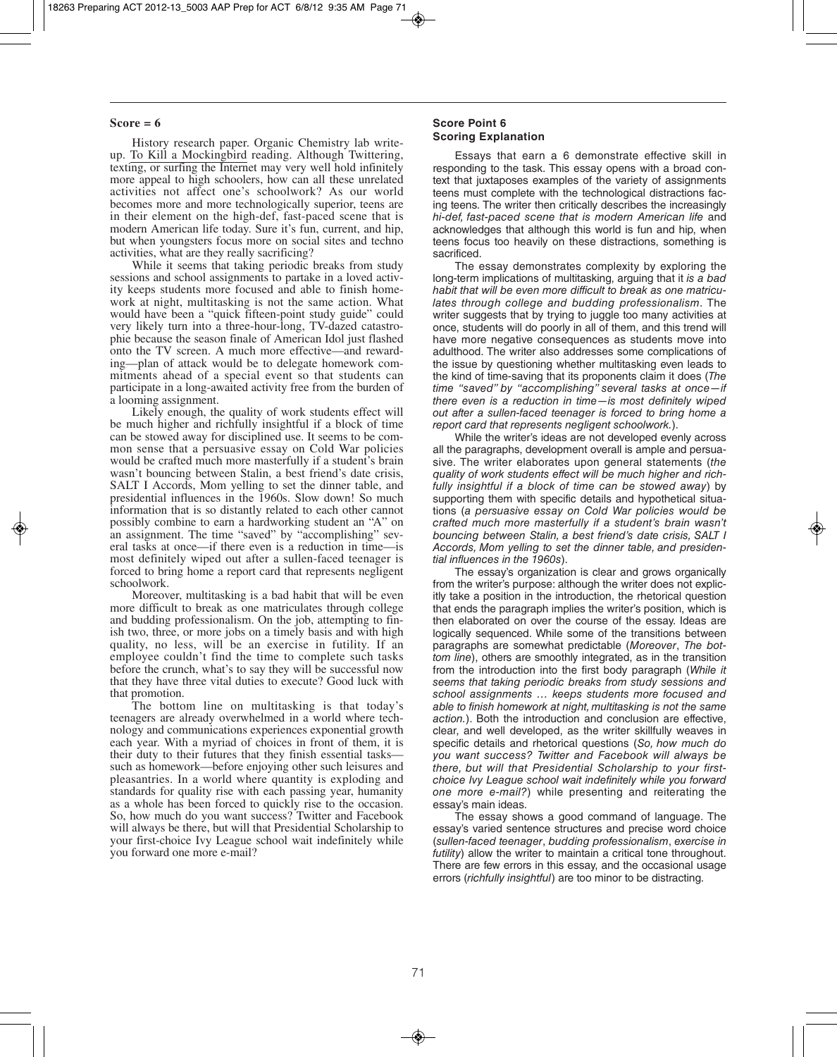**Score = 6**

History research paper. Organic Chemistry lab write-up. To Kill a Mockingbird reading. Although Twittering, texting, or surfing the Internet may very well hold infinitely more appeal to high schoolers, how can all these unrelated activities not affect one's schoolwork? As our world becomes more and more technologically superior, teens are in their element on the high-def, fast-paced scene that is modern American life today. Sure it's fun, current, and hip, but when youngsters focus more on social sites and techno activities, what are they really sacrificing?

While it seems that taking periodic breaks from study sessions and school assignments to partake in a loved activity keeps students more focused and able to finish homework at night, multitasking is not the same action. What would have been a "quick fifteen-point study guide" could very likely turn into a three-hour-long, TV-dazed catastrophie because the season finale of American Idol just flashed onto the TV screen. A much more effective—and rewarding—plan of attack would be to delegate homework commitments ahead of a special event so that students can participate in a long-awaited activity free from the burden of a looming assignment.

Likely enough, the quality of work students effect will be much higher and richfully insightful if a block of time can be stowed away for disciplined use. It seems to be common sense that a persuasive essay on Cold War policies would be crafted much more masterfully if a student's brain wasn't bouncing between Stalin, a best friend's date crisis, SALT I Accords, Mom yelling to set the dinner table, and presidential influences in the 1960s. Slow down! So much information that is so distantly related to each other cannot possibly combine to earn a hardworking student an "A" on an assignment. The time "saved" by "accomplishing" several tasks at once—if there even is a reduction in time—is most definitely wiped out after a sullen-faced teenager is forced to bring home a report card that represents negligent schoolwork.

Moreover, multitasking is a bad habit that will be even more difficult to break as one matriculates through college and budding professionalism. On the job, attempting to finish two, three, or more jobs on a timely basis and with high quality, no less, will be an exercise in futility. If an employee couldn't find the time to complete such tasks before the crunch, what's to say they will be successful now that they have three vital duties to execute? Good luck with that promotion.

The bottom line on multitasking is that today's teenagers are already overwhelmed in a world where technology and communications experiences exponential growth each year. With a myriad of choices in front of them, it is their duty to their futures that they finish essential tasks—such as homework—before enjoying other such leisures and pleasantries. In a world where quantity is exploding and standards for quality rise with each passing year, humanity as a whole has been forced to quickly rise to the occasion. So, how much do you want success? Twitter and Facebook will always be there, but will that Presidential Scholarship to your first-choice Ivy League school wait indefinitely while you forward one more e-mail?

**Score Point 6**
**Scoring Explanation**

Essays that earn a 6 demonstrate effective skill in responding to the task. This essay opens with a broad context that juxtaposes examples of the variety of assignments teens must complete with the technological distractions facing teens. The writer then critically describes the increasingly *hi-def, fast-paced scene that is modern American life* and acknowledges that although this world is fun and hip, when teens focus too heavily on these distractions, something is sacrificed.

The essay demonstrates complexity by exploring the long-term implications of multitasking, arguing that it *is a bad habit that will be even more difficult to break as one matriculates through college and budding professionalism*. The writer suggests that by trying to juggle too many activities at once, students will do poorly in all of them, and this trend will have more negative consequences as students move into adulthood. The writer also addresses some complications of the issue by questioning whether multitasking even leads to the kind of time-saving that its proponents claim it does (*The time "saved" by "accomplishing" several tasks at once—if there even is a reduction in time—is most definitely wiped out after a sullen-faced teenager is forced to bring home a report card that represents negligent schoolwork.*).

While the writer's ideas are not developed evenly across all the paragraphs, development overall is ample and persuasive. The writer elaborates upon general statements (*the quality of work students effect will be much higher and richfully insightful if a block of time can be stowed away*) by supporting them with specific details and hypothetical situations (*a persuasive essay on Cold War policies would be crafted much more masterfully if a student's brain wasn't bouncing between Stalin, a best friend's date crisis, SALT I Accords, Mom yelling to set the dinner table, and presidential influences in the 1960s*).

The essay's organization is clear and grows organically from the writer's purpose: although the writer does not explicitly take a position in the introduction, the rhetorical question that ends the paragraph implies the writer's position, which is then elaborated on over the course of the essay. Ideas are logically sequenced. While some of the transitions between paragraphs are somewhat predictable (*Moreover*, *The bottom line*), others are smoothly integrated, as in the transition from the introduction into the first body paragraph (*While it seems that taking periodic breaks from study sessions and school assignments … keeps students more focused and able to finish homework at night, multitasking is not the same action.*). Both the introduction and conclusion are effective, clear, and well developed, as the writer skillfully weaves in specific details and rhetorical questions (*So, how much do you want success? Twitter and Facebook will always be there, but will that Presidential Scholarship to your first-choice Ivy League school wait indefinitely while you forward one more e-mail?*) while presenting and reiterating the essay's main ideas.

The essay shows a good command of language. The essay's varied sentence structures and precise word choice (*sullen-faced teenager*, *budding professionalism*, *exercise in futility*) allow the writer to maintain a critical tone throughout. There are few errors in this essay, and the occasional usage errors (*richfully insightful*) are too minor to be distracting.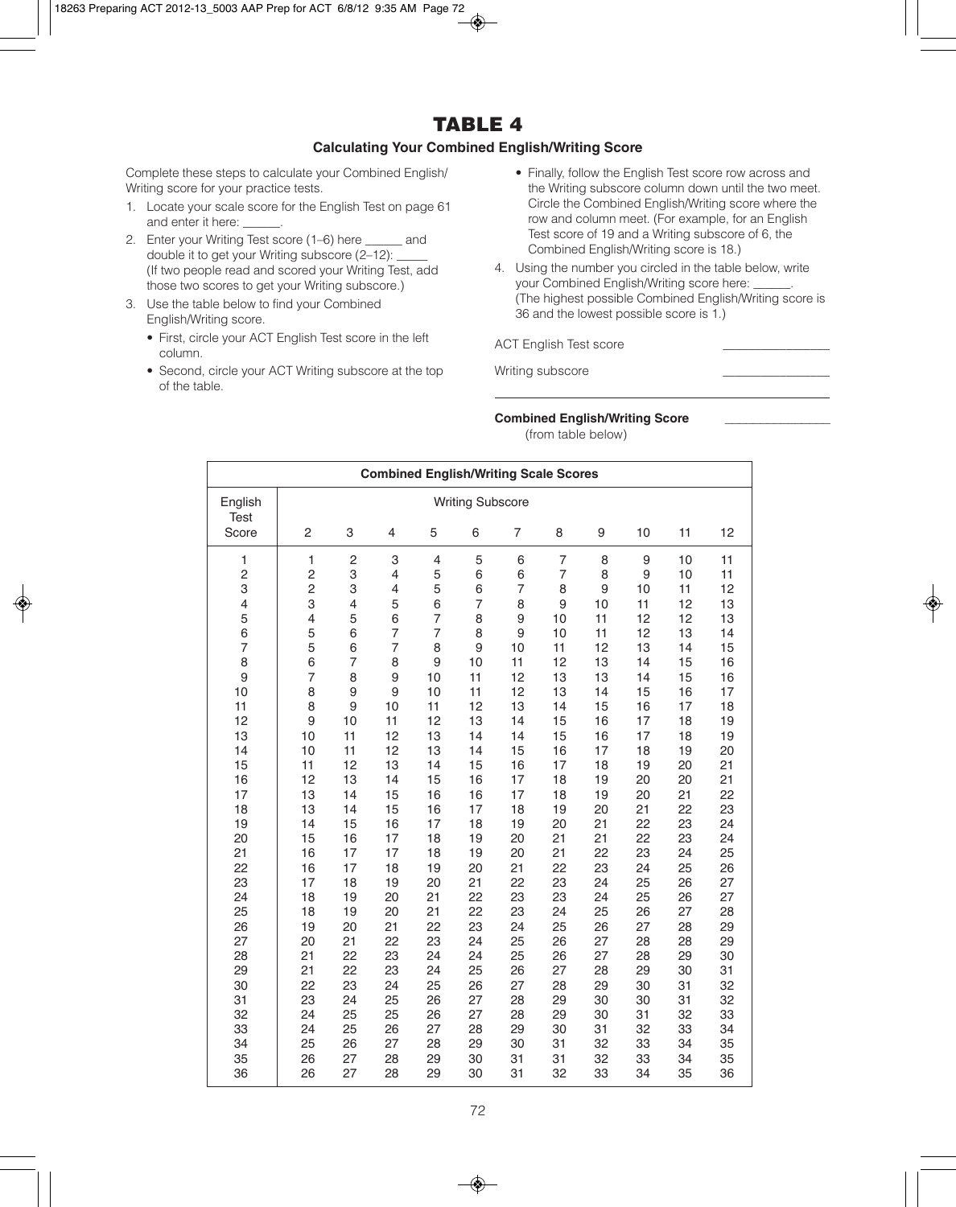# TABLE 4

### Calculating Your Combined English/Writing Score

Complete these steps to calculate your Combined English/Writing score for your practice tests.

1. Locate your scale score for the English Test on page 61 and enter it here: ______.
2. Enter your Writing Test score (1–6) here ______ and double it to get your Writing subscore (2–12): _____ (If two people read and scored your Writing Test, add those two scores to get your Writing subscore.)
3. Use the table below to find your Combined English/Writing score.
   - First, circle your ACT English Test score in the left column.
   - Second, circle your ACT Writing subscore at the top of the table.
   - Finally, follow the English Test score row across and the Writing subscore column down until the two meet. Circle the Combined English/Writing score where the row and column meet. (For example, for an English Test score of 19 and a Writing subscore of 6, the Combined English/Writing score is 18.)
4. Using the number you circled in the table below, write your Combined English/Writing score here: ______. (The highest possible Combined English/Writing score is 36 and the lowest possible score is 1.)

ACT English Test score ________________

Writing subscore ________________

**Combined English/Writing Score** ________________
(from table below)

**Combined English/Writing Scale Scores**

| English Test Score | Writing Subscore | | | | | | | | | | |
|---|---|---|---|---|---|---|---|---|---|---|---|
| | 2 | 3 | 4 | 5 | 6 | 7 | 8 | 9 | 10 | 11 | 12 |
| 1 | 1 | 2 | 3 | 4 | 5 | 6 | 7 | 8 | 9 | 10 | 11 |
| 2 | 2 | 3 | 4 | 5 | 6 | 6 | 7 | 8 | 9 | 10 | 11 |
| 3 | 2 | 3 | 4 | 5 | 6 | 7 | 8 | 9 | 10 | 11 | 12 |
| 4 | 3 | 4 | 5 | 6 | 7 | 8 | 9 | 10 | 11 | 12 | 13 |
| 5 | 4 | 5 | 6 | 7 | 8 | 9 | 10 | 11 | 12 | 12 | 13 |
| 6 | 5 | 6 | 7 | 7 | 8 | 9 | 10 | 11 | 12 | 13 | 14 |
| 7 | 5 | 6 | 7 | 8 | 9 | 10 | 11 | 12 | 13 | 14 | 15 |
| 8 | 6 | 7 | 8 | 9 | 10 | 11 | 12 | 13 | 14 | 15 | 16 |
| 9 | 7 | 8 | 9 | 10 | 11 | 12 | 13 | 13 | 14 | 15 | 16 |
| 10 | 8 | 9 | 9 | 10 | 11 | 12 | 13 | 14 | 15 | 16 | 17 |
| 11 | 8 | 9 | 10 | 11 | 12 | 13 | 14 | 15 | 16 | 17 | 18 |
| 12 | 9 | 10 | 11 | 12 | 13 | 14 | 15 | 16 | 17 | 18 | 19 |
| 13 | 10 | 11 | 12 | 13 | 14 | 14 | 15 | 16 | 17 | 18 | 19 |
| 14 | 10 | 11 | 12 | 13 | 14 | 15 | 16 | 17 | 18 | 19 | 20 |
| 15 | 11 | 12 | 13 | 14 | 15 | 16 | 17 | 18 | 19 | 20 | 21 |
| 16 | 12 | 13 | 14 | 15 | 16 | 17 | 18 | 19 | 20 | 20 | 21 |
| 17 | 13 | 14 | 15 | 16 | 16 | 17 | 18 | 19 | 20 | 21 | 22 |
| 18 | 13 | 14 | 15 | 16 | 17 | 18 | 19 | 20 | 21 | 22 | 23 |
| 19 | 14 | 15 | 16 | 17 | 18 | 19 | 20 | 21 | 22 | 23 | 24 |
| 20 | 15 | 16 | 17 | 18 | 19 | 20 | 21 | 21 | 22 | 23 | 24 |
| 21 | 16 | 17 | 17 | 18 | 19 | 20 | 21 | 22 | 23 | 24 | 25 |
| 22 | 16 | 17 | 18 | 19 | 20 | 21 | 22 | 23 | 24 | 25 | 26 |
| 23 | 17 | 18 | 19 | 20 | 21 | 22 | 23 | 24 | 25 | 26 | 27 |
| 24 | 18 | 19 | 20 | 21 | 22 | 23 | 23 | 24 | 25 | 26 | 27 |
| 25 | 18 | 19 | 20 | 21 | 22 | 23 | 24 | 25 | 26 | 27 | 28 |
| 26 | 19 | 20 | 21 | 22 | 23 | 24 | 25 | 26 | 27 | 28 | 29 |
| 27 | 20 | 21 | 22 | 23 | 24 | 25 | 26 | 27 | 28 | 28 | 29 |
| 28 | 21 | 22 | 23 | 24 | 24 | 25 | 26 | 27 | 28 | 29 | 30 |
| 29 | 21 | 22 | 23 | 24 | 25 | 26 | 27 | 28 | 29 | 30 | 31 |
| 30 | 22 | 23 | 24 | 25 | 26 | 27 | 28 | 29 | 30 | 31 | 32 |
| 31 | 23 | 24 | 25 | 26 | 27 | 28 | 29 | 30 | 30 | 31 | 32 |
| 32 | 24 | 25 | 25 | 26 | 27 | 28 | 29 | 30 | 31 | 32 | 33 |
| 33 | 24 | 25 | 26 | 27 | 28 | 29 | 30 | 31 | 32 | 33 | 34 |
| 34 | 25 | 26 | 27 | 28 | 29 | 30 | 31 | 32 | 33 | 34 | 35 |
| 35 | 26 | 27 | 28 | 29 | 30 | 31 | 31 | 32 | 33 | 34 | 35 |
| 36 | 26 | 27 | 28 | 29 | 30 | 31 | 32 | 33 | 34 | 35 | 36 |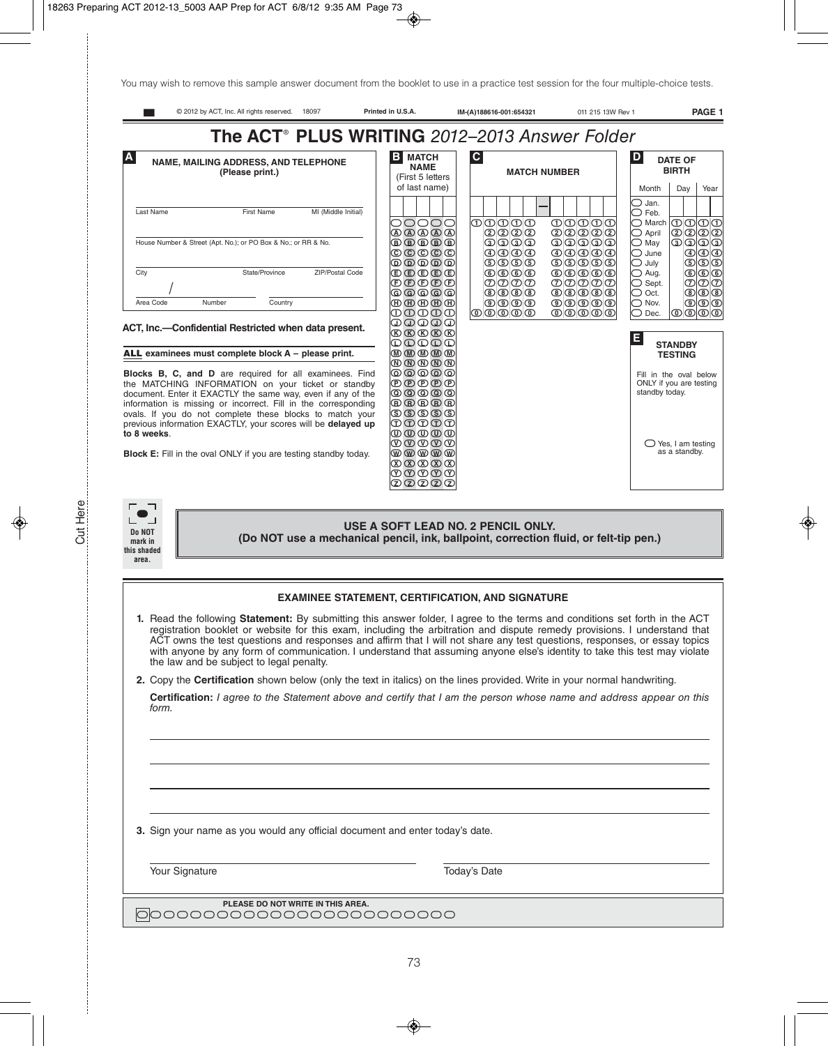You may wish to remove this sample answer document from the booklet to use in a practice test session for the four multiple-choice tests.

© 2012 by ACT, Inc. All rights reserved. 18097 **Printed in U.S.A.** **IM-(A)188616-001:654321** 011 215 13W Rev 1 **PAGE 1**

# The ACT® PLUS WRITING *2012–2013 Answer Folder*

**A** **NAME, MAILING ADDRESS, AND TELEPHONE (Please print.)**

Last Name | First Name | MI (Middle Initial)

House Number & Street (Apt. No.); or PO Box & No.; or RR & No.

City | State/Province | ZIP/Postal Code

Area Code / Number | Country

**B** **MATCH NAME** (First 5 letters of last name)

**C** **MATCH NUMBER**

**D** **DATE OF BIRTH**

Month | Day | Year

Jan.
Feb.
March
April
May
June
July
Aug.
Sept.
Oct.
Nov.
Dec.

**ACT, Inc.—Confidential Restricted when data present.**

**ALL examinees must complete block A – please print.**

**Blocks B, C, and D** are required for all examinees. Find the MATCHING INFORMATION on your ticket or standby document. Enter it EXACTLY the same way, even if any of the information is missing or incorrect. Fill in the corresponding ovals. If you do not complete these blocks to match your previous information EXACTLY, your scores will be **delayed up to 8 weeks**.

**Block E:** Fill in the oval ONLY if you are testing standby today.

**E** **STANDBY TESTING**

Fill in the oval below ONLY if you are testing standby today.

Yes, I am testing as a standby.

Do NOT mark in this shaded area.

**USE A SOFT LEAD NO. 2 PENCIL ONLY.**
**(Do NOT use a mechanical pencil, ink, ballpoint, correction fluid, or felt-tip pen.)**

Cut Here

**EXAMINEE STATEMENT, CERTIFICATION, AND SIGNATURE**

1. Read the following **Statement:** By submitting this answer folder, I agree to the terms and conditions set forth in the ACT registration booklet or website for this exam, including the arbitration and dispute remedy provisions. I understand that ACT owns the test questions and responses and affirm that I will not share any test questions, responses, or essay topics with anyone by any form of communication. I understand that assuming anyone else's identity to take this test may violate the law and be subject to legal penalty.

2. Copy the **Certification** shown below (only the text in italics) on the lines provided. Write in your normal handwriting.

   **Certification:** *I agree to the Statement above and certify that I am the person whose name and address appear on this form.*

3. Sign your name as you would any official document and enter today's date.

Your Signature | Today's Date

PLEASE DO NOT WRITE IN THIS AREA.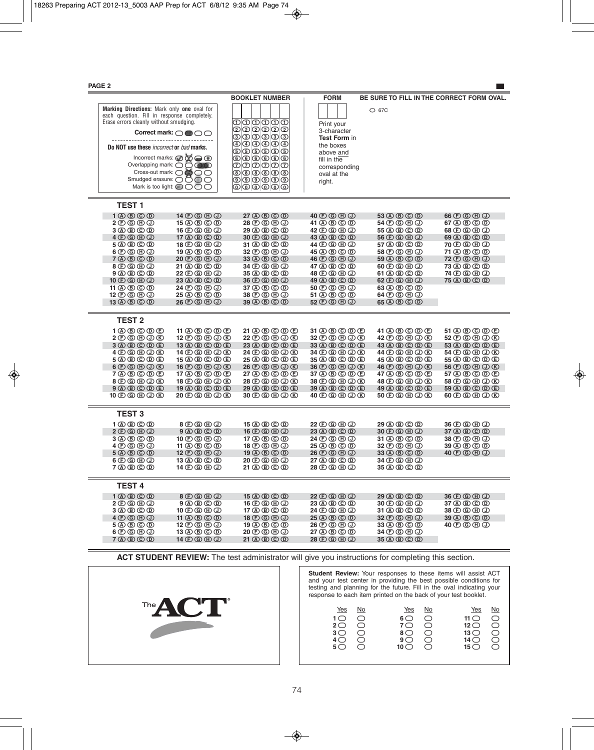PAGE 2

**Marking Directions:** Mark only **one** oval for each question. Fill in response completely. Erase errors cleanly without smudging.

**Correct mark:**

**Do NOT use these** *incorrect* **or** *bad* **marks.**

Incorrect marks:
Overlapping mark:
Cross-out mark:
Smudged erasure:
Mark is too light:

**BOOKLET NUMBER**

**FORM**

Print your 3-character **Test Form** in the boxes above and fill in the corresponding oval at the right.

**BE SURE TO FILL IN THE CORRECT FORM OVAL.**

67C

## TEST 1

1–75: odd-numbered items A B C D; even-numbered items F G H J

## TEST 2

1–60: odd-numbered items A B C D E; even-numbered items F G H J K

## TEST 3

1–40: odd-numbered items A B C D; even-numbered items F G H J

## TEST 4

1–40: odd-numbered items A B C D; even-numbered items F G H J

**ACT STUDENT REVIEW:** The test administrator will give you instructions for completing this section.

The ACT®

**Student Review:** Your responses to these items will assist ACT and your test center in providing the best possible conditions for testing and planning for the future. Fill in the oval indicating your response to each item printed on the back of your test booklet.

| | Yes | No | | Yes | No | | Yes | No |
|---|---|---|---|---|---|---|---|---|
| 1 | | | 6 | | | 11 | | |
| 2 | | | 7 | | | 12 | | |
| 3 | | | 8 | | | 13 | | |
| 4 | | | 9 | | | 14 | | |
| 5 | | | 10 | | | 15 | | |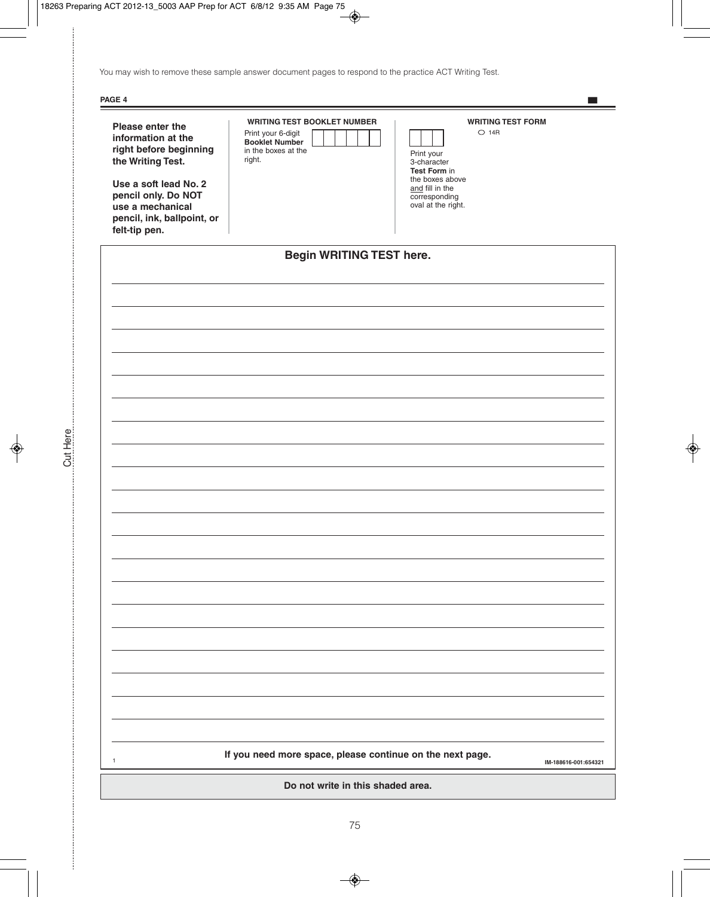You may wish to remove these sample answer document pages to respond to the practice ACT Writing Test.

**PAGE 4**

**Please enter the information at the right before beginning the Writing Test.**

**Use a soft lead No. 2 pencil only. Do NOT use a mechanical pencil, ink, ballpoint, or felt-tip pen.**

**WRITING TEST BOOKLET NUMBER**

Print your 6-digit **Booklet Number** in the boxes at the right.

**WRITING TEST FORM**

Print your 3-character **Test Form** in the boxes above and fill in the corresponding oval at the right.

○ 14R

**Begin WRITING TEST here.**

1

**If you need more space, please continue on the next page.**

IM-188616-001:654321

**Do not write in this shaded area.**

Cut Here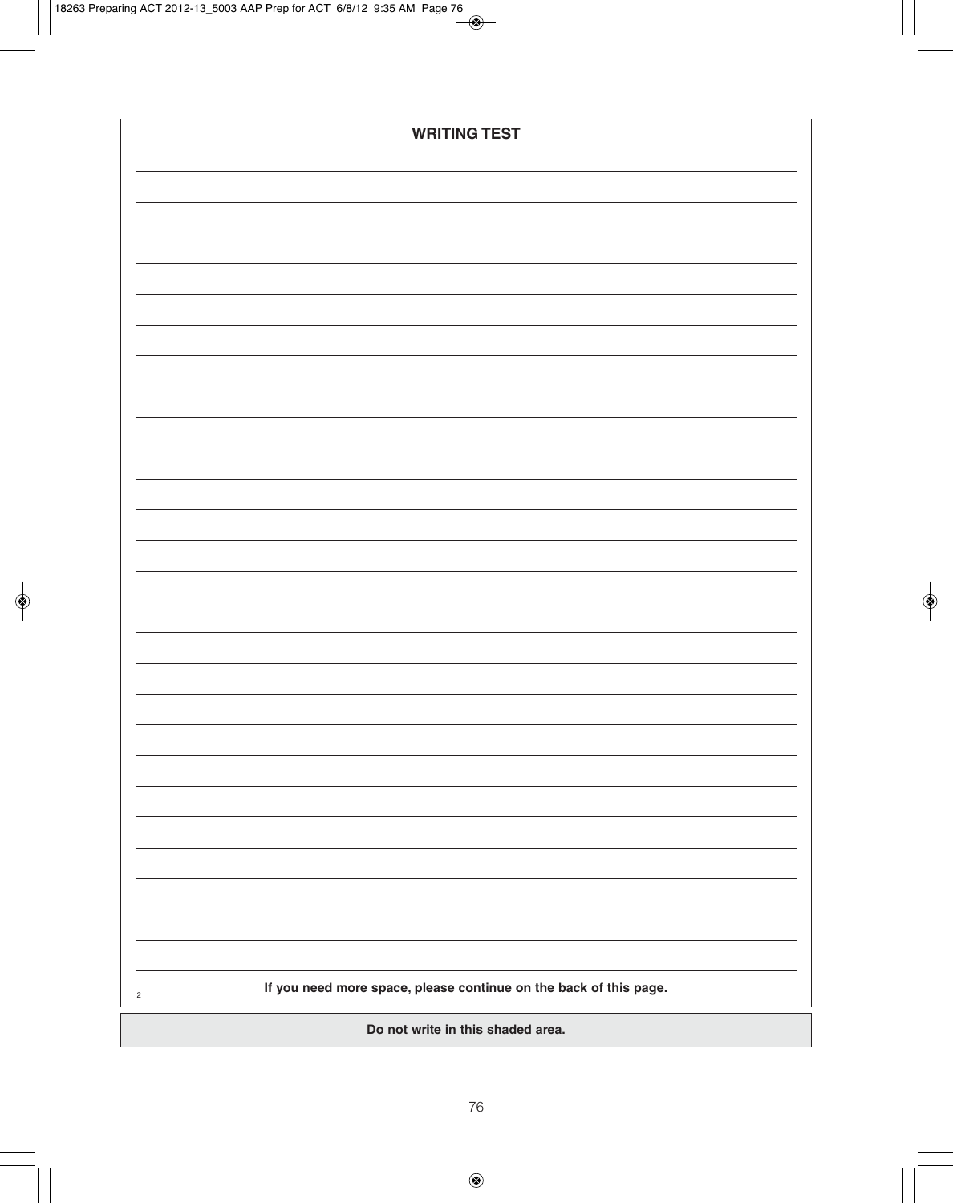## WRITING TEST

2

**If you need more space, please continue on the back of this page.**

**Do not write in this shaded area.**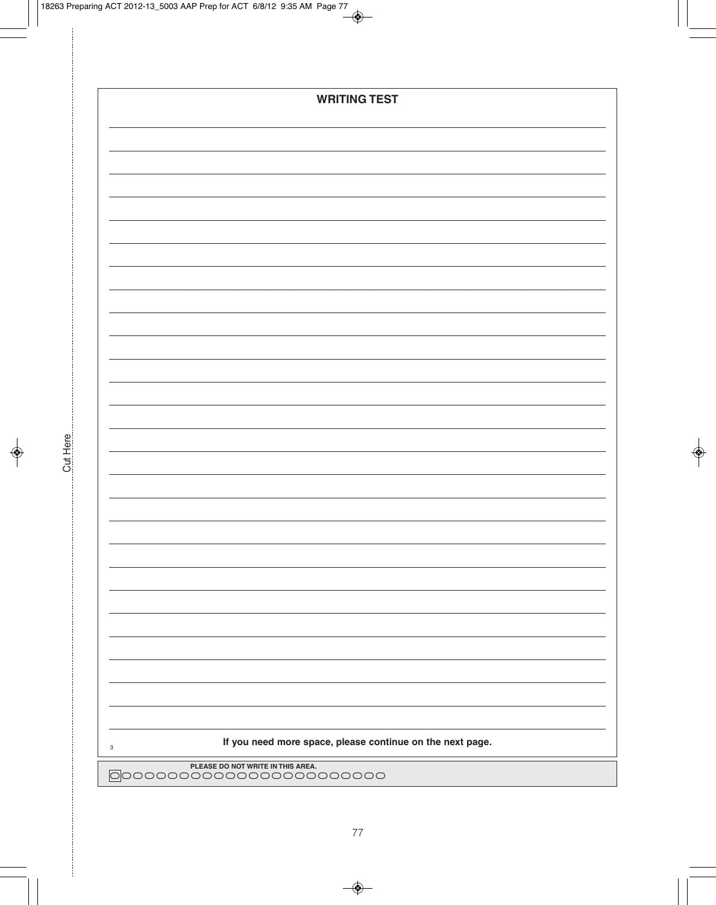## WRITING TEST

3

**If you need more space, please continue on the next page.**

PLEASE DO NOT WRITE IN THIS AREA.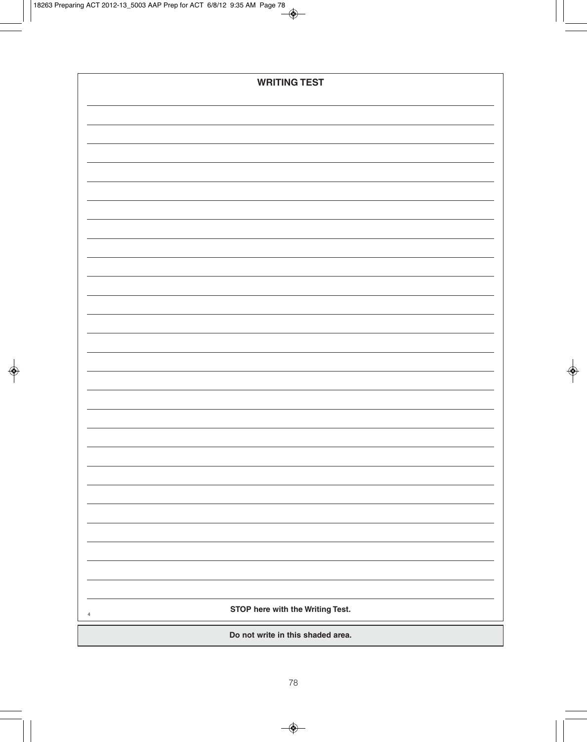**WRITING TEST**

4

**STOP here with the Writing Test.**

**Do not write in this shaded area.**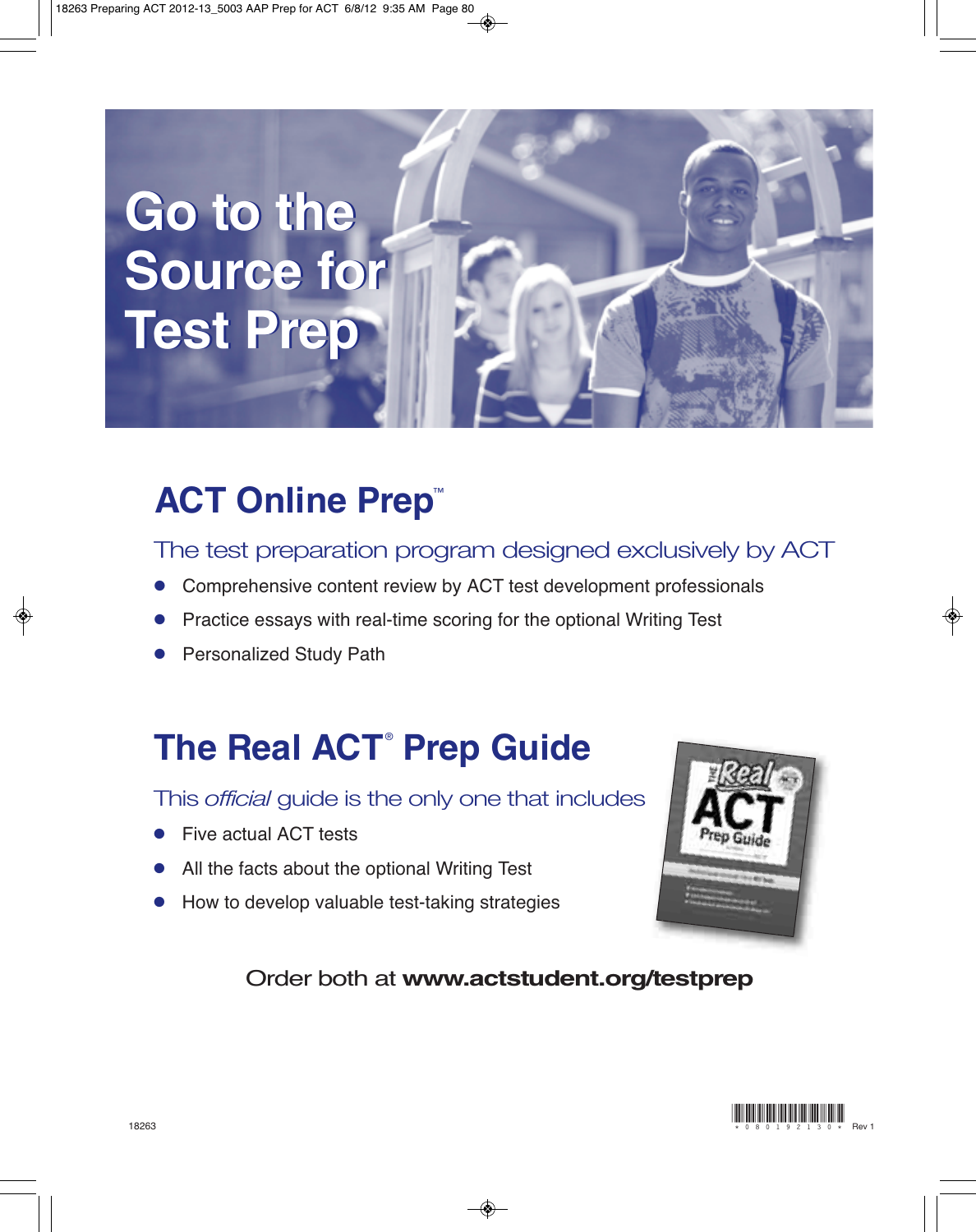# Go to the Source for Test Prep

## ACT Online Prep™

The test preparation program designed exclusively by ACT

- Comprehensive content review by ACT test development professionals
- Practice essays with real-time scoring for the optional Writing Test
- Personalized Study Path

## The Real ACT® Prep Guide

This *official* guide is the only one that includes

- Five actual ACT tests
- All the facts about the optional Writing Test
- How to develop valuable test-taking strategies

Order both at **www.actstudent.org/testprep**

18263

Rev 1